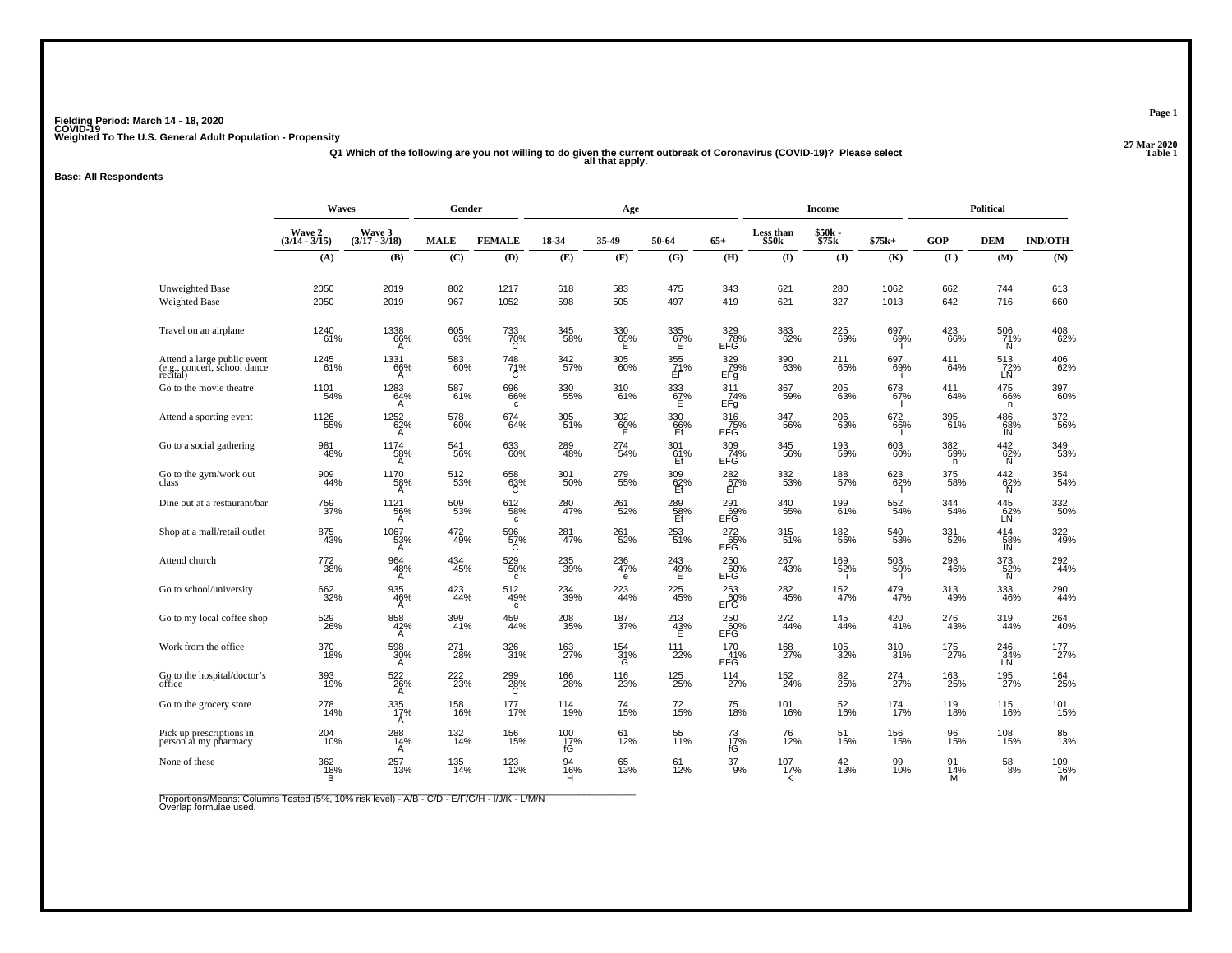Fielding Period: March 14 - 18, 2020
COVID-19
Weighted To The U.S. General Adult Population - Propensity

27 Mar 2020
Table 1

Q1 Which of the following are you not willing to do given the current outbreak of Coronavirus (COVID-19)? Please select all that apply.

Base: All Respondents

| | Waves | | Gender | | Age | | | | Income | | | Political | | |
|---|---|---|---|---|---|---|---|---|---|---|---|---|---|---|
| | Wave 2 (3/14 - 3/15) | Wave 3 (3/17 - 3/18) | MALE | FEMALE | 18-34 | 35-49 | 50-64 | 65+ | Less than $50k | $50k - $75k | $75k+ | GOP | DEM | IND/OTH |
| | (A) | (B) | (C) | (D) | (E) | (F) | (G) | (H) | (I) | (J) | (K) | (L) | (M) | (N) |
| Unweighted Base | 2050 | 2019 | 802 | 1217 | 618 | 583 | 475 | 343 | 621 | 280 | 1062 | 662 | 744 | 613 |
| Weighted Base | 2050 | 2019 | 967 | 1052 | 598 | 505 | 497 | 419 | 621 | 327 | 1013 | 642 | 716 | 660 |
| Travel on an airplane | 1240 61% | 1338 66% A | 605 63% | 733 70% C | 345 58% | 330 65% E | 335 67% E | 329 78% EFG | 383 62% | 225 69% | 697 69% I | 423 66% | 506 71% N | 408 62% |
| Attend a large public event (e.g., concert, school dance recital) | 1245 61% | 1331 66% A | 583 60% | 748 71% C | 342 57% | 305 60% | 355 71% EF | 329 79% EFg | 390 63% | 211 65% | 697 69% i | 411 64% | 513 72% LN | 406 62% |
| Go to the movie theatre | 1101 54% | 1283 64% A | 587 61% | 696 66% c | 330 55% | 310 61% | 333 67% E | 311 74% EFg | 367 59% | 205 63% | 678 67% I | 411 64% | 475 66% n | 397 60% |
| Attend a sporting event | 1126 55% | 1252 62% A | 578 60% | 674 64% | 305 51% | 302 60% E | 330 66% Ef | 316 75% EFG | 347 56% | 206 63% | 672 66% I | 395 61% | 486 68% lN | 372 56% |
| Go to a social gathering | 981 48% | 1174 58% A | 541 56% | 633 60% | 289 48% | 274 54% | 301 61% Ef | 309 74% EFG | 345 56% | 193 59% | 603 60% | 382 59% n | 442 62% N | 349 53% |
| Go to the gym/work out class | 909 44% | 1170 58% A | 512 53% | 658 63% C | 301 50% | 279 55% | 309 62% Ef | 282 67% EF | 332 53% | 188 57% | 623 62% I | 375 58% | 442 62% N | 354 54% |
| Dine out at a restaurant/bar | 759 37% | 1121 56% A | 509 53% | 612 58% c | 280 47% | 261 52% | 289 58% Ef | 291 69% EFG | 340 55% | 199 61% | 552 54% | 344 54% | 445 62% LN | 332 50% |
| Shop at a mall/retail outlet | 875 43% | 1067 53% A | 472 49% | 596 57% C | 281 47% | 261 52% | 253 51% | 272 65% EFG | 315 51% | 182 56% | 540 53% | 331 52% | 414 58% lN | 322 49% |
| Attend church | 772 38% | 964 48% A | 434 45% | 529 50% c | 235 39% | 236 47% e | 243 49% E | 250 60% EFG | 267 43% | 169 52% i | 503 50% I | 298 46% | 373 52% N | 292 44% |
| Go to school/university | 662 32% | 935 46% A | 423 44% | 512 49% c | 234 39% | 223 44% | 225 45% | 253 60% EFG | 282 45% | 152 47% | 479 47% | 313 49% | 333 46% | 290 44% |
| Go to my local coffee shop | 529 26% | 858 42% A | 399 41% | 459 44% | 208 35% | 187 37% | 213 43% E | 250 60% EFG | 272 44% | 145 44% | 420 41% | 276 43% | 319 44% | 264 40% |
| Work from the office | 370 18% | 598 30% A | 271 28% | 326 31% | 163 27% | 154 31% G | 111 22% | 170 41% EFG | 168 27% | 105 32% | 310 31% | 175 27% | 246 34% LN | 177 27% |
| Go to the hospital/doctor's office | 393 19% | 522 26% A | 222 23% | 299 28% C | 166 28% | 116 23% | 125 25% | 114 27% | 152 24% | 82 25% | 274 27% | 163 25% | 195 27% | 164 25% |
| Go to the grocery store | 278 14% | 335 17% A | 158 16% | 177 17% | 114 19% | 74 15% | 72 15% | 75 18% | 101 16% | 52 16% | 174 17% | 119 18% | 115 16% | 101 15% |
| Pick up prescriptions in person at my pharmacy | 204 10% | 288 14% A | 132 14% | 156 15% | 100 17% fG | 61 12% | 55 11% | 73 17% fG | 76 12% | 51 16% | 156 15% | 96 15% | 108 15% | 85 13% |
| None of these | 362 18% B | 257 13% | 135 14% | 123 12% | 94 16% H | 65 13% | 61 12% | 37 9% | 107 17% K | 42 13% | 99 10% | 91 14% M | 58 8% | 109 16% M |

Proportions/Means: Columns Tested (5%, 10% risk level) - A/B - C/D - E/F/G/H - I/J/K - L/M/N
Overlap formulae used.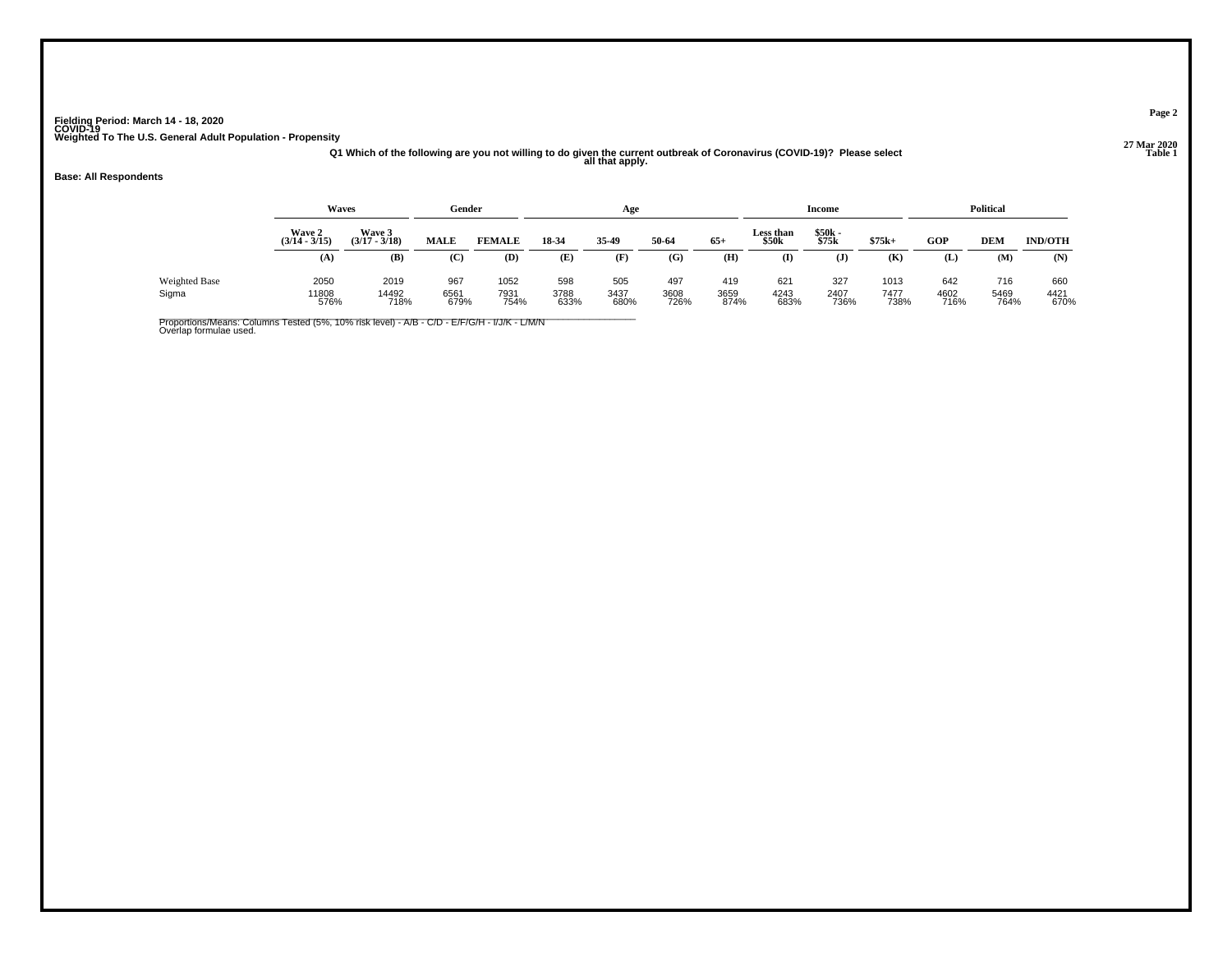Fielding Period: March 14 - 18, 2020
COVID-19
Weighted To The U.S. General Adult Population - Propensity

27 Mar 2020
Table 1

Q1 Which of the following are you not willing to do given the current outbreak of Coronavirus (COVID-19)? Please select all that apply.

**Base: All Respondents**

| | Waves | | Gender | | Age | | | | Income | | | Political | | |
|---|---|---|---|---|---|---|---|---|---|---|---|---|---|---|
| | Wave 2 (3/14 - 3/15) | Wave 3 (3/17 - 3/18) | MALE | FEMALE | 18-34 | 35-49 | 50-64 | 65+ | Less than $50k | $50k - $75k | $75k+ | GOP | DEM | IND/OTH |
| | (A) | (B) | (C) | (D) | (E) | (F) | (G) | (H) | (I) | (J) | (K) | (L) | (M) | (N) |
| Weighted Base | 2050 | 2019 | 967 | 1052 | 598 | 505 | 497 | 419 | 621 | 327 | 1013 | 642 | 716 | 660 |
| Sigma | 11808 | 14492 | 6561 | 7931 | 3788 | 3437 | 3608 | 3659 | 4243 | 2407 | 7477 | 4602 | 5469 | 4421 |
| | 576% | 718% | 679% | 754% | 633% | 680% | 726% | 874% | 683% | 736% | 738% | 716% | 764% | 670% |

Proportions/Means: Columns Tested (5%, 10% risk level) - A/B - C/D - E/F/G/H - I/J/K - L/M/N
Overlap formulae used.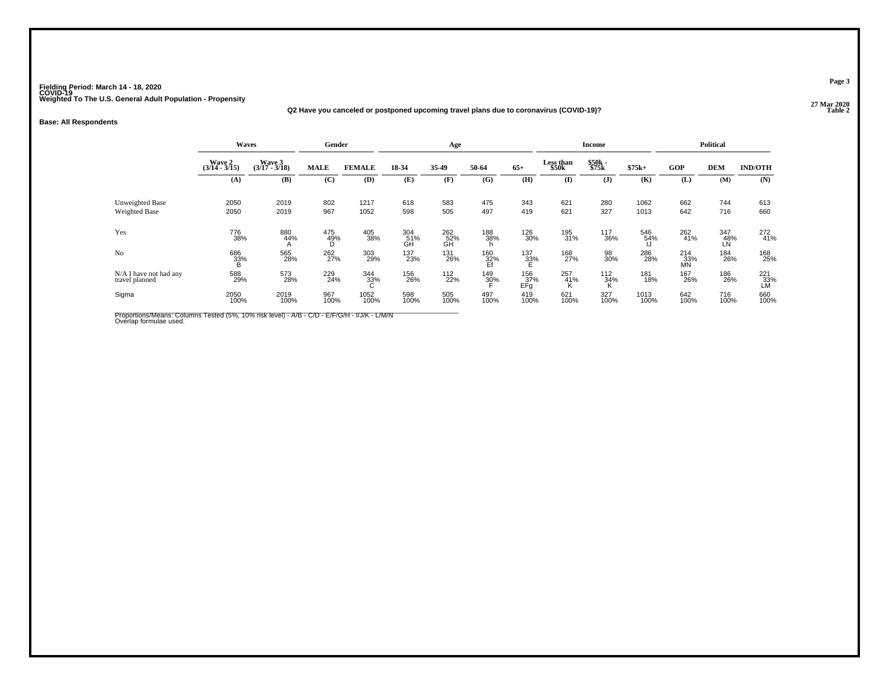Fielding Period: March 14 - 18, 2020
COVID-19
Weighted To The U.S. General Adult Population - Propensity

27 Mar 2020
Table 2

**Q2 Have you canceled or postponed upcoming travel plans due to coronavirus (COVID-19)?**

**Base: All Respondents**

| | Waves | | Gender | | Age | | | | Income | | | Political | | |
|---|---|---|---|---|---|---|---|---|---|---|---|---|---|---|
| | Wave 2 (3/14 - 3/15) | Wave 3 (3/17 - 3/18) | MALE | FEMALE | 18-34 | 35-49 | 50-64 | 65+ | Less than $50k | $50k - $75k | $75k+ | GOP | DEM | IND/OTH |
| | (A) | (B) | (C) | (D) | (E) | (F) | (G) | (H) | (I) | (J) | (K) | (L) | (M) | (N) |
| Unweighted Base | 2050 | 2019 | 802 | 1217 | 618 | 583 | 475 | 343 | 621 | 280 | 1062 | 662 | 744 | 613 |
| Weighted Base | 2050 | 2019 | 967 | 1052 | 598 | 505 | 497 | 419 | 621 | 327 | 1013 | 642 | 716 | 660 |
| Yes | 776 | 880 | 475 | 405 | 304 | 262 | 188 | 126 | 195 | 117 | 546 | 262 | 347 | 272 |
| | 38% | 44% | 49% | 38% | 51% | 52% | 38% | 30% | 31% | 36% | 54% | 41% | 48% | 41% |
| | | A | D | | GH | GH | h | | | | IJ | | LN | |
| No | 686 | 565 | 262 | 303 | 137 | 131 | 160 | 137 | 168 | 98 | 286 | 214 | 184 | 168 |
| | 33% | 28% | 27% | 29% | 23% | 26% | 32% | 33% | 27% | 30% | 28% | 33% | 26% | 25% |
| | B | | | | | | Ef | E | | | | MN | | |
| N/A I have not had any travel planned | 588 | 573 | 229 | 344 | 156 | 112 | 149 | 156 | 257 | 112 | 181 | 167 | 186 | 221 |
| | 29% | 28% | 24% | 33% | 26% | 22% | 30% | 37% | 41% | 34% | 18% | 26% | 26% | 33% |
| | | | | C | | | F | EFg | K | K | | | | LM |
| Sigma | 2050 | 2019 | 967 | 1052 | 598 | 505 | 497 | 419 | 621 | 327 | 1013 | 642 | 716 | 660 |
| | 100% | 100% | 100% | 100% | 100% | 100% | 100% | 100% | 100% | 100% | 100% | 100% | 100% | 100% |

Proportions/Means: Columns Tested (5%, 10% risk level) - A/B - C/D - E/F/G/H - I/J/K - L/M/N
Overlap formulae used.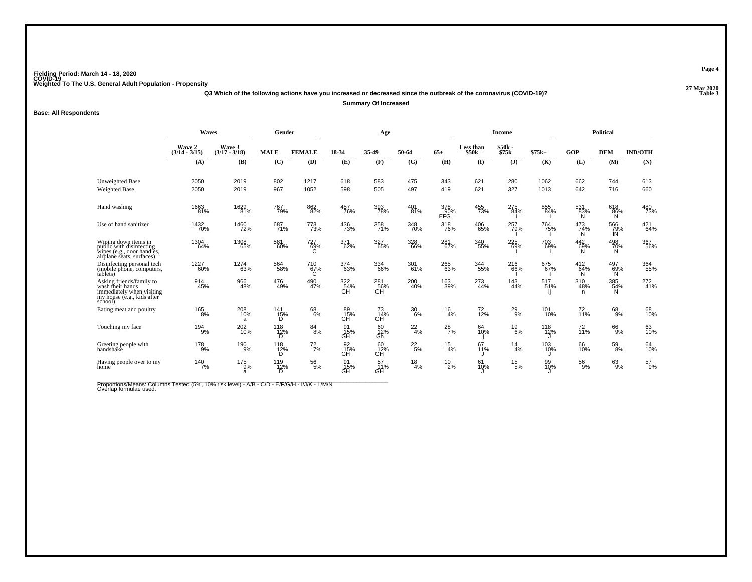Fielding Period: March 14 - 18, 2020
COVID-19
Weighted To The U.S. General Adult Population - Propensity

27 Mar 2020
Table 3

**Q3 Which of the following actions have you increased or decreased since the outbreak of the coronavirus (COVID-19)?**

**Summary Of Increased**

**Base: All Respondents**

| | Waves | | Gender | | Age | | | | Income | | | Political | | |
|---|---|---|---|---|---|---|---|---|---|---|---|---|---|---|
| | Wave 2 (3/14 - 3/15) | Wave 3 (3/17 - 3/18) | MALE | FEMALE | 18-34 | 35-49 | 50-64 | 65+ | Less than $50k | $50k - $75k | $75k+ | GOP | DEM | IND/OTH |
| | (A) | (B) | (C) | (D) | (E) | (F) | (G) | (H) | (I) | (J) | (K) | (L) | (M) | (N) |
| Unweighted Base | 2050 | 2019 | 802 | 1217 | 618 | 583 | 475 | 343 | 621 | 280 | 1062 | 662 | 744 | 613 |
| Weighted Base | 2050 | 2019 | 967 | 1052 | 598 | 505 | 497 | 419 | 621 | 327 | 1013 | 642 | 716 | 660 |
| Hand washing | 1663 81% | 1629 81% | 767 79% | 862 82% | 457 76% | 393 78% | 401 81% | 378 90% EFG | 455 73% | 275 84% I | 855 84% I | 531 83% N | 618 86% N | 480 73% |
| Use of hand sanitizer | 1432 70% | 1460 72% | 687 71% | 773 73% | 436 73% | 358 71% | 348 70% | 318 76% | 406 65% | 257 79% I | 764 75% I | 473 74% N | 566 79% lN | 421 64% |
| Wiping down items in public with disinfecting wipes (e.g., door handles, airplane seats, surfaces) | 1304 64% | 1308 65% | 581 60% | 727 69% C | 371 62% | 327 65% | 328 66% | 281 67% | 340 55% | 225 69% I | 703 69% I | 442 69% N | 498 70% N | 367 56% |
| Disinfecting personal tech (mobile phone, computers, tablets) | 1227 60% | 1274 63% | 564 58% | 710 67% C | 374 63% | 334 66% | 301 61% | 265 63% | 344 55% | 216 66% I | 675 67% I | 412 64% N | 497 69% N | 364 55% |
| Asking friends/family to wash their hands immediately when visiting my house (e.g., kids after school) | 914 45% | 966 48% | 476 49% | 490 47% | 322 54% GH | 281 56% GH | 200 40% | 163 39% | 273 44% | 143 44% | 517 51% Ij | 310 48% n | 385 54% N | 272 41% |
| Eating meat and poultry | 165 8% | 208 10% a | 141 15% D | 68 6% | 89 15% GH | 73 14% GH | 30 6% | 16 4% | 72 12% | 29 9% | 101 10% | 72 11% | 68 9% | 68 10% |
| Touching my face | 194 9% | 202 10% | 118 12% D | 84 8% | 91 15% GH | 60 12% Gh | 22 4% | 28 7% | 64 10% j | 19 6% | 118 12% J | 72 11% | 66 9% | 63 10% |
| Greeting people with handshake | 178 9% | 190 9% | 118 12% D | 72 7% | 92 15% GH | 60 12% GH | 22 5% | 15 4% | 67 11% J | 14 4% | 103 10% J | 66 10% | 59 8% | 64 10% |
| Having people over to my home | 140 7% | 175 9% a | 119 12% D | 56 5% | 91 15% GH | 57 11% GH | 18 4% | 10 2% | 61 10% J | 15 5% | 99 10% J | 56 9% | 63 9% | 57 9% |

Proportions/Means: Columns Tested (5%, 10% risk level) - A/B - C/D - E/F/G/H - I/J/K - L/M/N
Overlap formulae used.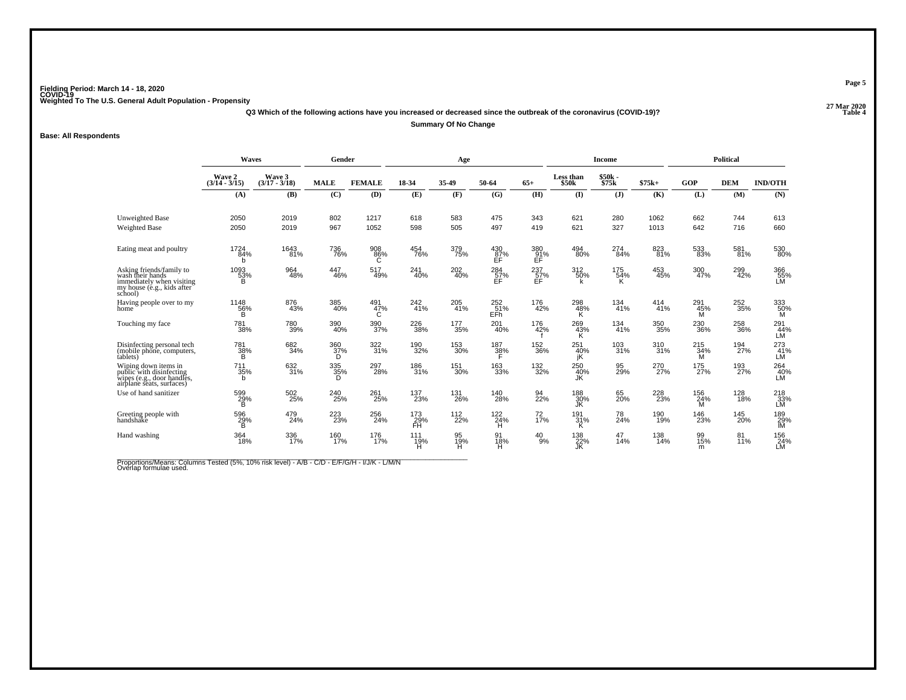Fielding Period: March 14 - 18, 2020
COVID-19
Weighted To The U.S. General Adult Population - Propensity

**Q3 Which of the following actions have you increased or decreased since the outbreak of the coronavirus (COVID-19)?**

**Summary Of No Change**

**Base: All Respondents**

| | Waves | | Gender | | Age | | | | Income | | | Political | | |
|---|---|---|---|---|---|---|---|---|---|---|---|---|---|---|
| | Wave 2 (3/14 - 3/15) | Wave 3 (3/17 - 3/18) | MALE | FEMALE | 18-34 | 35-49 | 50-64 | 65+ | Less than $50k | $50k - $75k | $75k+ | GOP | DEM | IND/OTH |
| | (A) | (B) | (C) | (D) | (E) | (F) | (G) | (H) | (I) | (J) | (K) | (L) | (M) | (N) |
| Unweighted Base | 2050 | 2019 | 802 | 1217 | 618 | 583 | 475 | 343 | 621 | 280 | 1062 | 662 | 744 | 613 |
| Weighted Base | 2050 | 2019 | 967 | 1052 | 598 | 505 | 497 | 419 | 621 | 327 | 1013 | 642 | 716 | 660 |
| Eating meat and poultry | 1724 84% b | 1643 81% | 736 76% | 908 86% C | 454 76% | 379 75% | 430 87% EF | 380 91% EF | 494 80% | 274 84% | 823 81% | 533 83% | 581 81% | 530 80% |
| Asking friends/family to wash their hands immediately when visiting my house (e.g., kids after school) | 1093 53% B | 964 48% | 447 46% | 517 49% | 241 40% | 202 40% | 284 57% EF | 237 57% EF | 312 50% k | 175 54% K | 453 45% | 300 47% | 299 42% | 366 55% LM |
| Having people over to my home | 1148 56% B | 876 43% | 385 40% | 491 47% C | 242 41% | 205 41% | 252 51% EFh | 176 42% | 298 48% K | 134 41% | 414 41% | 291 45% M | 252 35% | 333 50% M |
| Touching my face | 781 38% | 780 39% | 390 40% | 390 37% | 226 38% | 177 35% | 201 40% | 176 42% f | 269 43% K | 134 41% | 350 35% | 230 36% | 258 36% | 291 44% LM |
| Disinfecting personal tech (mobile phone, computers, tablets) | 781 38% B | 682 34% | 360 37% D | 322 31% | 190 32% | 153 30% | 187 38% F | 152 36% | 251 40% jK | 103 31% | 310 31% | 215 34% M | 194 27% | 273 41% LM |
| Wiping down items in public with disinfecting wipes (e.g., door handles, airplane seats, surfaces) | 711 35% b | 632 31% | 335 35% D | 297 28% | 186 31% | 151 30% | 163 33% | 132 32% | 250 40% JK | 95 29% | 270 27% | 175 27% | 193 27% | 264 40% LM |
| Use of hand sanitizer | 599 29% B | 502 25% | 240 25% | 261 25% | 137 23% | 131 26% | 140 28% | 94 22% | 188 30% JK | 65 20% | 228 23% | 156 24% M | 128 18% | 218 33% LM |
| Greeting people with handshake | 596 29% B | 479 24% | 223 23% | 256 24% | 173 29% FH | 112 22% | 122 24% H | 72 17% | 191 31% K | 78 24% | 190 19% | 146 23% | 145 20% | 189 29% lM |
| Hand washing | 364 18% | 336 17% | 160 17% | 176 17% | 111 19% H | 95 19% H | 91 18% H | 40 9% | 138 22% JK | 47 14% | 138 14% | 99 15% m | 81 11% | 156 24% LM |

Proportions/Means: Columns Tested (5%, 10% risk level) - A/B - C/D - E/F/G/H - I/J/K - L/M/N
Overlap formulae used.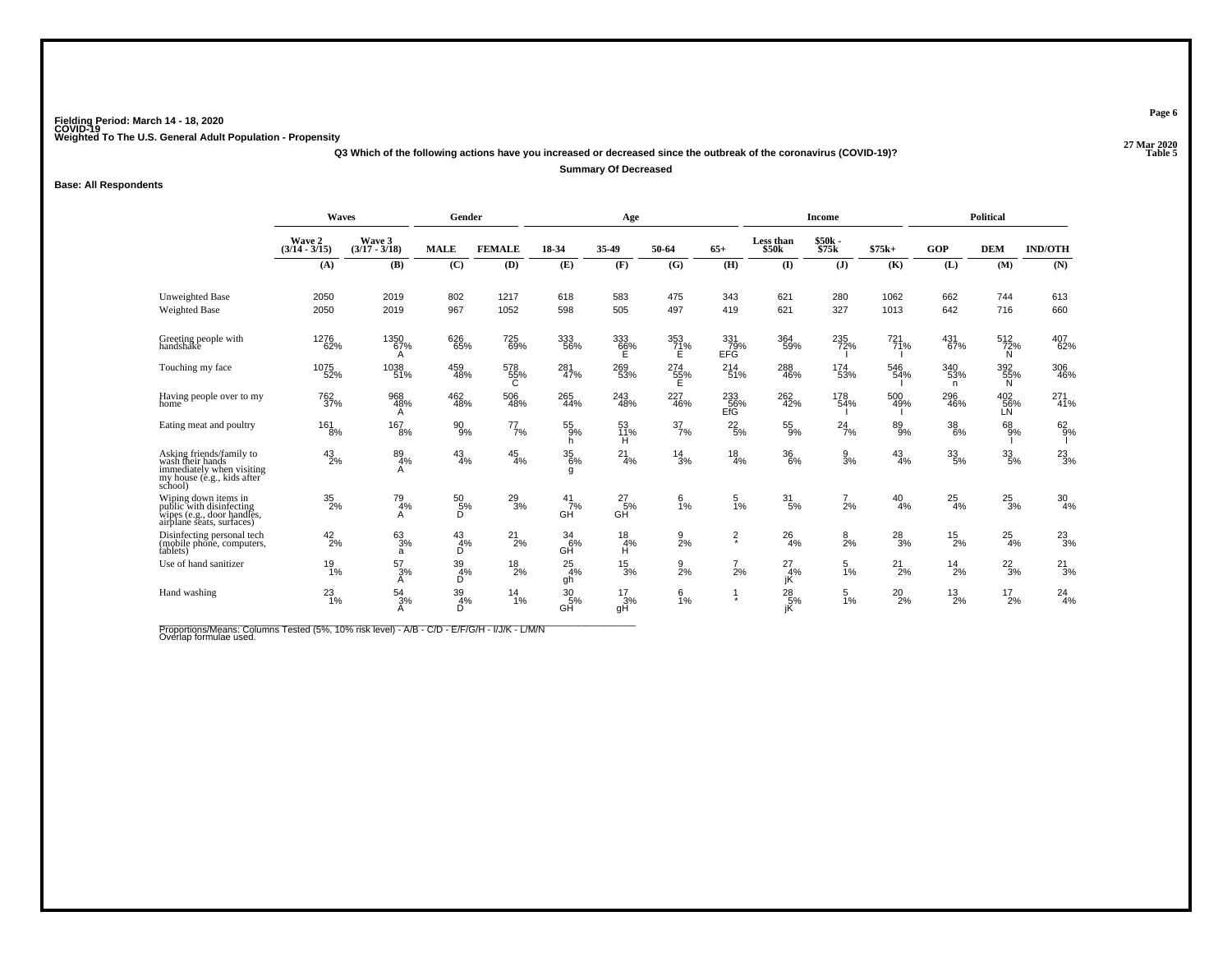Fielding Period: March 14 - 18, 2020
COVID-19
Weighted To The U.S. General Adult Population - Propensity

27 Mar 2020
Table 5

**Q3 Which of the following actions have you increased or decreased since the outbreak of the coronavirus (COVID-19)?**

**Summary Of Decreased**

**Base: All Respondents**

| | Waves | | Gender | | Age | | | | Income | | | Political | | |
|---|---|---|---|---|---|---|---|---|---|---|---|---|---|---|
| | Wave 2 (3/14 - 3/15) | Wave 3 (3/17 - 3/18) | MALE | FEMALE | 18-34 | 35-49 | 50-64 | 65+ | Less than $50k | $50k - $75k | $75k+ | GOP | DEM | IND/OTH |
| | (A) | (B) | (C) | (D) | (E) | (F) | (G) | (H) | (I) | (J) | (K) | (L) | (M) | (N) |
| Unweighted Base | 2050 | 2019 | 802 | 1217 | 618 | 583 | 475 | 343 | 621 | 280 | 1062 | 662 | 744 | 613 |
| Weighted Base | 2050 | 2019 | 967 | 1052 | 598 | 505 | 497 | 419 | 621 | 327 | 1013 | 642 | 716 | 660 |
| Greeting people with handshake | 1276 62% | 1350 67% A | 626 65% | 725 69% | 333 56% | 333 66% E | 353 71% E | 331 79% EFG | 364 59% | 235 72% I | 721 71% I | 431 67% | 512 72% N | 407 62% |
| Touching my face | 1075 52% | 1038 51% | 459 48% | 578 55% C | 281 47% | 269 53% | 274 55% E | 214 51% | 288 46% | 174 53% | 546 54% I | 340 53% n | 392 55% N | 306 46% |
| Having people over to my home | 762 37% | 968 48% A | 462 48% | 506 48% | 265 44% | 243 48% | 227 46% | 233 56% EfG | 262 42% | 178 54% I | 500 49% I | 296 46% | 402 56% LN | 271 41% |
| Eating meat and poultry | 161 8% | 167 8% | 90 9% | 77 7% | 55 9% h | 53 11% H | 37 7% | 22 5% | 55 9% | 24 7% | 89 9% | 38 6% | 68 9% l | 62 9% l |
| Asking friends/family to wash their hands immediately when visiting my house (e.g., kids after school) | 43 2% | 89 4% A | 43 4% | 45 4% | 35 6% g | 21 4% | 14 3% | 18 4% | 36 6% | 9 3% | 43 4% | 33 5% | 33 5% | 23 3% |
| Wiping down items in public with disinfecting wipes (e.g., door handles, airplane seats, surfaces) | 35 2% | 79 4% A | 50 5% D | 29 3% | 41 7% GH | 27 5% GH | 6 1% | 5 1% | 31 5% | 7 2% | 40 4% | 25 4% | 25 3% | 30 4% |
| Disinfecting personal tech (mobile phone, computers, tablets) | 42 2% | 63 3% a | 43 4% D | 21 2% | 34 6% GH | 18 4% H | 9 2% | 2 * | 26 4% | 8 2% | 28 3% | 15 2% | 25 4% | 23 3% |
| Use of hand sanitizer | 19 1% | 57 3% A | 39 4% D | 18 2% | 25 4% gh | 15 3% | 9 2% | 7 2% | 27 4% jK | 5 1% | 21 2% | 14 2% | 22 3% | 21 3% |
| Hand washing | 23 1% | 54 3% A | 39 4% D | 14 1% | 30 5% GH | 17 3% gH | 6 1% | 1 * | 28 5% jK | 5 1% | 20 2% | 13 2% | 17 2% | 24 4% |

Proportions/Means: Columns Tested (5%, 10% risk level) - A/B - C/D - E/F/G/H - I/J/K - L/M/N
Overlap formulae used.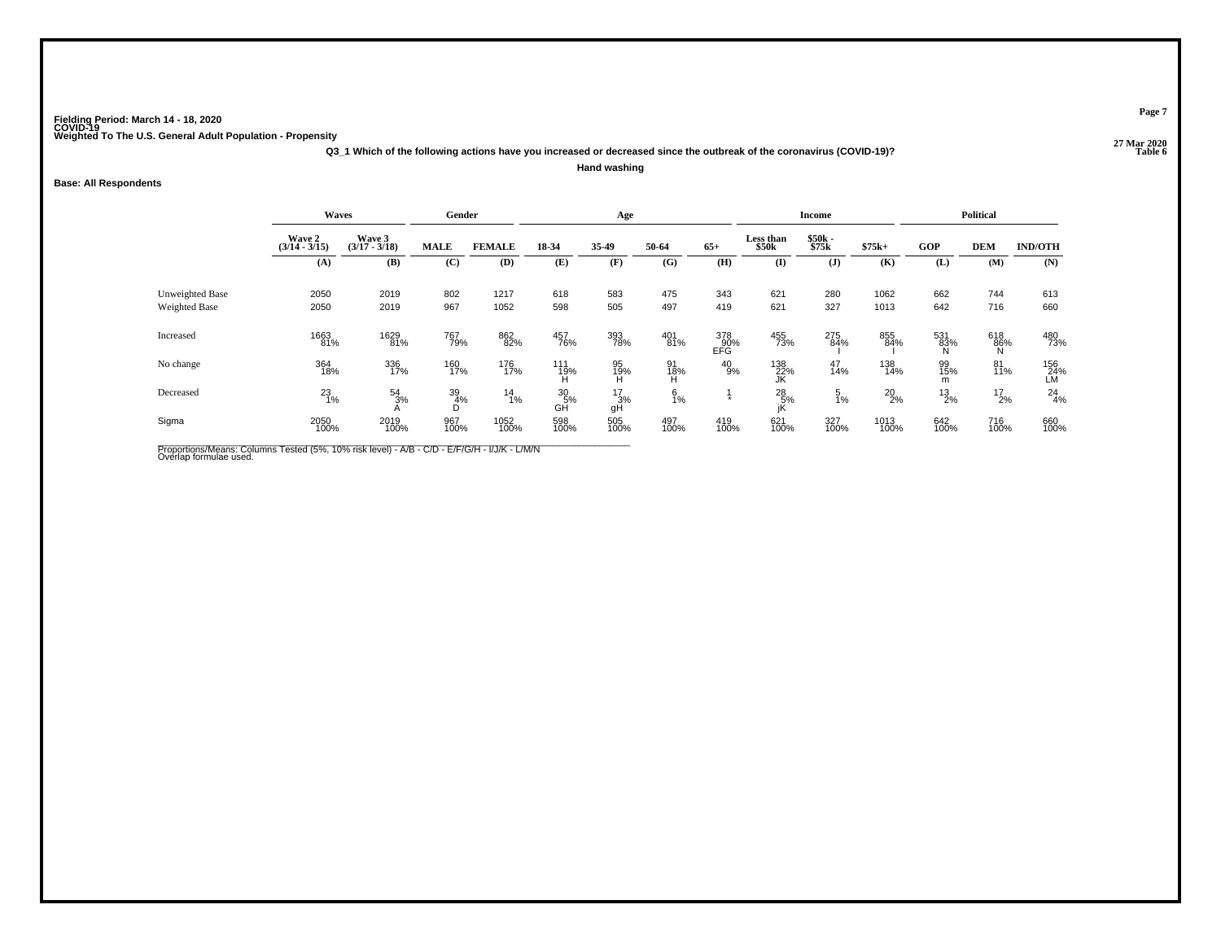**Fielding Period: March 14 - 18, 2020**
**COVID-19**
**Weighted To The U.S. General Adult Population - Propensity**

27 Mar 2020
Table 6

**Q3_1 Which of the following actions have you increased or decreased since the outbreak of the coronavirus (COVID-19)?**

**Hand washing**

**Base: All Respondents**

| | Waves | | Gender | | Age | | | | Income | | | Political | | |
|---|---|---|---|---|---|---|---|---|---|---|---|---|---|---|
| | Wave 2 (3/14 - 3/15) | Wave 3 (3/17 - 3/18) | MALE | FEMALE | 18-34 | 35-49 | 50-64 | 65+ | Less than $50k | $50k - $75k | $75k+ | GOP | DEM | IND/OTH |
| | (A) | (B) | (C) | (D) | (E) | (F) | (G) | (H) | (I) | (J) | (K) | (L) | (M) | (N) |
| Unweighted Base | 2050 | 2019 | 802 | 1217 | 618 | 583 | 475 | 343 | 621 | 280 | 1062 | 662 | 744 | 613 |
| Weighted Base | 2050 | 2019 | 967 | 1052 | 598 | 505 | 497 | 419 | 621 | 327 | 1013 | 642 | 716 | 660 |
| Increased | 1663 81% | 1629 81% | 767 79% | 862 82% | 457 76% | 393 78% | 401 81% | 378 90% EFG | 455 73% | 275 84% I | 855 84% I | 531 83% N | 618 86% N | 480 73% |
| No change | 364 18% | 336 17% | 160 17% | 176 17% | 111 19% H | 95 19% H | 91 18% H | 40 9% | 138 22% JK | 47 14% | 138 14% | 99 15% m | 81 11% | 156 24% LM |
| Decreased | 23 1% | 54 3% A | 39 4% D | 14 1% | 30 5% GH | 17 3% gH | 6 1% | 1 * | 28 5% jK | 5 1% | 20 2% | 13 2% | 17 2% | 24 4% |
| Sigma | 2050 100% | 2019 100% | 967 100% | 1052 100% | 598 100% | 505 100% | 497 100% | 419 100% | 621 100% | 327 100% | 1013 100% | 642 100% | 716 100% | 660 100% |

Proportions/Means: Columns Tested (5%, 10% risk level) - A/B - C/D - E/F/G/H - I/J/K - L/M/N
Overlap formulae used.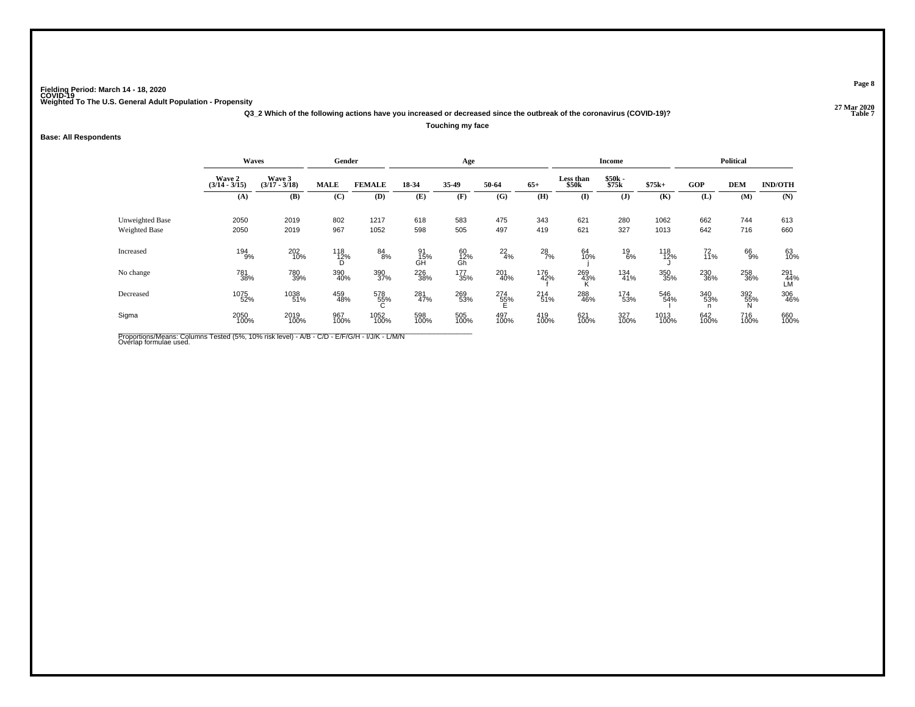Fielding Period: March 14 - 18, 2020
COVID-19
Weighted To The U.S. General Adult Population - Propensity

27 Mar 2020
Table 7

**Q3_2 Which of the following actions have you increased or decreased since the outbreak of the coronavirus (COVID-19)?**

**Touching my face**

**Base: All Respondents**

| | Waves | | Gender | | Age | | | | Income | | | Political | | |
|---|---|---|---|---|---|---|---|---|---|---|---|---|---|---|
| | Wave 2 (3/14 - 3/15) | Wave 3 (3/17 - 3/18) | MALE | FEMALE | 18-34 | 35-49 | 50-64 | 65+ | Less than $50k | $50k - $75k | $75k+ | GOP | DEM | IND/OTH |
| | (A) | (B) | (C) | (D) | (E) | (F) | (G) | (H) | (I) | (J) | (K) | (L) | (M) | (N) |
| Unweighted Base | 2050 | 2019 | 802 | 1217 | 618 | 583 | 475 | 343 | 621 | 280 | 1062 | 662 | 744 | 613 |
| Weighted Base | 2050 | 2019 | 967 | 1052 | 598 | 505 | 497 | 419 | 621 | 327 | 1013 | 642 | 716 | 660 |
| Increased | 194 9% | 202 10% | 118 12% D | 84 8% | 91 15% GH | 60 12% Gh | 22 4% | 28 7% | 64 10% j | 19 6% | 118 12% J | 72 11% | 66 9% | 63 10% |
| No change | 781 38% | 780 39% | 390 40% | 390 37% | 226 38% | 177 35% | 201 40% | 176 42% f | 269 43% K | 134 41% | 350 35% | 230 36% | 258 36% | 291 44% LM |
| Decreased | 1075 52% | 1038 51% | 459 48% | 578 55% C | 281 47% | 269 53% | 274 55% E | 214 51% | 288 46% | 174 53% | 546 54% I | 340 53% n | 392 55% N | 306 46% |
| Sigma | 2050 100% | 2019 100% | 967 100% | 1052 100% | 598 100% | 505 100% | 497 100% | 419 100% | 621 100% | 327 100% | 1013 100% | 642 100% | 716 100% | 660 100% |

Proportions/Means: Columns Tested (5%, 10% risk level) - A/B - C/D - E/F/G/H - I/J/K - L/M/N
Overlap formulae used.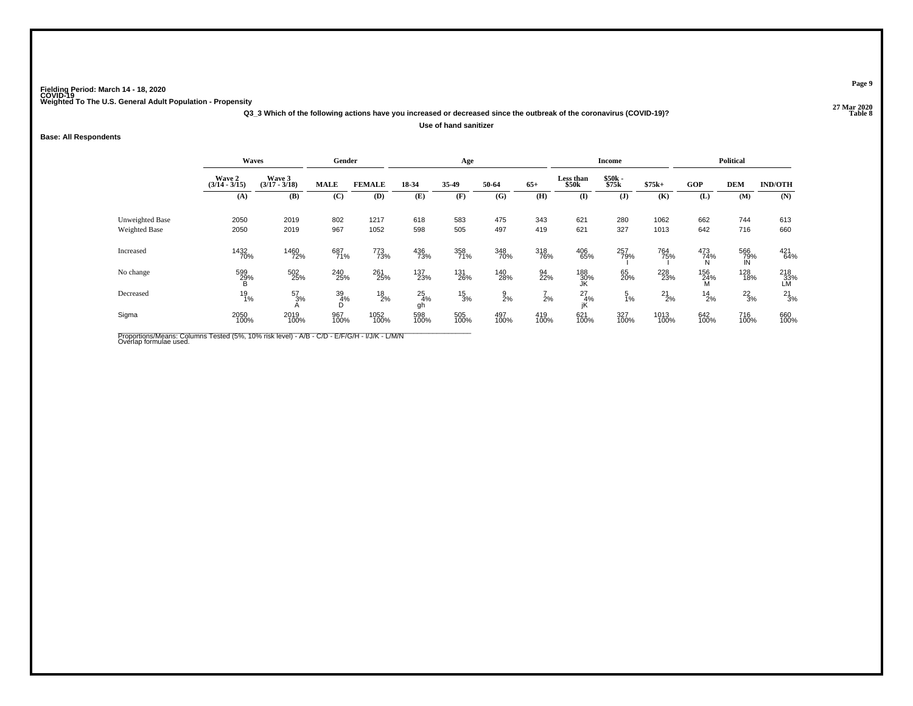Fielding Period: March 14 - 18, 2020
COVID-19
Weighted To The U.S. General Adult Population - Propensity

27 Mar 2020
Table 8

**Q3_3 Which of the following actions have you increased or decreased since the outbreak of the coronavirus (COVID-19)?**

**Use of hand sanitizer**

**Base: All Respondents**

| | Waves | | Gender | | Age | | | | Income | | | Political | | |
|---|---|---|---|---|---|---|---|---|---|---|---|---|---|---|
| | Wave 2 (3/14 - 3/15) | Wave 3 (3/17 - 3/18) | MALE | FEMALE | 18-34 | 35-49 | 50-64 | 65+ | Less than $50k | $50k - $75k | $75k+ | GOP | DEM | IND/OTH |
| | (A) | (B) | (C) | (D) | (E) | (F) | (G) | (H) | (I) | (J) | (K) | (L) | (M) | (N) |
| Unweighted Base | 2050 | 2019 | 802 | 1217 | 618 | 583 | 475 | 343 | 621 | 280 | 1062 | 662 | 744 | 613 |
| Weighted Base | 2050 | 2019 | 967 | 1052 | 598 | 505 | 497 | 419 | 621 | 327 | 1013 | 642 | 716 | 660 |
| Increased | 1432 70% | 1460 72% | 687 71% | 773 73% | 436 73% | 358 71% | 348 70% | 318 76% | 406 65% | 257 79% I | 764 75% I | 473 74% N | 566 79% lN | 421 64% |
| No change | 599 29% B | 502 25% | 240 25% | 261 25% | 137 23% | 131 26% | 140 28% | 94 22% | 188 30% JK | 65 20% | 228 23% | 156 24% M | 128 18% | 218 33% LM |
| Decreased | 19 1% | 57 3% A | 39 4% D | 18 2% | 25 4% gh | 15 3% | 9 2% | 7 2% | 27 4% jK | 5 1% | 21 2% | 14 2% | 22 3% | 21 3% |
| Sigma | 2050 100% | 2019 100% | 967 100% | 1052 100% | 598 100% | 505 100% | 497 100% | 419 100% | 621 100% | 327 100% | 1013 100% | 642 100% | 716 100% | 660 100% |

Proportions/Means: Columns Tested (5%, 10% risk level) - A/B - C/D - E/F/G/H - I/J/K - L/M/N
Overlap formulae used.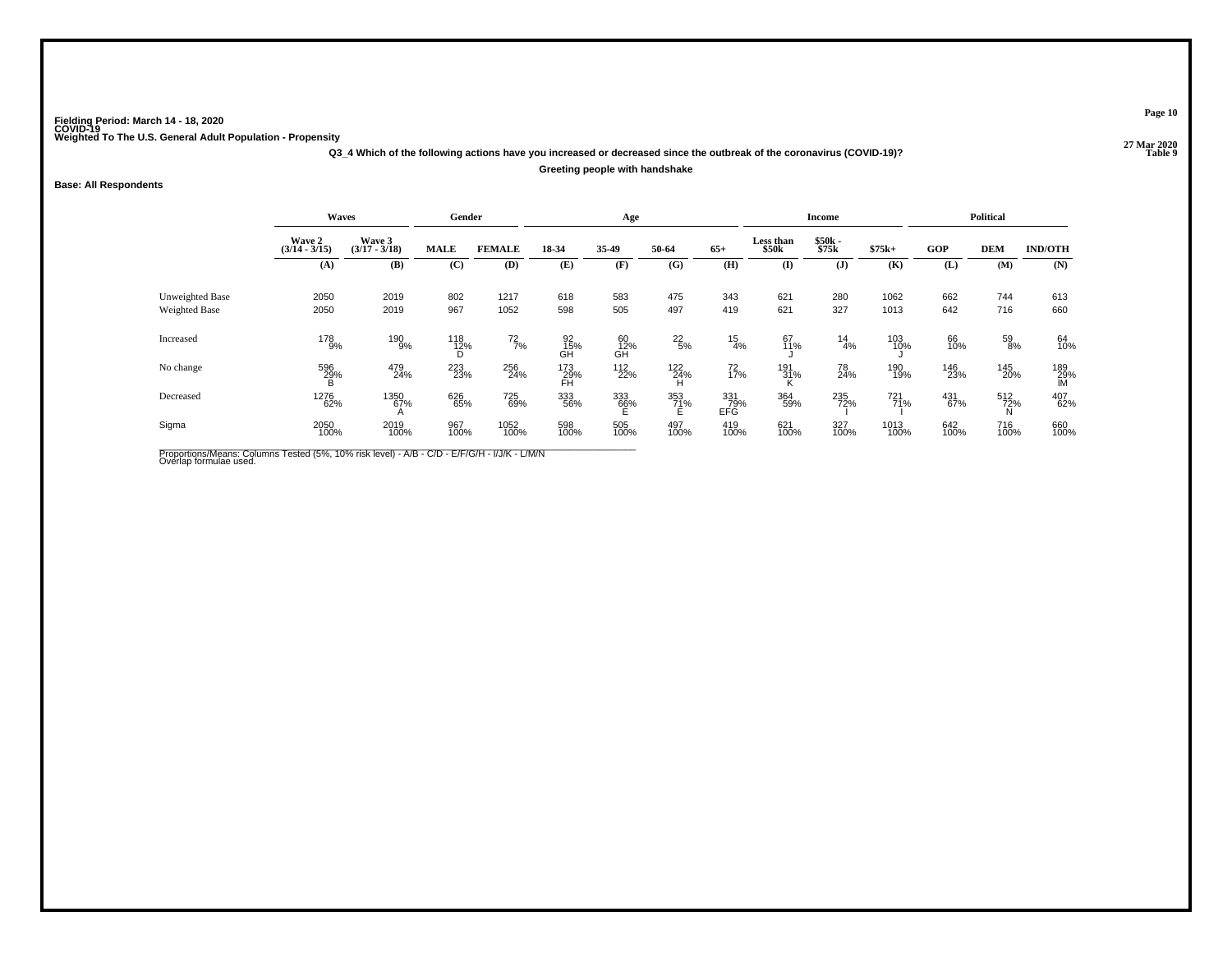**Fielding Period: March 14 - 18, 2020**
**COVID-19**
**Weighted To The U.S. General Adult Population - Propensity**

**27 Mar 2020**
**Table 9**

**Q3_4 Which of the following actions have you increased or decreased since the outbreak of the coronavirus (COVID-19)?**

**Greeting people with handshake**

**Base: All Respondents**

| | Waves | | Gender | | Age | | | | Income | | | Political | | |
|---|---|---|---|---|---|---|---|---|---|---|---|---|---|---|
| | Wave 2 (3/14 - 3/15) | Wave 3 (3/17 - 3/18) | MALE | FEMALE | 18-34 | 35-49 | 50-64 | 65+ | Less than $50k | $50k - $75k | $75k+ | GOP | DEM | IND/OTH |
| | (A) | (B) | (C) | (D) | (E) | (F) | (G) | (H) | (I) | (J) | (K) | (L) | (M) | (N) |
| Unweighted Base | 2050 | 2019 | 802 | 1217 | 618 | 583 | 475 | 343 | 621 | 280 | 1062 | 662 | 744 | 613 |
| Weighted Base | 2050 | 2019 | 967 | 1052 | 598 | 505 | 497 | 419 | 621 | 327 | 1013 | 642 | 716 | 660 |
| Increased | 178 9% | 190 9% | 118 12% D | 72 7% | 92 15% GH | 60 12% GH | 22 5% | 15 4% | 67 11% J | 14 4% | 103 10% J | 66 10% | 59 8% | 64 10% |
| No change | 596 29% B | 479 24% | 223 23% | 256 24% | 173 29% FH | 112 22% | 122 24% H | 72 17% | 191 31% K | 78 24% | 190 19% | 146 23% | 145 20% | 189 29% lM |
| Decreased | 1276 62% | 1350 67% A | 626 65% | 725 69% | 333 56% | 333 66% E | 353 71% E | 331 79% EFG | 364 59% | 235 72% I | 721 71% I | 431 67% | 512 72% N | 407 62% |
| Sigma | 2050 100% | 2019 100% | 967 100% | 1052 100% | 598 100% | 505 100% | 497 100% | 419 100% | 621 100% | 327 100% | 1013 100% | 642 100% | 716 100% | 660 100% |

Proportions/Means: Columns Tested (5%, 10% risk level) - A/B - C/D - E/F/G/H - I/J/K - L/M/N
Overlap formulae used.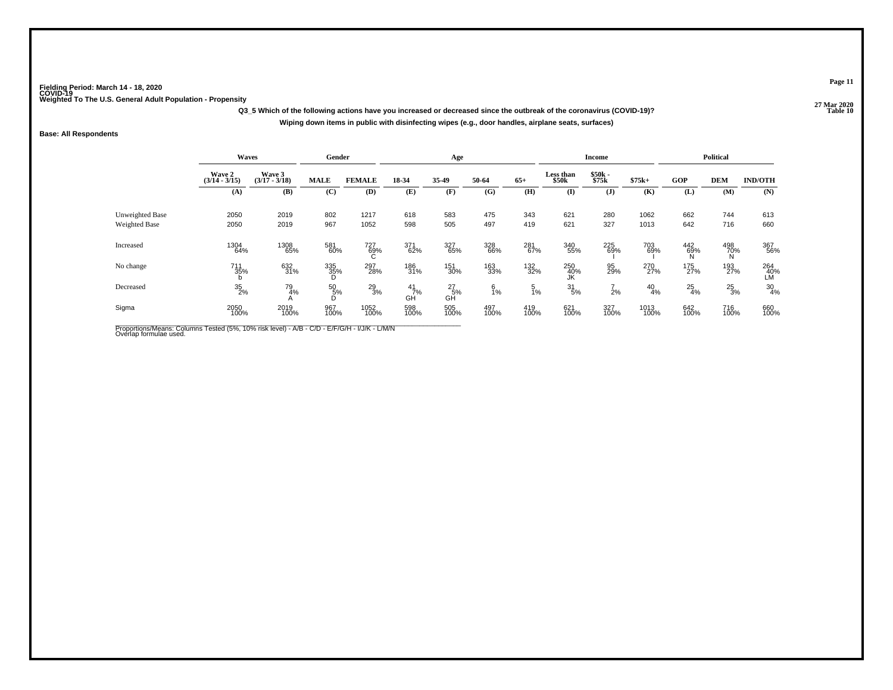Fielding Period: March 14 - 18, 2020
COVID-19
Weighted To The U.S. General Adult Population - Propensity

27 Mar 2020
Table 10

**Q3_5 Which of the following actions have you increased or decreased since the outbreak of the coronavirus (COVID-19)?**

**Wiping down items in public with disinfecting wipes (e.g., door handles, airplane seats, surfaces)**

**Base: All Respondents**

| | Waves | | Gender | | Age | | | | Income | | | Political | | |
|---|---|---|---|---|---|---|---|---|---|---|---|---|---|---|
| | Wave 2 (3/14 - 3/15) | Wave 3 (3/17 - 3/18) | MALE | FEMALE | 18-34 | 35-49 | 50-64 | 65+ | Less than $50k | $50k - $75k | $75k+ | GOP | DEM | IND/OTH |
| | (A) | (B) | (C) | (D) | (E) | (F) | (G) | (H) | (I) | (J) | (K) | (L) | (M) | (N) |
| Unweighted Base | 2050 | 2019 | 802 | 1217 | 618 | 583 | 475 | 343 | 621 | 280 | 1062 | 662 | 744 | 613 |
| Weighted Base | 2050 | 2019 | 967 | 1052 | 598 | 505 | 497 | 419 | 621 | 327 | 1013 | 642 | 716 | 660 |
| Increased | 1304 64% | 1308 65% | 581 60% | 727 69% C | 371 62% | 327 65% | 328 66% | 281 67% | 340 55% | 225 69% I | 703 69% I | 442 69% N | 498 70% N | 367 56% |
| No change | 711 35% b | 632 31% | 335 35% D | 297 28% | 186 31% | 151 30% | 163 33% | 132 32% | 250 40% JK | 95 29% | 270 27% | 175 27% | 193 27% | 264 40% LM |
| Decreased | 35 2% | 79 4% A | 50 5% D | 29 3% | 41 7% GH | 27 5% GH | 6 1% | 5 1% | 31 5% | 7 2% | 40 4% | 25 4% | 25 3% | 30 4% |
| Sigma | 2050 100% | 2019 100% | 967 100% | 1052 100% | 598 100% | 505 100% | 497 100% | 419 100% | 621 100% | 327 100% | 1013 100% | 642 100% | 716 100% | 660 100% |

Proportions/Means: Columns Tested (5%, 10% risk level) - A/B - C/D - E/F/G/H - I/J/K - L/M/N
Overlap formulae used.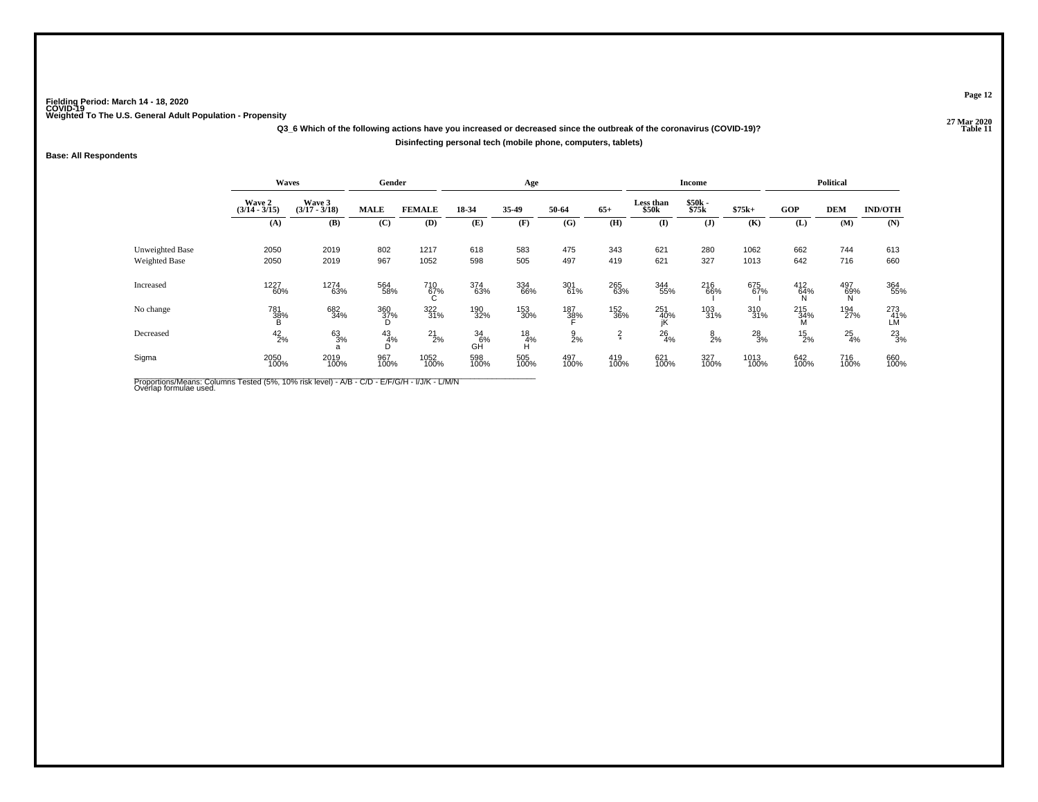**Fielding Period: March 14 - 18, 2020**
**COVID-19**
**Weighted To The U.S. General Adult Population - Propensity**

**Table 11**

**Q3_6 Which of the following actions have you increased or decreased since the outbreak of the coronavirus (COVID-19)?**

**Disinfecting personal tech (mobile phone, computers, tablets)**

**Base: All Respondents**

| | Waves | | Gender | | Age | | | | Income | | | Political | | |
|---|---|---|---|---|---|---|---|---|---|---|---|---|---|---|
| | Wave 2 (3/14 - 3/15) | Wave 3 (3/17 - 3/18) | MALE | FEMALE | 18-34 | 35-49 | 50-64 | 65+ | Less than $50k | $50k - $75k | $75k+ | GOP | DEM | IND/OTH |
| | (A) | (B) | (C) | (D) | (E) | (F) | (G) | (H) | (I) | (J) | (K) | (L) | (M) | (N) |
| Unweighted Base | 2050 | 2019 | 802 | 1217 | 618 | 583 | 475 | 343 | 621 | 280 | 1062 | 662 | 744 | 613 |
| Weighted Base | 2050 | 2019 | 967 | 1052 | 598 | 505 | 497 | 419 | 621 | 327 | 1013 | 642 | 716 | 660 |
| Increased | 1227 60% | 1274 63% | 564 58% | 710 67% C | 374 63% | 334 66% | 301 61% | 265 63% | 344 55% | 216 66% I | 675 67% I | 412 64% N | 497 69% N | 364 55% |
| No change | 781 38% B | 682 34% | 360 37% D | 322 31% | 190 32% | 153 30% | 187 38% F | 152 36% | 251 40% jK | 103 31% | 310 31% | 215 34% M | 194 27% | 273 41% LM |
| Decreased | 42 2% | 63 3% a | 43 4% D | 21 2% | 34 6% GH | 18 4% H | 9 2% | 2 * | 26 4% | 8 2% | 28 3% | 15 2% | 25 4% | 23 3% |
| Sigma | 2050 100% | 2019 100% | 967 100% | 1052 100% | 598 100% | 505 100% | 497 100% | 419 100% | 621 100% | 327 100% | 1013 100% | 642 100% | 716 100% | 660 100% |

Proportions/Means: Columns Tested (5%, 10% risk level) - A/B - C/D - E/F/G/H - I/J/K - L/M/N
Overlap formulae used.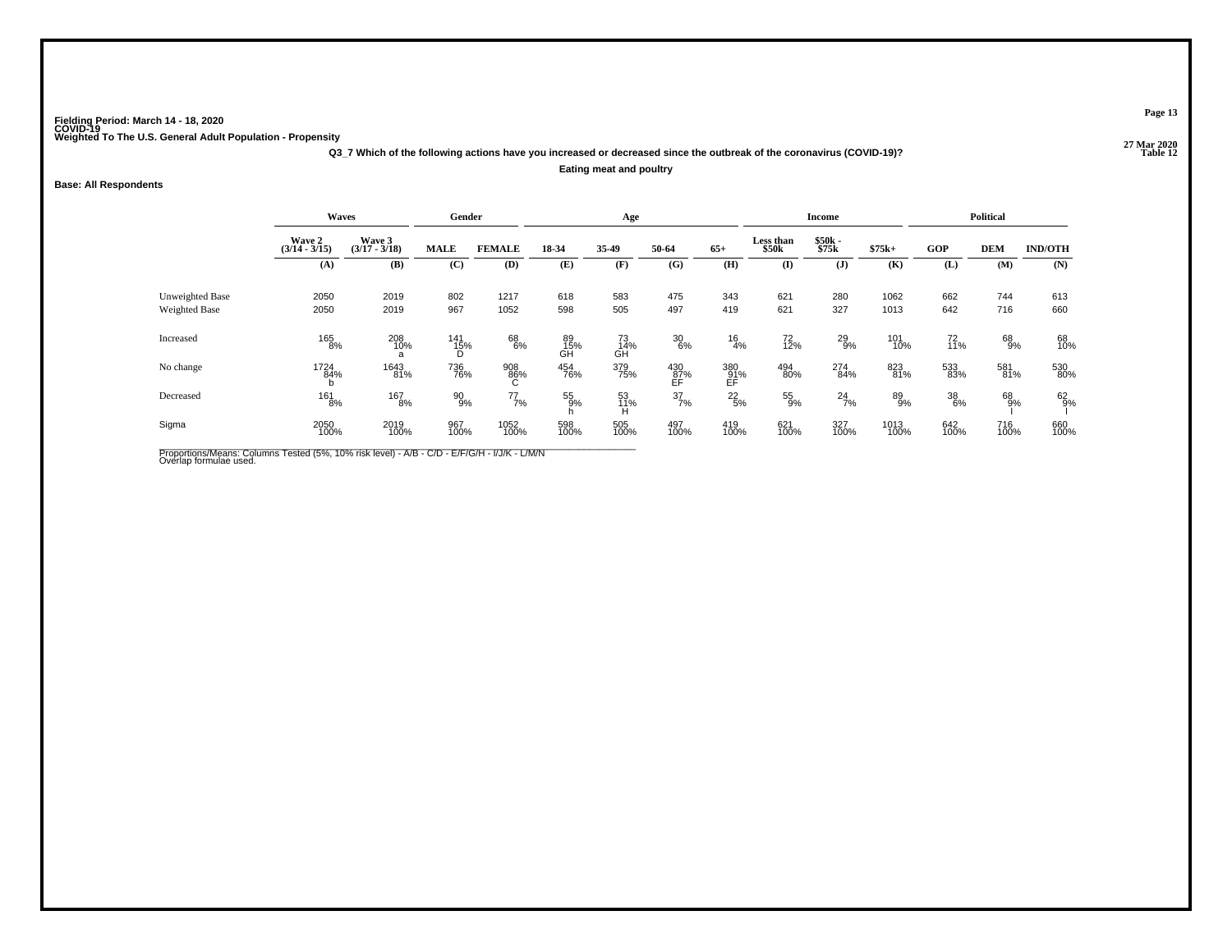Fielding Period: March 14 - 18, 2020
COVID-19
Weighted To The U.S. General Adult Population - Propensity

27 Mar 2020
Table 12

**Q3_7 Which of the following actions have you increased or decreased since the outbreak of the coronavirus (COVID-19)?**

**Eating meat and poultry**

**Base: All Respondents**

| | Waves | | Gender | | Age | | | | Income | | | Political | | |
|---|---|---|---|---|---|---|---|---|---|---|---|---|---|---|
| | Wave 2 (3/14 - 3/15) | Wave 3 (3/17 - 3/18) | MALE | FEMALE | 18-34 | 35-49 | 50-64 | 65+ | Less than $50k | $50k - $75k | $75k+ | GOP | DEM | IND/OTH |
| | (A) | (B) | (C) | (D) | (E) | (F) | (G) | (H) | (I) | (J) | (K) | (L) | (M) | (N) |
| Unweighted Base | 2050 | 2019 | 802 | 1217 | 618 | 583 | 475 | 343 | 621 | 280 | 1062 | 662 | 744 | 613 |
| Weighted Base | 2050 | 2019 | 967 | 1052 | 598 | 505 | 497 | 419 | 621 | 327 | 1013 | 642 | 716 | 660 |
| Increased | 165 8% | 208 10% a | 141 15% D | 68 6% | 89 15% GH | 73 14% GH | 30 6% | 16 4% | 72 12% | 29 9% | 101 10% | 72 11% | 68 9% | 68 10% |
| No change | 1724 84% b | 1643 81% | 736 76% | 908 86% C | 454 76% | 379 75% | 430 87% EF | 380 91% EF | 494 80% | 274 84% | 823 81% | 533 83% | 581 81% | 530 80% |
| Decreased | 161 8% | 167 8% | 90 9% | 77 7% | 55 9% h | 53 11% H | 37 7% | 22 5% | 55 9% | 24 7% | 89 9% | 38 6% | 68 9% l | 62 9% l |
| Sigma | 2050 100% | 2019 100% | 967 100% | 1052 100% | 598 100% | 505 100% | 497 100% | 419 100% | 621 100% | 327 100% | 1013 100% | 642 100% | 716 100% | 660 100% |

Proportions/Means: Columns Tested (5%, 10% risk level) - A/B - C/D - E/F/G/H - I/J/K - L/M/N
Overlap formulae used.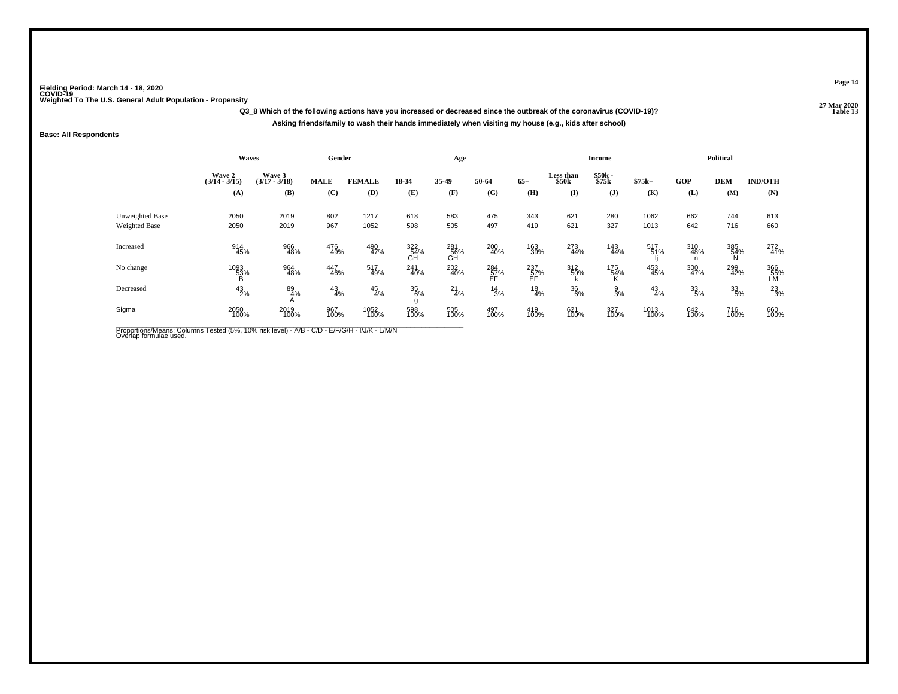Fielding Period: March 14 - 18, 2020
COVID-19
Weighted To The U.S. General Adult Population - Propensity

27 Mar 2020
Table 13

**Q3_8 Which of the following actions have you increased or decreased since the outbreak of the coronavirus (COVID-19)?**

**Asking friends/family to wash their hands immediately when visiting my house (e.g., kids after school)**

**Base: All Respondents**

| | Waves | | Gender | | Age | | | | Income | | | Political | | |
|---|---|---|---|---|---|---|---|---|---|---|---|---|---|---|
| | Wave 2 (3/14 - 3/15) | Wave 3 (3/17 - 3/18) | MALE | FEMALE | 18-34 | 35-49 | 50-64 | 65+ | Less than $50k | $50k - $75k | $75k+ | GOP | DEM | IND/OTH |
| | (A) | (B) | (C) | (D) | (E) | (F) | (G) | (H) | (I) | (J) | (K) | (L) | (M) | (N) |
| Unweighted Base | 2050 | 2019 | 802 | 1217 | 618 | 583 | 475 | 343 | 621 | 280 | 1062 | 662 | 744 | 613 |
| Weighted Base | 2050 | 2019 | 967 | 1052 | 598 | 505 | 497 | 419 | 621 | 327 | 1013 | 642 | 716 | 660 |
| Increased | 914<br>45% | 966<br>48% | 476<br>49% | 490<br>47% | 322<br>54%<br>GH | 281<br>56%<br>GH | 200<br>40% | 163<br>39% | 273<br>44% | 143<br>44% | 517<br>51%<br>Ij | 310<br>48%<br>n | 385<br>54%<br>N | 272<br>41% |
| No change | 1093<br>53%<br>B | 964<br>48% | 447<br>46% | 517<br>49% | 241<br>40% | 202<br>40% | 284<br>57%<br>EF | 237<br>57%<br>EF | 312<br>50%<br>k | 175<br>54%<br>K | 453<br>45% | 300<br>47% | 299<br>42% | 366<br>55%<br>LM |
| Decreased | 43<br>2% | 89<br>4%<br>A | 43<br>4% | 45<br>4% | 35<br>6%<br>g | 21<br>4% | 14<br>3% | 18<br>4% | 36<br>6% | 9<br>3% | 43<br>4% | 33<br>5% | 33<br>5% | 23<br>3% |
| Sigma | 2050<br>100% | 2019<br>100% | 967<br>100% | 1052<br>100% | 598<br>100% | 505<br>100% | 497<br>100% | 419<br>100% | 621<br>100% | 327<br>100% | 1013<br>100% | 642<br>100% | 716<br>100% | 660<br>100% |

Proportions/Means: Columns Tested (5%, 10% risk level) - A/B - C/D - E/F/G/H - I/J/K - L/M/N
Overlap formulae used.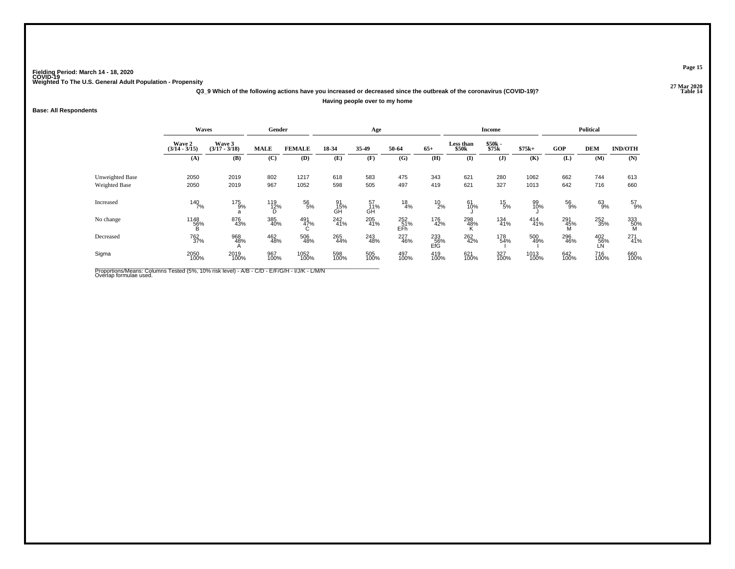Fielding Period: March 14 - 18, 2020
COVID-19
Weighted To The U.S. General Adult Population - Propensity

27 Mar 2020
Table 14

### Q3_9 Which of the following actions have you increased or decreased since the outbreak of the coronavirus (COVID-19)?

**Having people over to my home**

**Base: All Respondents**

| | Waves | | Gender | | Age | | | | Income | | | Political | | |
|---|---|---|---|---|---|---|---|---|---|---|---|---|---|---|
| | Wave 2 (3/14 - 3/15) | Wave 3 (3/17 - 3/18) | MALE | FEMALE | 18-34 | 35-49 | 50-64 | 65+ | Less than $50k | $50k - $75k | $75k+ | GOP | DEM | IND/OTH |
| | (A) | (B) | (C) | (D) | (E) | (F) | (G) | (H) | (I) | (J) | (K) | (L) | (M) | (N) |
| Unweighted Base | 2050 | 2019 | 802 | 1217 | 618 | 583 | 475 | 343 | 621 | 280 | 1062 | 662 | 744 | 613 |
| Weighted Base | 2050 | 2019 | 967 | 1052 | 598 | 505 | 497 | 419 | 621 | 327 | 1013 | 642 | 716 | 660 |
| Increased | 140 7% | 175 9% a | 119 12% D | 56 5% | 91 15% GH | 57 11% GH | 18 4% | 10 2% | 61 10% J | 15 5% | 99 10% J | 56 9% | 63 9% | 57 9% |
| No change | 1148 56% B | 876 43% | 385 40% | 491 47% C | 242 41% | 205 41% | 252 51% EFh | 176 42% | 298 48% K | 134 41% | 414 41% | 291 45% M | 252 35% | 333 50% M |
| Decreased | 762 37% | 968 48% A | 462 48% | 506 48% | 265 44% | 243 48% | 227 46% | 233 56% EfG | 262 42% | 178 54% I | 500 49% I | 296 46% | 402 56% LN | 271 41% |
| Sigma | 2050 100% | 2019 100% | 967 100% | 1052 100% | 598 100% | 505 100% | 497 100% | 419 100% | 621 100% | 327 100% | 1013 100% | 642 100% | 716 100% | 660 100% |

Proportions/Means: Columns Tested (5%, 10% risk level) - A/B - C/D - E/F/G/H - I/J/K - L/M/N
Overlap formulae used.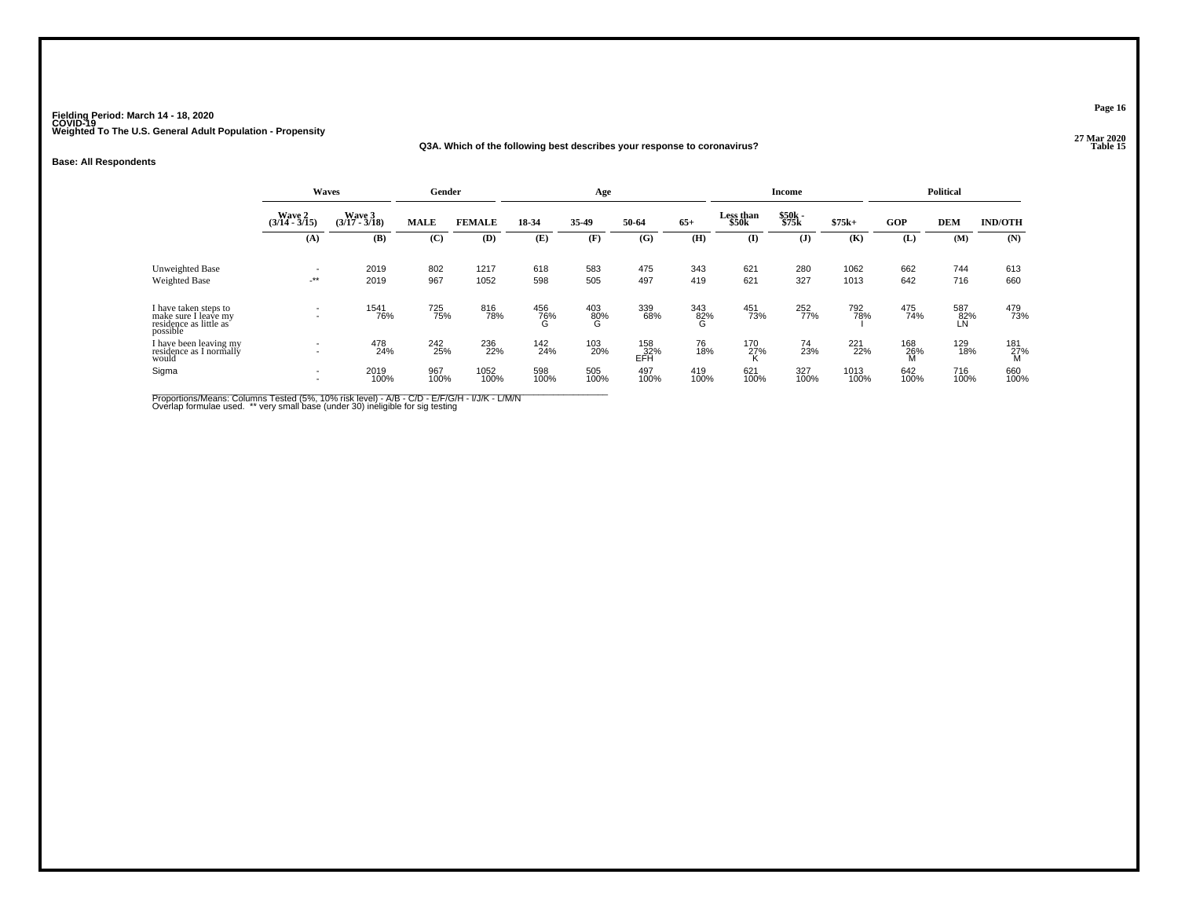Fielding Period: March 14 - 18, 2020
COVID-19
Weighted To The U.S. General Adult Population - Propensity

27 Mar 2020
Table 15

**Q3A. Which of the following best describes your response to coronavirus?**

**Base: All Respondents**

| | Waves | | Gender | | Age | | | | Income | | | Political | | |
|---|---|---|---|---|---|---|---|---|---|---|---|---|---|---|
| | Wave 2 (3/14 - 3/15) | Wave 3 (3/17 - 3/18) | MALE | FEMALE | 18-34 | 35-49 | 50-64 | 65+ | Less than $50k | $50k - $75k | $75k+ | GOP | DEM | IND/OTH |
| | (A) | (B) | (C) | (D) | (E) | (F) | (G) | (H) | (I) | (J) | (K) | (L) | (M) | (N) |
| Unweighted Base | - | 2019 | 802 | 1217 | 618 | 583 | 475 | 343 | 621 | 280 | 1062 | 662 | 744 | 613 |
| Weighted Base | -** | 2019 | 967 | 1052 | 598 | 505 | 497 | 419 | 621 | 327 | 1013 | 642 | 716 | 660 |
| I have taken steps to make sure I leave my residence as little as possible | - | 1541 | 725 | 816 | 456 | 403 | 339 | 343 | 451 | 252 | 792 | 475 | 587 | 479 |
| | - | 76% | 75% | 78% | 76% | 80% | 68% | 82% | 73% | 77% | 78% | 74% | 82% | 73% |
| | | | | | G | G | | G | | | I | | LN | |
| I have been leaving my residence as I normally would | - | 478 | 242 | 236 | 142 | 103 | 158 | 76 | 170 | 74 | 221 | 168 | 129 | 181 |
| | - | 24% | 25% | 22% | 24% | 20% | 32% | 18% | 27% | 23% | 22% | 26% | 18% | 27% |
| | | | | | | | EFH | | K | | | M | | M |
| Sigma | - | 2019 | 967 | 1052 | 598 | 505 | 497 | 419 | 621 | 327 | 1013 | 642 | 716 | 660 |
| | - | 100% | 100% | 100% | 100% | 100% | 100% | 100% | 100% | 100% | 100% | 100% | 100% | 100% |

Proportions/Means: Columns Tested (5%, 10% risk level) - A/B - C/D - E/F/G/H - I/J/K - L/M/N
Overlap formulae used. ** very small base (under 30) ineligible for sig testing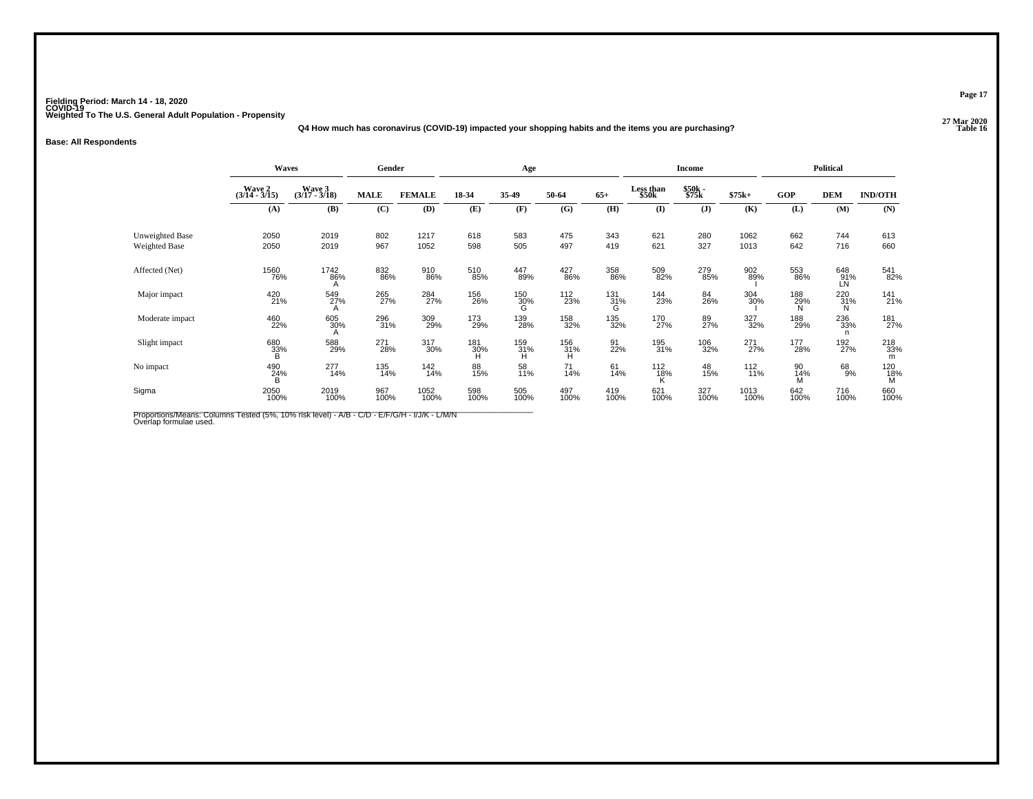Fielding Period: March 14 - 18, 2020
COVID-19
Weighted To The U.S. General Adult Population - Propensity

27 Mar 2020
Table 16

Q4 How much has coronavirus (COVID-19) impacted your shopping habits and the items you are purchasing?

**Base: All Respondents**

| | Waves | | Gender | | Age | | | | Income | | | Political | | |
|---|---|---|---|---|---|---|---|---|---|---|---|---|---|---|
| | Wave 2 (3/14 - 3/15) | Wave 3 (3/17 - 3/18) | MALE | FEMALE | 18-34 | 35-49 | 50-64 | 65+ | Less than $50k | $50k - $75k | $75k+ | GOP | DEM | IND/OTH |
| | (A) | (B) | (C) | (D) | (E) | (F) | (G) | (H) | (I) | (J) | (K) | (L) | (M) | (N) |
| Unweighted Base | 2050 | 2019 | 802 | 1217 | 618 | 583 | 475 | 343 | 621 | 280 | 1062 | 662 | 744 | 613 |
| Weighted Base | 2050 | 2019 | 967 | 1052 | 598 | 505 | 497 | 419 | 621 | 327 | 1013 | 642 | 716 | 660 |
| Affected (Net) | 1560 76% | 1742 86% A | 832 86% | 910 86% | 510 85% | 447 89% | 427 86% | 358 86% | 509 82% | 279 85% | 902 89% I | 553 86% | 648 91% LN | 541 82% |
| Major impact | 420 21% | 549 27% A | 265 27% | 284 27% | 156 26% | 150 30% G | 112 23% | 131 31% G | 144 23% | 84 26% | 304 30% | 188 29% N | 220 31% N | 141 21% |
| Moderate impact | 460 22% | 605 30% A | 296 31% | 309 29% | 173 29% | 139 28% | 158 32% | 135 32% | 170 27% | 89 27% | 327 32% | 188 29% | 236 33% n | 181 27% |
| Slight impact | 680 33% B | 588 29% | 271 28% | 317 30% | 181 30% H | 159 31% H | 156 31% H | 91 22% | 195 31% | 106 32% | 271 27% | 177 28% | 192 27% | 218 33% m |
| No impact | 490 24% B | 277 14% | 135 14% | 142 14% | 88 15% | 58 11% | 71 14% | 61 14% | 112 18% K | 48 15% | 112 11% | 90 14% M | 68 9% | 120 18% M |
| Sigma | 2050 100% | 2019 100% | 967 100% | 1052 100% | 598 100% | 505 100% | 497 100% | 419 100% | 621 100% | 327 100% | 1013 100% | 642 100% | 716 100% | 660 100% |

Proportions/Means: Columns Tested (5%, 10% risk level) - A/B - C/D - E/F/G/H - I/J/K - L/M/N
Overlap formulae used.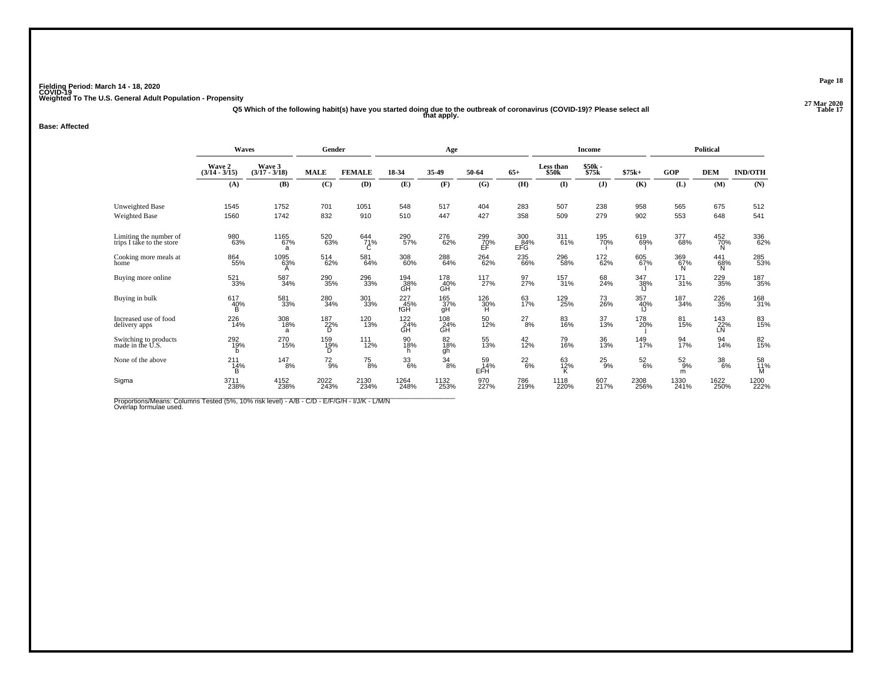Fielding Period: March 14 - 18, 2020
COVID-19
Weighted To The U.S. General Adult Population - Propensity

27 Mar 2020
Table 17

**Q5 Which of the following habit(s) have you started doing due to the outbreak of coronavirus (COVID-19)? Please select all that apply.**

**Base: Affected**

| | Waves | | Gender | | Age | | | | Income | | | Political | | |
|---|---|---|---|---|---|---|---|---|---|---|---|---|---|---|
| | Wave 2 (3/14 - 3/15) | Wave 3 (3/17 - 3/18) | MALE | FEMALE | 18-34 | 35-49 | 50-64 | 65+ | Less than $50k | $50k - $75k | $75k+ | GOP | DEM | IND/OTH |
| | (A) | (B) | (C) | (D) | (E) | (F) | (G) | (H) | (I) | (J) | (K) | (L) | (M) | (N) |
| Unweighted Base | 1545 | 1752 | 701 | 1051 | 548 | 517 | 404 | 283 | 507 | 238 | 958 | 565 | 675 | 512 |
| Weighted Base | 1560 | 1742 | 832 | 910 | 510 | 447 | 427 | 358 | 509 | 279 | 902 | 553 | 648 | 541 |
| Limiting the number of trips I take to the store | 980 63% | 1165 67% a | 520 63% | 644 71% C | 290 57% | 276 62% | 299 70% EF | 300 84% EFG | 311 61% | 195 70% i | 619 69% I | 377 68% | 452 70% N | 336 62% |
| Cooking more meals at home | 864 55% | 1095 63% A | 514 62% | 581 64% | 308 60% | 288 64% | 264 62% | 235 66% | 296 58% | 172 62% | 605 67% I | 369 67% N | 441 68% N | 285 53% |
| Buying more online | 521 33% | 587 34% | 290 35% | 296 33% | 194 38% GH | 178 40% GH | 117 27% | 97 27% | 157 31% | 68 24% | 347 38% IJ | 171 31% | 229 35% | 187 35% |
| Buying in bulk | 617 40% B | 581 33% | 280 34% | 301 33% | 227 45% fGH | 165 37% gH | 126 30% H | 63 17% | 129 25% | 73 26% | 357 40% IJ | 187 34% | 226 35% | 168 31% |
| Increased use of food delivery apps | 226 14% | 308 18% a | 187 22% D | 120 13% | 122 24% GH | 108 24% GH | 50 12% | 27 8% | 83 16% | 37 13% | 178 20% j | 81 15% | 143 22% LN | 83 15% |
| Switching to products made in the U.S. | 292 19% b | 270 15% | 159 19% D | 111 12% | 90 18% h | 82 18% gh | 55 13% | 42 12% | 79 16% | 36 13% | 149 17% | 94 17% | 94 14% | 82 15% |
| None of the above | 211 14% B | 147 8% | 72 9% | 75 8% | 33 6% | 34 8% | 59 14% EFH | 22 6% | 63 12% K | 25 9% | 52 6% | 52 9% m | 38 6% | 58 11% M |
| Sigma | 3711 238% | 4152 238% | 2022 243% | 2130 234% | 1264 248% | 1132 253% | 970 227% | 786 219% | 1118 220% | 607 217% | 2308 256% | 1330 241% | 1622 250% | 1200 222% |

Proportions/Means: Columns Tested (5%, 10% risk level) - A/B - C/D - E/F/G/H - I/J/K - L/M/N
Overlap formulae used.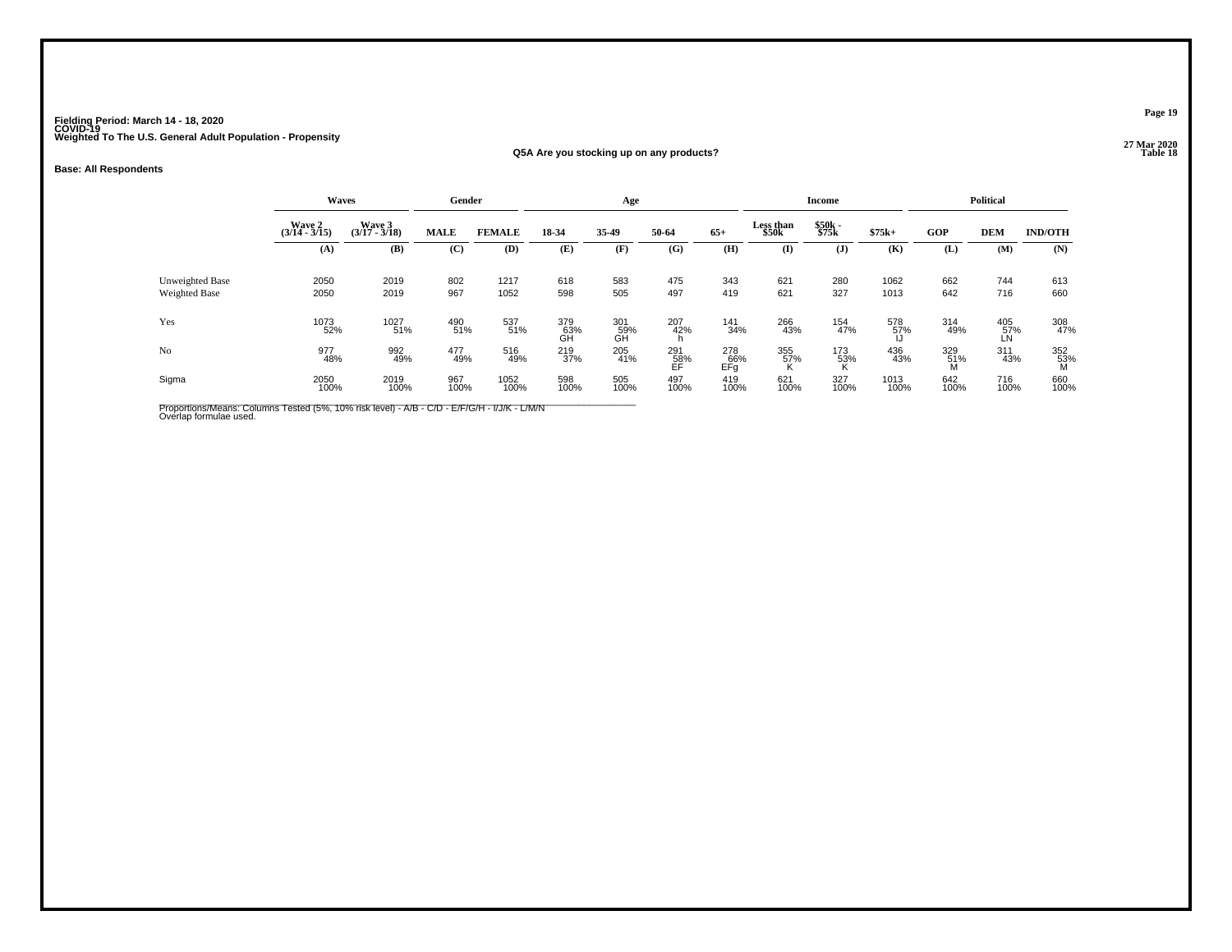Fielding Period: March 14 - 18, 2020
COVID-19
Weighted To The U.S. General Adult Population - Propensity

27 Mar 2020
Table 18

## Q5A Are you stocking up on any products?

**Base: All Respondents**

| | Waves | | Gender | | Age | | | | Income | | | Political | | |
|---|---|---|---|---|---|---|---|---|---|---|---|---|---|---|
| | Wave 2 (3/14 - 3/15) | Wave 3 (3/17 - 3/18) | MALE | FEMALE | 18-34 | 35-49 | 50-64 | 65+ | Less than $50k | $50k - $75k | $75k+ | GOP | DEM | IND/OTH |
| | (A) | (B) | (C) | (D) | (E) | (F) | (G) | (H) | (I) | (J) | (K) | (L) | (M) | (N) |
| Unweighted Base | 2050 | 2019 | 802 | 1217 | 618 | 583 | 475 | 343 | 621 | 280 | 1062 | 662 | 744 | 613 |
| Weighted Base | 2050 | 2019 | 967 | 1052 | 598 | 505 | 497 | 419 | 621 | 327 | 1013 | 642 | 716 | 660 |
| Yes | 1073<br>52% | 1027<br>51% | 490<br>51% | 537<br>51% | 379<br>63%<br>GH | 301<br>59%<br>GH | 207<br>42%<br>h | 141<br>34% | 266<br>43% | 154<br>47% | 578<br>57%<br>IJ | 314<br>49% | 405<br>57%<br>LN | 308<br>47% |
| No | 977<br>48% | 992<br>49% | 477<br>49% | 516<br>49% | 219<br>37% | 205<br>41% | 291<br>58%<br>EF | 278<br>66%<br>EFg | 355<br>57%<br>K | 173<br>53%<br>K | 436<br>43% | 329<br>51%<br>M | 311<br>43% | 352<br>53%<br>M |
| Sigma | 2050<br>100% | 2019<br>100% | 967<br>100% | 1052<br>100% | 598<br>100% | 505<br>100% | 497<br>100% | 419<br>100% | 621<br>100% | 327<br>100% | 1013<br>100% | 642<br>100% | 716<br>100% | 660<br>100% |

Proportions/Means: Columns Tested (5%, 10% risk level) - A/B - C/D - E/F/G/H - I/J/K - L/M/N
Overlap formulae used.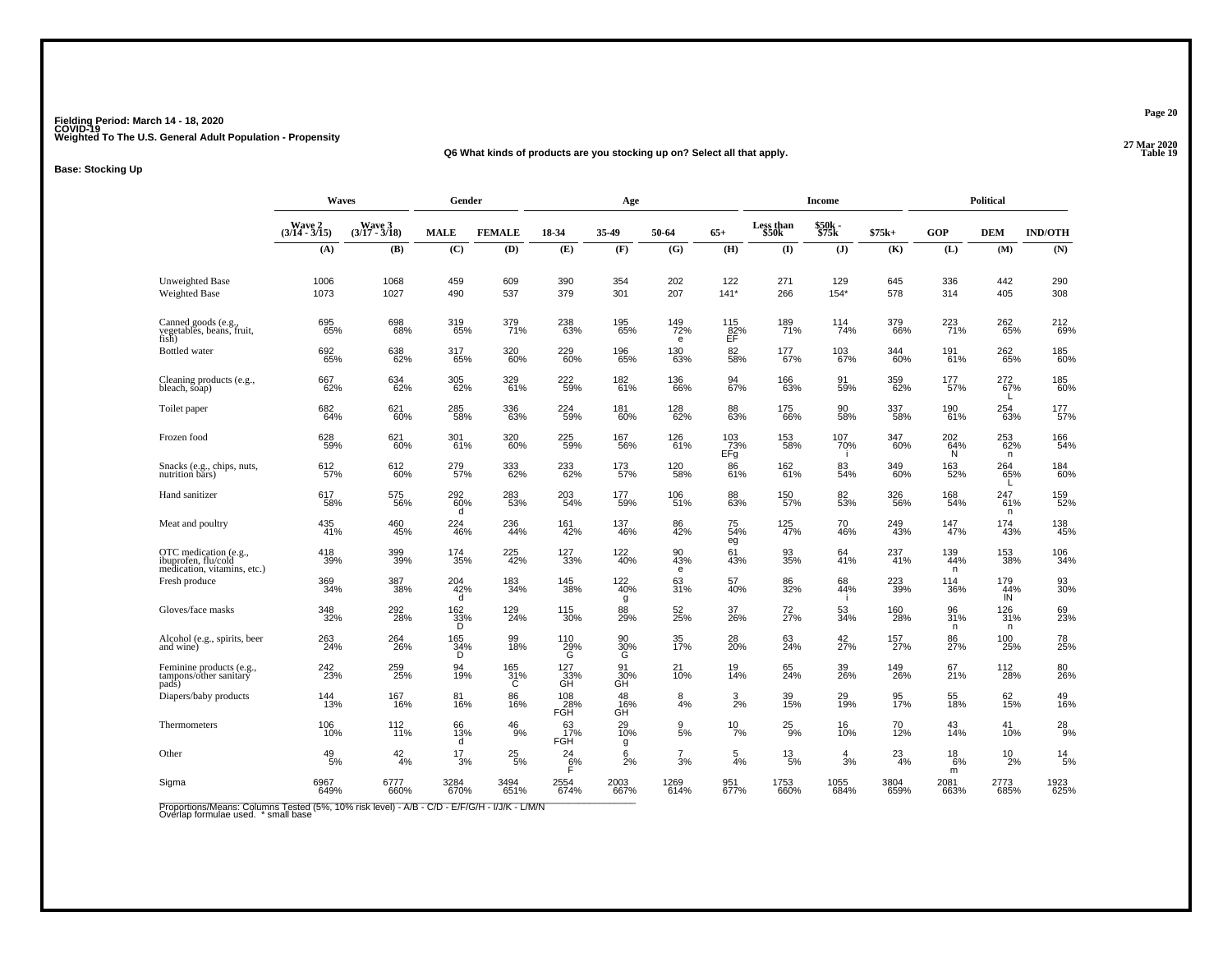**Fielding Period: March 14 - 18, 2020**
**COVID-19**
**Weighted To The U.S. General Adult Population - Propensity**

27 Mar 2020
Table 19

**Q6 What kinds of products are you stocking up on? Select all that apply.**

**Base: Stocking Up**

| | Waves | | Gender | | Age | | | | Income | | | Political | | |
|---|---|---|---|---|---|---|---|---|---|---|---|---|---|---|
| | Wave 2 (3/14 - 3/15) | Wave 3 (3/17 - 3/18) | MALE | FEMALE | 18-34 | 35-49 | 50-64 | 65+ | Less than $50k | $50k - $75k | $75k+ | GOP | DEM | IND/OTH |
| | (A) | (B) | (C) | (D) | (E) | (F) | (G) | (H) | (I) | (J) | (K) | (L) | (M) | (N) |
| Unweighted Base | 1006 | 1068 | 459 | 609 | 390 | 354 | 202 | 122 | 271 | 129 | 645 | 336 | 442 | 290 |
| Weighted Base | 1073 | 1027 | 490 | 537 | 379 | 301 | 207 | 141* | 266 | 154* | 578 | 314 | 405 | 308 |
| Canned goods (e.g., vegetables, beans, fruit, fish) | 695 65% | 698 68% | 319 65% | 379 71% | 238 63% | 195 65% | 149 72% e | 115 82% EF | 189 71% | 114 74% | 379 66% | 223 71% | 262 65% | 212 69% |
| Bottled water | 692 65% | 638 62% | 317 65% | 320 60% | 229 60% | 196 65% | 130 63% | 82 58% | 177 67% | 103 67% | 344 60% | 191 61% | 262 65% | 185 60% |
| Cleaning products (e.g., bleach, soap) | 667 62% | 634 62% | 305 62% | 329 61% | 222 59% | 182 61% | 136 66% | 94 67% | 166 63% | 91 59% | 359 62% | 177 57% | 272 67% L | 185 60% |
| Toilet paper | 682 64% | 621 60% | 285 58% | 336 63% | 224 59% | 181 60% | 128 62% | 88 63% | 175 66% | 90 58% | 337 58% | 190 61% | 254 63% | 177 57% |
| Frozen food | 628 59% | 621 60% | 301 61% | 320 60% | 225 59% | 167 56% | 126 61% | 103 73% EFg | 153 58% | 107 70% i | 347 60% | 202 64% N | 253 62% n | 166 54% |
| Snacks (e.g., chips, nuts, nutrition bars) | 612 57% | 612 60% | 279 57% | 333 62% | 233 62% | 173 57% | 120 58% | 86 61% | 162 61% | 83 54% | 349 60% | 163 52% | 264 65% L | 184 60% |
| Hand sanitizer | 617 58% | 575 56% | 292 60% d | 283 53% | 203 54% | 177 59% | 106 51% | 88 63% | 150 57% | 82 53% | 326 56% | 168 54% | 247 61% n | 159 52% |
| Meat and poultry | 435 41% | 460 45% | 224 46% | 236 44% | 161 42% | 137 46% | 86 42% | 75 54% eg | 125 47% | 70 46% | 249 43% | 147 47% | 174 43% | 138 45% |
| OTC medication (e.g., ibuprofen, flu/cold medication, vitamins, etc.) | 418 39% | 399 39% | 174 35% | 225 42% | 127 33% | 122 40% | 90 43% e | 61 43% | 93 35% | 64 41% | 237 41% | 139 44% n | 153 38% | 106 34% |
| Fresh produce | 369 34% | 387 38% | 204 42% d | 183 34% | 145 38% | 122 40% g | 63 31% | 57 40% | 86 32% | 68 44% i | 223 39% | 114 36% | 179 44% lN | 93 30% |
| Gloves/face masks | 348 32% | 292 28% | 162 33% D | 129 24% | 115 30% | 88 29% | 52 25% | 37 26% | 72 27% | 53 34% | 160 28% | 96 31% n | 126 31% n | 69 23% |
| Alcohol (e.g., spirits, beer and wine) | 263 24% | 264 26% | 165 34% D | 99 18% | 110 29% G | 90 30% G | 35 17% | 28 20% | 63 24% | 42 27% | 157 27% | 86 27% | 100 25% | 78 25% |
| Feminine products (e.g., tampons/other sanitary pads) | 242 23% | 259 25% | 94 19% | 165 31% C | 127 33% GH | 91 30% GH | 21 10% | 19 14% | 65 24% | 39 26% | 149 26% | 67 21% | 112 28% | 80 26% |
| Diapers/baby products | 144 13% | 167 16% | 81 16% | 86 16% | 108 28% FGH | 48 16% GH | 8 4% | 3 2% | 39 15% | 29 19% | 95 17% | 55 18% | 62 15% | 49 16% |
| Thermometers | 106 10% | 112 11% | 66 13% d | 46 9% | 63 17% FGH | 29 10% g | 9 5% | 10 7% | 25 9% | 16 10% | 70 12% | 43 14% | 41 10% | 28 9% |
| Other | 49 5% | 42 4% | 17 3% | 25 5% | 24 6% F | 6 2% | 7 3% | 5 4% | 13 5% | 4 3% | 23 4% | 18 6% m | 10 2% | 14 5% |
| Sigma | 6967 649% | 6777 660% | 3284 670% | 3494 651% | 2554 674% | 2003 667% | 1269 614% | 951 677% | 1753 660% | 1055 684% | 3804 659% | 2081 663% | 2773 685% | 1923 625% |

Proportions/Means: Columns Tested (5%, 10% risk level) - A/B - C/D - E/F/G/H - I/J/K - L/M/N
Overlap formulae used. * small base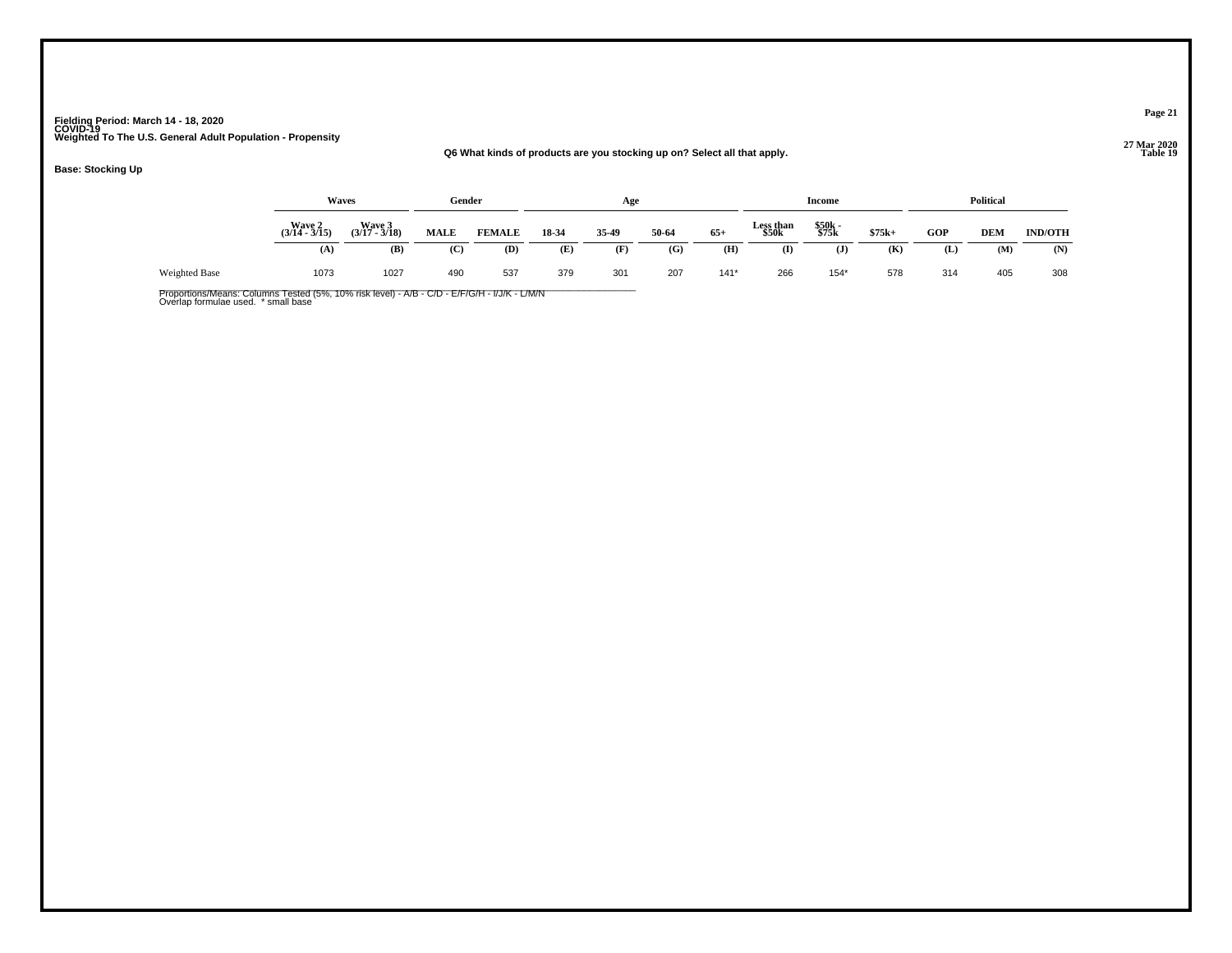Fielding Period: March 14 - 18, 2020
COVID-19
Weighted To The U.S. General Adult Population - Propensity

27 Mar 2020
Table 19

## Q6 What kinds of products are you stocking up on? Select all that apply.

**Base: Stocking Up**

| | Waves | | Gender | | Age | | | | Income | | | Political | | |
|---|---|---|---|---|---|---|---|---|---|---|---|---|---|---|
| | Wave 2 (3/14 - 3/15) | Wave 3 (3/17 - 3/18) | MALE | FEMALE | 18-34 | 35-49 | 50-64 | 65+ | Less than $50k | $50k - $75k | $75k+ | GOP | DEM | IND/OTH |
| | (A) | (B) | (C) | (D) | (E) | (F) | (G) | (H) | (I) | (J) | (K) | (L) | (M) | (N) |
| Weighted Base | 1073 | 1027 | 490 | 537 | 379 | 301 | 207 | 141* | 266 | 154* | 578 | 314 | 405 | 308 |

Proportions/Means: Columns Tested (5%, 10% risk level) - A/B - C/D - E/F/G/H - I/J/K - L/M/N
Overlap formulae used. * small base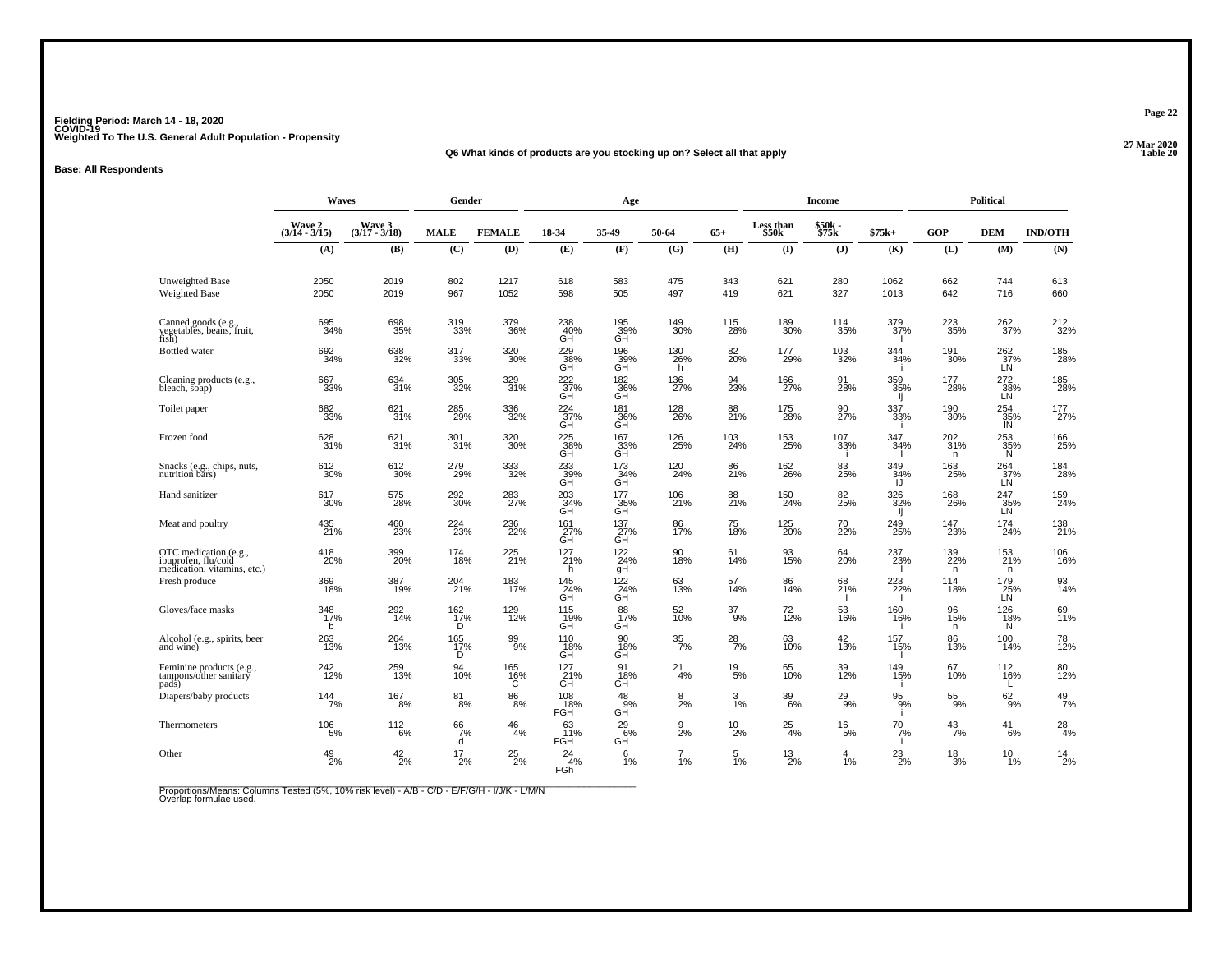Fielding Period: March 14 - 18, 2020
COVID-19
Weighted To The U.S. General Adult Population - Propensity

27 Mar 2020
Table 20

**Q6 What kinds of products are you stocking up on? Select all that apply**

**Base: All Respondents**

| | Waves | | Gender | | Age | | | | Income | | | Political | | |
|---|---|---|---|---|---|---|---|---|---|---|---|---|---|---|
| | Wave 2 (3/14 - 3/15) | Wave 3 (3/17 - 3/18) | MALE | FEMALE | 18-34 | 35-49 | 50-64 | 65+ | Less than $50k | $50k - $75k | $75k+ | GOP | DEM | IND/OTH |
| | (A) | (B) | (C) | (D) | (E) | (F) | (G) | (H) | (I) | (J) | (K) | (L) | (M) | (N) |
| Unweighted Base | 2050 | 2019 | 802 | 1217 | 618 | 583 | 475 | 343 | 621 | 280 | 1062 | 662 | 744 | 613 |
| Weighted Base | 2050 | 2019 | 967 | 1052 | 598 | 505 | 497 | 419 | 621 | 327 | 1013 | 642 | 716 | 660 |
| Canned goods (e.g., vegetables, beans, fruit, fish) | 695 34% | 698 35% | 319 33% | 379 36% | 238 40% GH | 195 39% GH | 149 30% | 115 28% | 189 30% | 114 35% | 379 37% I | 223 35% | 262 37% | 212 32% |
| Bottled water | 692 34% | 638 32% | 317 33% | 320 30% | 229 38% GH | 196 39% GH | 130 26% h | 82 20% | 177 29% | 103 32% | 344 34% i | 191 30% | 262 37% LN | 185 28% |
| Cleaning products (e.g., bleach, soap) | 667 33% | 634 31% | 305 32% | 329 31% | 222 37% GH | 182 36% GH | 136 27% | 94 23% | 166 27% | 91 28% | 359 35% Ij | 177 28% | 272 38% LN | 185 28% |
| Toilet paper | 682 33% | 621 31% | 285 29% | 336 32% | 224 37% GH | 181 36% GH | 128 26% | 88 21% | 175 28% | 90 27% | 337 33% i | 190 30% | 254 35% lN | 177 27% |
| Frozen food | 628 31% | 621 31% | 301 31% | 320 30% | 225 38% GH | 167 33% GH | 126 25% | 103 24% | 153 25% | 107 33% i | 347 34% I | 202 31% n | 253 35% N | 166 25% |
| Snacks (e.g., chips, nuts, nutrition bars) | 612 30% | 612 30% | 279 29% | 333 32% | 233 39% GH | 173 34% GH | 120 24% | 86 21% | 162 26% | 83 25% | 349 34% IJ | 163 25% | 264 37% LN | 184 28% |
| Hand sanitizer | 617 30% | 575 28% | 292 30% | 283 27% | 203 34% GH | 177 35% GH | 106 21% | 88 21% | 150 24% | 82 25% | 326 32% Ij | 168 26% | 247 35% LN | 159 24% |
| Meat and poultry | 435 21% | 460 23% | 224 23% | 236 22% | 161 27% GH | 137 27% GH | 86 17% | 75 18% | 125 20% | 70 22% | 249 25% | 147 23% | 174 24% | 138 21% |
| OTC medication (e.g., ibuprofen, flu/cold medication, vitamins, etc.) | 418 20% | 399 20% | 174 18% | 225 21% | 127 21% h | 122 24% gH | 90 18% | 61 14% | 93 15% | 64 20% | 237 23% I | 139 22% n | 153 21% n | 106 16% |
| Fresh produce | 369 18% | 387 19% | 204 21% | 183 17% | 145 24% GH | 122 24% GH | 63 13% | 57 14% | 86 14% | 68 21% I | 223 22% I | 114 18% | 179 25% LN | 93 14% |
| Gloves/face masks | 348 17% b | 292 14% | 162 17% D | 129 12% | 115 19% GH | 88 17% GH | 52 10% | 37 9% | 72 12% | 53 16% | 160 16% i | 96 15% n | 126 18% N | 69 11% |
| Alcohol (e.g., spirits, beer and wine) | 263 13% | 264 13% | 165 17% D | 99 9% | 110 18% GH | 90 18% GH | 35 7% | 28 7% | 63 10% | 42 13% | 157 15% I | 86 13% | 100 14% | 78 12% |
| Feminine products (e.g., tampons/other sanitary pads) | 242 12% | 259 13% | 94 10% | 165 16% C | 127 21% GH | 91 18% GH | 21 4% | 19 5% | 65 10% | 39 12% | 149 15% i | 67 10% | 112 16% L | 80 12% |
| Diapers/baby products | 144 7% | 167 8% | 81 8% | 86 8% | 108 18% FGH | 48 9% GH | 8 2% | 3 1% | 39 6% | 29 9% | 95 9% i | 55 9% | 62 9% | 49 7% |
| Thermometers | 106 5% | 112 6% | 66 7% d | 46 4% | 63 11% FGH | 29 6% GH | 9 2% | 10 2% | 25 4% | 16 5% | 70 7% i | 43 7% | 41 6% | 28 4% |
| Other | 49 2% | 42 2% | 17 2% | 25 2% | 24 4% FGh | 6 1% | 7 1% | 5 1% | 13 2% | 4 1% | 23 2% | 18 3% | 10 1% | 14 2% |

Proportions/Means: Columns Tested (5%, 10% risk level) - A/B - C/D - E/F/G/H - I/J/K - L/M/N
Overlap formulae used.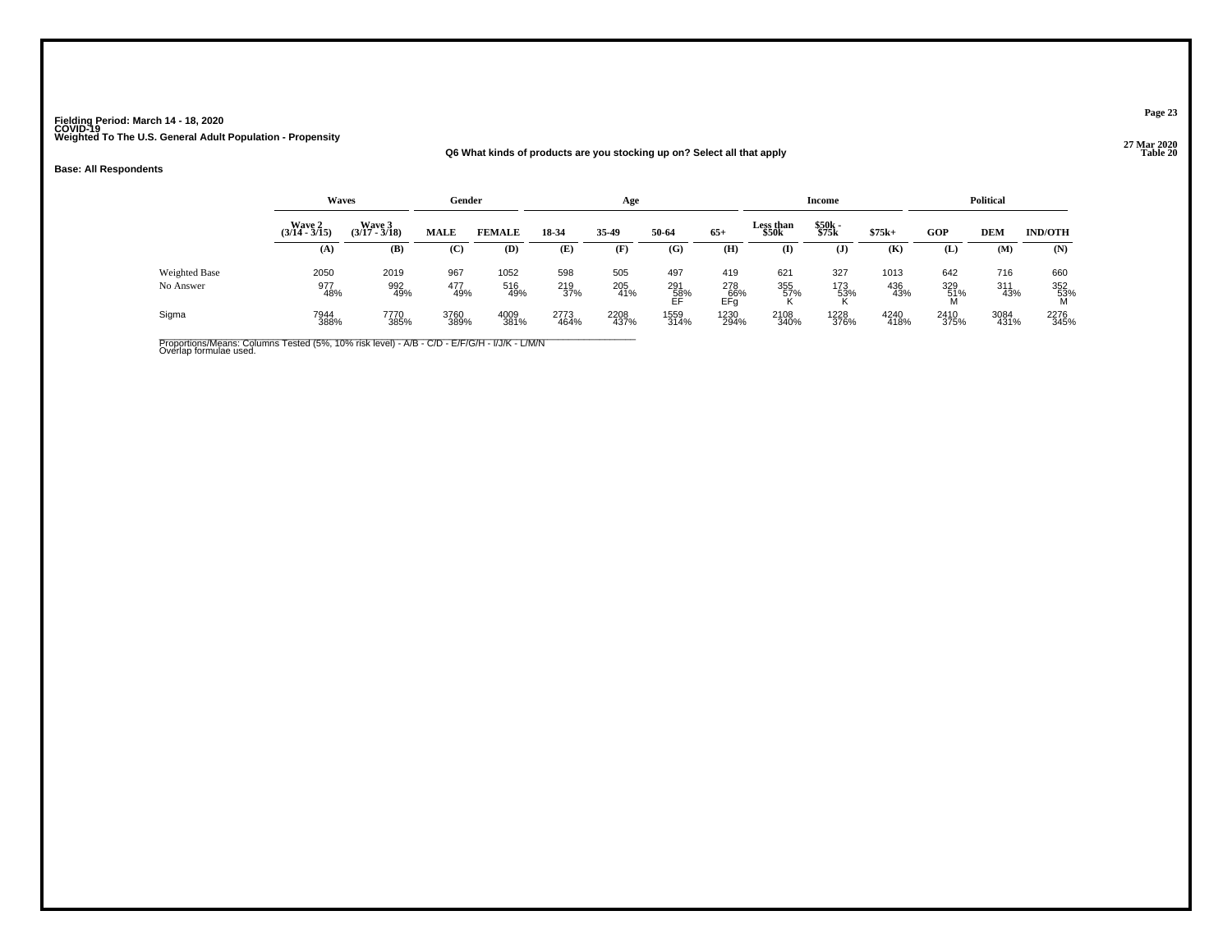Fielding Period: March 14 - 18, 2020
COVID-19
Weighted To The U.S. General Adult Population - Propensity

27 Mar 2020
Table 20

**Q6 What kinds of products are you stocking up on? Select all that apply**

**Base: All Respondents**

| | Waves | | Gender | | Age | | | | Income | | | Political | | |
|---|---|---|---|---|---|---|---|---|---|---|---|---|---|---|
| | Wave 2 (3/14 - 3/15) | Wave 3 (3/17 - 3/18) | MALE | FEMALE | 18-34 | 35-49 | 50-64 | 65+ | Less than $50k | $50k - $75k | $75k+ | GOP | DEM | IND/OTH |
| | (A) | (B) | (C) | (D) | (E) | (F) | (G) | (H) | (I) | (J) | (K) | (L) | (M) | (N) |
| Weighted Base | 2050 | 2019 | 967 | 1052 | 598 | 505 | 497 | 419 | 621 | 327 | 1013 | 642 | 716 | 660 |
| No Answer | 977 48% | 992 49% | 477 49% | 516 49% | 219 37% | 205 41% | 291 58% EF | 278 66% EFg | 355 57% K | 173 53% K | 436 43% | 329 51% M | 311 43% | 352 53% M |
| Sigma | 7944 388% | 7770 385% | 3760 389% | 4009 381% | 2773 464% | 2208 437% | 1559 314% | 1230 294% | 2108 340% | 1228 376% | 4240 418% | 2410 375% | 3084 431% | 2276 345% |

Proportions/Means: Columns Tested (5%, 10% risk level) - A/B - C/D - E/F/G/H - I/J/K - L/M/N
Overlap formulae used.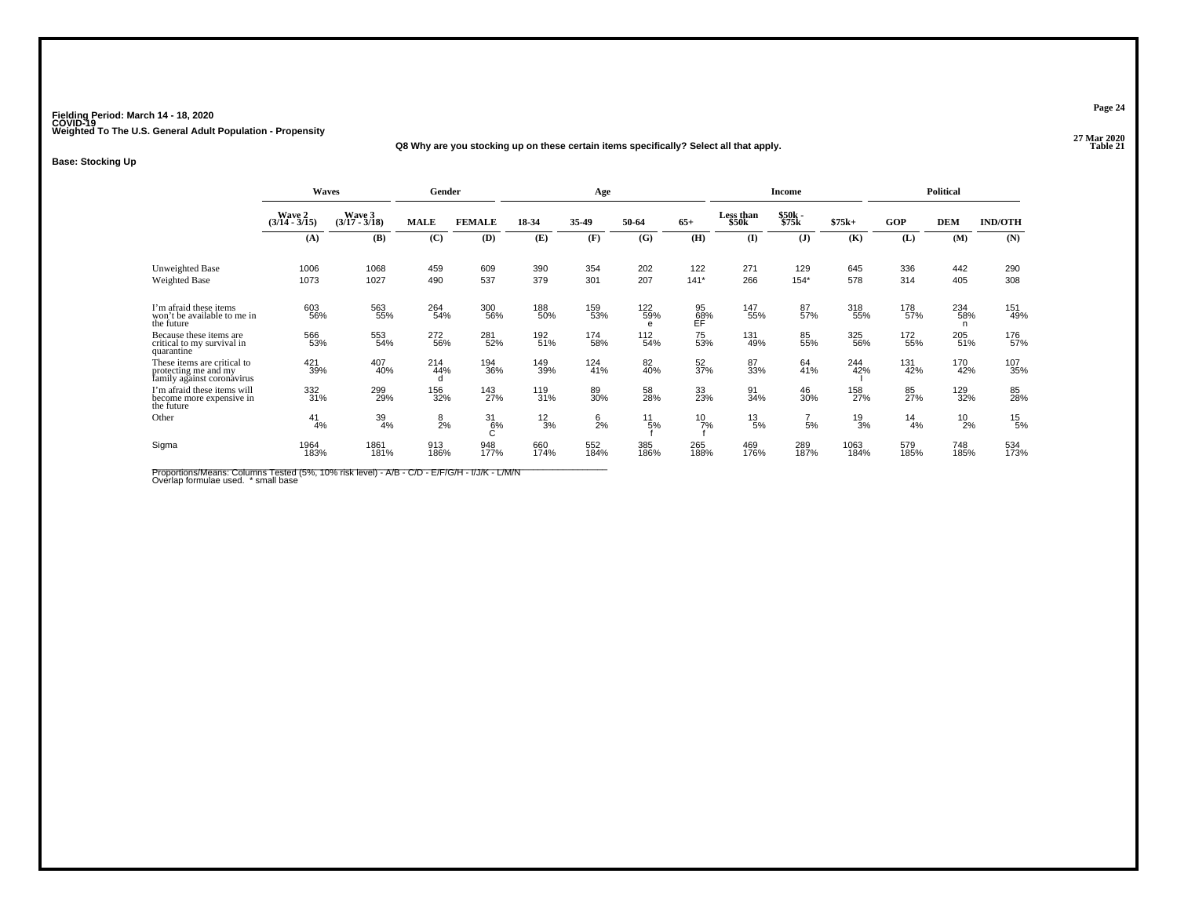Fielding Period: March 14 - 18, 2020
COVID-19
Weighted To The U.S. General Adult Population - Propensity

27 Mar 2020
Table 21

**Q8 Why are you stocking up on these certain items specifically? Select all that apply.**

**Base: Stocking Up**

| | Waves | | Gender | | Age | | | | Income | | | Political | | |
|---|---|---|---|---|---|---|---|---|---|---|---|---|---|---|
| | Wave 2 (3/14 - 3/15) | Wave 3 (3/17 - 3/18) | MALE | FEMALE | 18-34 | 35-49 | 50-64 | 65+ | Less than $50k | $50k - $75k | $75k+ | GOP | DEM | IND/OTH |
| | (A) | (B) | (C) | (D) | (E) | (F) | (G) | (H) | (I) | (J) | (K) | (L) | (M) | (N) |
| Unweighted Base | 1006 | 1068 | 459 | 609 | 390 | 354 | 202 | 122 | 271 | 129 | 645 | 336 | 442 | 290 |
| Weighted Base | 1073 | 1027 | 490 | 537 | 379 | 301 | 207 | 141* | 266 | 154* | 578 | 314 | 405 | 308 |
| I'm afraid these items won't be available to me in the future | 603 56% | 563 55% | 264 54% | 300 56% | 188 50% | 159 53% | 122 59% e | 95 68% EF | 147 55% | 87 57% | 318 55% | 178 57% | 234 58% n | 151 49% |
| Because these items are critical to my survival in quarantine | 566 53% | 553 54% | 272 56% | 281 52% | 192 51% | 174 58% | 112 54% | 75 53% | 131 49% | 85 55% | 325 56% | 172 55% | 205 51% | 176 57% |
| These items are critical to protecting me and my family against coronavirus | 421 39% | 407 40% | 214 44% d | 194 36% | 149 39% | 124 41% | 82 40% | 52 37% | 87 33% | 64 41% | 244 42% I | 131 42% | 170 42% | 107 35% |
| I'm afraid these items will become more expensive in the future | 332 31% | 299 29% | 156 32% | 143 27% | 119 31% | 89 30% | 58 28% | 33 23% | 91 34% | 46 30% | 158 27% | 85 27% | 129 32% | 85 28% |
| Other | 41 4% | 39 4% | 8 2% | 31 6% C | 12 3% | 6 2% | 11 5% f | 10 7% f | 13 5% | 7 5% | 19 3% | 14 4% | 10 2% | 15 5% |
| Sigma | 1964 183% | 1861 181% | 913 186% | 948 177% | 660 174% | 552 184% | 385 186% | 265 188% | 469 176% | 289 187% | 1063 184% | 579 185% | 748 185% | 534 173% |

Proportions/Means: Columns Tested (5%, 10% risk level) - A/B - C/D - E/F/G/H - I/J/K - L/M/N
Overlap formulae used. * small base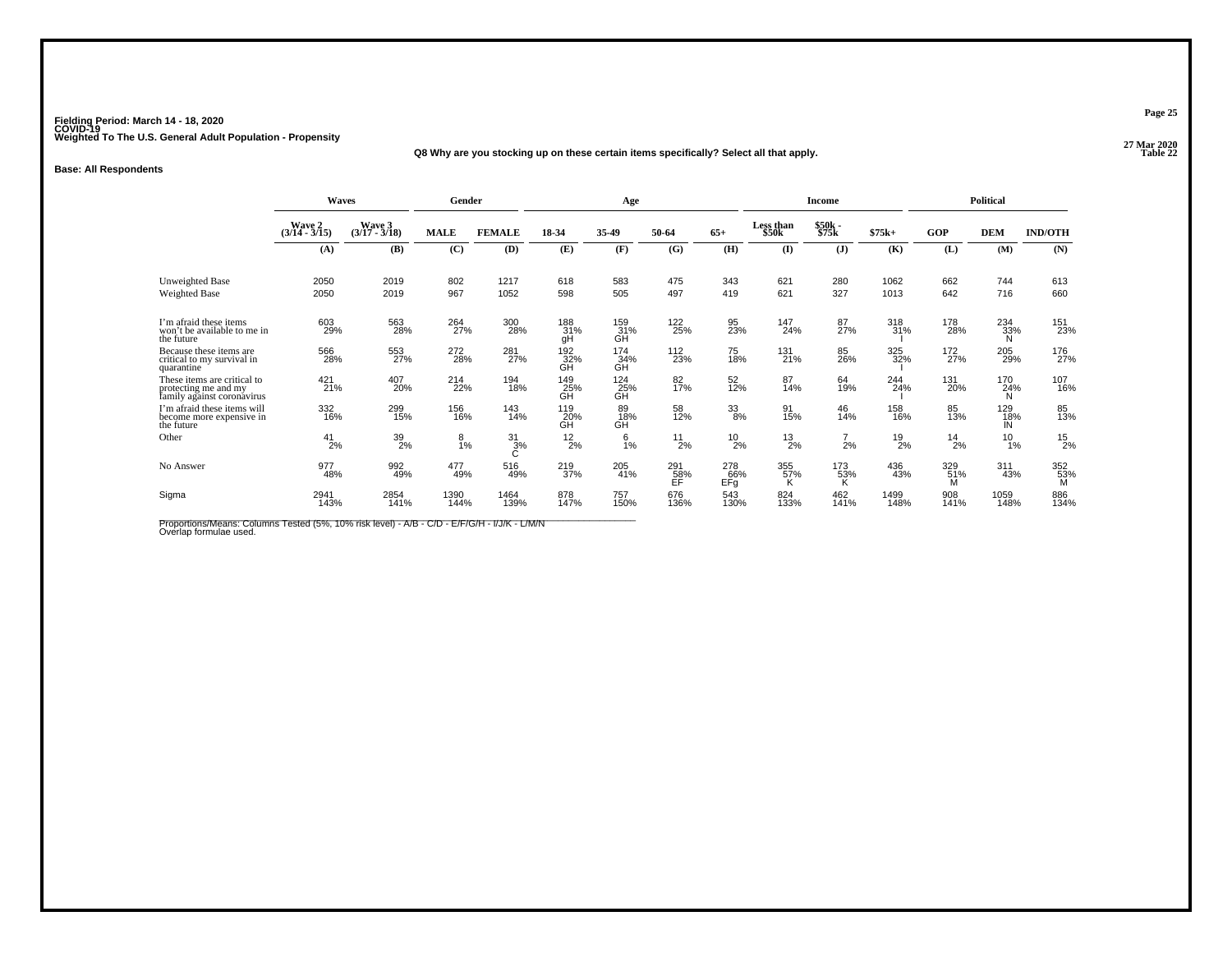**Fielding Period: March 14 - 18, 2020**
**COVID-19**
**Weighted To The U.S. General Adult Population - Propensity**

**27 Mar 2020**
**Table 22**

**Q8 Why are you stocking up on these certain items specifically? Select all that apply.**

**Base: All Respondents**

| | Waves | | Gender | | Age | | | | Income | | | Political | | |
|---|---|---|---|---|---|---|---|---|---|---|---|---|---|---|
| | Wave 2 (3/14 - 3/15) | Wave 3 (3/17 - 3/18) | MALE | FEMALE | 18-34 | 35-49 | 50-64 | 65+ | Less than $50k | $50k - $75k | $75k+ | GOP | DEM | IND/OTH |
| | (A) | (B) | (C) | (D) | (E) | (F) | (G) | (H) | (I) | (J) | (K) | (L) | (M) | (N) |
| Unweighted Base | 2050 | 2019 | 802 | 1217 | 618 | 583 | 475 | 343 | 621 | 280 | 1062 | 662 | 744 | 613 |
| Weighted Base | 2050 | 2019 | 967 | 1052 | 598 | 505 | 497 | 419 | 621 | 327 | 1013 | 642 | 716 | 660 |
| I'm afraid these items won't be available to me in the future | 603 29% | 563 28% | 264 27% | 300 28% | 188 31% gH | 159 31% GH | 122 25% | 95 23% | 147 24% | 87 27% | 318 31% I | 178 28% | 234 33% N | 151 23% |
| Because these items are critical to my survival in quarantine | 566 28% | 553 27% | 272 28% | 281 27% | 192 32% GH | 174 34% GH | 112 23% | 75 18% | 131 21% | 85 26% | 325 32% I | 172 27% | 205 29% | 176 27% |
| These items are critical to protecting me and my family against coronavirus | 421 21% | 407 20% | 214 22% | 194 18% | 149 25% GH | 124 25% GH | 82 17% | 52 12% | 87 14% | 64 19% | 244 24% I | 131 20% | 170 24% N | 107 16% |
| I'm afraid these items will become more expensive in the future | 332 16% | 299 15% | 156 16% | 143 14% | 119 20% GH | 89 18% GH | 58 12% | 33 8% | 91 15% | 46 14% | 158 16% | 85 13% | 129 18% lN | 85 13% |
| Other | 41 2% | 39 2% | 8 1% | 31 3% C | 12 2% | 6 1% | 11 2% | 10 2% | 13 2% | 7 2% | 19 2% | 14 2% | 10 1% | 15 2% |
| No Answer | 977 48% | 992 49% | 477 49% | 516 49% | 219 37% | 205 41% | 291 58% EF | 278 66% EFg | 355 57% K | 173 53% K | 436 43% | 329 51% M | 311 43% | 352 53% M |
| Sigma | 2941 143% | 2854 141% | 1390 144% | 1464 139% | 878 147% | 757 150% | 676 136% | 543 130% | 824 133% | 462 141% | 1499 148% | 908 141% | 1059 148% | 886 134% |

Proportions/Means: Columns Tested (5%, 10% risk level) - A/B - C/D - E/F/G/H - I/J/K - L/M/N
Overlap formulae used.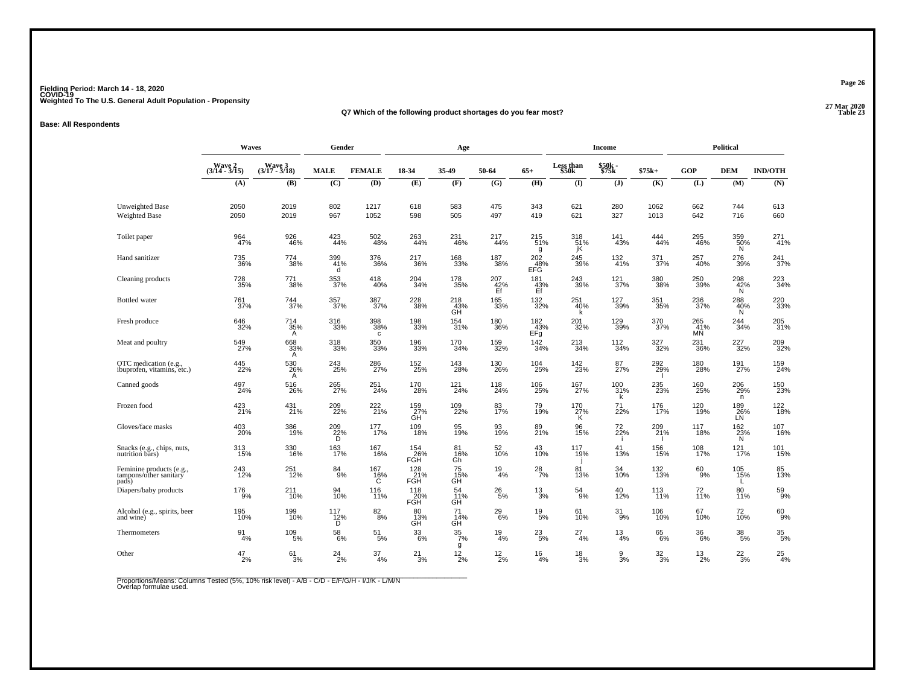Fielding Period: March 14 - 18, 2020
COVID-19
Weighted To The U.S. General Adult Population - Propensity

27 Mar 2020
Table 23

### Q7 Which of the following product shortages do you fear most?

**Base: All Respondents**

| | Waves | | Gender | | Age | | | | Income | | | Political | | |
|---|---|---|---|---|---|---|---|---|---|---|---|---|---|---|
| | Wave 2 (3/14 - 3/15) | Wave 3 (3/17 - 3/18) | MALE | FEMALE | 18-34 | 35-49 | 50-64 | 65+ | Less than $50k | $50k - $75k | $75k+ | GOP | DEM | IND/OTH |
| | (A) | (B) | (C) | (D) | (E) | (F) | (G) | (H) | (I) | (J) | (K) | (L) | (M) | (N) |
| Unweighted Base | 2050 | 2019 | 802 | 1217 | 618 | 583 | 475 | 343 | 621 | 280 | 1062 | 662 | 744 | 613 |
| Weighted Base | 2050 | 2019 | 967 | 1052 | 598 | 505 | 497 | 419 | 621 | 327 | 1013 | 642 | 716 | 660 |
| Toilet paper | 964<br>47% | 926<br>46% | 423<br>44% | 502<br>48% | 263<br>44% | 231<br>46% | 217<br>44% | 215<br>51%<br>g | 318<br>51%<br>jK | 141<br>43% | 444<br>44% | 295<br>46% | 359<br>50%<br>N | 271<br>41% |
| Hand sanitizer | 735<br>36% | 774<br>38% | 399<br>41%<br>d | 376<br>36% | 217<br>36% | 168<br>33% | 187<br>38% | 202<br>48%<br>EFG | 245<br>39% | 132<br>41% | 371<br>37% | 257<br>40% | 276<br>39% | 241<br>37% |
| Cleaning products | 728<br>35% | 771<br>38% | 353<br>37% | 418<br>40% | 204<br>34% | 178<br>35% | 207<br>42%<br>Ef | 181<br>43%<br>Ef | 243<br>39% | 121<br>37% | 380<br>38% | 250<br>39% | 298<br>42%<br>N | 223<br>34% |
| Bottled water | 761<br>37% | 744<br>37% | 357<br>37% | 387<br>37% | 228<br>38% | 218<br>43%<br>GH | 165<br>33% | 132<br>32% | 251<br>40%<br>k | 127<br>39% | 351<br>35% | 236<br>37% | 288<br>40%<br>N | 220<br>33% |
| Fresh produce | 646<br>32% | 714<br>35%<br>A | 316<br>33% | 398<br>38%<br>c | 198<br>33% | 154<br>31% | 180<br>36% | 182<br>43%<br>EFg | 201<br>32% | 129<br>39% | 370<br>37% | 265<br>41%<br>MN | 244<br>34% | 205<br>31% |
| Meat and poultry | 549<br>27% | 668<br>33%<br>A | 318<br>33% | 350<br>33% | 196<br>33% | 170<br>34% | 159<br>32% | 142<br>34% | 213<br>34% | 112<br>34% | 327<br>32% | 231<br>36% | 227<br>32% | 209<br>32% |
| OTC medication (e.g., ibuprofen, vitamins, etc.) | 445<br>22% | 530<br>26%<br>A | 243<br>25% | 286<br>27% | 152<br>25% | 143<br>28% | 130<br>26% | 104<br>25% | 142<br>23% | 87<br>27% | 292<br>29%<br>I | 180<br>28% | 191<br>27% | 159<br>24% |
| Canned goods | 497<br>24% | 516<br>26% | 265<br>27% | 251<br>24% | 170<br>28% | 121<br>24% | 118<br>24% | 106<br>25% | 167<br>27% | 100<br>31%<br>k | 235<br>23% | 160<br>25% | 206<br>29%<br>n | 150<br>23% |
| Frozen food | 423<br>21% | 431<br>21% | 209<br>22% | 222<br>21% | 159<br>27%<br>GH | 109<br>22% | 83<br>17% | 79<br>19% | 170<br>27%<br>K | 71<br>22% | 176<br>17% | 120<br>19% | 189<br>26%<br>LN | 122<br>18% |
| Gloves/face masks | 403<br>20% | 386<br>19% | 209<br>22%<br>D | 177<br>17% | 109<br>18% | 95<br>19% | 93<br>19% | 89<br>21% | 96<br>15% | 72<br>22%<br>i | 209<br>21%<br>I | 117<br>18% | 162<br>23%<br>N | 107<br>16% |
| Snacks (e.g., chips, nuts, nutrition bars) | 313<br>15% | 330<br>16% | 163<br>17% | 167<br>16% | 154<br>26%<br>FGH | 81<br>16%<br>Gh | 52<br>10% | 43<br>10% | 117<br>19%<br>j | 41<br>13% | 156<br>15% | 108<br>17% | 121<br>17% | 101<br>15% |
| Feminine products (e.g., tampons/other sanitary pads) | 243<br>12% | 251<br>12% | 84<br>9% | 167<br>16%<br>C | 128<br>21%<br>FGH | 75<br>15%<br>GH | 19<br>4% | 28<br>7% | 81<br>13% | 34<br>10% | 132<br>13% | 60<br>9% | 105<br>15%<br>L | 85<br>13% |
| Diapers/baby products | 176<br>9% | 211<br>10% | 94<br>10% | 116<br>11% | 118<br>20%<br>FGH | 54<br>11%<br>GH | 26<br>5% | 13<br>3% | 54<br>9% | 40<br>12% | 113<br>11% | 72<br>11% | 80<br>11% | 59<br>9% |
| Alcohol (e.g., spirits, beer and wine) | 195<br>10% | 199<br>10% | 117<br>12%<br>D | 82<br>8% | 80<br>13%<br>GH | 71<br>14%<br>GH | 29<br>6% | 19<br>5% | 61<br>10% | 31<br>9% | 106<br>10% | 67<br>10% | 72<br>10% | 60<br>9% |
| Thermometers | 91<br>4% | 109<br>5% | 58<br>6% | 51<br>5% | 33<br>6% | 35<br>7%<br>g | 19<br>4% | 23<br>5% | 27<br>4% | 13<br>4% | 65<br>6% | 36<br>6% | 38<br>5% | 35<br>5% |
| Other | 47<br>2% | 61<br>3% | 24<br>2% | 37<br>4% | 21<br>3% | 12<br>2% | 12<br>2% | 16<br>4% | 18<br>3% | 9<br>3% | 32<br>3% | 13<br>2% | 22<br>3% | 25<br>4% |

Proportions/Means: Columns Tested (5%, 10% risk level) - A/B - C/D - E/F/G/H - I/J/K - L/M/N
Overlap formulae used.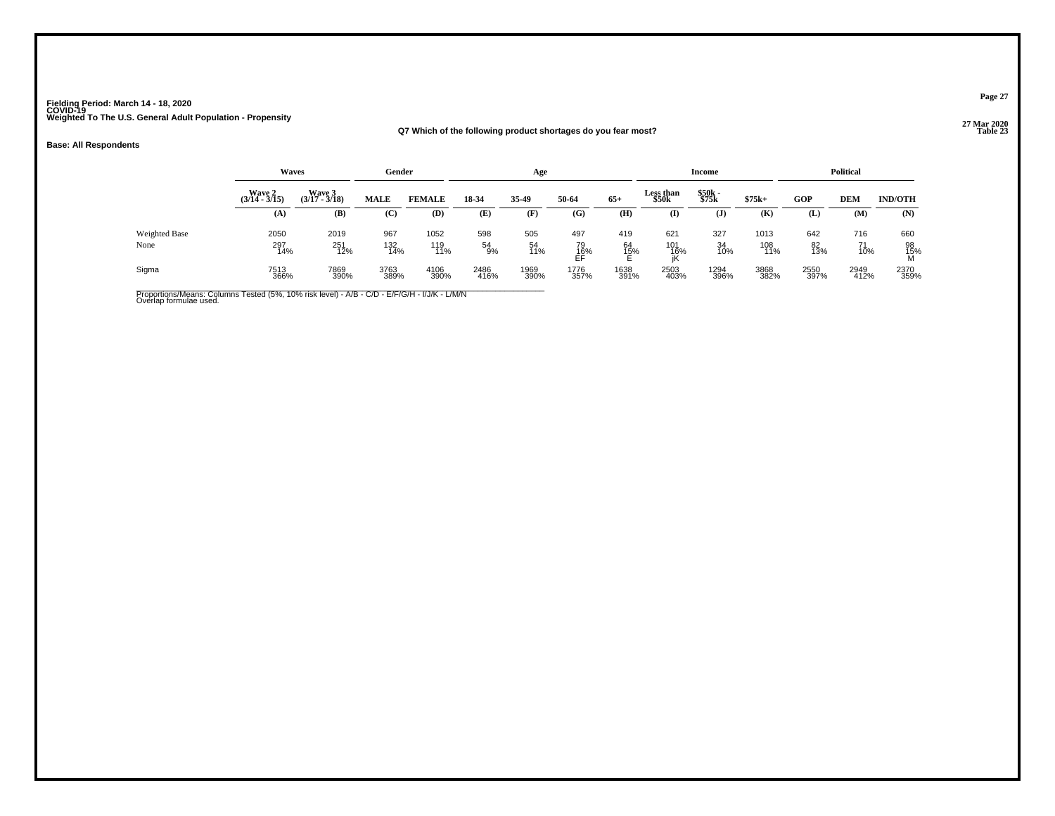**Fielding Period: March 14 - 18, 2020**
**COVID-19**
**Weighted To The U.S. General Adult Population - Propensity**

**Q7 Which of the following product shortages do you fear most?**

**Table 23**

**Base: All Respondents**

| | Waves | | Gender | | Age | | | | Income | | | Political | | |
|---|---|---|---|---|---|---|---|---|---|---|---|---|---|---|
| | Wave 2 (3/14 - 3/15) | Wave 3 (3/17 - 3/18) | MALE | FEMALE | 18-34 | 35-49 | 50-64 | 65+ | Less than $50k | $50k - $75k | $75k+ | GOP | DEM | IND/OTH |
| | (A) | (B) | (C) | (D) | (E) | (F) | (G) | (H) | (I) | (J) | (K) | (L) | (M) | (N) |
| Weighted Base | 2050 | 2019 | 967 | 1052 | 598 | 505 | 497 | 419 | 621 | 327 | 1013 | 642 | 716 | 660 |
| None | 297 14% | 251 12% | 132 14% | 119 11% | 54 9% | 54 11% | 79 16% EF | 64 15% E | 101 16% jK | 34 10% | 108 11% | 82 13% | 71 10% | 98 15% M |
| Sigma | 7513 366% | 7869 390% | 3763 389% | 4106 390% | 2486 416% | 1969 390% | 1776 357% | 1638 391% | 2503 403% | 1294 396% | 3868 382% | 2550 397% | 2949 412% | 2370 359% |

Proportions/Means: Columns Tested (5%, 10% risk level) - A/B - C/D - E/F/G/H - I/J/K - L/M/N
Overlap formulae used.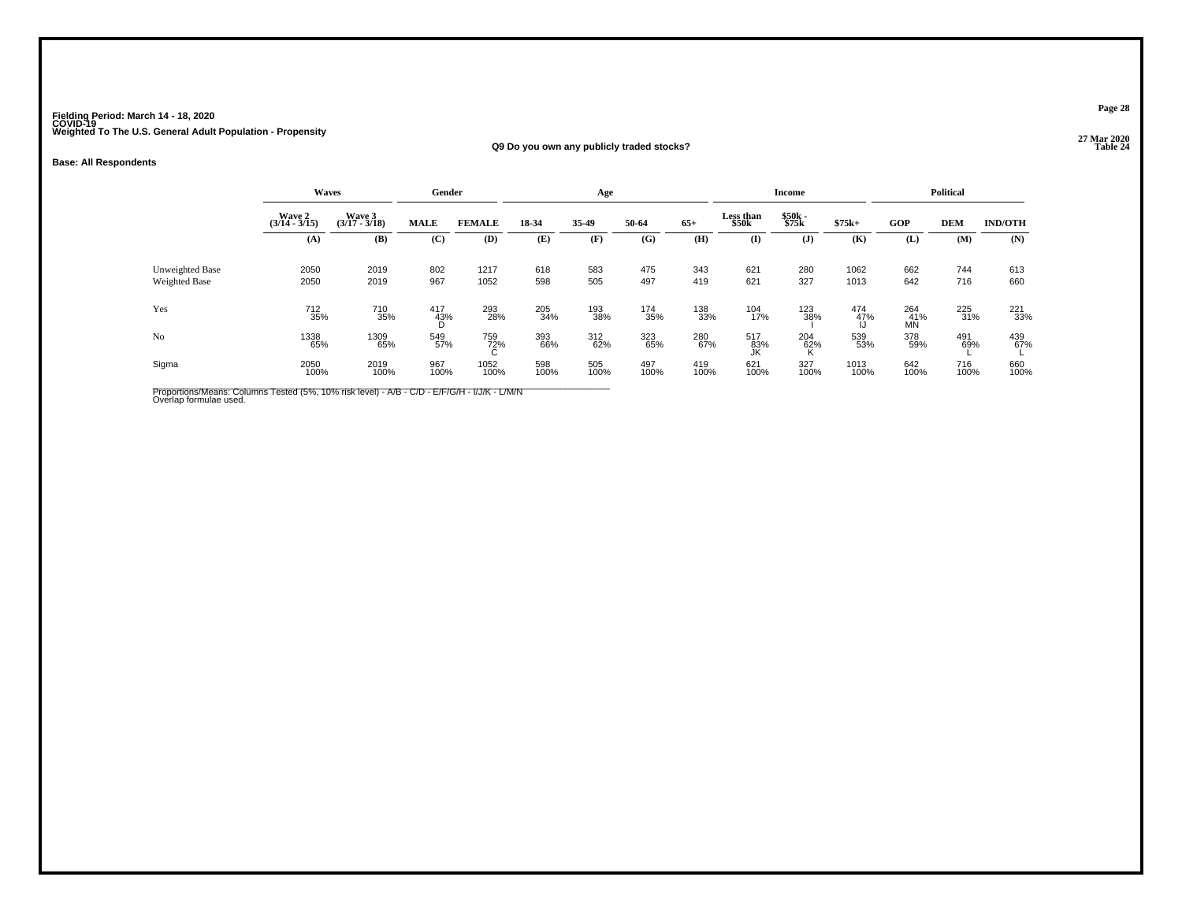Fielding Period: March 14 - 18, 2020
COVID-19
Weighted To The U.S. General Adult Population - Propensity

27 Mar 2020
Table 24

## Q9 Do you own any publicly traded stocks?

**Base: All Respondents**

| | Waves | | Gender | | Age | | | | Income | | | Political | | |
|---|---|---|---|---|---|---|---|---|---|---|---|---|---|---|
| | Wave 2 (3/14 - 3/15) | Wave 3 (3/17 - 3/18) | MALE | FEMALE | 18-34 | 35-49 | 50-64 | 65+ | Less than $50k | $50k - $75k | $75k+ | GOP | DEM | IND/OTH |
| | (A) | (B) | (C) | (D) | (E) | (F) | (G) | (H) | (I) | (J) | (K) | (L) | (M) | (N) |
| Unweighted Base | 2050 | 2019 | 802 | 1217 | 618 | 583 | 475 | 343 | 621 | 280 | 1062 | 662 | 744 | 613 |
| Weighted Base | 2050 | 2019 | 967 | 1052 | 598 | 505 | 497 | 419 | 621 | 327 | 1013 | 642 | 716 | 660 |
| Yes | 712 | 710 | 417 | 293 | 205 | 193 | 174 | 138 | 104 | 123 | 474 | 264 | 225 | 221 |
| | 35% | 35% | 43% | 28% | 34% | 38% | 35% | 33% | 17% | 38% | 47% | 41% | 31% | 33% |
| | | | D | | | | | | | I | IJ | MN | | |
| No | 1338 | 1309 | 549 | 759 | 393 | 312 | 323 | 280 | 517 | 204 | 539 | 378 | 491 | 439 |
| | 65% | 65% | 57% | 72% | 66% | 62% | 65% | 67% | 83% | 62% | 53% | 59% | 69% | 67% |
| | | | | C | | | | | JK | K | | | L | L |
| Sigma | 2050 | 2019 | 967 | 1052 | 598 | 505 | 497 | 419 | 621 | 327 | 1013 | 642 | 716 | 660 |
| | 100% | 100% | 100% | 100% | 100% | 100% | 100% | 100% | 100% | 100% | 100% | 100% | 100% | 100% |

Proportions/Means: Columns Tested (5%, 10% risk level) - A/B - C/D - E/F/G/H - I/J/K - L/M/N
Overlap formulae used.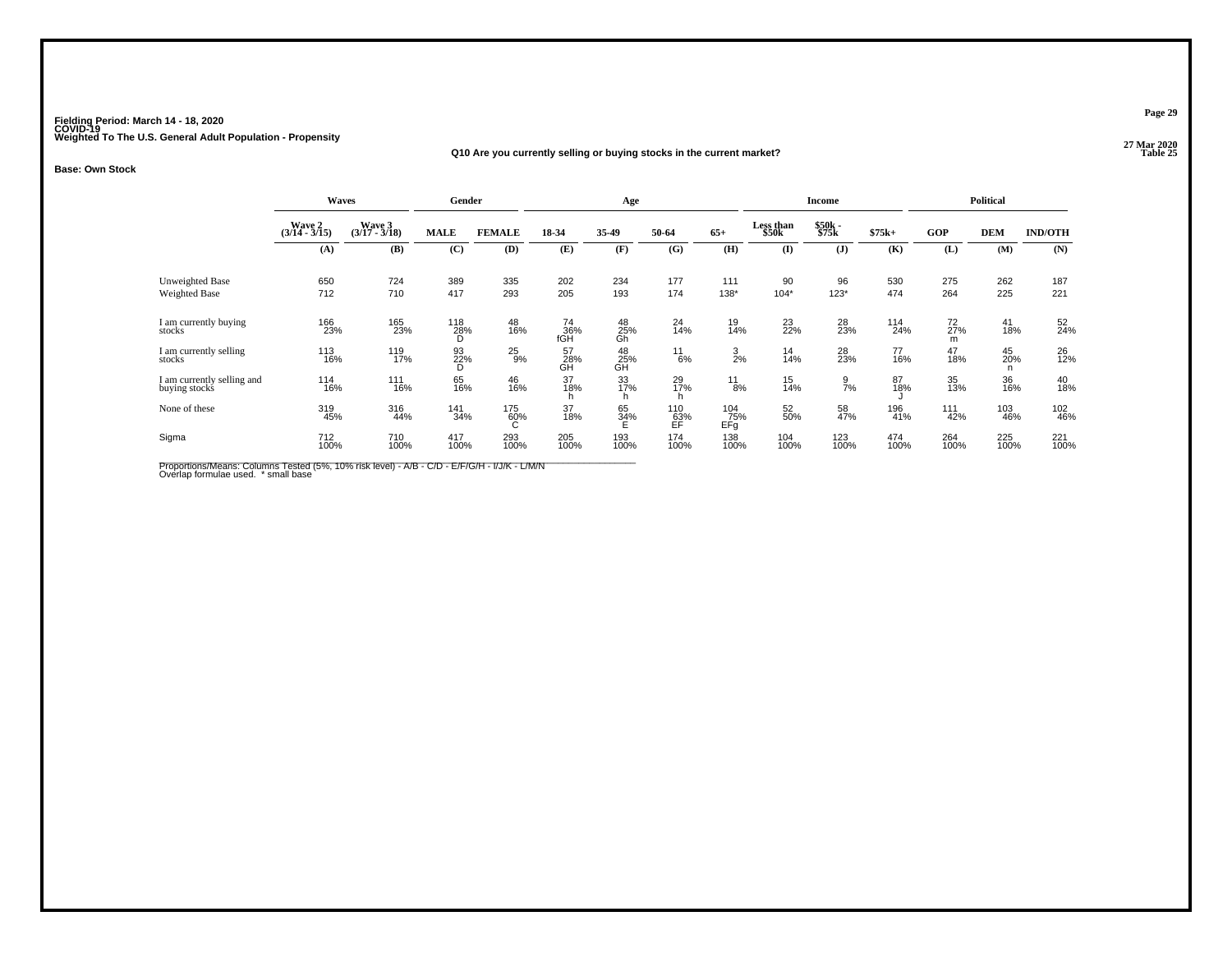Fielding Period: March 14 - 18, 2020
COVID-19
Weighted To The U.S. General Adult Population - Propensity

27 Mar 2020
Table 25

**Q10 Are you currently selling or buying stocks in the current market?**

**Base: Own Stock**

| | Waves | | Gender | | Age | | | | Income | | | Political | | |
|---|---|---|---|---|---|---|---|---|---|---|---|---|---|---|
| | Wave 2 (3/14 - 3/15) | Wave 3 (3/17 - 3/18) | MALE | FEMALE | 18-34 | 35-49 | 50-64 | 65+ | Less than $50k | $50k - $75k | $75k+ | GOP | DEM | IND/OTH |
| | (A) | (B) | (C) | (D) | (E) | (F) | (G) | (H) | (I) | (J) | (K) | (L) | (M) | (N) |
| Unweighted Base | 650 | 724 | 389 | 335 | 202 | 234 | 177 | 111 | 90 | 96 | 530 | 275 | 262 | 187 |
| Weighted Base | 712 | 710 | 417 | 293 | 205 | 193 | 174 | 138* | 104* | 123* | 474 | 264 | 225 | 221 |
| I am currently buying stocks | 166<br>23% | 165<br>23% | 118<br>28%<br>D | 48<br>16% | 74<br>36%<br>fGH | 48<br>25%<br>Gh | 24<br>14% | 19<br>14% | 23<br>22% | 28<br>23% | 114<br>24% | 72<br>27%<br>m | 41<br>18% | 52<br>24% |
| I am currently selling stocks | 113<br>16% | 119<br>17% | 93<br>22%<br>D | 25<br>9% | 57<br>28%<br>GH | 48<br>25%<br>GH | 11<br>6% | 3<br>2% | 14<br>14% | 28<br>23% | 77<br>16% | 47<br>18% | 45<br>20%<br>n | 26<br>12% |
| I am currently selling and buying stocks | 114<br>16% | 111<br>16% | 65<br>16% | 46<br>16% | 37<br>18%<br>h | 33<br>17%<br>h | 29<br>17%<br>h | 11<br>8% | 15<br>14% | 9<br>7% | 87<br>18%<br>J | 35<br>13% | 36<br>16% | 40<br>18% |
| None of these | 319<br>45% | 316<br>44% | 141<br>34% | 175<br>60%<br>C | 37<br>18% | 65<br>34%<br>E | 110<br>63%<br>EF | 104<br>75%<br>EFg | 52<br>50% | 58<br>47% | 196<br>41% | 111<br>42% | 103<br>46% | 102<br>46% |
| Sigma | 712<br>100% | 710<br>100% | 417<br>100% | 293<br>100% | 205<br>100% | 193<br>100% | 174<br>100% | 138<br>100% | 104<br>100% | 123<br>100% | 474<br>100% | 264<br>100% | 225<br>100% | 221<br>100% |

Proportions/Means: Columns Tested (5%, 10% risk level) - A/B - C/D - E/F/G/H - I/J/K - L/M/N
Overlap formulae used. * small base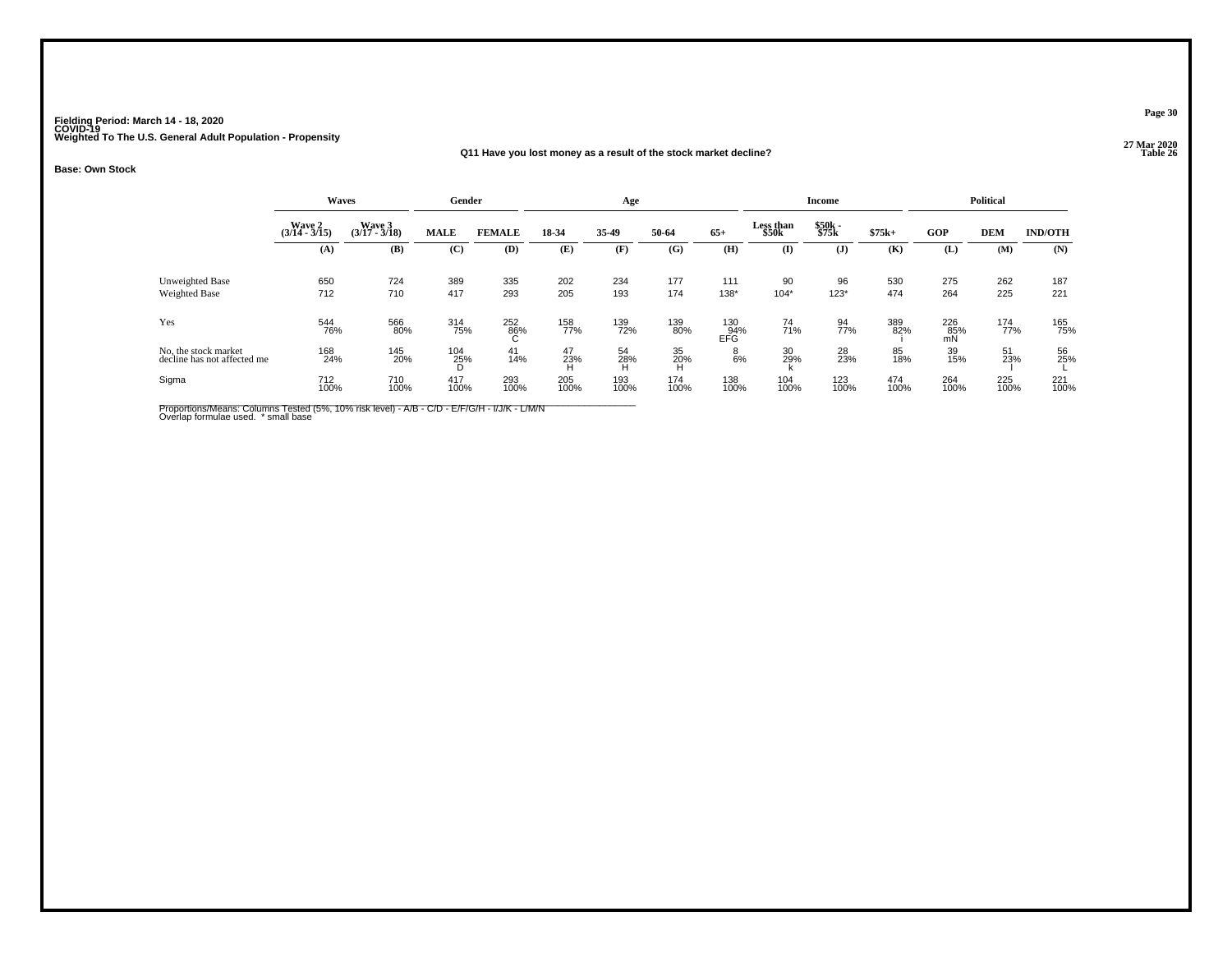Fielding Period: March 14 - 18, 2020
COVID-19
Weighted To The U.S. General Adult Population - Propensity

27 Mar 2020
Table 26

**Q11 Have you lost money as a result of the stock market decline?**

**Base: Own Stock**

| | Waves | | Gender | | Age | | | | Income | | | Political | | |
|---|---|---|---|---|---|---|---|---|---|---|---|---|---|---|
| | Wave 2 (3/14 - 3/15) | Wave 3 (3/17 - 3/18) | MALE | FEMALE | 18-34 | 35-49 | 50-64 | 65+ | Less than $50k | $50k - $75k | $75k+ | GOP | DEM | IND/OTH |
| | (A) | (B) | (C) | (D) | (E) | (F) | (G) | (H) | (I) | (J) | (K) | (L) | (M) | (N) |
| Unweighted Base | 650 | 724 | 389 | 335 | 202 | 234 | 177 | 111 | 90 | 96 | 530 | 275 | 262 | 187 |
| Weighted Base | 712 | 710 | 417 | 293 | 205 | 193 | 174 | 138* | 104* | 123* | 474 | 264 | 225 | 221 |
| Yes | 544 76% | 566 80% | 314 75% | 252 86% C | 158 77% | 139 72% | 139 80% | 130 94% EFG | 74 71% | 94 77% | 389 82% i | 226 85% mN | 174 77% | 165 75% |
| No, the stock market decline has not affected me | 168 24% | 145 20% | 104 25% D | 41 14% | 47 23% H | 54 28% H | 35 20% H | 8 6% | 30 29% k | 28 23% | 85 18% | 39 15% | 51 23% l | 56 25% L |
| Sigma | 712 100% | 710 100% | 417 100% | 293 100% | 205 100% | 193 100% | 174 100% | 138 100% | 104 100% | 123 100% | 474 100% | 264 100% | 225 100% | 221 100% |

Proportions/Means: Columns Tested (5%, 10% risk level) - A/B - C/D - E/F/G/H - I/J/K - L/M/N
Overlap formulae used. * small base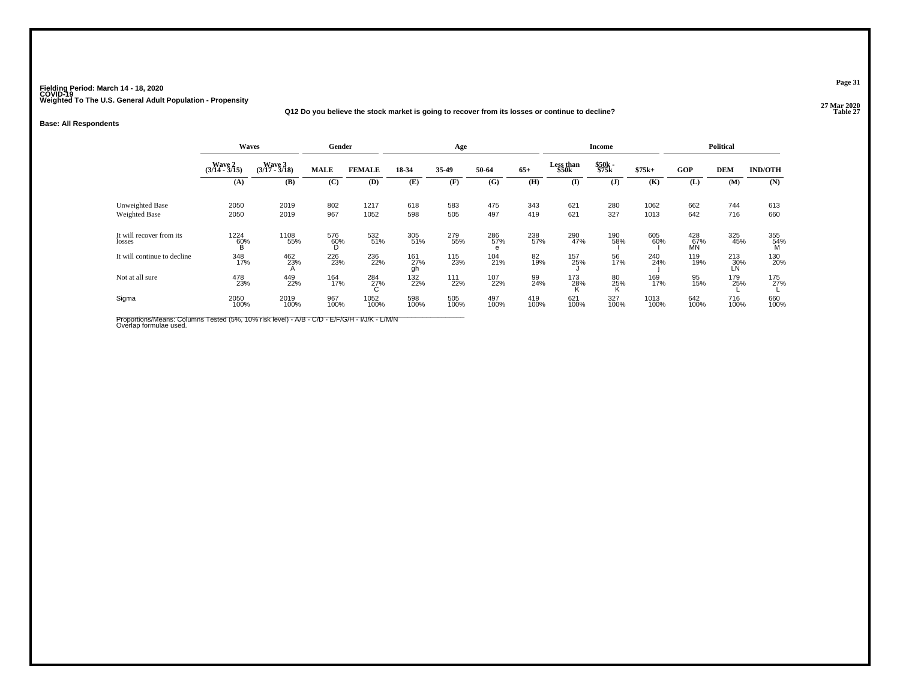Fielding Period: March 14 - 18, 2020
COVID-19
Weighted To The U.S. General Adult Population - Propensity

27 Mar 2020
Table 27

**Q12 Do you believe the stock market is going to recover from its losses or continue to decline?**

**Base: All Respondents**

| | Waves | | Gender | | Age | | | | Income | | | Political | | |
|---|---|---|---|---|---|---|---|---|---|---|---|---|---|---|
| | Wave 2 (3/14 - 3/15) | Wave 3 (3/17 - 3/18) | MALE | FEMALE | 18-34 | 35-49 | 50-64 | 65+ | Less than $50k | $50k - $75k | $75k+ | GOP | DEM | IND/OTH |
| | (A) | (B) | (C) | (D) | (E) | (F) | (G) | (H) | (I) | (J) | (K) | (L) | (M) | (N) |
| Unweighted Base | 2050 | 2019 | 802 | 1217 | 618 | 583 | 475 | 343 | 621 | 280 | 1062 | 662 | 744 | 613 |
| Weighted Base | 2050 | 2019 | 967 | 1052 | 598 | 505 | 497 | 419 | 621 | 327 | 1013 | 642 | 716 | 660 |
| It will recover from its losses | 1224 | 1108 | 576 | 532 | 305 | 279 | 286 | 238 | 290 | 190 | 605 | 428 | 325 | 355 |
| | 60% | 55% | 60% | 51% | 51% | 55% | 57% | 57% | 47% | 58% | 60% | 67% | 45% | 54% |
| | B | | D | | | | e | | | I | I | MN | | M |
| It will continue to decline | 348 | 462 | 226 | 236 | 161 | 115 | 104 | 82 | 157 | 56 | 240 | 119 | 213 | 130 |
| | 17% | 23% | 23% | 22% | 27% | 23% | 21% | 19% | 25% | 17% | 24% | 19% | 30% | 20% |
| | | A | | | gh | | | | J | | j | | LN | |
| Not at all sure | 478 | 449 | 164 | 284 | 132 | 111 | 107 | 99 | 173 | 80 | 169 | 95 | 179 | 175 |
| | 23% | 22% | 17% | 27% | 22% | 22% | 22% | 24% | 28% | 25% | 17% | 15% | 25% | 27% |
| | | | | C | | | | | K | K | | | L | L |
| Sigma | 2050 | 2019 | 967 | 1052 | 598 | 505 | 497 | 419 | 621 | 327 | 1013 | 642 | 716 | 660 |
| | 100% | 100% | 100% | 100% | 100% | 100% | 100% | 100% | 100% | 100% | 100% | 100% | 100% | 100% |

Proportions/Means: Columns Tested (5%, 10% risk level) - A/B - C/D - E/F/G/H - I/J/K - L/M/N
Overlap formulae used.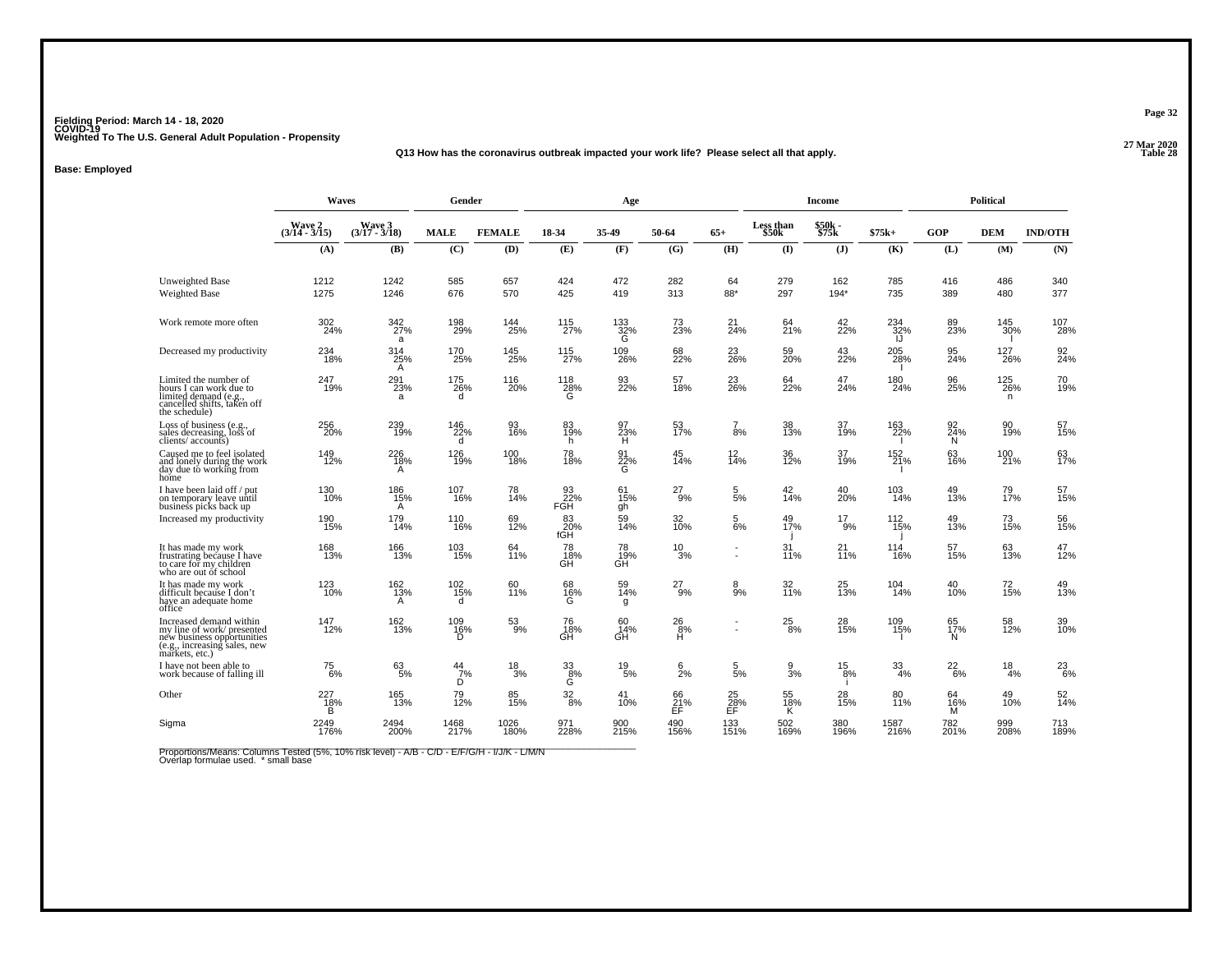**Fielding Period: March 14 - 18, 2020**
**COVID-19**
**Weighted To The U.S. General Adult Population - Propensity**

**27 Mar 2020**
**Table 28**

**Q13 How has the coronavirus outbreak impacted your work life? Please select all that apply.**

**Base: Employed**

| | Waves | | Gender | | Age | | | | Income | | | Political | | |
|---|---|---|---|---|---|---|---|---|---|---|---|---|---|---|
| | Wave 2 (3/14 - 3/15) | Wave 3 (3/17 - 3/18) | MALE | FEMALE | 18-34 | 35-49 | 50-64 | 65+ | Less than $50k | $50k - $75k | $75k+ | GOP | DEM | IND/OTH |
| | (A) | (B) | (C) | (D) | (E) | (F) | (G) | (H) | (I) | (J) | (K) | (L) | (M) | (N) |
| Unweighted Base | 1212 | 1242 | 585 | 657 | 424 | 472 | 282 | 64 | 279 | 162 | 785 | 416 | 486 | 340 |
| Weighted Base | 1275 | 1246 | 676 | 570 | 425 | 419 | 313 | 88* | 297 | 194* | 735 | 389 | 480 | 377 |
| Work remote more often | 302 24% | 342 27% a | 198 29% | 144 25% | 115 27% | 133 32% G | 73 23% | 21 24% | 64 21% | 42 22% | 234 32% IJ | 89 23% | 145 30% l | 107 28% |
| Decreased my productivity | 234 18% | 314 25% A | 170 25% | 145 25% | 115 27% | 109 26% | 68 22% | 23 26% | 59 20% | 43 22% | 205 28% I | 95 24% | 127 26% | 92 24% |
| Limited the number of hours I can work due to limited demand (e.g., cancelled shifts, taken off the schedule) | 247 19% | 291 23% a | 175 26% d | 116 20% | 118 28% G | 93 22% | 57 18% | 23 26% | 64 22% | 47 24% | 180 24% | 96 25% | 125 26% n | 70 19% |
| Loss of business (e.g., sales decreasing, loss of clients/ accounts) | 256 20% | 239 19% | 146 22% d | 93 16% | 83 19% h | 97 23% H | 53 17% | 7 8% | 38 13% | 37 19% | 163 22% I | 92 24% N | 90 19% | 57 15% |
| Caused me to feel isolated and lonely during the work day due to working from home | 149 12% | 226 18% A | 126 19% | 100 18% | 78 18% | 91 22% G | 45 14% | 12 14% | 36 12% | 37 19% | 152 21% I | 63 16% | 100 21% | 63 17% |
| I have been laid off / put on temporary leave until business picks back up | 130 10% | 186 15% A | 107 16% | 78 14% | 93 22% FGH | 61 15% gh | 27 9% | 5 5% | 42 14% | 40 20% | 103 14% | 49 13% | 79 17% | 57 15% |
| Increased my productivity | 190 15% | 179 14% | 110 16% | 69 12% | 83 20% fGH | 59 14% | 32 10% | 5 6% | 49 17% j | 17 9% | 112 15% j | 49 13% | 73 15% | 56 15% |
| It has made my work frustrating because I have to care for my children who are out of school | 168 13% | 166 13% | 103 15% | 64 11% | 78 18% GH | 78 19% GH | 10 3% | - - | 31 11% | 21 11% | 114 16% | 57 15% | 63 13% | 47 12% |
| It has made my work difficult because I don't have an adequate home office | 123 10% | 162 13% A | 102 15% d | 60 11% | 68 16% G | 59 14% g | 27 9% | 8 9% | 32 11% | 25 13% | 104 14% | 40 10% | 72 15% | 49 13% |
| Increased demand within my line of work/ presented new business opportunities (e.g., increasing sales, new markets, etc.) | 147 12% | 162 13% | 109 16% D | 53 9% | 76 18% GH | 60 14% GH | 26 8% H | - - | 25 8% | 28 15% | 109 15% I | 65 17% N | 58 12% | 39 10% |
| I have not been able to work because of falling ill | 75 6% | 63 5% | 44 7% D | 18 3% | 33 8% G | 19 5% | 6 2% | 5 5% | 9 3% | 15 8% i | 33 4% | 22 6% | 18 4% | 23 6% |
| Other | 227 18% B | 165 13% | 79 12% | 85 15% | 32 8% | 41 10% | 66 21% EF | 25 28% EF | 55 18% K | 28 15% | 80 11% | 64 16% M | 49 10% | 52 14% |
| Sigma | 2249 176% | 2494 200% | 1468 217% | 1026 180% | 971 228% | 900 215% | 490 156% | 133 151% | 502 169% | 380 196% | 1587 216% | 782 201% | 999 208% | 713 189% |

Proportions/Means: Columns Tested (5%, 10% risk level) - A/B - C/D - E/F/G/H - I/J/K - L/M/N
Overlap formulae used. * small base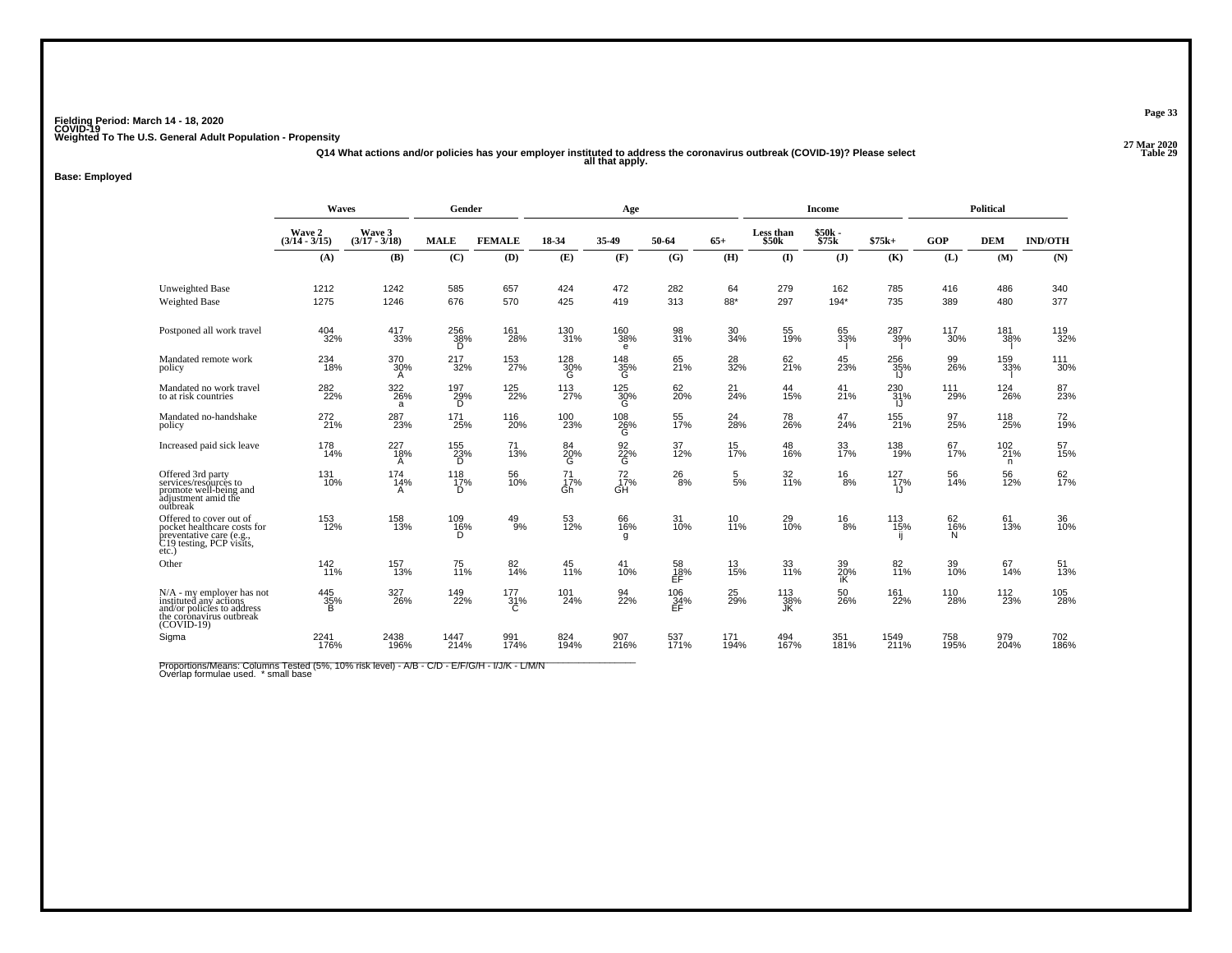Fielding Period: March 14 - 18, 2020
COVID-19
Weighted To The U.S. General Adult Population - Propensity

27 Mar 2020
Table 29

Q14 What actions and/or policies has your employer instituted to address the coronavirus outbreak (COVID-19)? Please select all that apply.

**Base: Employed**

| | Waves | | Gender | | Age | | | | Income | | | Political | | |
|---|---|---|---|---|---|---|---|---|---|---|---|---|---|---|
| | Wave 2 (3/14 - 3/15) | Wave 3 (3/17 - 3/18) | MALE | FEMALE | 18-34 | 35-49 | 50-64 | 65+ | Less than $50k | $50k - $75k | $75k+ | GOP | DEM | IND/OTH |
| | (A) | (B) | (C) | (D) | (E) | (F) | (G) | (H) | (I) | (J) | (K) | (L) | (M) | (N) |
| Unweighted Base | 1212 | 1242 | 585 | 657 | 424 | 472 | 282 | 64 | 279 | 162 | 785 | 416 | 486 | 340 |
| Weighted Base | 1275 | 1246 | 676 | 570 | 425 | 419 | 313 | 88* | 297 | 194* | 735 | 389 | 480 | 377 |
| Postponed all work travel | 404 32% | 417 33% | 256 38% D | 161 28% | 130 31% | 160 38% e | 98 31% | 30 34% | 55 19% | 65 33% I | 287 39% I | 117 30% | 181 38% I | 119 32% |
| Mandated remote work policy | 234 18% | 370 30% A | 217 32% | 153 27% | 128 30% G | 148 35% G | 65 21% | 28 32% | 62 21% | 45 23% | 256 35% IJ | 99 26% | 159 33% I | 111 30% |
| Mandated no work travel to at risk countries | 282 22% | 322 26% a | 197 29% D | 125 22% | 113 27% | 125 30% G | 62 20% | 21 24% | 44 15% | 41 21% | 230 31% IJ | 111 29% | 124 26% | 87 23% |
| Mandated no-handshake policy | 272 21% | 287 23% | 171 25% | 116 20% | 100 23% | 108 26% G | 55 17% | 24 28% | 78 26% | 47 24% | 155 21% | 97 25% | 118 25% | 72 19% |
| Increased paid sick leave | 178 14% | 227 18% A | 155 23% D | 71 13% | 84 20% G | 92 22% G | 37 12% | 15 17% | 48 16% | 33 17% | 138 19% | 67 17% | 102 21% n | 57 15% |
| Offered 3rd party services/resources to promote well-being and adjustment amid the outbreak | 131 10% | 174 14% A | 118 17% D | 56 10% | 71 17% Gh | 72 17% GH | 26 8% | 5 5% | 32 11% | 16 8% | 127 17% IJ | 56 14% | 56 12% | 62 17% |
| Offered to cover out of pocket healthcare costs for preventative care (e.g., C19 testing, PCP visits, etc.) | 153 12% | 158 13% | 109 16% D | 49 9% | 53 12% | 66 16% g | 31 10% | 10 11% | 29 10% | 16 8% | 113 15% ij | 62 16% N | 61 13% | 36 10% |
| Other | 142 11% | 157 13% | 75 11% | 82 14% | 45 11% | 41 10% | 58 18% EF | 13 15% | 33 11% | 39 20% iK | 82 11% | 39 10% | 67 14% | 51 13% |
| N/A - my employer has not instituted any actions and/or policies to address the coronavirus outbreak (COVID-19) | 445 35% B | 327 26% | 149 22% | 177 31% C | 101 24% | 94 22% | 106 34% EF | 25 29% | 113 38% JK | 50 26% | 161 22% | 110 28% | 112 23% | 105 28% |
| Sigma | 2241 176% | 2438 196% | 1447 214% | 991 174% | 824 194% | 907 216% | 537 171% | 171 194% | 494 167% | 351 181% | 1549 211% | 758 195% | 979 204% | 702 186% |

Proportions/Means: Columns Tested (5%, 10% risk level) - A/B - C/D - E/F/G/H - I/J/K - L/M/N
Overlap formulae used. * small base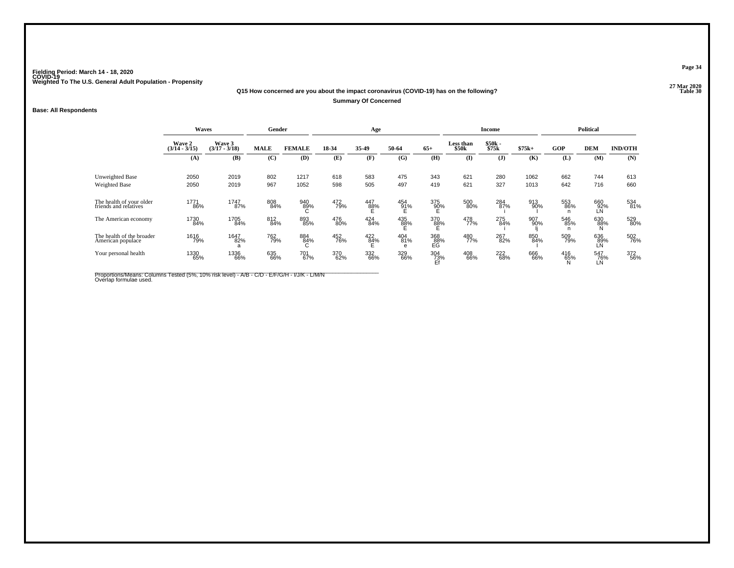Fielding Period: March 14 - 18, 2020
COVID-19
Weighted To The U.S. General Adult Population - Propensity

27 Mar 2020
Table 30

**Q15 How concerned are you about the impact coronavirus (COVID-19) has on the following?**

**Summary Of Concerned**

**Base: All Respondents**

| | Waves | | Gender | | Age | | | | Income | | | Political | | |
|---|---|---|---|---|---|---|---|---|---|---|---|---|---|---|
| | Wave 2 (3/14 - 3/15) | Wave 3 (3/17 - 3/18) | MALE | FEMALE | 18-34 | 35-49 | 50-64 | 65+ | Less than $50k | $50k - $75k | $75k+ | GOP | DEM | IND/OTH |
| | (A) | (B) | (C) | (D) | (E) | (F) | (G) | (H) | (I) | (J) | (K) | (L) | (M) | (N) |
| Unweighted Base | 2050 | 2019 | 802 | 1217 | 618 | 583 | 475 | 343 | 621 | 280 | 1062 | 662 | 744 | 613 |
| Weighted Base | 2050 | 2019 | 967 | 1052 | 598 | 505 | 497 | 419 | 621 | 327 | 1013 | 642 | 716 | 660 |
| The health of your older friends and relatives | 1771 86% | 1747 87% | 808 84% | 940 89% C | 472 79% | 447 88% E | 454 91% E | 375 90% E | 500 80% | 284 87% i | 913 90% I | 553 86% n | 660 92% LN | 534 81% |
| The American economy | 1730 84% | 1705 84% | 812 84% | 893 85% | 476 80% | 424 84% | 435 88% E | 370 88% E | 478 77% | 275 84% i | 907 90% Ij | 546 85% n | 630 88% N | 529 80% |
| The health of the broader American populace | 1616 79% | 1647 82% a | 762 79% | 884 84% C | 452 76% | 422 84% E | 404 81% e | 368 88% EG | 480 77% | 267 82% | 850 84% I | 509 79% | 636 89% LN | 502 76% |
| Your personal health | 1330 65% | 1336 66% | 635 66% | 701 67% | 370 62% | 332 66% | 329 66% | 304 73% Ef | 408 66% | 222 68% | 666 66% | 416 65% N | 547 76% LN | 372 56% |

Proportions/Means: Columns Tested (5%, 10% risk level) - A/B - C/D - E/F/G/H - I/J/K - L/M/N
Overlap formulae used.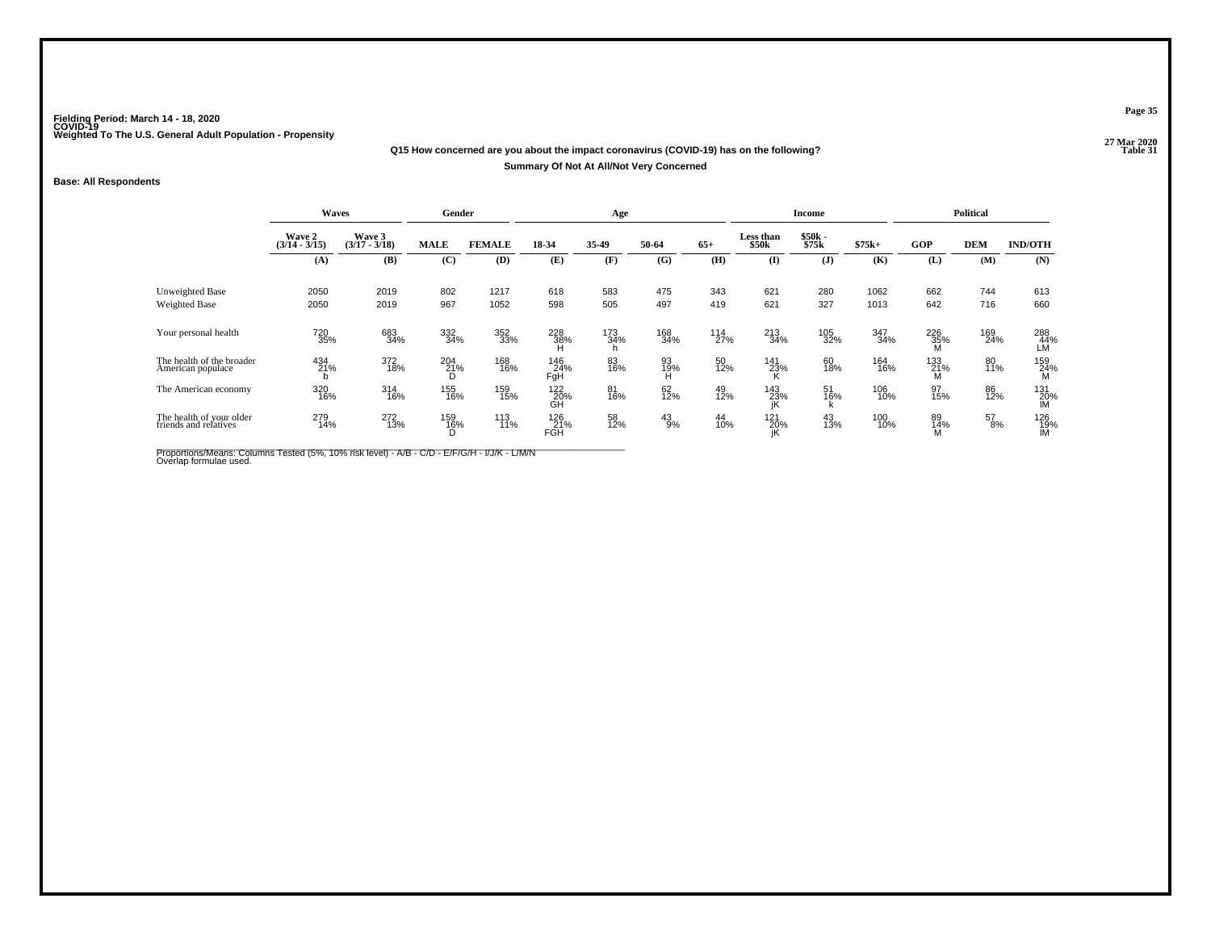Fielding Period: March 14 - 18, 2020
COVID-19
Weighted To The U.S. General Adult Population - Propensity

27 Mar 2020
Table 31

**Q15 How concerned are you about the impact coronavirus (COVID-19) has on the following?**

**Summary Of Not At All/Not Very Concerned**

**Base: All Respondents**

| | Waves | | Gender | | Age | | | | Income | | | Political | | |
|---|---|---|---|---|---|---|---|---|---|---|---|---|---|---|
| | Wave 2 (3/14 - 3/15) | Wave 3 (3/17 - 3/18) | MALE | FEMALE | 18-34 | 35-49 | 50-64 | 65+ | Less than $50k | $50k - $75k | $75k+ | GOP | DEM | IND/OTH |
| | (A) | (B) | (C) | (D) | (E) | (F) | (G) | (H) | (I) | (J) | (K) | (L) | (M) | (N) |
| Unweighted Base | 2050 | 2019 | 802 | 1217 | 618 | 583 | 475 | 343 | 621 | 280 | 1062 | 662 | 744 | 613 |
| Weighted Base | 2050 | 2019 | 967 | 1052 | 598 | 505 | 497 | 419 | 621 | 327 | 1013 | 642 | 716 | 660 |
| Your personal health | 720 35% | 683 34% | 332 34% | 352 33% | 228 38% H | 173 34% h | 168 34% | 114 27% | 213 34% | 105 32% | 347 34% | 226 35% M | 169 24% | 288 44% LM |
| The health of the broader American populace | 434 21% b | 372 18% | 204 21% D | 168 16% | 146 24% FgH | 83 16% | 93 19% H | 50 12% | 141 23% K | 60 18% | 164 16% | 133 21% M | 80 11% | 159 24% M |
| The American economy | 320 16% | 314 16% | 155 16% | 159 15% | 122 20% GH | 81 16% | 62 12% | 49 12% | 143 23% jK | 51 16% k | 106 10% | 97 15% | 86 12% | 131 20% lM |
| The health of your older friends and relatives | 279 14% | 272 13% | 159 16% D | 113 11% | 126 21% FGH | 58 12% | 43 9% | 44 10% | 121 20% jK | 43 13% | 100 10% | 89 14% M | 57 8% | 126 19% lM |

Proportions/Means: Columns Tested (5%, 10% risk level) - A/B - C/D - E/F/G/H - I/J/K - L/M/N
Overlap formulae used.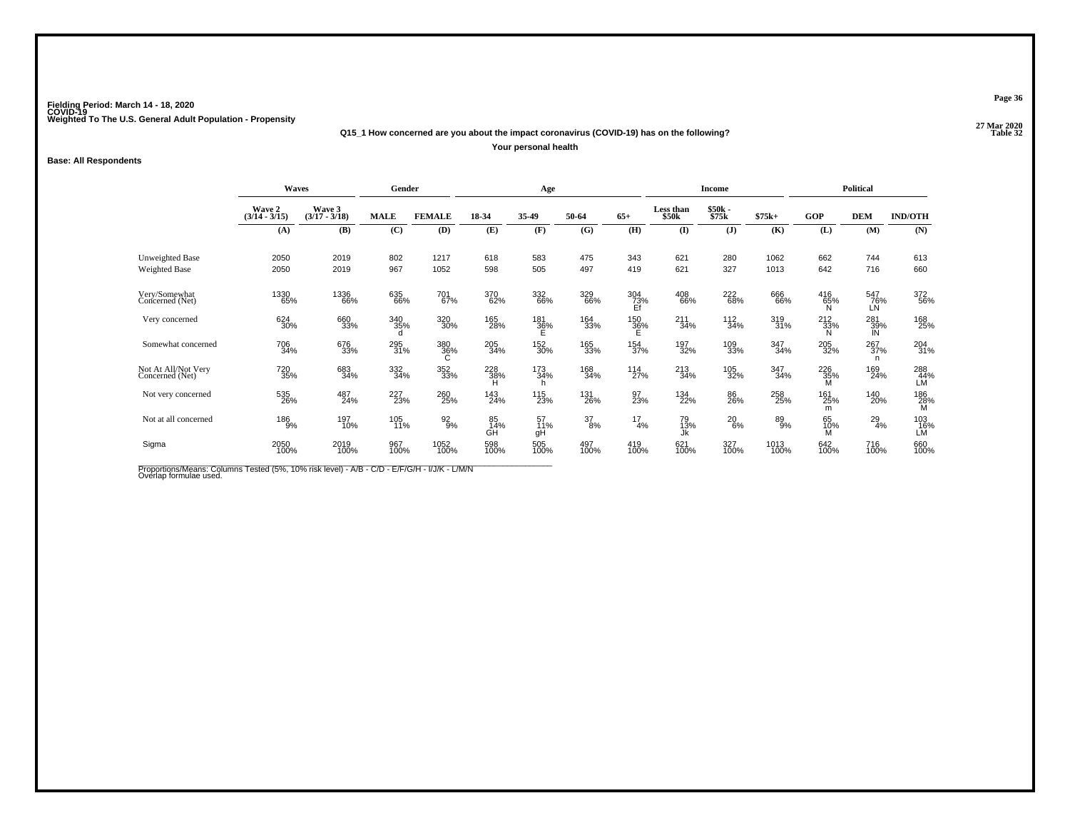Fielding Period: March 14 - 18, 2020
COVID-19
Weighted To The U.S. General Adult Population - Propensity

27 Mar 2020
Table 32

**Q15_1 How concerned are you about the impact coronavirus (COVID-19) has on the following?**

**Your personal health**

**Base: All Respondents**

| | Waves | | Gender | | Age | | | | Income | | | Political | | |
|---|---|---|---|---|---|---|---|---|---|---|---|---|---|---|
| | Wave 2 (3/14 - 3/15) | Wave 3 (3/17 - 3/18) | MALE | FEMALE | 18-34 | 35-49 | 50-64 | 65+ | Less than $50k | $50k - $75k | $75k+ | GOP | DEM | IND/OTH |
| | (A) | (B) | (C) | (D) | (E) | (F) | (G) | (H) | (I) | (J) | (K) | (L) | (M) | (N) |
| Unweighted Base | 2050 | 2019 | 802 | 1217 | 618 | 583 | 475 | 343 | 621 | 280 | 1062 | 662 | 744 | 613 |
| Weighted Base | 2050 | 2019 | 967 | 1052 | 598 | 505 | 497 | 419 | 621 | 327 | 1013 | 642 | 716 | 660 |
| Very/Somewhat Concerned (Net) | 1330 65% | 1336 66% | 635 66% | 701 67% | 370 62% | 332 66% | 329 66% | 304 73% Ef | 408 66% | 222 68% | 666 66% | 416 65% N | 547 76% LN | 372 56% |
| Very concerned | 624 30% | 660 33% | 340 35% d | 320 30% | 165 28% | 181 36% E | 164 33% | 150 36% E | 211 34% | 112 34% | 319 31% | 212 33% N | 281 39% lN | 168 25% |
| Somewhat concerned | 706 34% | 676 33% | 295 31% | 380 36% C | 205 34% | 152 30% | 165 33% | 154 37% | 197 32% | 109 33% | 347 34% | 205 32% | 267 37% n | 204 31% |
| Not At All/Not Very Concerned (Net) | 720 35% | 683 34% | 332 34% | 352 33% | 228 38% H | 173 34% h | 168 34% | 114 27% | 213 34% | 105 32% | 347 34% | 226 35% M | 169 24% | 288 44% LM |
| Not very concerned | 535 26% | 487 24% | 227 23% | 260 25% | 143 24% | 115 23% | 131 26% | 97 23% | 134 22% | 86 26% | 258 25% | 161 25% m | 140 20% | 186 28% M |
| Not at all concerned | 186 9% | 197 10% | 105 11% | 92 9% | 85 14% GH | 57 11% gH | 37 8% | 17 4% | 79 13% Jk | 20 6% | 89 9% | 65 10% M | 29 4% | 103 16% LM |
| Sigma | 2050 100% | 2019 100% | 967 100% | 1052 100% | 598 100% | 505 100% | 497 100% | 419 100% | 621 100% | 327 100% | 1013 100% | 642 100% | 716 100% | 660 100% |

Proportions/Means: Columns Tested (5%, 10% risk level) - A/B - C/D - E/F/G/H - I/J/K - L/M/N
Overlap formulae used.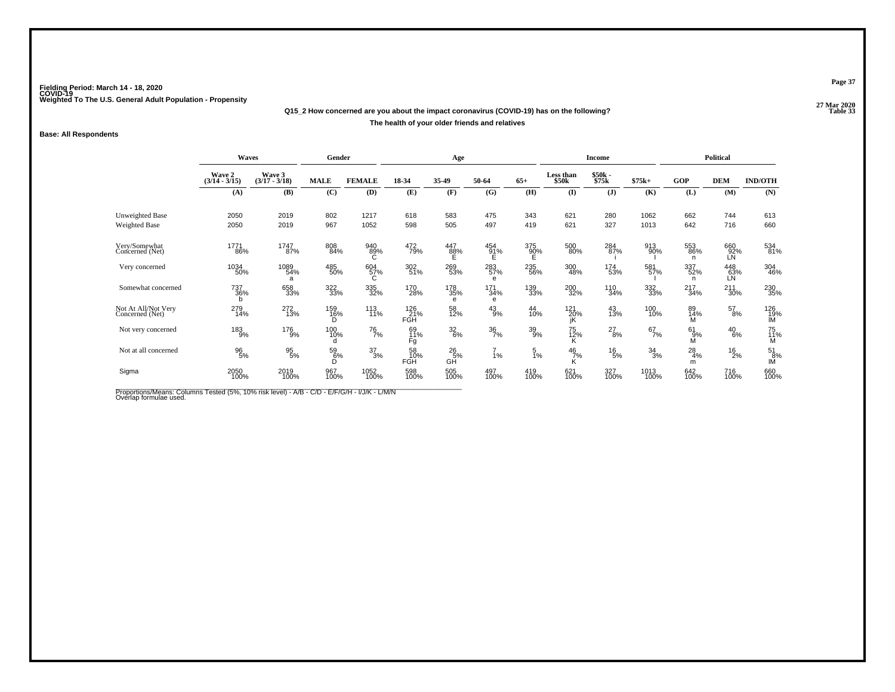**Fielding Period: March 14 - 18, 2020**
**COVID-19**
**Weighted To The U.S. General Adult Population - Propensity**

27 Mar 2020
Table 33

**Q15_2 How concerned are you about the impact coronavirus (COVID-19) has on the following?**

**The health of your older friends and relatives**

**Base: All Respondents**

| | Waves | | Gender | | Age | | | | Income | | | Political | | |
|---|---|---|---|---|---|---|---|---|---|---|---|---|---|---|
| | Wave 2 (3/14 - 3/15) | Wave 3 (3/17 - 3/18) | MALE | FEMALE | 18-34 | 35-49 | 50-64 | 65+ | Less than $50k | $50k - $75k | $75k+ | GOP | DEM | IND/OTH |
| | (A) | (B) | (C) | (D) | (E) | (F) | (G) | (H) | (I) | (J) | (K) | (L) | (M) | (N) |
| Unweighted Base | 2050 | 2019 | 802 | 1217 | 618 | 583 | 475 | 343 | 621 | 280 | 1062 | 662 | 744 | 613 |
| Weighted Base | 2050 | 2019 | 967 | 1052 | 598 | 505 | 497 | 419 | 621 | 327 | 1013 | 642 | 716 | 660 |
| Very/Somewhat Concerned (Net) | 1771 86% | 1747 87% | 808 84% | 940 89% C | 472 79% | 447 88% E | 454 91% E | 375 90% E | 500 80% | 284 87% i | 913 90% I | 553 86% n | 660 92% LN | 534 81% |
| Very concerned | 1034 50% | 1089 54% a | 485 50% | 604 57% C | 302 51% | 269 53% | 283 57% e | 235 56% | 300 48% | 174 53% | 581 57% I | 337 52% n | 448 63% LN | 304 46% |
| Somewhat concerned | 737 36% b | 658 33% | 322 33% | 335 32% | 170 28% | 178 35% e | 171 34% e | 139 33% | 200 32% | 110 34% | 332 33% | 217 34% | 211 30% | 230 35% |
| Not At All/Not Very Concerned (Net) | 279 14% | 272 13% | 159 16% D | 113 11% | 126 21% FGH | 58 12% | 43 9% | 44 10% | 121 20% jK | 43 13% | 100 10% | 89 14% M | 57 8% | 126 19% lM |
| Not very concerned | 183 9% | 176 9% | 100 10% d | 76 7% | 69 11% Fg | 32 6% | 36 7% | 39 9% | 75 12% K | 27 8% | 67 7% | 61 9% M | 40 6% | 75 11% M |
| Not at all concerned | 96 5% | 95 5% | 59 6% D | 37 3% | 58 10% FGH | 26 5% GH | 7 1% | 5 1% | 46 7% K | 16 5% | 34 3% | 28 4% m | 16 2% | 51 8% lM |
| Sigma | 2050 100% | 2019 100% | 967 100% | 1052 100% | 598 100% | 505 100% | 497 100% | 419 100% | 621 100% | 327 100% | 1013 100% | 642 100% | 716 100% | 660 100% |

Proportions/Means: Columns Tested (5%, 10% risk level) - A/B - C/D - E/F/G/H - I/J/K - L/M/N
Overlap formulae used.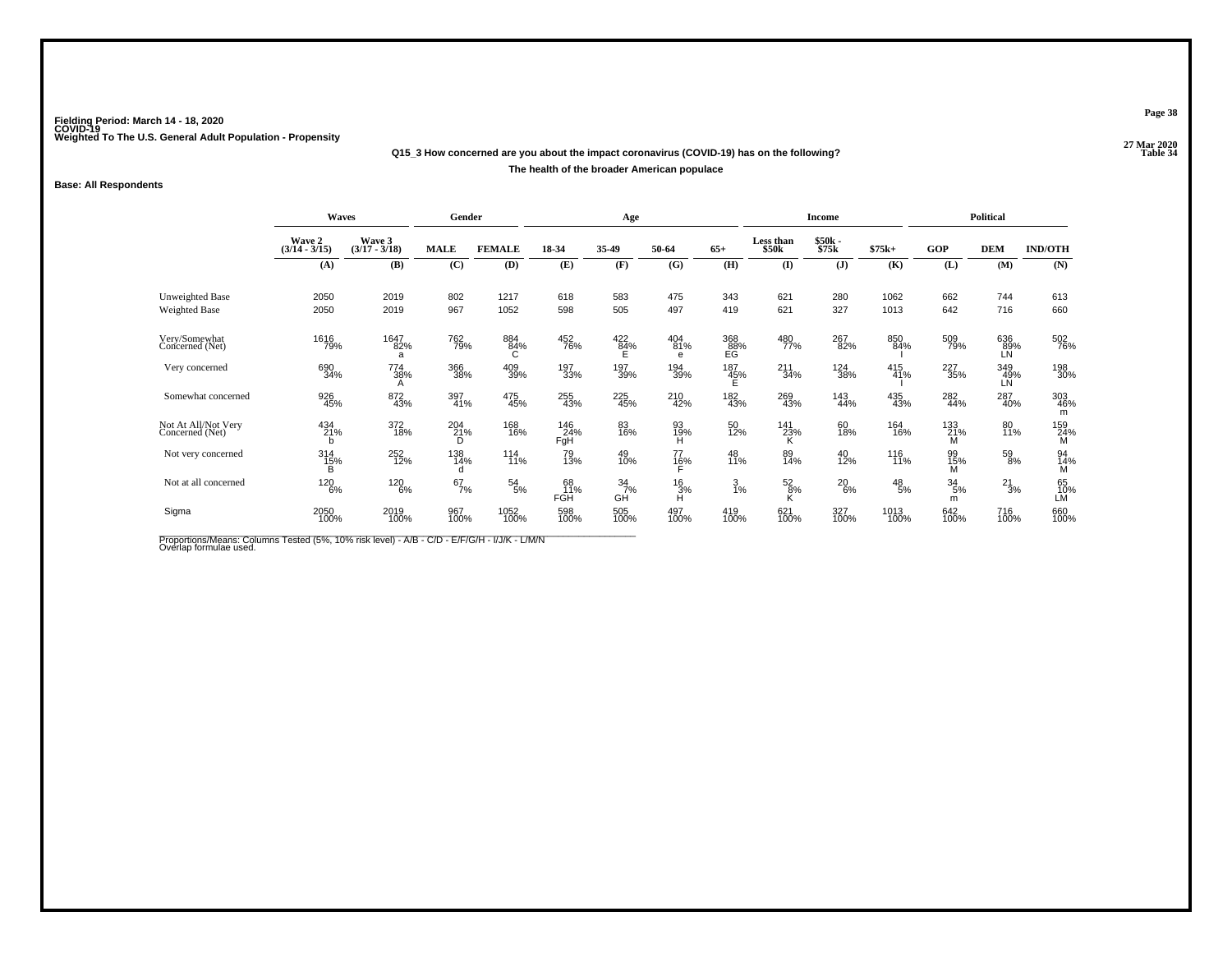Fielding Period: March 14 - 18, 2020
COVID-19
Weighted To The U.S. General Adult Population - Propensity

27 Mar 2020
Table 34

Q15_3 How concerned are you about the impact coronavirus (COVID-19) has on the following?

The health of the broader American populace

Base: All Respondents

| | Waves | | Gender | | Age | | | | Income | | | Political | | |
|---|---|---|---|---|---|---|---|---|---|---|---|---|---|---|
| | Wave 2 (3/14 - 3/15) | Wave 3 (3/17 - 3/18) | MALE | FEMALE | 18-34 | 35-49 | 50-64 | 65+ | Less than $50k | $50k - $75k | $75k+ | GOP | DEM | IND/OTH |
| | (A) | (B) | (C) | (D) | (E) | (F) | (G) | (H) | (I) | (J) | (K) | (L) | (M) | (N) |
| Unweighted Base | 2050 | 2019 | 802 | 1217 | 618 | 583 | 475 | 343 | 621 | 280 | 1062 | 662 | 744 | 613 |
| Weighted Base | 2050 | 2019 | 967 | 1052 | 598 | 505 | 497 | 419 | 621 | 327 | 1013 | 642 | 716 | 660 |
| Very/Somewhat Concerned (Net) | 1616 79% | 1647 82% a | 762 79% | 884 84% C | 452 76% | 422 84% E | 404 81% e | 368 88% EG | 480 77% | 267 82% | 850 84% I | 509 79% | 636 89% LN | 502 76% |
| Very concerned | 690 34% | 774 38% A | 366 38% | 409 39% | 197 33% | 197 39% | 194 39% | 187 45% E | 211 34% | 124 38% | 415 41% I | 227 35% | 349 49% LN | 198 30% |
| Somewhat concerned | 926 45% | 872 43% | 397 41% | 475 45% | 255 43% | 225 45% | 210 42% | 182 43% | 269 43% | 143 44% | 435 43% | 282 44% | 287 40% | 303 46% m |
| Not At All/Not Very Concerned (Net) | 434 21% b | 372 18% | 204 21% D | 168 16% | 146 24% FgH | 83 16% | 93 19% H | 50 12% | 141 23% K | 60 18% | 164 16% | 133 21% M | 80 11% | 159 24% M |
| Not very concerned | 314 15% B | 252 12% | 138 14% d | 114 11% | 79 13% | 49 10% | 77 16% F | 48 11% | 89 14% | 40 12% | 116 11% | 99 15% M | 59 8% | 94 14% M |
| Not at all concerned | 120 6% | 120 6% | 67 7% | 54 5% | 68 11% FGH | 34 7% GH | 16 3% H | 3 1% | 52 8% K | 20 6% | 48 5% | 34 5% m | 21 3% | 65 10% LM |
| Sigma | 2050 100% | 2019 100% | 967 100% | 1052 100% | 598 100% | 505 100% | 497 100% | 419 100% | 621 100% | 327 100% | 1013 100% | 642 100% | 716 100% | 660 100% |

Proportions/Means: Columns Tested (5%, 10% risk level) - A/B - C/D - E/F/G/H - I/J/K - L/M/N
Overlap formulae used.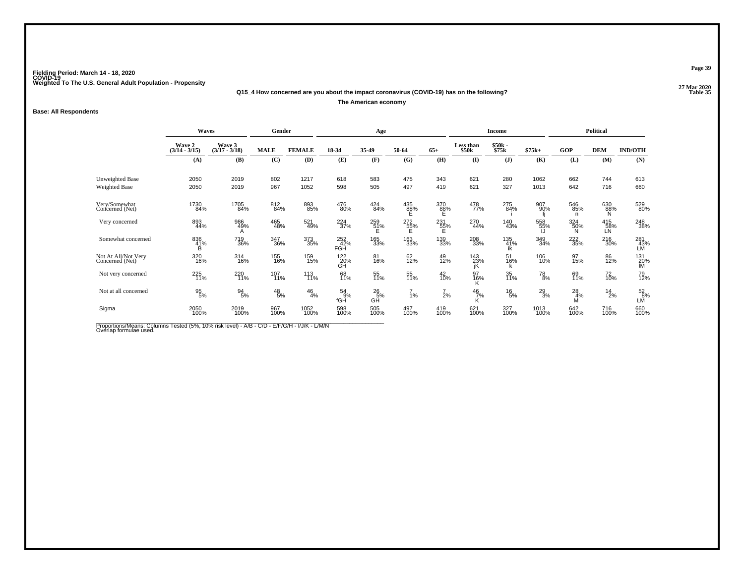Fielding Period: March 14 - 18, 2020
COVID-19
Weighted To The U.S. General Adult Population - Propensity

27 Mar 2020
Table 35

**Q15_4 How concerned are you about the impact coronavirus (COVID-19) has on the following?**

**The American economy**

**Base: All Respondents**

| | Waves | | Gender | | Age | | | | Income | | | Political | | |
|---|---|---|---|---|---|---|---|---|---|---|---|---|---|---|
| | Wave 2 (3/14 - 3/15) | Wave 3 (3/17 - 3/18) | MALE | FEMALE | 18-34 | 35-49 | 50-64 | 65+ | Less than $50k | $50k - $75k | $75k+ | GOP | DEM | IND/OTH |
| | (A) | (B) | (C) | (D) | (E) | (F) | (G) | (H) | (I) | (J) | (K) | (L) | (M) | (N) |
| Unweighted Base | 2050 | 2019 | 802 | 1217 | 618 | 583 | 475 | 343 | 621 | 280 | 1062 | 662 | 744 | 613 |
| Weighted Base | 2050 | 2019 | 967 | 1052 | 598 | 505 | 497 | 419 | 621 | 327 | 1013 | 642 | 716 | 660 |
| Very/Somewhat Concerned (Net) | 1730 84% | 1705 84% | 812 84% | 893 85% | 476 80% | 424 84% | 435 88% E | 370 88% E | 478 77% | 275 84% i | 907 90% Ij | 546 85% n | 630 88% N | 529 80% |
| Very concerned | 893 44% | 986 49% A | 465 48% | 521 49% | 224 37% | 259 51% E | 272 55% E | 231 55% E | 270 44% | 140 43% | 558 55% IJ | 324 50% N | 415 58% LN | 248 38% |
| Somewhat concerned | 836 41% B | 719 36% | 347 36% | 373 35% | 252 42% FGH | 165 33% | 163 33% | 139 33% | 208 33% | 135 41% ik | 349 34% | 222 35% | 216 30% | 281 43% LM |
| Not At All/Not Very Concerned (Net) | 320 16% | 314 16% | 155 16% | 159 15% | 122 20% GH | 81 16% | 62 12% | 49 12% | 143 23% jK | 51 16% k | 106 10% | 97 15% | 86 12% | 131 20% lM |
| Not very concerned | 225 11% | 220 11% | 107 11% | 113 11% | 68 11% | 55 11% | 55 11% | 42 10% | 97 16% K | 35 11% | 78 8% | 69 11% | 72 10% | 79 12% |
| Not at all concerned | 95 5% | 94 5% | 48 5% | 46 4% | 54 9% fGH | 26 5% GH | 7 1% | 7 2% | 46 7% K | 16 5% | 29 3% | 28 4% M | 14 2% | 52 8% LM |
| Sigma | 2050 100% | 2019 100% | 967 100% | 1052 100% | 598 100% | 505 100% | 497 100% | 419 100% | 621 100% | 327 100% | 1013 100% | 642 100% | 716 100% | 660 100% |

Proportions/Means: Columns Tested (5%, 10% risk level) - A/B - C/D - E/F/G/H - I/J/K - L/M/N
Overlap formulae used.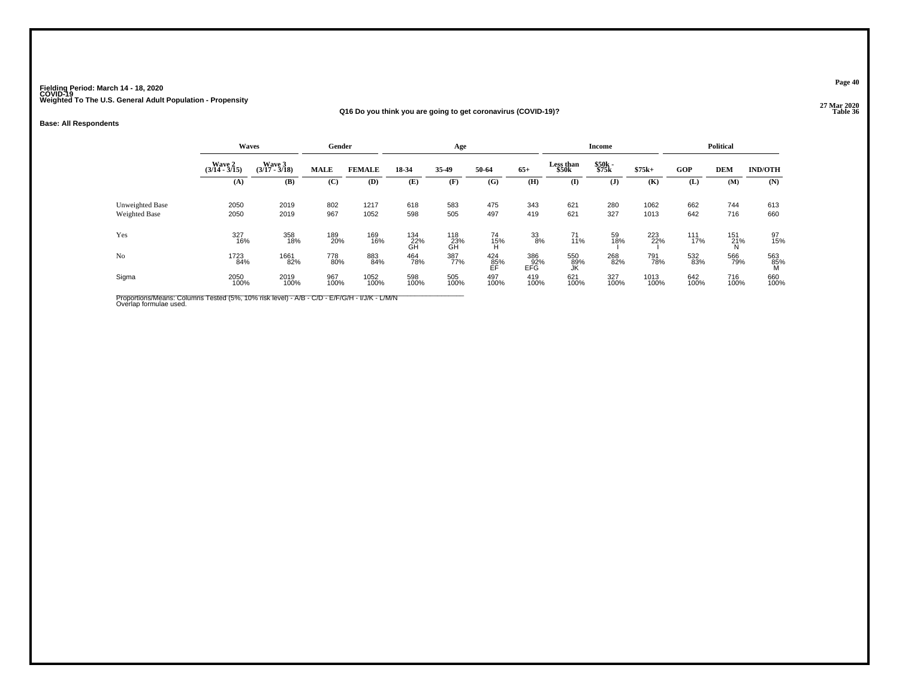Fielding Period: March 14 - 18, 2020
COVID-19
Weighted To The U.S. General Adult Population - Propensity

27 Mar 2020
Table 36

Q16 Do you think you are going to get coronavirus (COVID-19)?

**Base: All Respondents**

| | Waves | | Gender | | Age | | | | Income | | | Political | | |
|---|---|---|---|---|---|---|---|---|---|---|---|---|---|---|
| | Wave 2 (3/14 - 3/15) | Wave 3 (3/17 - 3/18) | MALE | FEMALE | 18-34 | 35-49 | 50-64 | 65+ | Less than $50k | $50k - $75k | $75k+ | GOP | DEM | IND/OTH |
| | (A) | (B) | (C) | (D) | (E) | (F) | (G) | (H) | (I) | (J) | (K) | (L) | (M) | (N) |
| Unweighted Base | 2050 | 2019 | 802 | 1217 | 618 | 583 | 475 | 343 | 621 | 280 | 1062 | 662 | 744 | 613 |
| Weighted Base | 2050 | 2019 | 967 | 1052 | 598 | 505 | 497 | 419 | 621 | 327 | 1013 | 642 | 716 | 660 |
| Yes | 327 | 358 | 189 | 169 | 134 | 118 | 74 | 33 | 71 | 59 | 223 | 111 | 151 | 97 |
| | 16% | 18% | 20% | 16% | 22% | 23% | 15% | 8% | 11% | 18% | 22% | 17% | 21% | 15% |
| | | | | | GH | GH | H | | | I | I | | N | |
| No | 1723 | 1661 | 778 | 883 | 464 | 387 | 424 | 386 | 550 | 268 | 791 | 532 | 566 | 563 |
| | 84% | 82% | 80% | 84% | 78% | 77% | 85% | 92% | 89% | 82% | 78% | 83% | 79% | 85% |
| | | | | | | | EF | EFG | JK | | | | | M |
| Sigma | 2050 | 2019 | 967 | 1052 | 598 | 505 | 497 | 419 | 621 | 327 | 1013 | 642 | 716 | 660 |
| | 100% | 100% | 100% | 100% | 100% | 100% | 100% | 100% | 100% | 100% | 100% | 100% | 100% | 100% |

Proportions/Means: Columns Tested (5%, 10% risk level) - A/B - C/D - E/F/G/H - I/J/K - L/M/N
Overlap formulae used.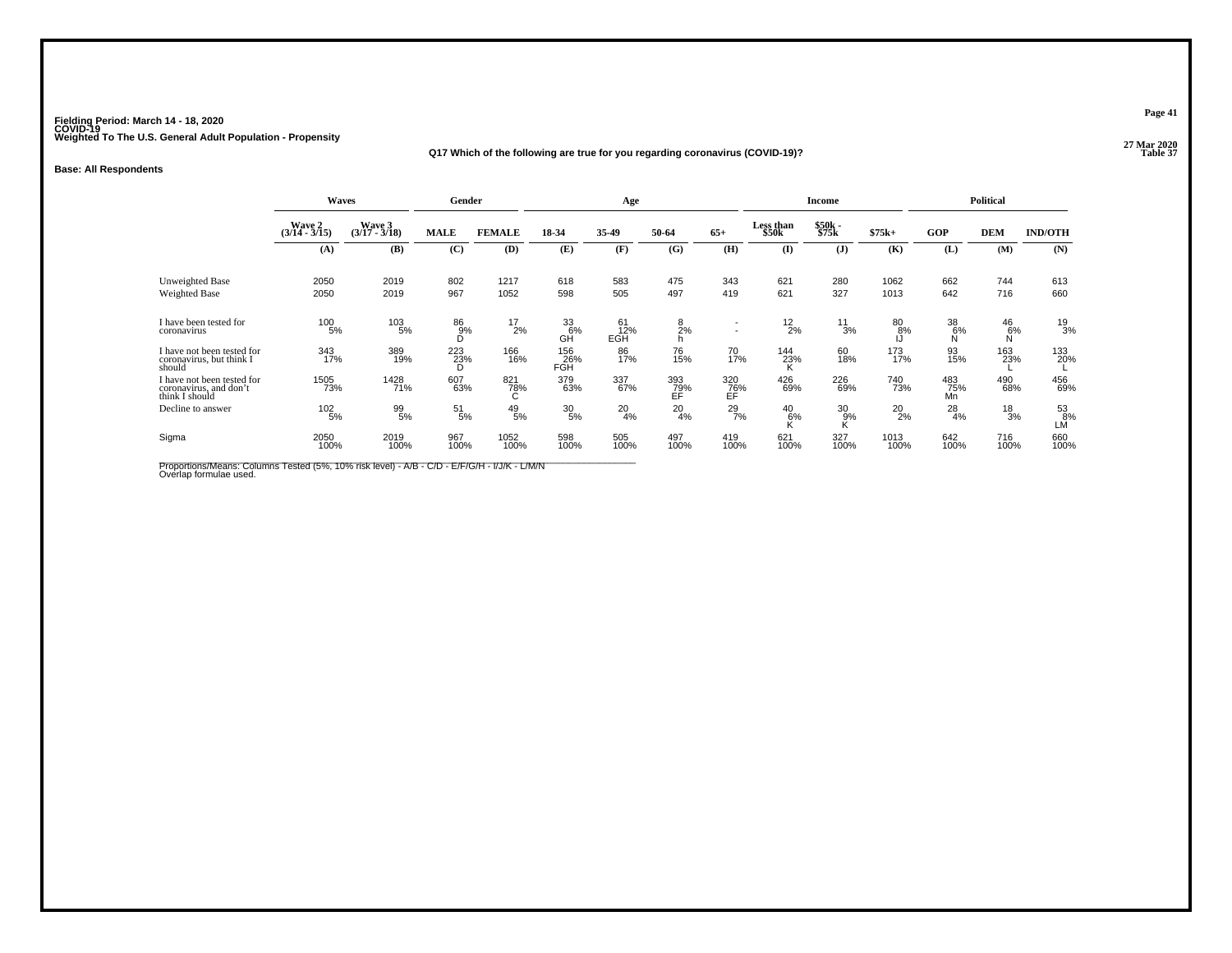**Fielding Period: March 14 - 18, 2020**
**COVID-19**
**Weighted To The U.S. General Adult Population - Propensity**

27 Mar 2020
Table 37

**Q17 Which of the following are true for you regarding coronavirus (COVID-19)?**

**Base: All Respondents**

| | Waves | | Gender | | Age | | | | Income | | | Political | | |
|---|---|---|---|---|---|---|---|---|---|---|---|---|---|---|
| | Wave 2 (3/14 - 3/15) | Wave 3 (3/17 - 3/18) | MALE | FEMALE | 18-34 | 35-49 | 50-64 | 65+ | Less than $50k | $50k - $75k | $75k+ | GOP | DEM | IND/OTH |
| | (A) | (B) | (C) | (D) | (E) | (F) | (G) | (H) | (I) | (J) | (K) | (L) | (M) | (N) |
| Unweighted Base | 2050 | 2019 | 802 | 1217 | 618 | 583 | 475 | 343 | 621 | 280 | 1062 | 662 | 744 | 613 |
| Weighted Base | 2050 | 2019 | 967 | 1052 | 598 | 505 | 497 | 419 | 621 | 327 | 1013 | 642 | 716 | 660 |
| I have been tested for coronavirus | 100 | 103 | 86 | 17 | 33 | 61 | 8 | - | 12 | 11 | 80 | 38 | 46 | 19 |
| | 5% | 5% | 9% | 2% | 6% | 12% | 2% | - | 2% | 3% | 8% | 6% | 6% | 3% |
| | | | D | | GH | EGH | h | | | | IJ | N | N | |
| I have not been tested for coronavirus, but think I should | 343 | 389 | 223 | 166 | 156 | 86 | 76 | 70 | 144 | 60 | 173 | 93 | 163 | 133 |
| | 17% | 19% | 23% | 16% | 26% | 17% | 15% | 17% | 23% | 18% | 17% | 15% | 23% | 20% |
| | | | D | | FGH | | | | K | | | | L | L |
| I have not been tested for coronavirus, and don't think I should | 1505 | 1428 | 607 | 821 | 379 | 337 | 393 | 320 | 426 | 226 | 740 | 483 | 490 | 456 |
| | 73% | 71% | 63% | 78% | 63% | 67% | 79% | 76% | 69% | 69% | 73% | 75% | 68% | 69% |
| | | | | C | | | EF | EF | | | | Mn | | |
| Decline to answer | 102 | 99 | 51 | 49 | 30 | 20 | 20 | 29 | 40 | 30 | 20 | 28 | 18 | 53 |
| | 5% | 5% | 5% | 5% | 5% | 4% | 4% | 7% | 6% | 9% | 2% | 4% | 3% | 8% |
| | | | | | | | | | K | K | | | | LM |
| Sigma | 2050 | 2019 | 967 | 1052 | 598 | 505 | 497 | 419 | 621 | 327 | 1013 | 642 | 716 | 660 |
| | 100% | 100% | 100% | 100% | 100% | 100% | 100% | 100% | 100% | 100% | 100% | 100% | 100% | 100% |

Proportions/Means: Columns Tested (5%, 10% risk level) - A/B - C/D - E/F/G/H - I/J/K - L/M/N
Overlap formulae used.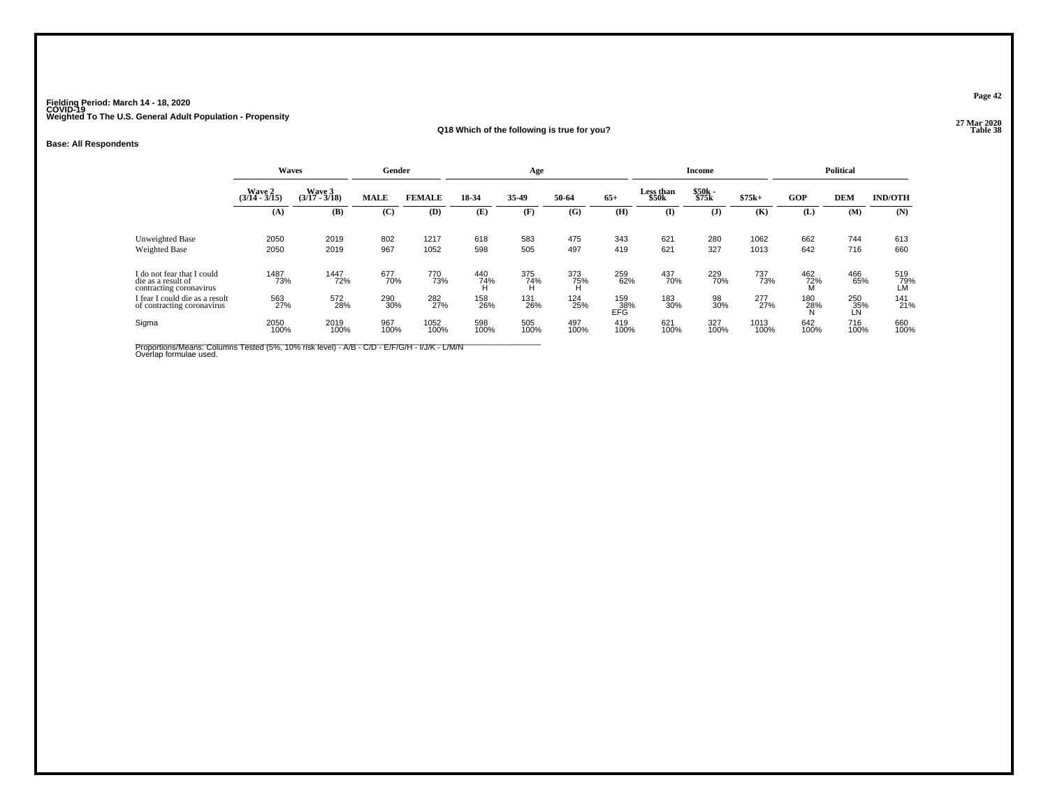**Fielding Period: March 14 - 18, 2020**
**COVID-19**
**Weighted To The U.S. General Adult Population - Propensity**

**Q18 Which of the following is true for you?**

**Base: All Respondents**

| | Waves | | Gender | | Age | | | | Income | | | Political | | |
|---|---|---|---|---|---|---|---|---|---|---|---|---|---|---|
| | Wave 2 (3/14 - 3/15) | Wave 3 (3/17 - 3/18) | MALE | FEMALE | 18-34 | 35-49 | 50-64 | 65+ | Less than $50k | $50k - $75k | $75k+ | GOP | DEM | IND/OTH |
| | (A) | (B) | (C) | (D) | (E) | (F) | (G) | (H) | (I) | (J) | (K) | (L) | (M) | (N) |
| Unweighted Base | 2050 | 2019 | 802 | 1217 | 618 | 583 | 475 | 343 | 621 | 280 | 1062 | 662 | 744 | 613 |
| Weighted Base | 2050 | 2019 | 967 | 1052 | 598 | 505 | 497 | 419 | 621 | 327 | 1013 | 642 | 716 | 660 |
| I do not fear that I could die as a result of contracting coronavirus | 1487<br>73% | 1447<br>72% | 677<br>70% | 770<br>73% | 440<br>74%<br>H | 375<br>74%<br>H | 373<br>75%<br>H | 259<br>62% | 437<br>70% | 229<br>70% | 737<br>73% | 462<br>72%<br>M | 466<br>65% | 519<br>79%<br>LM |
| I fear I could die as a result of contracting coronavirus | 563<br>27% | 572<br>28% | 290<br>30% | 282<br>27% | 158<br>26% | 131<br>26% | 124<br>25% | 159<br>38%<br>EFG | 183<br>30% | 98<br>30% | 277<br>27% | 180<br>28%<br>N | 250<br>35%<br>LN | 141<br>21% |
| Sigma | 2050<br>100% | 2019<br>100% | 967<br>100% | 1052<br>100% | 598<br>100% | 505<br>100% | 497<br>100% | 419<br>100% | 621<br>100% | 327<br>100% | 1013<br>100% | 642<br>100% | 716<br>100% | 660<br>100% |

Proportions/Means: Columns Tested (5%, 10% risk level) - A/B - C/D - E/F/G/H - I/J/K - L/M/N
Overlap formulae used.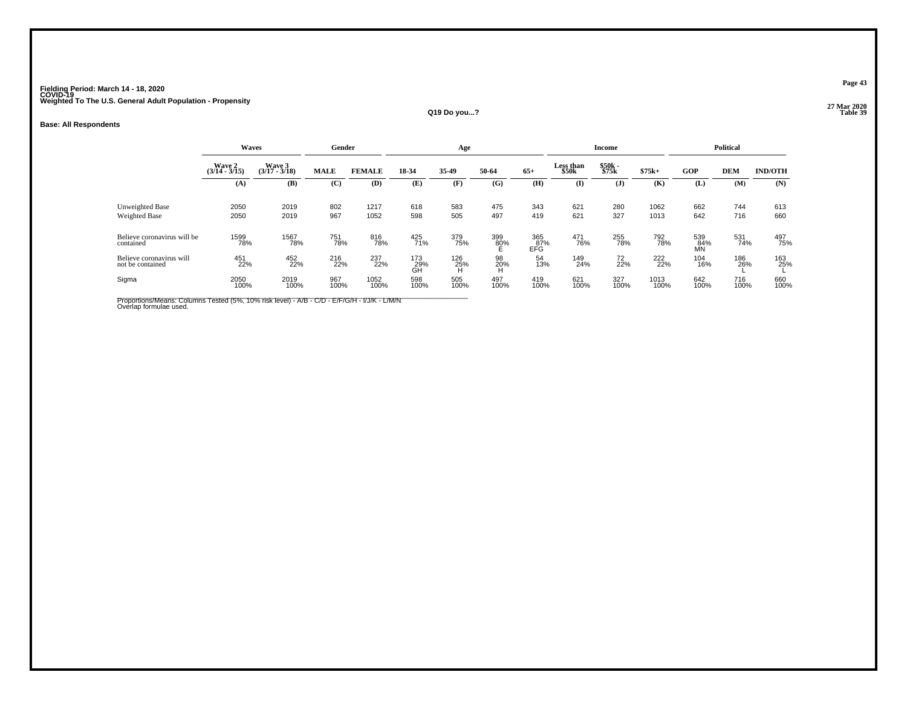Fielding Period: March 14 - 18, 2020
COVID-19
Weighted To The U.S. General Adult Population - Propensity

27 Mar 2020
Table 39

Q19 Do you...?

**Base: All Respondents**

| | Waves | | Gender | | Age | | | | Income | | | Political | | |
|---|---|---|---|---|---|---|---|---|---|---|---|---|---|---|
| | Wave 2 (3/14 - 3/15) | Wave 3 (3/17 - 3/18) | MALE | FEMALE | 18-34 | 35-49 | 50-64 | 65+ | Less than $50k | $50k - $75k | $75k+ | GOP | DEM | IND/OTH |
| | (A) | (B) | (C) | (D) | (E) | (F) | (G) | (H) | (I) | (J) | (K) | (L) | (M) | (N) |
| Unweighted Base | 2050 | 2019 | 802 | 1217 | 618 | 583 | 475 | 343 | 621 | 280 | 1062 | 662 | 744 | 613 |
| Weighted Base | 2050 | 2019 | 967 | 1052 | 598 | 505 | 497 | 419 | 621 | 327 | 1013 | 642 | 716 | 660 |
| Believe coronavirus will be contained | 1599 78% | 1567 78% | 751 78% | 816 78% | 425 71% | 379 75% | 399 80% E | 365 87% EFG | 471 76% | 255 78% | 792 78% | 539 84% MN | 531 74% | 497 75% |
| Believe coronavirus will not be contained | 451 22% | 452 22% | 216 22% | 237 22% | 173 29% GH | 126 25% H | 98 20% H | 54 13% | 149 24% | 72 22% | 222 22% | 104 16% | 186 26% L | 163 25% L |
| Sigma | 2050 100% | 2019 100% | 967 100% | 1052 100% | 598 100% | 505 100% | 497 100% | 419 100% | 621 100% | 327 100% | 1013 100% | 642 100% | 716 100% | 660 100% |

Proportions/Means: Columns Tested (5%, 10% risk level) - A/B - C/D - E/F/G/H - I/J/K - L/M/N
Overlap formulae used.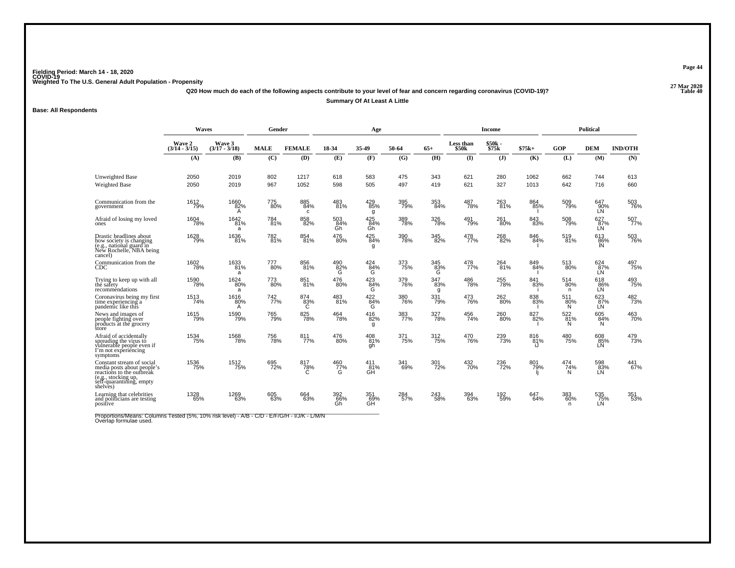Fielding Period: March 14 - 18, 2020
COVID-19
Weighted To The U.S. General Adult Population - Propensity

27 Mar 2020
Table 40

**Q20 How much do each of the following aspects contribute to your level of fear and concern regarding coronavirus (COVID-19)?**

**Summary Of At Least A Little**

**Base: All Respondents**

| | Waves | | Gender | | Age | | | | Income | | | Political | | |
|---|---|---|---|---|---|---|---|---|---|---|---|---|---|---|
| | Wave 2 (3/14 - 3/15) | Wave 3 (3/17 - 3/18) | MALE | FEMALE | 18-34 | 35-49 | 50-64 | 65+ | Less than $50k | $50k - $75k | $75k+ | GOP | DEM | IND/OTH |
| | (A) | (B) | (C) | (D) | (E) | (F) | (G) | (H) | (I) | (J) | (K) | (L) | (M) | (N) |
| Unweighted Base | 2050 | 2019 | 802 | 1217 | 618 | 583 | 475 | 343 | 621 | 280 | 1062 | 662 | 744 | 613 |
| Weighted Base | 2050 | 2019 | 967 | 1052 | 598 | 505 | 497 | 419 | 621 | 327 | 1013 | 642 | 716 | 660 |
| Communication from the government | 1612 79% | 1660 82% A | 775 80% | 885 84% c | 483 81% | 429 85% g | 395 79% | 353 84% | 487 78% | 263 81% | 864 85% I | 509 79% | 647 90% LN | 503 76% |
| Afraid of losing my loved ones | 1604 78% | 1642 81% a | 784 81% | 858 82% | 503 84% Gh | 425 84% Gh | 389 78% | 326 78% | 491 79% | 261 80% | 843 83% | 508 79% | 627 87% LN | 507 77% |
| Drastic headlines about how society is changing (e.g., national guard in New Rochelle, NBA being cancel) | 1628 79% | 1636 81% | 782 81% | 854 81% | 476 80% | 425 84% g | 390 78% | 345 82% | 478 77% | 268 82% | 846 84% I | 519 81% | 613 86% lN | 503 76% |
| Communication from the CDC | 1602 78% | 1633 81% a | 777 80% | 856 81% | 490 82% G | 424 84% G | 373 75% | 345 83% G | 478 77% | 264 81% | 849 84% I | 513 80% | 624 87% LN | 497 75% |
| Trying to keep up with all the safety recommendations | 1590 78% | 1624 80% a | 773 80% | 851 81% | 476 80% | 423 84% G | 379 76% | 347 83% g | 486 78% | 255 78% | 841 83% i | 514 80% n | 618 86% LN | 493 75% |
| Coronavirus being my first time experiencing a pandemic like this | 1513 74% | 1616 80% A | 742 77% | 874 83% C | 483 81% | 422 84% G | 380 76% | 331 79% | 473 76% | 262 80% | 838 83% I | 511 80% N | 623 87% LN | 482 73% |
| News and images of people fighting over products at the grocery store | 1615 79% | 1590 79% | 765 79% | 825 78% | 464 78% | 416 82% g | 383 77% | 327 78% | 456 74% | 260 80% | 827 82% I | 522 81% N | 605 84% N | 463 70% |
| Afraid of accidentally spreading the virus to vulnerable people even if I'm not experiencing symptoms | 1534 75% | 1568 78% | 756 78% | 811 77% | 476 80% | 408 81% gh | 371 75% | 312 75% | 470 76% | 239 73% | 816 81% iJ | 480 75% | 608 85% LN | 479 73% |
| Constant stream of social media posts about people's reactions to the outbreak (e.g., stocking up, self-quarantining, empty shelves) | 1536 75% | 1512 75% | 695 72% | 817 78% C | 460 77% G | 411 81% GH | 341 69% | 301 72% | 432 70% | 236 72% | 801 79% Ij | 474 74% N | 598 83% LN | 441 67% |
| Learning that celebrities and politicians are testing positive | 1328 65% | 1269 63% | 605 63% | 664 63% | 392 66% Gh | 351 69% GH | 284 57% | 243 58% | 394 63% | 192 59% | 647 64% | 383 60% n | 535 75% LN | 351 53% |

Proportions/Means: Columns Tested (5%, 10% risk level) - A/B - C/D - E/F/G/H - I/J/K - L/M/N
Overlap formulae used.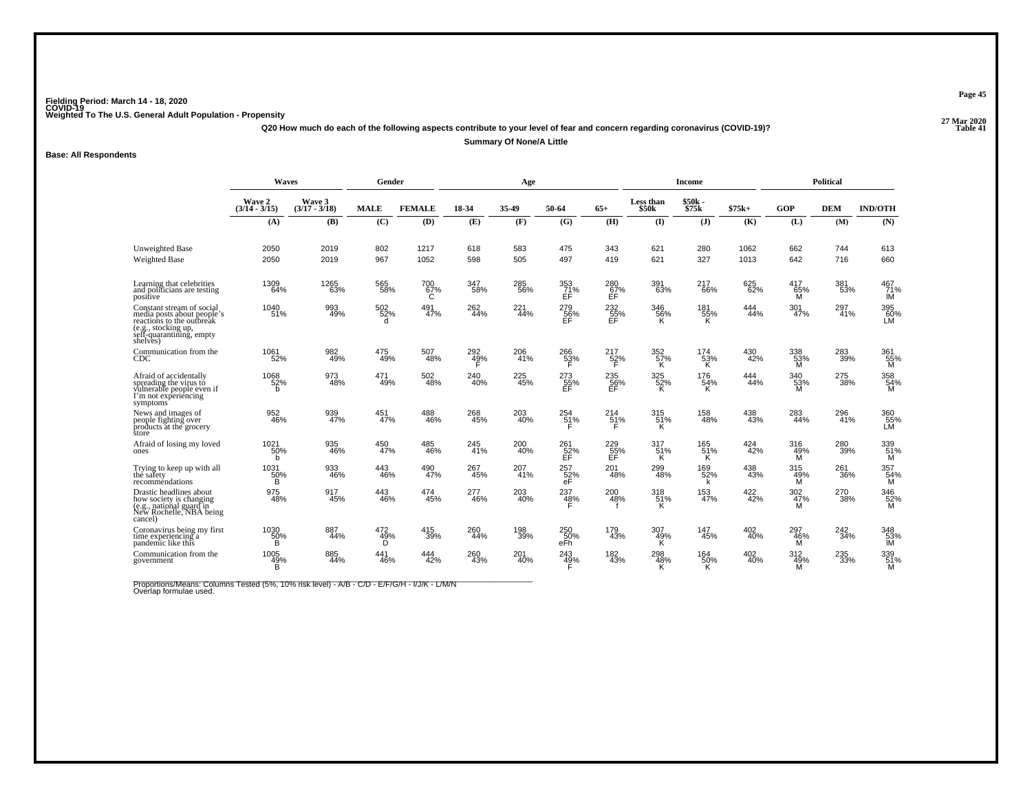Fielding Period: March 14 - 18, 2020
COVID-19
Weighted To The U.S. General Adult Population - Propensity

27 Mar 2020
Table 41

**Q20 How much do each of the following aspects contribute to your level of fear and concern regarding coronavirus (COVID-19)?**

**Summary Of None/A Little**

**Base: All Respondents**

| | Waves | | Gender | | Age | | | | Income | | | Political | | |
|---|---|---|---|---|---|---|---|---|---|---|---|---|---|---|
| | Wave 2 (3/14 - 3/15) | Wave 3 (3/17 - 3/18) | MALE | FEMALE | 18-34 | 35-49 | 50-64 | 65+ | Less than $50k | $50k - $75k | $75k+ | GOP | DEM | IND/OTH |
| | (A) | (B) | (C) | (D) | (E) | (F) | (G) | (H) | (I) | (J) | (K) | (L) | (M) | (N) |
| Unweighted Base | 2050 | 2019 | 802 | 1217 | 618 | 583 | 475 | 343 | 621 | 280 | 1062 | 662 | 744 | 613 |
| Weighted Base | 2050 | 2019 | 967 | 1052 | 598 | 505 | 497 | 419 | 621 | 327 | 1013 | 642 | 716 | 660 |
| Learning that celebrities and politicians are testing positive | 1309 64% | 1265 63% | 565 58% | 700 67% C | 347 58% | 285 56% | 353 71% EF | 280 67% EF | 391 63% | 217 66% | 625 62% | 417 65% M | 381 53% | 467 71% lM |
| Constant stream of social media posts about people's reactions to the outbreak (e.g., stocking up, self-quarantining, empty shelves) | 1040 51% | 993 49% | 502 52% d | 491 47% | 262 44% | 221 44% | 279 56% EF | 232 55% EF | 346 56% K | 181 55% K | 444 44% | 301 47% | 297 41% | 395 60% LM |
| Communication from the CDC | 1061 52% | 982 49% | 475 49% | 507 48% | 292 49% F | 206 41% | 266 53% F | 217 52% F | 352 57% K | 174 53% K | 430 42% | 338 53% M | 283 39% | 361 55% M |
| Afraid of accidentally spreading the virus to vulnerable people even if I'm not experiencing symptoms | 1068 52% b | 973 48% | 471 49% | 502 48% | 240 40% | 225 45% | 273 55% EF | 235 56% EF | 325 52% K | 176 54% K | 444 44% | 340 53% M | 275 38% | 358 54% M |
| News and images of people fighting over products at the grocery store | 952 46% | 939 47% | 451 47% | 488 46% | 268 45% | 203 40% | 254 51% F | 214 51% F | 315 51% K | 158 48% | 438 43% | 283 44% | 296 41% | 360 55% LM |
| Afraid of losing my loved ones | 1021 50% b | 935 46% | 450 47% | 485 46% | 245 41% | 200 40% | 261 52% EF | 229 55% EF | 317 51% K | 165 51% K | 424 42% | 316 49% M | 280 39% | 339 51% M |
| Trying to keep up with all the safety recommendations | 1031 50% B | 933 46% | 443 46% | 490 47% | 267 45% | 207 41% | 257 52% eF | 201 48% | 299 48% | 169 52% k | 438 43% | 315 49% M | 261 36% | 357 54% M |
| Drastic headlines about how society is changing (e.g., national guard in New Rochelle, NBA being cancel) | 975 48% | 917 45% | 443 46% | 474 45% | 277 46% | 203 40% | 237 48% F | 200 48% f | 318 51% K | 153 47% | 422 42% | 302 47% M | 270 38% | 346 52% M |
| Coronavirus being my first time experiencing a pandemic like this | 1030 50% B | 887 44% | 472 49% D | 415 39% | 260 44% | 198 39% | 250 50% eFh | 179 43% | 307 49% K | 147 45% | 402 40% | 297 46% M | 242 34% | 348 53% lM |
| Communication from the government | 1005 49% B | 885 44% | 441 46% | 444 42% | 260 43% | 201 40% | 243 49% F | 182 43% | 298 48% K | 164 50% K | 402 40% | 312 49% M | 235 33% | 339 51% M |

Proportions/Means: Columns Tested (5%, 10% risk level) - A/B - C/D - E/F/G/H - I/J/K - L/M/N
Overlap formulae used.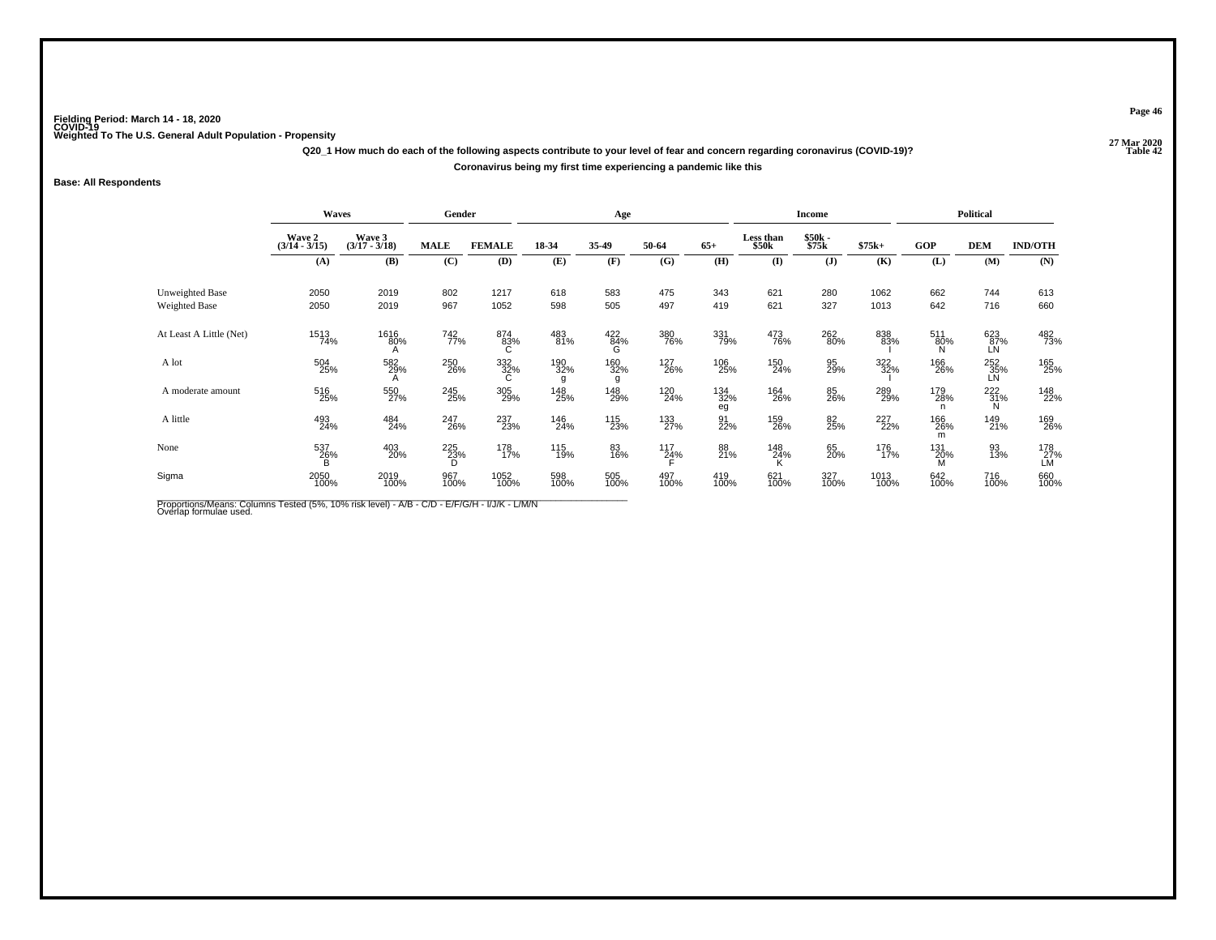**Fielding Period: March 14 - 18, 2020**
**COVID-19**
**Weighted To The U.S. General Adult Population - Propensity**

27 Mar 2020
Table 42

**Q20_1 How much do each of the following aspects contribute to your level of fear and concern regarding coronavirus (COVID-19)?**

**Coronavirus being my first time experiencing a pandemic like this**

**Base: All Respondents**

| | Waves | | Gender | | Age | | | | Income | | | Political | | |
|---|---|---|---|---|---|---|---|---|---|---|---|---|---|---|
| | Wave 2 (3/14 - 3/15) | Wave 3 (3/17 - 3/18) | MALE | FEMALE | 18-34 | 35-49 | 50-64 | 65+ | Less than $50k | $50k - $75k | $75k+ | GOP | DEM | IND/OTH |
| | (A) | (B) | (C) | (D) | (E) | (F) | (G) | (H) | (I) | (J) | (K) | (L) | (M) | (N) |
| Unweighted Base | 2050 | 2019 | 802 | 1217 | 618 | 583 | 475 | 343 | 621 | 280 | 1062 | 662 | 744 | 613 |
| Weighted Base | 2050 | 2019 | 967 | 1052 | 598 | 505 | 497 | 419 | 621 | 327 | 1013 | 642 | 716 | 660 |
| At Least A Little (Net) | 1513 74% | 1616 80% A | 742 77% | 874 83% C | 483 81% | 422 84% G | 380 76% | 331 79% | 473 76% | 262 80% | 838 83% I | 511 80% N | 623 87% LN | 482 73% |
| A lot | 504 25% | 582 29% A | 250 26% | 332 32% C | 190 32% g | 160 32% g | 127 26% | 106 25% | 150 24% | 95 29% | 322 32% I | 166 26% | 252 35% LN | 165 25% |
| A moderate amount | 516 25% | 550 27% | 245 25% | 305 29% | 148 25% | 148 29% | 120 24% | 134 32% eg | 164 26% | 85 26% | 289 29% | 179 28% n | 222 31% N | 148 22% |
| A little | 493 24% | 484 24% | 247 26% | 237 23% | 146 24% | 115 23% | 133 27% | 91 22% | 159 26% | 82 25% | 227 22% | 166 26% m | 149 21% | 169 26% |
| None | 537 26% B | 403 20% | 225 23% D | 178 17% | 115 19% | 83 16% | 117 24% F | 88 21% | 148 24% K | 65 20% | 176 17% | 131 20% M | 93 13% | 178 27% LM |
| Sigma | 2050 100% | 2019 100% | 967 100% | 1052 100% | 598 100% | 505 100% | 497 100% | 419 100% | 621 100% | 327 100% | 1013 100% | 642 100% | 716 100% | 660 100% |

Proportions/Means: Columns Tested (5%, 10% risk level) - A/B - C/D - E/F/G/H - I/J/K - L/M/N
Overlap formulae used.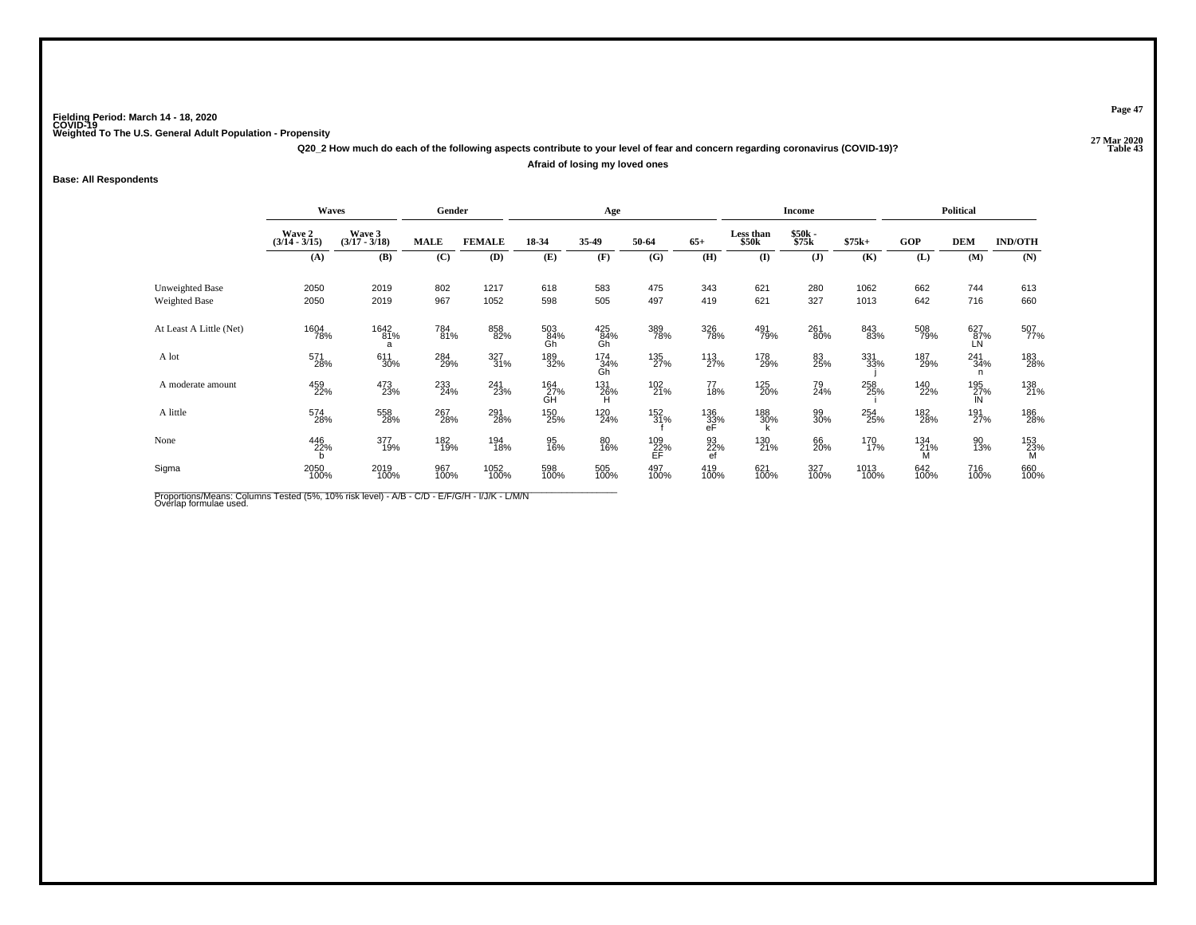Fielding Period: March 14 - 18, 2020
COVID-19
Weighted To The U.S. General Adult Population - Propensity

27 Mar 2020
Table 43

**Q20_2 How much do each of the following aspects contribute to your level of fear and concern regarding coronavirus (COVID-19)?**

**Afraid of losing my loved ones**

**Base: All Respondents**

| | Waves | | Gender | | Age | | | | Income | | | Political | | |
|---|---|---|---|---|---|---|---|---|---|---|---|---|---|---|
| | Wave 2 (3/14 - 3/15) | Wave 3 (3/17 - 3/18) | MALE | FEMALE | 18-34 | 35-49 | 50-64 | 65+ | Less than $50k | $50k - $75k | $75k+ | GOP | DEM | IND/OTH |
| | (A) | (B) | (C) | (D) | (E) | (F) | (G) | (H) | (I) | (J) | (K) | (L) | (M) | (N) |
| Unweighted Base | 2050 | 2019 | 802 | 1217 | 618 | 583 | 475 | 343 | 621 | 280 | 1062 | 662 | 744 | 613 |
| Weighted Base | 2050 | 2019 | 967 | 1052 | 598 | 505 | 497 | 419 | 621 | 327 | 1013 | 642 | 716 | 660 |
| At Least A Little (Net) | 1604 78% | 1642 81% a | 784 81% | 858 82% | 503 84% Gh | 425 84% Gh | 389 78% | 326 78% | 491 79% | 261 80% | 843 83% | 508 79% | 627 87% LN | 507 77% |
| A lot | 571 28% | 611 30% | 284 29% | 327 31% | 189 32% | 174 34% Gh | 135 27% | 113 27% | 178 29% | 83 25% | 331 33% j | 187 29% | 241 34% n | 183 28% |
| A moderate amount | 459 22% | 473 23% | 233 24% | 241 23% | 164 27% GH | 131 26% H | 102 21% | 77 18% | 125 20% | 79 24% | 258 25% i | 140 22% | 195 27% lN | 138 21% |
| A little | 574 28% | 558 28% | 267 28% | 291 28% | 150 25% | 120 24% | 152 31% f | 136 33% eF | 188 30% k | 99 30% | 254 25% | 182 28% | 191 27% | 186 28% |
| None | 446 22% b | 377 19% | 182 19% | 194 18% | 95 16% | 80 16% | 109 22% EF | 93 22% ef | 130 21% | 66 20% | 170 17% | 134 21% M | 90 13% | 153 23% M |
| Sigma | 2050 100% | 2019 100% | 967 100% | 1052 100% | 598 100% | 505 100% | 497 100% | 419 100% | 621 100% | 327 100% | 1013 100% | 642 100% | 716 100% | 660 100% |

Proportions/Means: Columns Tested (5%, 10% risk level) - A/B - C/D - E/F/G/H - I/J/K - L/M/N
Overlap formulae used.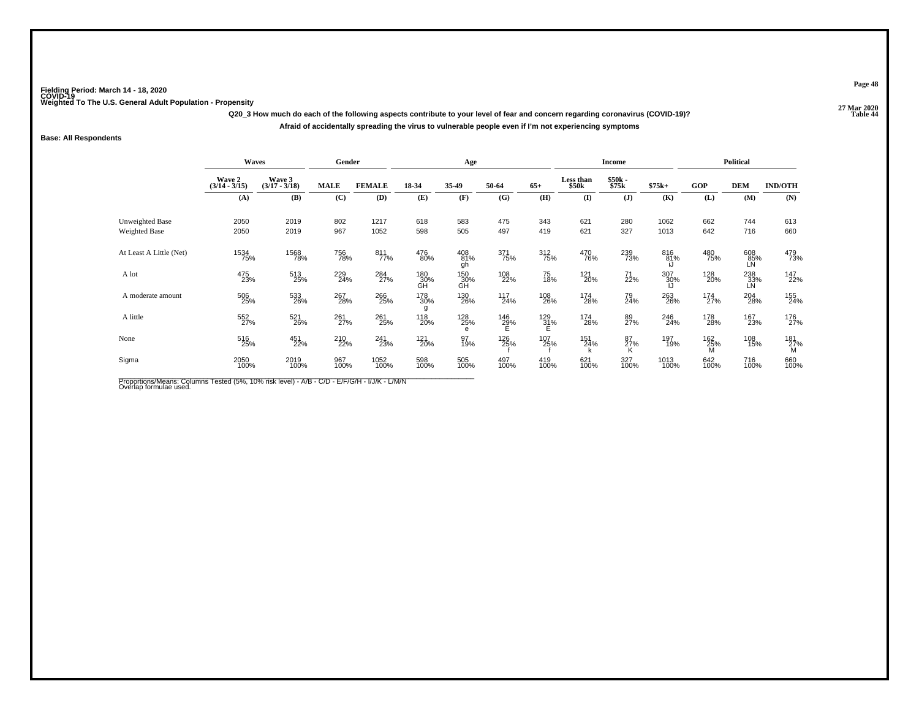Fielding Period: March 14 - 18, 2020
COVID-19
Weighted To The U.S. General Adult Population - Propensity

27 Mar 2020
Table 44

**Q20_3 How much do each of the following aspects contribute to your level of fear and concern regarding coronavirus (COVID-19)?**

**Afraid of accidentally spreading the virus to vulnerable people even if I'm not experiencing symptoms**

**Base: All Respondents**

| | Waves | | Gender | | Age | | | | Income | | | Political | | |
|---|---|---|---|---|---|---|---|---|---|---|---|---|---|---|
| | Wave 2 (3/14 - 3/15) | Wave 3 (3/17 - 3/18) | MALE | FEMALE | 18-34 | 35-49 | 50-64 | 65+ | Less than $50k | $50k - $75k | $75k+ | GOP | DEM | IND/OTH |
| | (A) | (B) | (C) | (D) | (E) | (F) | (G) | (H) | (I) | (J) | (K) | (L) | (M) | (N) |
| Unweighted Base | 2050 | 2019 | 802 | 1217 | 618 | 583 | 475 | 343 | 621 | 280 | 1062 | 662 | 744 | 613 |
| Weighted Base | 2050 | 2019 | 967 | 1052 | 598 | 505 | 497 | 419 | 621 | 327 | 1013 | 642 | 716 | 660 |
| At Least A Little (Net) | 1534 75% | 1568 78% | 756 78% | 811 77% | 476 80% | 408 81% gh | 371 75% | 312 75% | 470 76% | 239 73% | 816 81% iJ | 480 75% | 608 85% LN | 479 73% |
| A lot | 475 23% | 513 25% | 229 24% | 284 27% | 180 30% GH | 150 30% GH | 108 22% | 75 18% | 121 20% | 71 22% | 307 30% IJ | 128 20% | 238 33% LN | 147 22% |
| A moderate amount | 506 25% | 533 26% | 267 28% | 266 25% | 178 30% g | 130 26% | 117 24% | 108 26% | 174 28% | 79 24% | 263 26% | 174 27% | 204 28% | 155 24% |
| A little | 552 27% | 521 26% | 261 27% | 261 25% | 118 20% | 128 25% e | 146 29% E | 129 31% E | 174 28% | 89 27% | 246 24% | 178 28% | 167 23% | 176 27% |
| None | 516 25% | 451 22% | 210 22% | 241 23% | 121 20% | 97 19% | 126 25% f | 107 25% f | 151 24% k | 87 27% K | 197 19% | 162 25% M | 108 15% | 181 27% M |
| Sigma | 2050 100% | 2019 100% | 967 100% | 1052 100% | 598 100% | 505 100% | 497 100% | 419 100% | 621 100% | 327 100% | 1013 100% | 642 100% | 716 100% | 660 100% |

Proportions/Means: Columns Tested (5%, 10% risk level) - A/B - C/D - E/F/G/H - I/J/K - L/M/N
Overlap formulae used.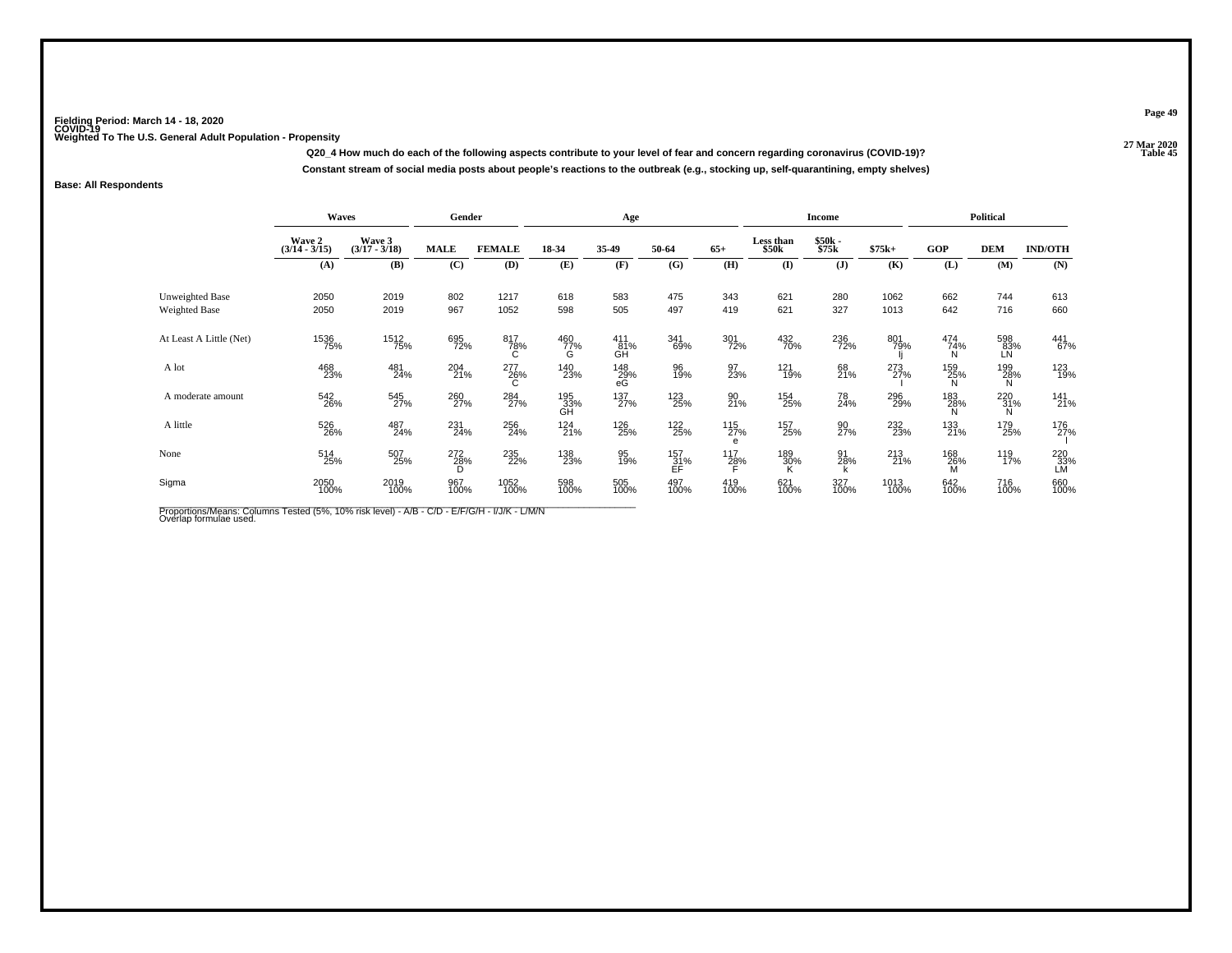Fielding Period: March 14 - 18, 2020
COVID-19
Weighted To The U.S. General Adult Population - Propensity

27 Mar 2020
Table 45

**Q20_4 How much do each of the following aspects contribute to your level of fear and concern regarding coronavirus (COVID-19)?**

**Constant stream of social media posts about people's reactions to the outbreak (e.g., stocking up, self-quarantining, empty shelves)**

**Base: All Respondents**

| | Waves | | Gender | | Age | | | | Income | | | Political | | |
|---|---|---|---|---|---|---|---|---|---|---|---|---|---|---|
| | Wave 2 (3/14 - 3/15) | Wave 3 (3/17 - 3/18) | MALE | FEMALE | 18-34 | 35-49 | 50-64 | 65+ | Less than $50k | $50k - $75k | $75k+ | GOP | DEM | IND/OTH |
| | (A) | (B) | (C) | (D) | (E) | (F) | (G) | (H) | (I) | (J) | (K) | (L) | (M) | (N) |
| Unweighted Base | 2050 | 2019 | 802 | 1217 | 618 | 583 | 475 | 343 | 621 | 280 | 1062 | 662 | 744 | 613 |
| Weighted Base | 2050 | 2019 | 967 | 1052 | 598 | 505 | 497 | 419 | 621 | 327 | 1013 | 642 | 716 | 660 |
| At Least A Little (Net) | 1536 75% | 1512 75% | 695 72% | 817 78% C | 460 77% G | 411 81% GH | 341 69% | 301 72% | 432 70% | 236 72% | 801 79% Ij | 474 74% N | 598 83% LN | 441 67% |
| A lot | 468 23% | 481 24% | 204 21% | 277 26% C | 140 23% | 148 29% eG | 96 19% | 97 23% | 121 19% | 68 21% | 273 27% I | 159 25% N | 199 28% N | 123 19% |
| A moderate amount | 542 26% | 545 27% | 260 27% | 284 27% | 195 33% GH | 137 27% | 123 25% | 90 21% | 154 25% | 78 24% | 296 29% | 183 28% N | 220 31% N | 141 21% |
| A little | 526 26% | 487 24% | 231 24% | 256 24% | 124 21% | 126 25% | 122 25% | 115 27% e | 157 25% | 90 27% | 232 23% | 133 21% | 179 25% | 176 27% l |
| None | 514 25% | 507 25% | 272 28% D | 235 22% | 138 23% | 95 19% | 157 31% EF | 117 28% F | 189 30% K | 91 28% k | 213 21% | 168 26% M | 119 17% | 220 33% LM |
| Sigma | 2050 100% | 2019 100% | 967 100% | 1052 100% | 598 100% | 505 100% | 497 100% | 419 100% | 621 100% | 327 100% | 1013 100% | 642 100% | 716 100% | 660 100% |

Proportions/Means: Columns Tested (5%, 10% risk level) - A/B - C/D - E/F/G/H - I/J/K - L/M/N
Overlap formulae used.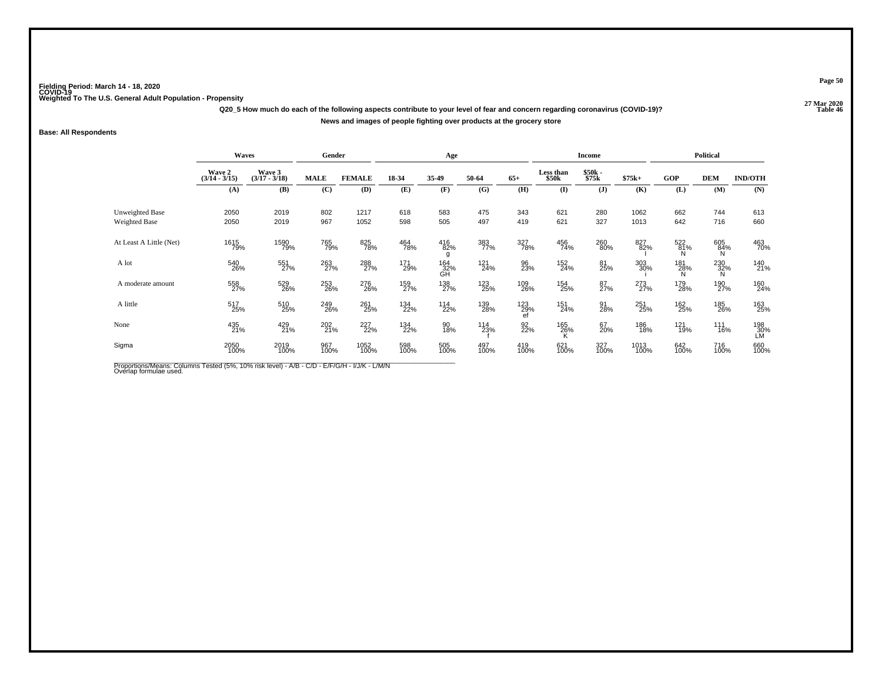Fielding Period: March 14 - 18, 2020
COVID-19
Weighted To The U.S. General Adult Population - Propensity

27 Mar 2020
Table 46

**Q20_5 How much do each of the following aspects contribute to your level of fear and concern regarding coronavirus (COVID-19)?**

**News and images of people fighting over products at the grocery store**

**Base: All Respondents**

| | Waves | | Gender | | Age | | | | Income | | | Political | | |
|---|---|---|---|---|---|---|---|---|---|---|---|---|---|---|
| | Wave 2 (3/14 - 3/15) | Wave 3 (3/17 - 3/18) | MALE | FEMALE | 18-34 | 35-49 | 50-64 | 65+ | Less than $50k | $50k - $75k | $75k+ | GOP | DEM | IND/OTH |
| | (A) | (B) | (C) | (D) | (E) | (F) | (G) | (H) | (I) | (J) | (K) | (L) | (M) | (N) |
| Unweighted Base | 2050 | 2019 | 802 | 1217 | 618 | 583 | 475 | 343 | 621 | 280 | 1062 | 662 | 744 | 613 |
| Weighted Base | 2050 | 2019 | 967 | 1052 | 598 | 505 | 497 | 419 | 621 | 327 | 1013 | 642 | 716 | 660 |
| At Least A Little (Net) | 1615 79% | 1590 79% | 765 79% | 825 78% | 464 78% | 416 82% g | 383 77% | 327 78% | 456 74% | 260 80% | 827 82% I | 522 81% N | 605 84% N | 463 70% |
| A lot | 540 26% | 551 27% | 263 27% | 288 27% | 171 29% | 164 32% GH | 121 24% | 96 23% | 152 24% | 81 25% | 303 30% i | 181 28% N | 230 32% N | 140 21% |
| A moderate amount | 558 27% | 529 26% | 253 26% | 276 26% | 159 27% | 138 27% | 123 25% | 109 26% | 154 25% | 87 27% | 273 27% | 179 28% | 190 27% | 160 24% |
| A little | 517 25% | 510 25% | 249 26% | 261 25% | 134 22% | 114 22% | 139 28% | 123 29% ef | 151 24% | 91 28% | 251 25% | 162 25% | 185 26% | 163 25% |
| None | 435 21% | 429 21% | 202 21% | 227 22% | 134 22% | 90 18% | 114 23% f | 92 22% | 165 26% K | 67 20% | 186 18% | 121 19% | 111 16% | 198 30% LM |
| Sigma | 2050 100% | 2019 100% | 967 100% | 1052 100% | 598 100% | 505 100% | 497 100% | 419 100% | 621 100% | 327 100% | 1013 100% | 642 100% | 716 100% | 660 100% |

Proportions/Means: Columns Tested (5%, 10% risk level) - A/B - C/D - E/F/G/H - I/J/K - L/M/N
Overlap formulae used.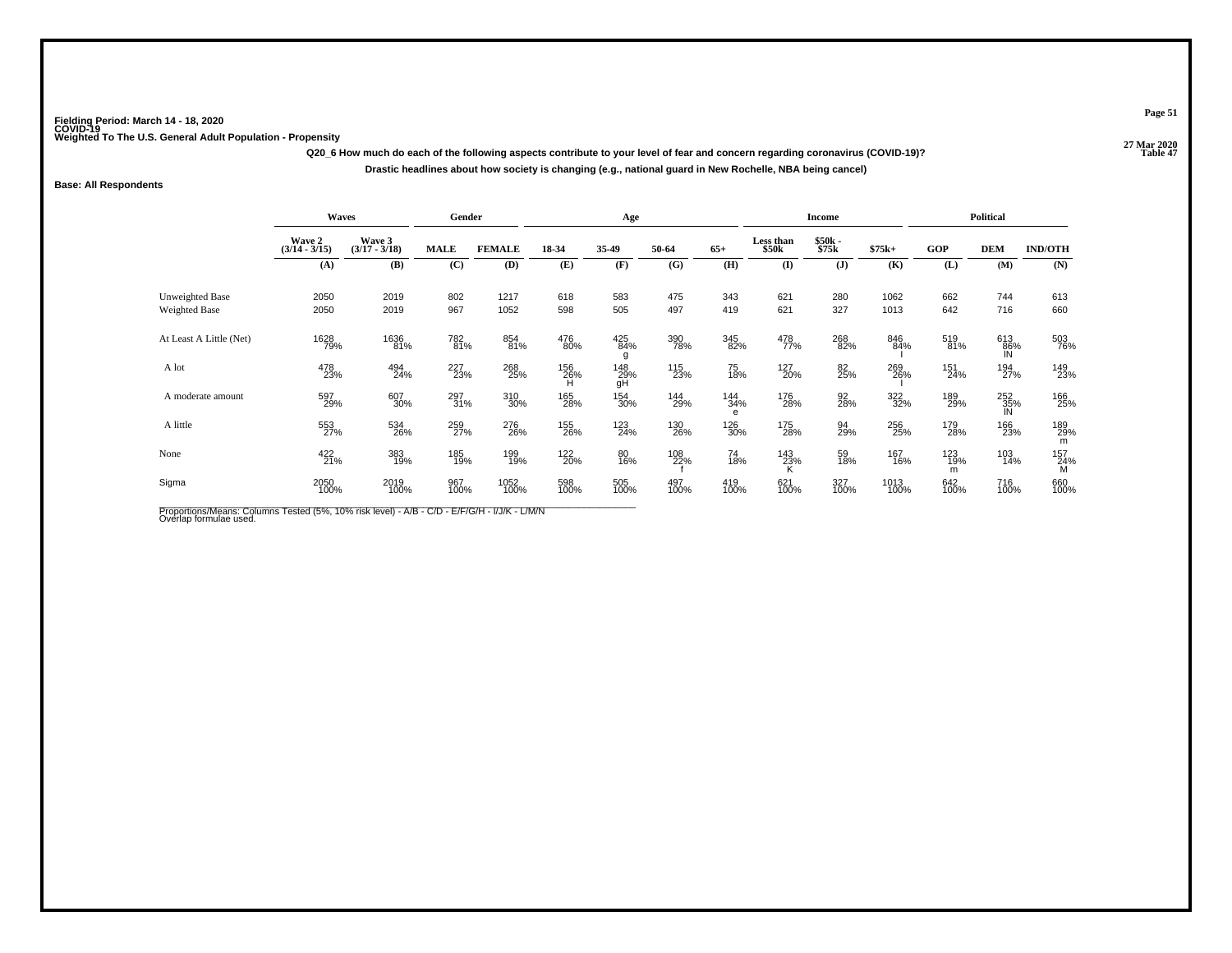Fielding Period: March 14 - 18, 2020
COVID-19
Weighted To The U.S. General Adult Population - Propensity

27 Mar 2020
Table 47

**Q20_6 How much do each of the following aspects contribute to your level of fear and concern regarding coronavirus (COVID-19)?**

**Drastic headlines about how society is changing (e.g., national guard in New Rochelle, NBA being cancel)**

**Base: All Respondents**

| | Waves | | Gender | | Age | | | | Income | | | Political | | |
|---|---|---|---|---|---|---|---|---|---|---|---|---|---|---|
| | Wave 2 (3/14 - 3/15) | Wave 3 (3/17 - 3/18) | MALE | FEMALE | 18-34 | 35-49 | 50-64 | 65+ | Less than $50k | $50k - $75k | $75k+ | GOP | DEM | IND/OTH |
| | (A) | (B) | (C) | (D) | (E) | (F) | (G) | (H) | (I) | (J) | (K) | (L) | (M) | (N) |
| Unweighted Base | 2050 | 2019 | 802 | 1217 | 618 | 583 | 475 | 343 | 621 | 280 | 1062 | 662 | 744 | 613 |
| Weighted Base | 2050 | 2019 | 967 | 1052 | 598 | 505 | 497 | 419 | 621 | 327 | 1013 | 642 | 716 | 660 |
| At Least A Little (Net) | 1628 79% | 1636 81% | 782 81% | 854 81% | 476 80% | 425 84% g | 390 78% | 345 82% | 478 77% | 268 82% | 846 84% I | 519 81% | 613 86% lN | 503 76% |
| A lot | 478 23% | 494 24% | 227 23% | 268 25% | 156 26% H | 148 29% gH | 115 23% | 75 18% | 127 20% | 82 25% | 269 26% I | 151 24% | 194 27% | 149 23% |
| A moderate amount | 597 29% | 607 30% | 297 31% | 310 30% | 165 28% | 154 30% | 144 29% | 144 34% e | 176 28% | 92 28% | 322 32% | 189 29% | 252 35% lN | 166 25% |
| A little | 553 27% | 534 26% | 259 27% | 276 26% | 155 26% | 123 24% | 130 26% | 126 30% | 175 28% | 94 29% | 256 25% | 179 28% | 166 23% | 189 29% m |
| None | 422 21% | 383 19% | 185 19% | 199 19% | 122 20% | 80 16% | 108 22% f | 74 18% | 143 23% K | 59 18% | 167 16% | 123 19% m | 103 14% | 157 24% M |
| Sigma | 2050 100% | 2019 100% | 967 100% | 1052 100% | 598 100% | 505 100% | 497 100% | 419 100% | 621 100% | 327 100% | 1013 100% | 642 100% | 716 100% | 660 100% |

Proportions/Means: Columns Tested (5%, 10% risk level) - A/B - C/D - E/F/G/H - I/J/K - L/M/N
Overlap formulae used.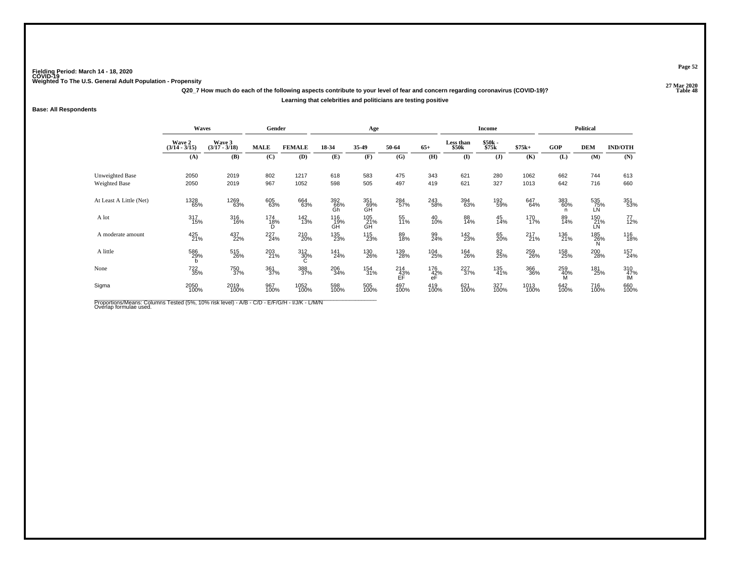Fielding Period: March 14 - 18, 2020
COVID-19
Weighted To The U.S. General Adult Population - Propensity

27 Mar 2020
Table 48

**Q20_7 How much do each of the following aspects contribute to your level of fear and concern regarding coronavirus (COVID-19)?**

**Learning that celebrities and politicians are testing positive**

**Base: All Respondents**

| | Waves | | Gender | | Age | | | | Income | | | Political | | |
|---|---|---|---|---|---|---|---|---|---|---|---|---|---|---|
| | Wave 2 (3/14 - 3/15) | Wave 3 (3/17 - 3/18) | MALE | FEMALE | 18-34 | 35-49 | 50-64 | 65+ | Less than $50k | $50k - $75k | $75k+ | GOP | DEM | IND/OTH |
| | (A) | (B) | (C) | (D) | (E) | (F) | (G) | (H) | (I) | (J) | (K) | (L) | (M) | (N) |
| Unweighted Base | 2050 | 2019 | 802 | 1217 | 618 | 583 | 475 | 343 | 621 | 280 | 1062 | 662 | 744 | 613 |
| Weighted Base | 2050 | 2019 | 967 | 1052 | 598 | 505 | 497 | 419 | 621 | 327 | 1013 | 642 | 716 | 660 |
| At Least A Little (Net) | 1328 65% | 1269 63% | 605 63% | 664 63% | 392 66% Gh | 351 69% GH | 284 57% | 243 58% | 394 63% | 192 59% | 647 64% | 383 60% n | 535 75% LN | 351 53% |
| A lot | 317 15% | 316 16% | 174 18% D | 142 13% | 116 19% GH | 105 21% GH | 55 11% | 40 10% | 88 14% | 45 14% | 170 17% | 89 14% | 150 21% LN | 77 12% |
| A moderate amount | 425 21% | 437 22% | 227 24% | 210 20% | 135 23% | 115 23% | 89 18% | 99 24% | 142 23% | 65 20% | 217 21% | 136 21% | 185 26% N | 116 18% |
| A little | 586 29% b | 515 26% | 203 21% | 312 30% C | 141 24% | 130 26% | 139 28% | 104 25% | 164 26% | 82 25% | 259 26% | 158 25% | 200 28% | 157 24% |
| None | 722 35% | 750 37% | 361 37% | 388 37% | 206 34% | 154 31% | 214 43% EF | 176 42% eF | 227 37% | 135 41% | 366 36% | 259 40% M | 181 25% | 310 47% lM |
| Sigma | 2050 100% | 2019 100% | 967 100% | 1052 100% | 598 100% | 505 100% | 497 100% | 419 100% | 621 100% | 327 100% | 1013 100% | 642 100% | 716 100% | 660 100% |

Proportions/Means: Columns Tested (5%, 10% risk level) - A/B - C/D - E/F/G/H - I/J/K - L/M/N
Overlap formulae used.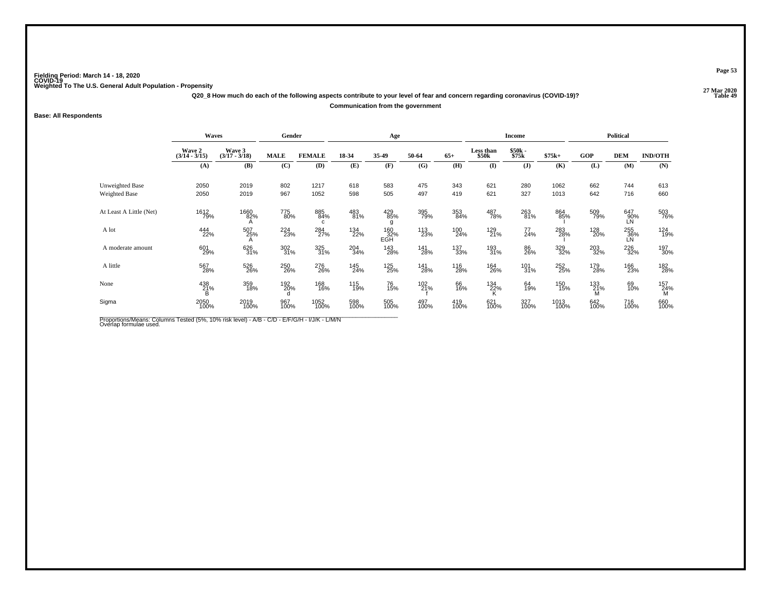Fielding Period: March 14 - 18, 2020
COVID-19
Weighted To The U.S. General Adult Population - Propensity

27 Mar 2020
Table 49

**Q20_8 How much do each of the following aspects contribute to your level of fear and concern regarding coronavirus (COVID-19)?**

**Communication from the government**

**Base: All Respondents**

| | Waves | | Gender | | Age | | | | Income | | | Political | | |
|---|---|---|---|---|---|---|---|---|---|---|---|---|---|---|
| | Wave 2 (3/14 - 3/15) | Wave 3 (3/17 - 3/18) | MALE | FEMALE | 18-34 | 35-49 | 50-64 | 65+ | Less than $50k | $50k - $75k | $75k+ | GOP | DEM | IND/OTH |
| | (A) | (B) | (C) | (D) | (E) | (F) | (G) | (H) | (I) | (J) | (K) | (L) | (M) | (N) |
| Unweighted Base | 2050 | 2019 | 802 | 1217 | 618 | 583 | 475 | 343 | 621 | 280 | 1062 | 662 | 744 | 613 |
| Weighted Base | 2050 | 2019 | 967 | 1052 | 598 | 505 | 497 | 419 | 621 | 327 | 1013 | 642 | 716 | 660 |
| At Least A Little (Net) | 1612 79% | 1660 82% A | 775 80% | 885 84% c | 483 81% | 429 85% g | 395 79% | 353 84% | 487 78% | 263 81% | 864 85% I | 509 79% | 647 90% LN | 503 76% |
| A lot | 444 22% | 507 25% A | 224 23% | 284 27% | 134 22% | 160 32% EGH | 113 23% | 100 24% | 129 21% | 77 24% | 283 28% I | 128 20% | 255 36% LN | 124 19% |
| A moderate amount | 601 29% | 626 31% | 302 31% | 325 31% | 204 34% | 143 28% | 141 28% | 137 33% | 193 31% | 86 26% | 329 32% | 203 32% | 226 32% | 197 30% |
| A little | 567 28% | 526 26% | 250 26% | 276 26% | 145 24% | 125 25% | 141 28% | 116 28% | 164 26% | 101 31% | 252 25% | 179 28% | 166 23% | 182 28% |
| None | 438 21% B | 359 18% | 192 20% d | 168 16% | 115 19% | 76 15% | 102 21% f | 66 16% | 134 22% K | 64 19% | 150 15% | 133 21% M | 69 10% | 157 24% M |
| Sigma | 2050 100% | 2019 100% | 967 100% | 1052 100% | 598 100% | 505 100% | 497 100% | 419 100% | 621 100% | 327 100% | 1013 100% | 642 100% | 716 100% | 660 100% |

Proportions/Means: Columns Tested (5%, 10% risk level) - A/B - C/D - E/F/G/H - I/J/K - L/M/N
Overlap formulae used.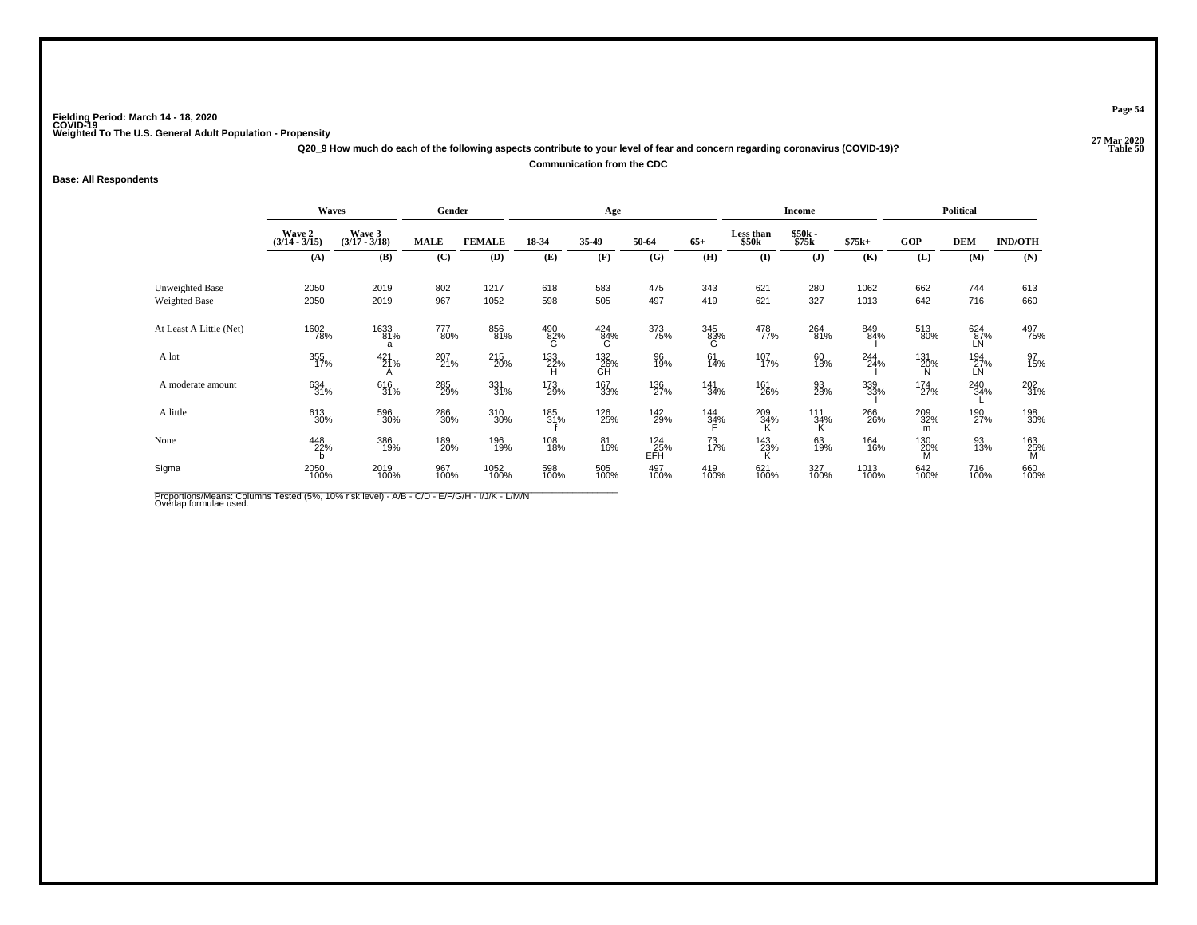Fielding Period: March 14 - 18, 2020
COVID-19
Weighted To The U.S. General Adult Population - Propensity

27 Mar 2020
Table 50

**Q20_9 How much do each of the following aspects contribute to your level of fear and concern regarding coronavirus (COVID-19)?**

**Communication from the CDC**

**Base: All Respondents**

| | Waves | | Gender | | Age | | | | Income | | | Political | | |
|---|---|---|---|---|---|---|---|---|---|---|---|---|---|---|
| | Wave 2 (3/14 - 3/15) | Wave 3 (3/17 - 3/18) | MALE | FEMALE | 18-34 | 35-49 | 50-64 | 65+ | Less than $50k | $50k - $75k | $75k+ | GOP | DEM | IND/OTH |
| | (A) | (B) | (C) | (D) | (E) | (F) | (G) | (H) | (I) | (J) | (K) | (L) | (M) | (N) |
| Unweighted Base | 2050 | 2019 | 802 | 1217 | 618 | 583 | 475 | 343 | 621 | 280 | 1062 | 662 | 744 | 613 |
| Weighted Base | 2050 | 2019 | 967 | 1052 | 598 | 505 | 497 | 419 | 621 | 327 | 1013 | 642 | 716 | 660 |
| At Least A Little (Net) | 1602 78% | 1633 81% a | 777 80% | 856 81% | 490 82% G | 424 84% G | 373 75% | 345 83% G | 478 77% | 264 81% | 849 84% I | 513 80% | 624 87% LN | 497 75% |
| A lot | 355 17% | 421 21% A | 207 21% | 215 20% | 133 22% H | 132 26% GH | 96 19% | 61 14% | 107 17% | 60 18% | 244 24% I | 131 20% N | 194 27% LN | 97 15% |
| A moderate amount | 634 31% | 616 31% | 285 29% | 331 31% | 173 29% | 167 33% | 136 27% | 141 34% | 161 26% | 93 28% | 339 33% I | 174 27% | 240 34% L | 202 31% |
| A little | 613 30% | 596 30% | 286 30% | 310 30% | 185 31% f | 126 25% | 142 29% | 144 34% F | 209 34% K | 111 34% K | 266 26% | 209 32% m | 190 27% | 198 30% |
| None | 448 22% b | 386 19% | 189 20% | 196 19% | 108 18% | 81 16% | 124 25% EFH | 73 17% | 143 23% K | 63 19% | 164 16% | 130 20% M | 93 13% | 163 25% M |
| Sigma | 2050 100% | 2019 100% | 967 100% | 1052 100% | 598 100% | 505 100% | 497 100% | 419 100% | 621 100% | 327 100% | 1013 100% | 642 100% | 716 100% | 660 100% |

Proportions/Means: Columns Tested (5%, 10% risk level) - A/B - C/D - E/F/G/H - I/J/K - L/M/N
Overlap formulae used.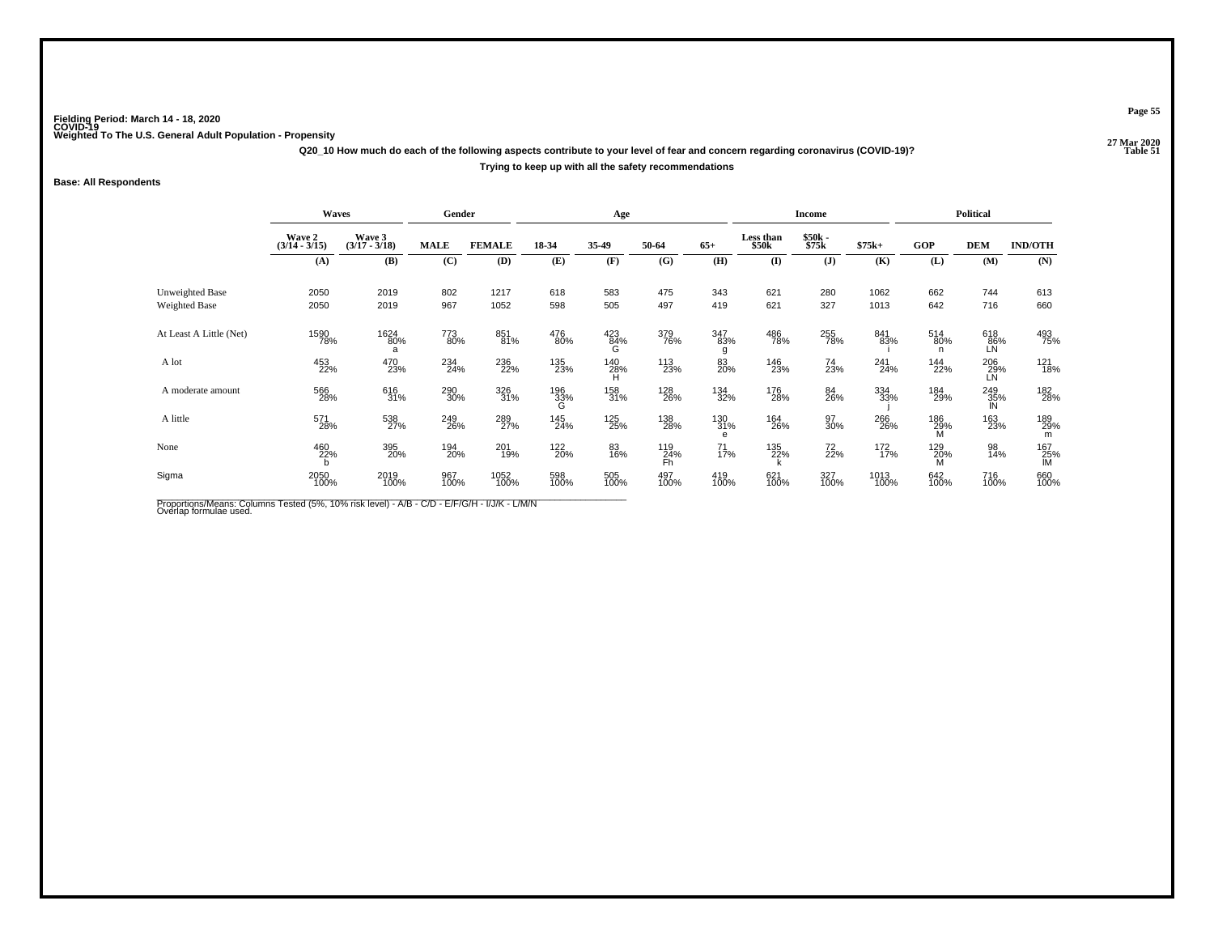**Fielding Period: March 14 - 18, 2020**
**COVID-19**
**Weighted To The U.S. General Adult Population - Propensity**

**27 Mar 2020**
**Table 51**

**Q20_10 How much do each of the following aspects contribute to your level of fear and concern regarding coronavirus (COVID-19)?**

**Trying to keep up with all the safety recommendations**

**Base: All Respondents**

| | Waves | | Gender | | Age | | | | Income | | | Political | | |
|---|---|---|---|---|---|---|---|---|---|---|---|---|---|---|
| | Wave 2 (3/14 - 3/15) | Wave 3 (3/17 - 3/18) | MALE | FEMALE | 18-34 | 35-49 | 50-64 | 65+ | Less than $50k | $50k - $75k | $75k+ | GOP | DEM | IND/OTH |
| | (A) | (B) | (C) | (D) | (E) | (F) | (G) | (H) | (I) | (J) | (K) | (L) | (M) | (N) |
| Unweighted Base | 2050 | 2019 | 802 | 1217 | 618 | 583 | 475 | 343 | 621 | 280 | 1062 | 662 | 744 | 613 |
| Weighted Base | 2050 | 2019 | 967 | 1052 | 598 | 505 | 497 | 419 | 621 | 327 | 1013 | 642 | 716 | 660 |
| At Least A Little (Net) | 1590 78% | 1624 80% a | 773 80% | 851 81% | 476 80% | 423 84% G | 379 76% | 347 83% g | 486 78% | 255 78% | 841 83% i | 514 80% n | 618 86% LN | 493 75% |
| A lot | 453 22% | 470 23% | 234 24% | 236 22% | 135 23% | 140 28% H | 113 23% | 83 20% | 146 23% | 74 23% | 241 24% | 144 22% | 206 29% LN | 121 18% |
| A moderate amount | 566 28% | 616 31% | 290 30% | 326 31% | 196 33% G | 158 31% | 128 26% | 134 32% | 176 28% | 84 26% | 334 33% j | 184 29% | 249 35% lN | 182 28% |
| A little | 571 28% | 538 27% | 249 26% | 289 27% | 145 24% | 125 25% | 138 28% | 130 31% e | 164 26% | 97 30% | 266 26% | 186 29% M | 163 23% | 189 29% m |
| None | 460 22% b | 395 20% | 194 20% | 201 19% | 122 20% | 83 16% | 119 24% Fh | 71 17% | 135 22% k | 72 22% | 172 17% | 129 20% M | 98 14% | 167 25% lM |
| Sigma | 2050 100% | 2019 100% | 967 100% | 1052 100% | 598 100% | 505 100% | 497 100% | 419 100% | 621 100% | 327 100% | 1013 100% | 642 100% | 716 100% | 660 100% |

Proportions/Means: Columns Tested (5%, 10% risk level) - A/B - C/D - E/F/G/H - I/J/K - L/M/N
Overlap formulae used.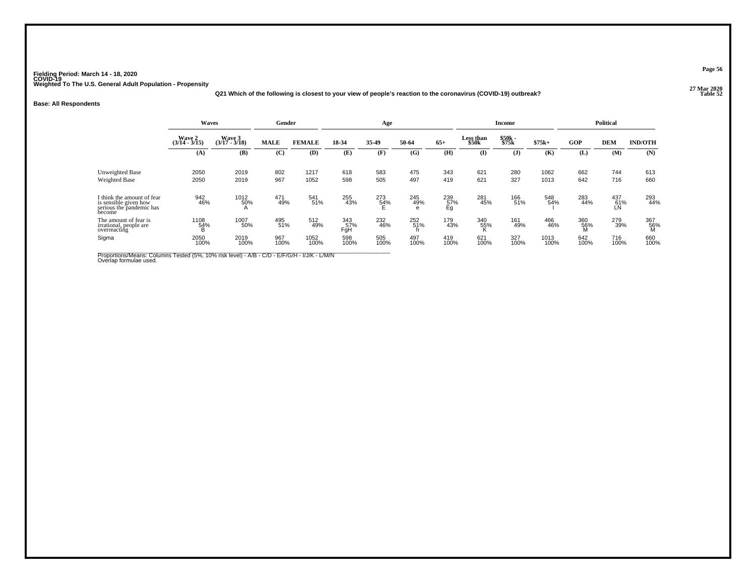**Fielding Period: March 14 - 18, 2020**
**COVID-19**
**Weighted To The U.S. General Adult Population - Propensity**

**27 Mar 2020**
**Table 52**

**Q21 Which of the following is closest to your view of people's reaction to the coronavirus (COVID-19) outbreak?**

**Base: All Respondents**

| | Waves | | Gender | | Age | | | | Income | | | Political | | |
|---|---|---|---|---|---|---|---|---|---|---|---|---|---|---|
| | Wave 2 (3/14 - 3/15) | Wave 3 (3/17 - 3/18) | MALE | FEMALE | 18-34 | 35-49 | 50-64 | 65+ | Less than $50k | $50k - $75k | $75k+ | GOP | DEM | IND/OTH |
| | (A) | (B) | (C) | (D) | (E) | (F) | (G) | (H) | (I) | (J) | (K) | (L) | (M) | (N) |
| Unweighted Base | 2050 | 2019 | 802 | 1217 | 618 | 583 | 475 | 343 | 621 | 280 | 1062 | 662 | 744 | 613 |
| Weighted Base | 2050 | 2019 | 967 | 1052 | 598 | 505 | 497 | 419 | 621 | 327 | 1013 | 642 | 716 | 660 |
| I think the amount of fear is sensible given how serious the pandemic has become | 942 46% | 1012 50% A | 471 49% | 541 51% | 255 43% | 273 54% E | 245 49% e | 239 57% Eg | 281 45% | 166 51% | 548 54% I | 283 44% | 437 61% LN | 293 44% |
| The amount of fear is irrational, people are overreacting | 1108 54% B | 1007 50% | 495 51% | 512 49% | 343 57% FgH | 232 46% | 252 51% h | 179 43% | 340 55% K | 161 49% | 466 46% | 360 56% M | 279 39% | 367 56% M |
| Sigma | 2050 100% | 2019 100% | 967 100% | 1052 100% | 598 100% | 505 100% | 497 100% | 419 100% | 621 100% | 327 100% | 1013 100% | 642 100% | 716 100% | 660 100% |

Proportions/Means: Columns Tested (5%, 10% risk level) - A/B - C/D - E/F/G/H - I/J/K - L/M/N
Overlap formulae used.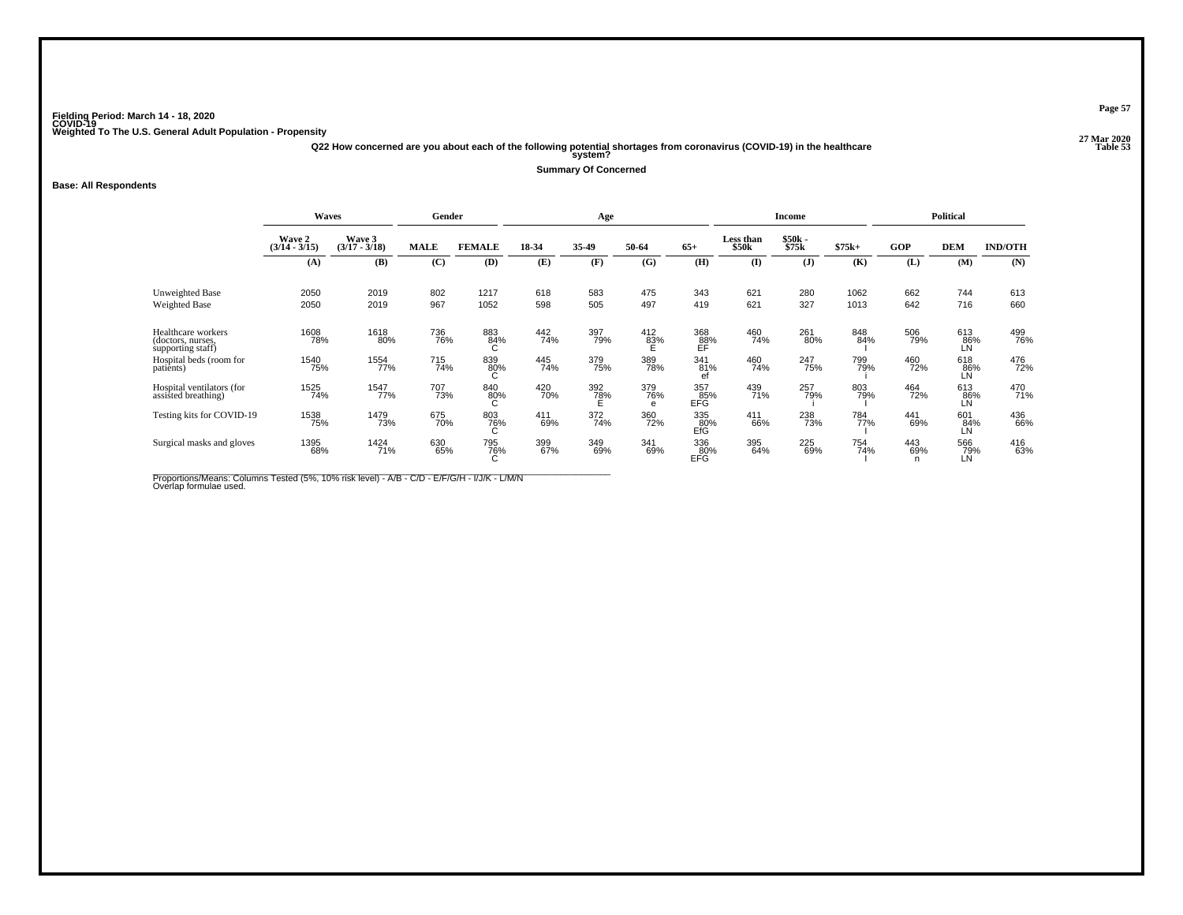Fielding Period: March 14 - 18, 2020
COVID-19
Weighted To The U.S. General Adult Population - Propensity

27 Mar 2020
Table 53

Q22 How concerned are you about each of the following potential shortages from coronavirus (COVID-19) in the healthcare system?

Summary Of Concerned

Base: All Respondents

| | Waves | | Gender | | Age | | | | Income | | | Political | | |
|---|---|---|---|---|---|---|---|---|---|---|---|---|---|---|
| | Wave 2 (3/14 - 3/15) | Wave 3 (3/17 - 3/18) | MALE | FEMALE | 18-34 | 35-49 | 50-64 | 65+ | Less than $50k | $50k - $75k | $75k+ | GOP | DEM | IND/OTH |
| | (A) | (B) | (C) | (D) | (E) | (F) | (G) | (H) | (I) | (J) | (K) | (L) | (M) | (N) |
| Unweighted Base | 2050 | 2019 | 802 | 1217 | 618 | 583 | 475 | 343 | 621 | 280 | 1062 | 662 | 744 | 613 |
| Weighted Base | 2050 | 2019 | 967 | 1052 | 598 | 505 | 497 | 419 | 621 | 327 | 1013 | 642 | 716 | 660 |
| Healthcare workers (doctors, nurses, supporting staff) | 1608 78% | 1618 80% | 736 76% | 883 84% C | 442 74% | 397 79% | 412 83% E | 368 88% EF | 460 74% | 261 80% | 848 84% I | 506 79% | 613 86% LN | 499 76% |
| Hospital beds (room for patients) | 1540 75% | 1554 77% | 715 74% | 839 80% C | 445 74% | 379 75% | 389 78% | 341 81% ef | 460 74% | 247 75% | 799 79% i | 460 72% | 618 86% LN | 476 72% |
| Hospital ventilators (for assisted breathing) | 1525 74% | 1547 77% | 707 73% | 840 80% C | 420 70% | 392 78% E | 379 76% e | 357 85% EFG | 439 71% | 257 79% i | 803 79% I | 464 72% | 613 86% LN | 470 71% |
| Testing kits for COVID-19 | 1538 75% | 1479 73% | 675 70% | 803 76% C | 411 69% | 372 74% | 360 72% | 335 80% EfG | 411 66% | 238 73% | 784 77% I | 441 69% | 601 84% LN | 436 66% |
| Surgical masks and gloves | 1395 68% | 1424 71% | 630 65% | 795 76% C | 399 67% | 349 69% | 341 69% | 336 80% EFG | 395 64% | 225 69% | 754 74% I | 443 69% n | 566 79% LN | 416 63% |

Proportions/Means: Columns Tested (5%, 10% risk level) - A/B - C/D - E/F/G/H - I/J/K - L/M/N
Overlap formulae used.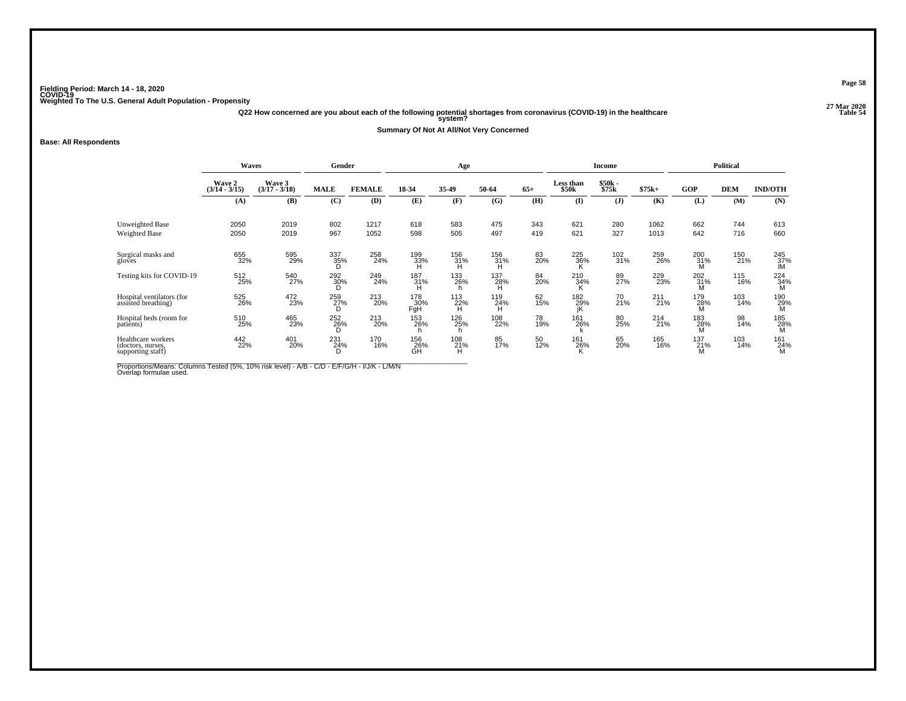Fielding Period: March 14 - 18, 2020
COVID-19
Weighted To The U.S. General Adult Population - Propensity

27 Mar 2020
Table 54

Q22 How concerned are you about each of the following potential shortages from coronavirus (COVID-19) in the healthcare system?

Summary Of Not At All/Not Very Concerned

Base: All Respondents

| | Waves | | Gender | | Age | | | | Income | | | Political | | |
|---|---|---|---|---|---|---|---|---|---|---|---|---|---|---|
| | Wave 2 (3/14 - 3/15) | Wave 3 (3/17 - 3/18) | MALE | FEMALE | 18-34 | 35-49 | 50-64 | 65+ | Less than $50k | $50k - $75k | $75k+ | GOP | DEM | IND/OTH |
| | (A) | (B) | (C) | (D) | (E) | (F) | (G) | (H) | (I) | (J) | (K) | (L) | (M) | (N) |
| Unweighted Base | 2050 | 2019 | 802 | 1217 | 618 | 583 | 475 | 343 | 621 | 280 | 1062 | 662 | 744 | 613 |
| Weighted Base | 2050 | 2019 | 967 | 1052 | 598 | 505 | 497 | 419 | 621 | 327 | 1013 | 642 | 716 | 660 |
| Surgical masks and gloves | 655<br>32% | 595<br>29% | 337<br>35%<br>D | 258<br>24% | 199<br>33%<br>H | 156<br>31%<br>H | 156<br>31%<br>H | 83<br>20% | 225<br>36%<br>K | 102<br>31% | 259<br>26% | 200<br>31%<br>M | 150<br>21% | 245<br>37%<br>lM |
| Testing kits for COVID-19 | 512<br>25% | 540<br>27% | 292<br>30%<br>D | 249<br>24% | 187<br>31%<br>H | 133<br>26%<br>h | 137<br>28%<br>H | 84<br>20% | 210<br>34%<br>K | 89<br>27% | 229<br>23% | 202<br>31%<br>M | 115<br>16% | 224<br>34%<br>M |
| Hospital ventilators (for assisted breathing) | 525<br>26% | 472<br>23% | 259<br>27%<br>D | 213<br>20% | 178<br>30%<br>FgH | 113<br>22%<br>H | 119<br>24%<br>H | 62<br>15% | 182<br>29%<br>jK | 70<br>21% | 211<br>21% | 179<br>28%<br>M | 103<br>14% | 190<br>29%<br>M |
| Hospital beds (room for patients) | 510<br>25% | 465<br>23% | 252<br>26%<br>D | 213<br>20% | 153<br>26%<br>h | 126<br>25%<br>h | 108<br>22% | 78<br>19% | 161<br>26%<br>k | 80<br>25% | 214<br>21% | 183<br>28%<br>M | 98<br>14% | 185<br>28%<br>M |
| Healthcare workers (doctors, nurses, supporting staff) | 442<br>22% | 401<br>20% | 231<br>24%<br>D | 170<br>16% | 156<br>26%<br>GH | 108<br>21%<br>H | 85<br>17% | 50<br>12% | 161<br>26%<br>K | 65<br>20% | 165<br>16% | 137<br>21%<br>M | 103<br>14% | 161<br>24%<br>M |

Proportions/Means: Columns Tested (5%, 10% risk level) - A/B - C/D - E/F/G/H - I/J/K - L/M/N
Overlap formulae used.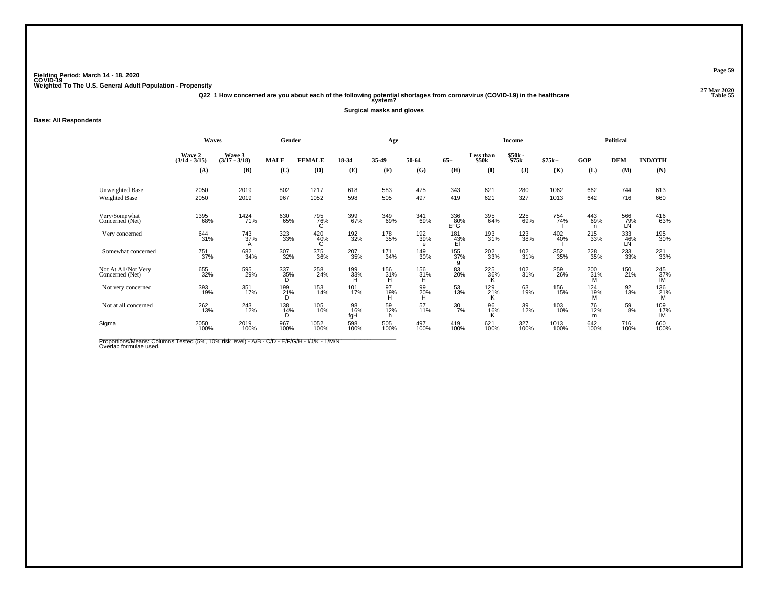**Fielding Period: March 14 - 18, 2020**
**COVID-19**
**Weighted To The U.S. General Adult Population - Propensity**

**27 Mar 2020**
**Table 55**

**Q22_1 How concerned are you about each of the following potential shortages from coronavirus (COVID-19) in the healthcare system?**

**Surgical masks and gloves**

**Base: All Respondents**

| | Waves | | Gender | | Age | | | | Income | | | Political | | |
|---|---|---|---|---|---|---|---|---|---|---|---|---|---|---|
| | Wave 2 (3/14 - 3/15) | Wave 3 (3/17 - 3/18) | MALE | FEMALE | 18-34 | 35-49 | 50-64 | 65+ | Less than $50k | $50k - $75k | $75k+ | GOP | DEM | IND/OTH |
| | (A) | (B) | (C) | (D) | (E) | (F) | (G) | (H) | (I) | (J) | (K) | (L) | (M) | (N) |
| Unweighted Base | 2050 | 2019 | 802 | 1217 | 618 | 583 | 475 | 343 | 621 | 280 | 1062 | 662 | 744 | 613 |
| Weighted Base | 2050 | 2019 | 967 | 1052 | 598 | 505 | 497 | 419 | 621 | 327 | 1013 | 642 | 716 | 660 |
| Very/Somewhat Concerned (Net) | 1395 68% | 1424 71% | 630 65% | 795 76% C | 399 67% | 349 69% | 341 69% | 336 80% EFG | 395 64% | 225 69% | 754 74% I | 443 69% n | 566 79% LN | 416 63% |
| Very concerned | 644 31% | 743 37% A | 323 33% | 420 40% C | 192 32% | 178 35% | 192 39% e | 181 43% Ef | 193 31% | 123 38% | 402 40% I | 215 33% | 333 46% LN | 195 30% |
| Somewhat concerned | 751 37% | 682 34% | 307 32% | 375 36% | 207 35% | 171 34% | 149 30% | 155 37% g | 202 33% | 102 31% | 352 35% | 228 35% | 233 33% | 221 33% |
| Not At All/Not Very Concerned (Net) | 655 32% | 595 29% | 337 35% D | 258 24% | 199 33% H | 156 31% H | 156 31% H | 83 20% | 225 36% K | 102 31% | 259 26% | 200 31% M | 150 21% | 245 37% lM |
| Not very concerned | 393 19% | 351 17% | 199 21% D | 153 14% | 101 17% | 97 19% H | 99 20% H | 53 13% | 129 21% K | 63 19% | 156 15% | 124 19% M | 92 13% | 136 21% M |
| Not at all concerned | 262 13% | 243 12% | 138 14% D | 105 10% | 98 16% fgH | 59 12% h | 57 11% | 30 7% | 96 16% K | 39 12% | 103 10% | 76 12% m | 59 8% | 109 17% lM |
| Sigma | 2050 100% | 2019 100% | 967 100% | 1052 100% | 598 100% | 505 100% | 497 100% | 419 100% | 621 100% | 327 100% | 1013 100% | 642 100% | 716 100% | 660 100% |

Proportions/Means: Columns Tested (5%, 10% risk level) - A/B - C/D - E/F/G/H - I/J/K - L/M/N
Overlap formulae used.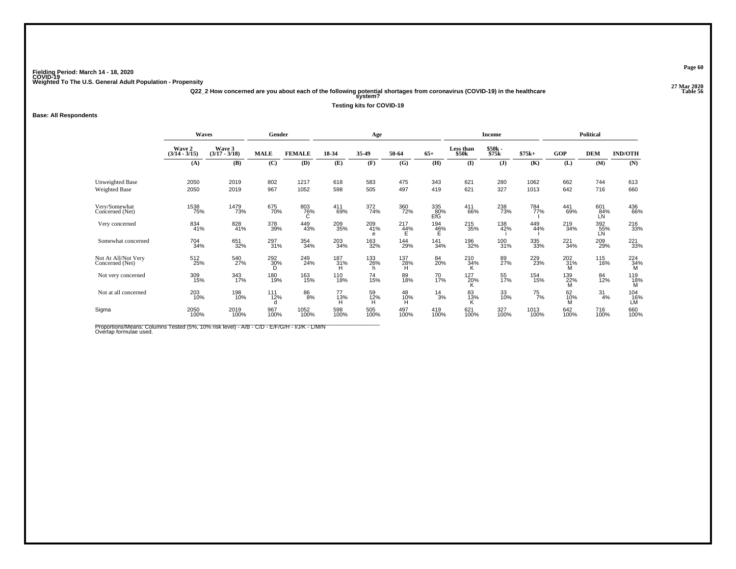Fielding Period: March 14 - 18, 2020
COVID-19
Weighted To The U.S. General Adult Population - Propensity

27 Mar 2020
Table 56

Q22_2 How concerned are you about each of the following potential shortages from coronavirus (COVID-19) in the healthcare system?

Testing kits for COVID-19

**Base: All Respondents**

| | Waves | | Gender | | Age | | | | Income | | | Political | | |
|---|---|---|---|---|---|---|---|---|---|---|---|---|---|---|
| | Wave 2 (3/14 - 3/15) | Wave 3 (3/17 - 3/18) | MALE | FEMALE | 18-34 | 35-49 | 50-64 | 65+ | Less than $50k | $50k - $75k | $75k+ | GOP | DEM | IND/OTH |
| | (A) | (B) | (C) | (D) | (E) | (F) | (G) | (H) | (I) | (J) | (K) | (L) | (M) | (N) |
| Unweighted Base | 2050 | 2019 | 802 | 1217 | 618 | 583 | 475 | 343 | 621 | 280 | 1062 | 662 | 744 | 613 |
| Weighted Base | 2050 | 2019 | 967 | 1052 | 598 | 505 | 497 | 419 | 621 | 327 | 1013 | 642 | 716 | 660 |
| Very/Somewhat Concerned (Net) | 1538<br>75% | 1479<br>73% | 675<br>70% | 803<br>76%<br>C | 411<br>69% | 372<br>74% | 360<br>72% | 335<br>80%<br>EfG | 411<br>66% | 238<br>73% | 784<br>77%<br>I | 441<br>69% | 601<br>84%<br>LN | 436<br>66% |
| Very concerned | 834<br>41% | 828<br>41% | 378<br>39% | 449<br>43% | 209<br>35% | 209<br>41%<br>e | 217<br>44%<br>E | 194<br>46%<br>E | 215<br>35% | 138<br>42%<br>i | 449<br>44%<br>I | 219<br>34% | 392<br>55%<br>LN | 216<br>33% |
| Somewhat concerned | 704<br>34% | 651<br>32% | 297<br>31% | 354<br>34% | 203<br>34% | 163<br>32% | 144<br>29% | 141<br>34% | 196<br>32% | 100<br>31% | 335<br>33% | 221<br>34% | 209<br>29% | 221<br>33% |
| Not At All/Not Very Concerned (Net) | 512<br>25% | 540<br>27% | 292<br>30%<br>D | 249<br>24% | 187<br>31%<br>H | 133<br>26%<br>h | 137<br>28%<br>H | 84<br>20% | 210<br>34%<br>K | 89<br>27% | 229<br>23% | 202<br>31%<br>M | 115<br>16% | 224<br>34%<br>M |
| Not very concerned | 309<br>15% | 343<br>17% | 180<br>19% | 163<br>15% | 110<br>18% | 74<br>15% | 89<br>18% | 70<br>17% | 127<br>20%<br>K | 55<br>17% | 154<br>15% | 139<br>22%<br>M | 84<br>12% | 119<br>18%<br>M |
| Not at all concerned | 203<br>10% | 198<br>10% | 111<br>12%<br>d | 86<br>8% | 77<br>13%<br>H | 59<br>12%<br>H | 48<br>10%<br>H | 14<br>3% | 83<br>13%<br>K | 33<br>10% | 75<br>7% | 62<br>10%<br>M | 31<br>4% | 104<br>16%<br>LM |
| Sigma | 2050<br>100% | 2019<br>100% | 967<br>100% | 1052<br>100% | 598<br>100% | 505<br>100% | 497<br>100% | 419<br>100% | 621<br>100% | 327<br>100% | 1013<br>100% | 642<br>100% | 716<br>100% | 660<br>100% |

Proportions/Means: Columns Tested (5%, 10% risk level) - A/B - C/D - E/F/G/H - I/J/K - L/M/N
Overlap formulae used.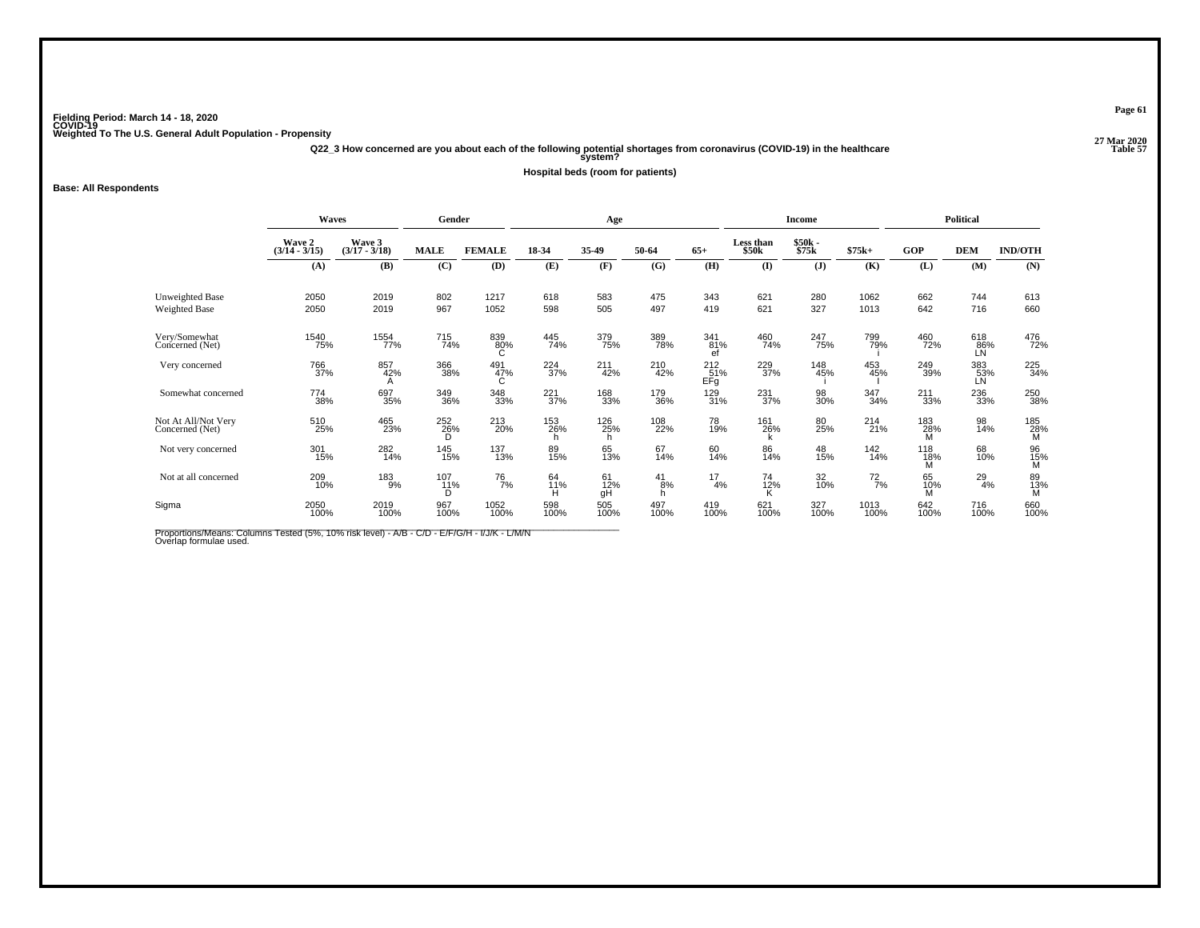Fielding Period: March 14 - 18, 2020
COVID-19
Weighted To The U.S. General Adult Population - Propensity

27 Mar 2020
Table 57

Q22_3 How concerned are you about each of the following potential shortages from coronavirus (COVID-19) in the healthcare system?

Hospital beds (room for patients)

**Base: All Respondents**

| | Waves | | Gender | | Age | | | | Income | | | Political | | |
|---|---|---|---|---|---|---|---|---|---|---|---|---|---|---|
| | Wave 2 (3/14 - 3/15) | Wave 3 (3/17 - 3/18) | MALE | FEMALE | 18-34 | 35-49 | 50-64 | 65+ | Less than $50k | $50k - $75k | $75k+ | GOP | DEM | IND/OTH |
| | (A) | (B) | (C) | (D) | (E) | (F) | (G) | (H) | (I) | (J) | (K) | (L) | (M) | (N) |
| Unweighted Base | 2050 | 2019 | 802 | 1217 | 618 | 583 | 475 | 343 | 621 | 280 | 1062 | 662 | 744 | 613 |
| Weighted Base | 2050 | 2019 | 967 | 1052 | 598 | 505 | 497 | 419 | 621 | 327 | 1013 | 642 | 716 | 660 |
| Very/Somewhat Concerned (Net) | 1540 75% | 1554 77% | 715 74% | 839 80% C | 445 74% | 379 75% | 389 78% | 341 81% ef | 460 74% | 247 75% | 799 79% i | 460 72% | 618 86% LN | 476 72% |
| Very concerned | 766 37% | 857 42% A | 366 38% | 491 47% C | 224 37% | 211 42% | 210 42% | 212 51% EFg | 229 37% | 148 45% i | 453 45% I | 249 39% | 383 53% LN | 225 34% |
| Somewhat concerned | 774 38% | 697 35% | 349 36% | 348 33% | 221 37% | 168 33% | 179 36% | 129 31% | 231 37% | 98 30% | 347 34% | 211 33% | 236 33% | 250 38% |
| Not At All/Not Very Concerned (Net) | 510 25% | 465 23% | 252 26% D | 213 20% | 153 26% h | 126 25% h | 108 22% | 78 19% | 161 26% k | 80 25% | 214 21% | 183 28% M | 98 14% | 185 28% M |
| Not very concerned | 301 15% | 282 14% | 145 15% | 137 13% | 89 15% | 65 13% | 67 14% | 60 14% | 86 14% | 48 15% | 142 14% | 118 18% M | 68 10% | 96 15% M |
| Not at all concerned | 209 10% | 183 9% | 107 11% D | 76 7% | 64 11% H | 61 12% gH | 41 8% h | 17 4% | 74 12% K | 32 10% | 72 7% | 65 10% M | 29 4% | 89 13% M |
| Sigma | 2050 100% | 2019 100% | 967 100% | 1052 100% | 598 100% | 505 100% | 497 100% | 419 100% | 621 100% | 327 100% | 1013 100% | 642 100% | 716 100% | 660 100% |

Proportions/Means: Columns Tested (5%, 10% risk level) - A/B - C/D - E/F/G/H - I/J/K - L/M/N
Overlap formulae used.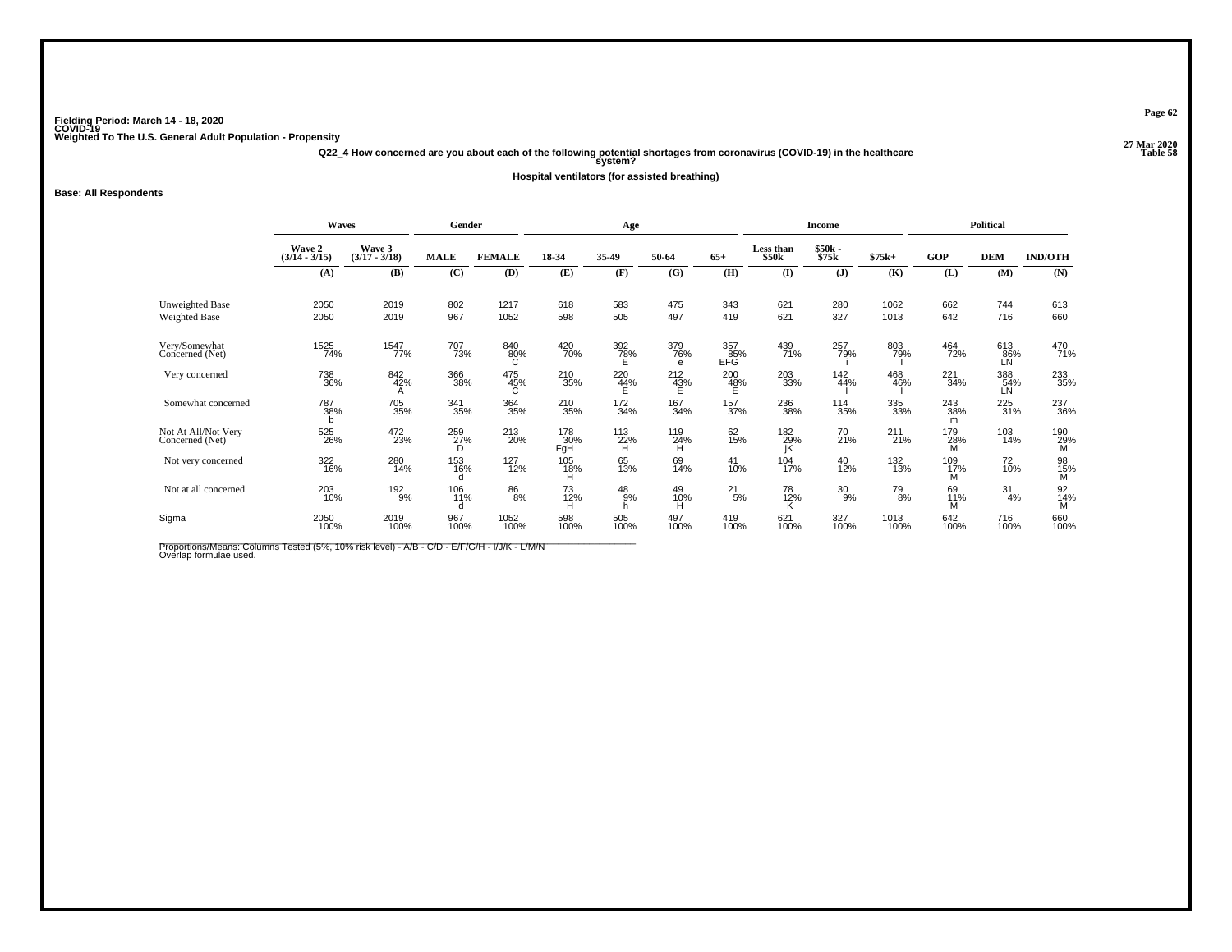Fielding Period: March 14 - 18, 2020
COVID-19
Weighted To The U.S. General Adult Population - Propensity

27 Mar 2020
Table 58

### Q22_4 How concerned are you about each of the following potential shortages from coronavirus (COVID-19) in the healthcare system?

**Hospital ventilators (for assisted breathing)**

**Base: All Respondents**

| | Waves | | Gender | | Age | | | | Income | | | Political | | |
|---|---|---|---|---|---|---|---|---|---|---|---|---|---|---|
| | Wave 2 (3/14 - 3/15) | Wave 3 (3/17 - 3/18) | MALE | FEMALE | 18-34 | 35-49 | 50-64 | 65+ | Less than $50k | $50k - $75k | $75k+ | GOP | DEM | IND/OTH |
| | (A) | (B) | (C) | (D) | (E) | (F) | (G) | (H) | (I) | (J) | (K) | (L) | (M) | (N) |
| Unweighted Base | 2050 | 2019 | 802 | 1217 | 618 | 583 | 475 | 343 | 621 | 280 | 1062 | 662 | 744 | 613 |
| Weighted Base | 2050 | 2019 | 967 | 1052 | 598 | 505 | 497 | 419 | 621 | 327 | 1013 | 642 | 716 | 660 |
| Very/Somewhat Concerned (Net) | 1525 74% | 1547 77% | 707 73% | 840 80% C | 420 70% | 392 78% E | 379 76% e | 357 85% EFG | 439 71% | 257 79% i | 803 79% I | 464 72% | 613 86% LN | 470 71% |
| Very concerned | 738 36% | 842 42% A | 366 38% | 475 45% C | 210 35% | 220 44% E | 212 43% E | 200 48% E | 203 33% | 142 44% I | 468 46% I | 221 34% | 388 54% LN | 233 35% |
| Somewhat concerned | 787 38% b | 705 35% | 341 35% | 364 35% | 210 35% | 172 34% | 167 34% | 157 37% | 236 38% | 114 35% | 335 33% | 243 38% m | 225 31% | 237 36% |
| Not At All/Not Very Concerned (Net) | 525 26% | 472 23% | 259 27% D | 213 20% | 178 30% FgH | 113 22% H | 119 24% H | 62 15% | 182 29% jK | 70 21% | 211 21% | 179 28% M | 103 14% | 190 29% M |
| Not very concerned | 322 16% | 280 14% | 153 16% d | 127 12% | 105 18% H | 65 13% | 69 14% | 41 10% | 104 17% | 40 12% | 132 13% | 109 17% M | 72 10% | 98 15% M |
| Not at all concerned | 203 10% | 192 9% | 106 11% d | 86 8% | 73 12% H | 48 9% h | 49 10% H | 21 5% | 78 12% K | 30 9% | 79 8% | 69 11% M | 31 4% | 92 14% M |
| Sigma | 2050 100% | 2019 100% | 967 100% | 1052 100% | 598 100% | 505 100% | 497 100% | 419 100% | 621 100% | 327 100% | 1013 100% | 642 100% | 716 100% | 660 100% |

Proportions/Means: Columns Tested (5%, 10% risk level) - A/B - C/D - E/F/G/H - I/J/K - L/M/N
Overlap formulae used.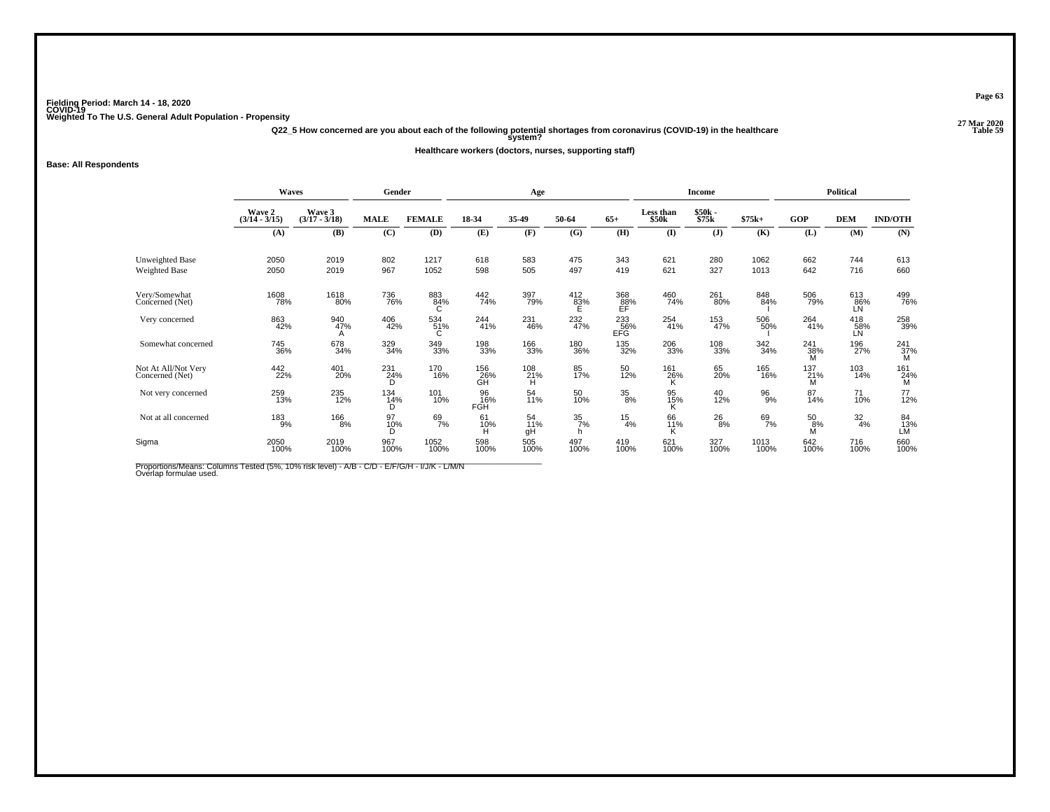Fielding Period: March 14 - 18, 2020
COVID-19
Weighted To The U.S. General Adult Population - Propensity

27 Mar 2020
Table 59

### Q22_5 How concerned are you about each of the following potential shortages from coronavirus (COVID-19) in the healthcare system?

**Healthcare workers (doctors, nurses, supporting staff)**

**Base: All Respondents**

| | Waves | | Gender | | Age | | | | Income | | | Political | | |
|---|---|---|---|---|---|---|---|---|---|---|---|---|---|---|
| | Wave 2 (3/14 - 3/15) | Wave 3 (3/17 - 3/18) | MALE | FEMALE | 18-34 | 35-49 | 50-64 | 65+ | Less than $50k | $50k - $75k | $75k+ | GOP | DEM | IND/OTH |
| | (A) | (B) | (C) | (D) | (E) | (F) | (G) | (H) | (I) | (J) | (K) | (L) | (M) | (N) |
| Unweighted Base | 2050 | 2019 | 802 | 1217 | 618 | 583 | 475 | 343 | 621 | 280 | 1062 | 662 | 744 | 613 |
| Weighted Base | 2050 | 2019 | 967 | 1052 | 598 | 505 | 497 | 419 | 621 | 327 | 1013 | 642 | 716 | 660 |
| Very/Somewhat Concerned (Net) | 1608 78% | 1618 80% | 736 76% | 883 84% C | 442 74% | 397 79% | 412 83% E | 368 88% EF | 460 74% | 261 80% | 848 84% I | 506 79% | 613 86% LN | 499 76% |
| Very concerned | 863 42% | 940 47% A | 406 42% | 534 51% C | 244 41% | 231 46% | 232 47% | 233 56% EFG | 254 41% | 153 47% | 506 50% I | 264 41% | 418 58% LN | 258 39% |
| Somewhat concerned | 745 36% | 678 34% | 329 34% | 349 33% | 198 33% | 166 33% | 180 36% | 135 32% | 206 33% | 108 33% | 342 34% | 241 38% M | 196 27% | 241 37% M |
| Not At All/Not Very Concerned (Net) | 442 22% | 401 20% | 231 24% D | 170 16% | 156 26% GH | 108 21% H | 85 17% | 50 12% | 161 26% K | 65 20% | 165 16% | 137 21% M | 103 14% | 161 24% M |
| Not very concerned | 259 13% | 235 12% | 134 14% D | 101 10% | 96 16% FGH | 54 11% | 50 10% | 35 8% | 95 15% K | 40 12% | 96 9% | 87 14% | 71 10% | 77 12% |
| Not at all concerned | 183 9% | 166 8% | 97 10% D | 69 7% | 61 10% H | 54 11% gH | 35 7% h | 15 4% | 66 11% K | 26 8% | 69 7% | 50 8% M | 32 4% | 84 13% LM |
| Sigma | 2050 100% | 2019 100% | 967 100% | 1052 100% | 598 100% | 505 100% | 497 100% | 419 100% | 621 100% | 327 100% | 1013 100% | 642 100% | 716 100% | 660 100% |

Proportions/Means: Columns Tested (5%, 10% risk level) - A/B - C/D - E/F/G/H - I/J/K - L/M/N
Overlap formulae used.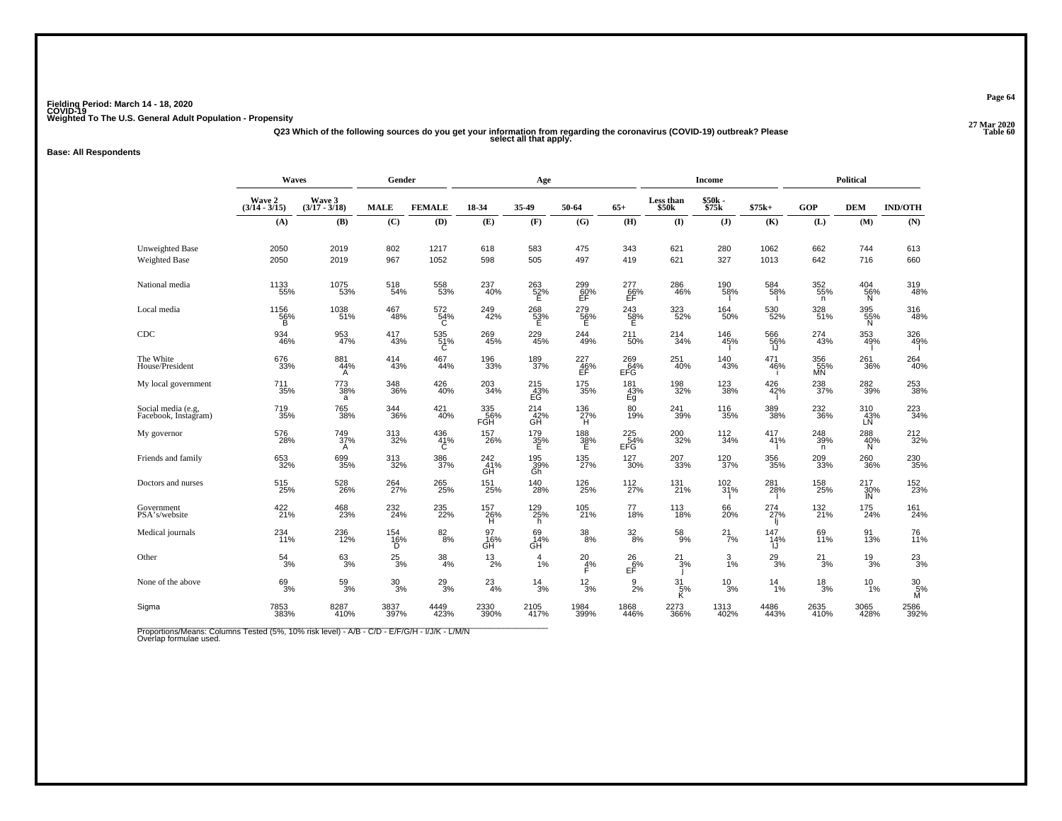Fielding Period: March 14 - 18, 2020
COVID-19
Weighted To The U.S. General Adult Population - Propensity

27 Mar 2020
Table 60

Q23 Which of the following sources do you get your information from regarding the coronavirus (COVID-19) outbreak? Please select all that apply.

**Base: All Respondents**

| | Waves | | Gender | | Age | | | | Income | | | Political | | |
|---|---|---|---|---|---|---|---|---|---|---|---|---|---|---|
| | Wave 2 (3/14 - 3/15) | Wave 3 (3/17 - 3/18) | MALE | FEMALE | 18-34 | 35-49 | 50-64 | 65+ | Less than $50k | $50k - $75k | $75k+ | GOP | DEM | IND/OTH |
| | (A) | (B) | (C) | (D) | (E) | (F) | (G) | (H) | (I) | (J) | (K) | (L) | (M) | (N) |
| Unweighted Base | 2050 | 2019 | 802 | 1217 | 618 | 583 | 475 | 343 | 621 | 280 | 1062 | 662 | 744 | 613 |
| Weighted Base | 2050 | 2019 | 967 | 1052 | 598 | 505 | 497 | 419 | 621 | 327 | 1013 | 642 | 716 | 660 |
| National media | 1133 55% | 1075 53% | 518 54% | 558 53% | 237 40% | 263 52% E | 299 60% EF | 277 66% EF | 286 46% | 190 58% I | 584 58% I | 352 55% n | 404 56% N | 319 48% |
| Local media | 1156 56% B | 1038 51% | 467 48% | 572 54% C | 249 42% | 268 53% E | 279 56% E | 243 58% E | 323 52% | 164 50% | 530 52% | 328 51% | 395 55% N | 316 48% |
| CDC | 934 46% | 953 47% | 417 43% | 535 51% C | 269 45% | 229 45% | 244 49% | 211 50% | 214 34% | 146 45% I | 566 56% IJ | 274 43% | 353 49% I | 326 49% I |
| The White House/President | 676 33% | 881 44% A | 414 43% | 467 44% | 196 33% | 189 37% | 227 46% EF | 269 64% EFG | 251 40% | 140 43% | 471 46% i | 356 55% MN | 261 36% | 264 40% |
| My local government | 711 35% | 773 38% a | 348 36% | 426 40% | 203 34% | 215 43% EG | 175 35% | 181 43% Eg | 198 32% | 123 38% | 426 42% I | 238 37% | 282 39% | 253 38% |
| Social media (e.g, Facebook, Instagram) | 719 35% | 765 38% | 344 36% | 421 40% | 335 56% FGH | 214 42% GH | 136 27% H | 80 19% | 241 39% | 116 35% | 389 38% | 232 36% | 310 43% LN | 223 34% |
| My governor | 576 28% | 749 37% A | 313 32% | 436 41% C | 157 26% | 179 35% E | 188 38% E | 225 54% EFG | 200 32% | 112 34% | 417 41% I | 248 39% n | 288 40% N | 212 32% |
| Friends and family | 653 32% | 699 35% | 313 32% | 386 37% | 242 41% GH | 195 39% Gh | 135 27% | 127 30% | 207 33% | 120 37% | 356 35% | 209 33% | 260 36% | 230 35% |
| Doctors and nurses | 515 25% | 528 26% | 264 27% | 265 25% | 151 25% | 140 28% | 126 25% | 112 27% | 131 21% | 102 31% I | 281 28% I | 158 25% | 217 30% lN | 152 23% |
| Government PSA's/website | 422 21% | 468 23% | 232 24% | 235 22% | 157 26% H | 129 25% h | 105 21% | 77 18% | 113 18% | 66 20% | 274 27% Ij | 132 21% | 175 24% | 161 24% |
| Medical journals | 234 11% | 236 12% | 154 16% D | 82 8% | 97 16% GH | 69 14% GH | 38 8% | 32 8% | 58 9% | 21 7% | 147 14% IJ | 69 11% | 91 13% | 76 11% |
| Other | 54 3% | 63 3% | 25 3% | 38 4% | 13 2% | 4 1% | 20 4% F | 26 6% EF | 21 3% j | 3 1% | 29 3% | 21 3% | 19 3% | 23 3% |
| None of the above | 69 3% | 59 3% | 30 3% | 29 3% | 23 4% | 14 3% | 12 3% | 9 2% | 31 5% K | 10 3% | 14 1% | 18 3% | 10 1% | 30 5% M |
| Sigma | 7853 383% | 8287 410% | 3837 397% | 4449 423% | 2330 390% | 2105 417% | 1984 399% | 1868 446% | 2273 366% | 1313 402% | 4486 443% | 2635 410% | 3065 428% | 2586 392% |

Proportions/Means: Columns Tested (5%, 10% risk level) - A/B - C/D - E/F/G/H - I/J/K - L/M/N
Overlap formulae used.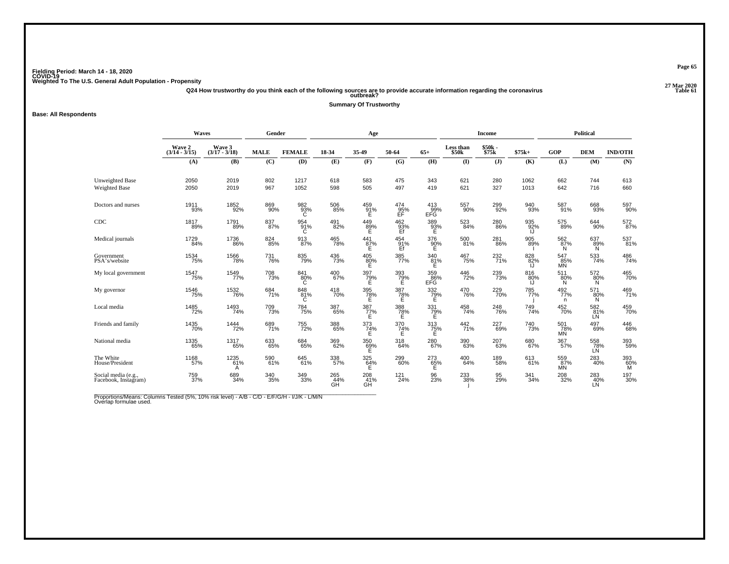Fielding Period: March 14 - 18, 2020
COVID-19
Weighted To The U.S. General Adult Population - Propensity

27 Mar 2020
Table 61

Q24 How trustworthy do you think each of the following sources are to provide accurate information regarding the coronavirus outbreak?

Summary Of Trustworthy

Base: All Respondents

| | Waves | | Gender | | Age | | | | Income | | | Political | | |
|---|---|---|---|---|---|---|---|---|---|---|---|---|---|---|
| | Wave 2 (3/14 - 3/15) | Wave 3 (3/17 - 3/18) | MALE | FEMALE | 18-34 | 35-49 | 50-64 | 65+ | Less than $50k | $50k - $75k | $75k+ | GOP | DEM | IND/OTH |
| | (A) | (B) | (C) | (D) | (E) | (F) | (G) | (H) | (I) | (J) | (K) | (L) | (M) | (N) |
| Unweighted Base | 2050 | 2019 | 802 | 1217 | 618 | 583 | 475 | 343 | 621 | 280 | 1062 | 662 | 744 | 613 |
| Weighted Base | 2050 | 2019 | 967 | 1052 | 598 | 505 | 497 | 419 | 621 | 327 | 1013 | 642 | 716 | 660 |
| Doctors and nurses | 1911<br>93% | 1852<br>92% | 869<br>90% | 982<br>93%<br>C | 506<br>85% | 459<br>91%<br>E | 474<br>95%<br>EF | 413<br>99%<br>EFG | 557<br>90% | 299<br>92% | 940<br>93% | 587<br>91% | 668<br>93% | 597<br>90% |
| CDC | 1817<br>89% | 1791<br>89% | 837<br>87% | 954<br>91%<br>C | 491<br>82% | 449<br>89%<br>E | 462<br>93%<br>Ef | 389<br>93%<br>E | 523<br>84% | 280<br>86% | 935<br>92%<br>IJ | 575<br>89% | 644<br>90% | 572<br>87% |
| Medical journals | 1729<br>84% | 1736<br>86% | 824<br>85% | 913<br>87% | 465<br>78% | 441<br>87%<br>E | 454<br>91%<br>Ef | 376<br>90%<br>E | 500<br>81% | 281<br>86% | 905<br>89%<br>I | 562<br>87%<br>N | 637<br>89%<br>N | 537<br>81% |
| Government PSA's/website | 1534<br>75% | 1566<br>78% | 731<br>76% | 835<br>79% | 436<br>73% | 405<br>80%<br>E | 385<br>77% | 340<br>81%<br>E | 467<br>75% | 232<br>71% | 828<br>82%<br>IJ | 547<br>85%<br>MN | 533<br>74% | 486<br>74% |
| My local government | 1547<br>75% | 1549<br>77% | 708<br>73% | 841<br>80%<br>C | 400<br>67% | 397<br>79%<br>E | 393<br>79%<br>E | 359<br>86%<br>EFG | 446<br>72% | 239<br>73% | 816<br>80%<br>IJ | 511<br>80%<br>N | 572<br>80%<br>N | 465<br>70% |
| My governor | 1546<br>75% | 1532<br>76% | 684<br>71% | 848<br>81%<br>C | 418<br>70% | 395<br>78%<br>E | 387<br>78%<br>E | 332<br>79%<br>E | 470<br>76% | 229<br>70% | 785<br>77%<br>j | 492<br>77%<br>n | 571<br>80%<br>N | 469<br>71% |
| Local media | 1485<br>72% | 1493<br>74% | 709<br>73% | 784<br>75% | 387<br>65% | 387<br>77%<br>E | 388<br>78%<br>E | 331<br>79%<br>E | 458<br>74% | 248<br>76% | 749<br>74% | 452<br>70% | 582<br>81%<br>LN | 459<br>70% |
| Friends and family | 1435<br>70% | 1444<br>72% | 689<br>71% | 755<br>72% | 388<br>65% | 373<br>74%<br>E | 370<br>74%<br>E | 313<br>75%<br>E | 442<br>71% | 227<br>69% | 740<br>73% | 501<br>78%<br>MN | 497<br>69% | 446<br>68% |
| National media | 1335<br>65% | 1317<br>65% | 633<br>65% | 684<br>65% | 369<br>62% | 350<br>69%<br>E | 318<br>64% | 280<br>67% | 390<br>63% | 207<br>63% | 680<br>67% | 367<br>57% | 558<br>78%<br>LN | 393<br>59% |
| The White House/President | 1168<br>57% | 1235<br>61%<br>A | 590<br>61% | 645<br>61% | 338<br>57% | 325<br>64%<br>E | 299<br>60% | 273<br>65%<br>E | 400<br>64% | 189<br>58% | 613<br>61% | 559<br>87%<br>MN | 283<br>40% | 393<br>60%<br>M |
| Social media (e.g., Facebook, Instagram) | 759<br>37% | 689<br>34% | 340<br>35% | 349<br>33% | 265<br>44%<br>GH | 208<br>41%<br>GH | 121<br>24% | 96<br>23% | 233<br>38%<br>j | 95<br>29% | 341<br>34% | 208<br>32% | 283<br>40%<br>LN | 197<br>30% |

Proportions/Means: Columns Tested (5%, 10% risk level) - A/B - C/D - E/F/G/H - I/J/K - L/M/N
Overlap formulae used.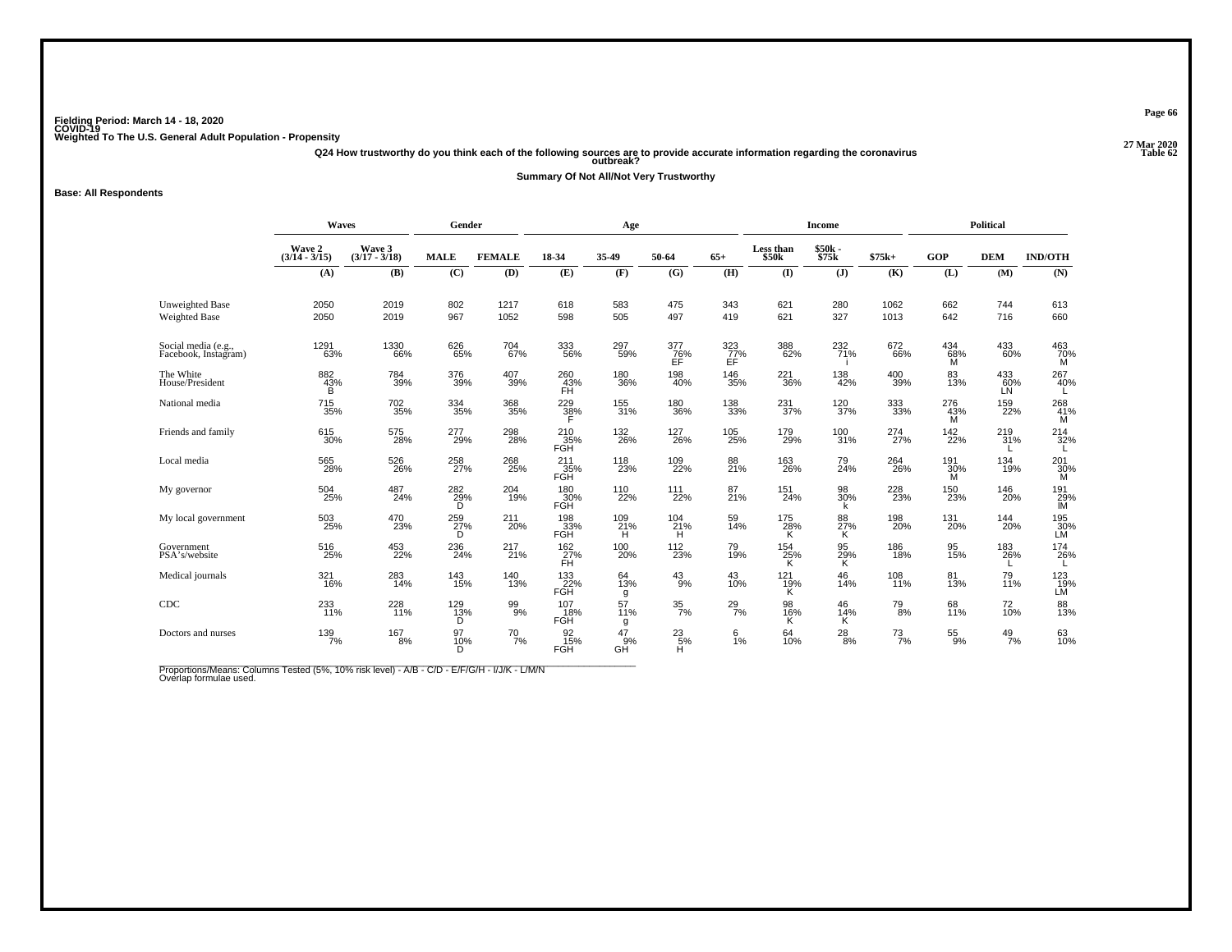Fielding Period: March 14 - 18, 2020
COVID-19
Weighted To The U.S. General Adult Population - Propensity

27 Mar 2020
Table 62

Q24 How trustworthy do you think each of the following sources are to provide accurate information regarding the coronavirus outbreak?

Summary Of Not All/Not Very Trustworthy

**Base: All Respondents**

| | Waves | | Gender | | Age | | | | Income | | | Political | | |
|---|---|---|---|---|---|---|---|---|---|---|---|---|---|---|
| | Wave 2 (3/14 - 3/15) | Wave 3 (3/17 - 3/18) | MALE | FEMALE | 18-34 | 35-49 | 50-64 | 65+ | Less than $50k | $50k - $75k | $75k+ | GOP | DEM | IND/OTH |
| | (A) | (B) | (C) | (D) | (E) | (F) | (G) | (H) | (I) | (J) | (K) | (L) | (M) | (N) |
| Unweighted Base | 2050 | 2019 | 802 | 1217 | 618 | 583 | 475 | 343 | 621 | 280 | 1062 | 662 | 744 | 613 |
| Weighted Base | 2050 | 2019 | 967 | 1052 | 598 | 505 | 497 | 419 | 621 | 327 | 1013 | 642 | 716 | 660 |
| Social media (e.g., Facebook, Instagram) | 1291 63% | 1330 66% | 626 65% | 704 67% | 333 56% | 297 59% | 377 76% EF | 323 77% EF | 388 62% | 232 71% i | 672 66% | 434 68% M | 433 60% | 463 70% M |
| The White House/President | 882 43% B | 784 39% | 376 39% | 407 39% | 260 43% FH | 180 36% | 198 40% | 146 35% | 221 36% | 138 42% | 400 39% | 83 13% | 433 60% LN | 267 40% L |
| National media | 715 35% | 702 35% | 334 35% | 368 35% | 229 38% F | 155 31% | 180 36% | 138 33% | 231 37% | 120 37% | 333 33% | 276 43% M | 159 22% | 268 41% M |
| Friends and family | 615 30% | 575 28% | 277 29% | 298 28% | 210 35% FGH | 132 26% | 127 26% | 105 25% | 179 29% | 100 31% | 274 27% | 142 22% | 219 31% L | 214 32% L |
| Local media | 565 28% | 526 26% | 258 27% | 268 25% | 211 35% FGH | 118 23% | 109 22% | 88 21% | 163 26% | 79 24% | 264 26% | 191 30% M | 134 19% | 201 30% M |
| My governor | 504 25% | 487 24% | 282 29% D | 204 19% | 180 30% FGH | 110 22% | 111 22% | 87 21% | 151 24% | 98 30% k | 228 23% | 150 23% | 146 20% | 191 29% lM |
| My local government | 503 25% | 470 23% | 259 27% D | 211 20% | 198 33% FGH | 109 21% H | 104 21% H | 59 14% | 175 28% K | 88 27% K | 198 20% | 131 20% | 144 20% | 195 30% LM |
| Government PSA's/website | 516 25% | 453 22% | 236 24% | 217 21% | 162 27% FH | 100 20% | 112 23% | 79 19% | 154 25% K | 95 29% K | 186 18% | 95 15% | 183 26% L | 174 26% L |
| Medical journals | 321 16% | 283 14% | 143 15% | 140 13% | 133 22% FGH | 64 13% g | 43 9% | 43 10% | 121 19% K | 46 14% | 108 11% | 81 13% | 79 11% | 123 19% LM |
| CDC | 233 11% | 228 11% | 129 13% D | 99 9% | 107 18% FGH | 57 11% g | 35 7% | 29 7% | 98 16% K | 46 14% K | 79 8% | 68 11% | 72 10% | 88 13% |
| Doctors and nurses | 139 7% | 167 8% | 97 10% D | 70 7% | 92 15% FGH | 47 9% GH | 23 5% H | 6 1% | 64 10% | 28 8% | 73 7% | 55 9% | 49 7% | 63 10% |

Proportions/Means: Columns Tested (5%, 10% risk level) - A/B - C/D - E/F/G/H - I/J/K - L/M/N
Overlap formulae used.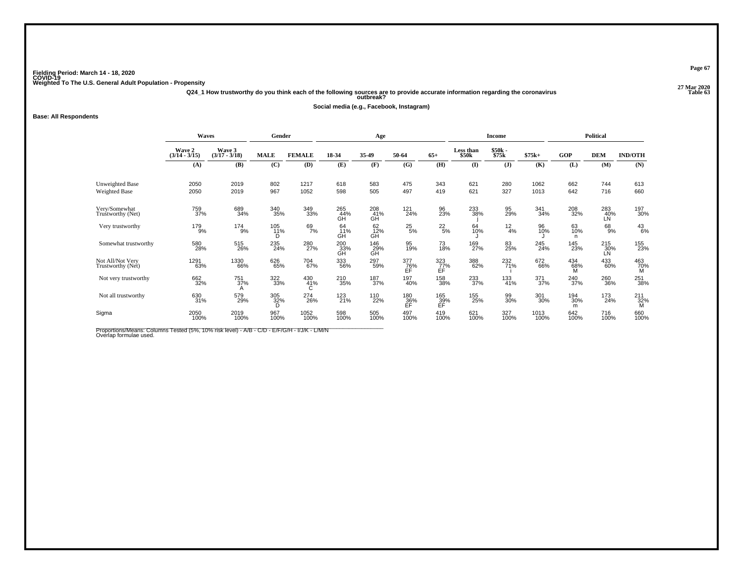Fielding Period: March 14 - 18, 2020
COVID-19
Weighted To The U.S. General Adult Population - Propensity

27 Mar 2020
Table 63

**Q24_1 How trustworthy do you think each of the following sources are to provide accurate information regarding the coronavirus outbreak?**

**Social media (e.g., Facebook, Instagram)**

**Base: All Respondents**

| | Waves | | Gender | | Age | | | | Income | | | Political | | |
|---|---|---|---|---|---|---|---|---|---|---|---|---|---|---|
| | Wave 2 (3/14 - 3/15) | Wave 3 (3/17 - 3/18) | MALE | FEMALE | 18-34 | 35-49 | 50-64 | 65+ | Less than $50k | $50k - $75k | $75k+ | GOP | DEM | IND/OTH |
| | (A) | (B) | (C) | (D) | (E) | (F) | (G) | (H) | (I) | (J) | (K) | (L) | (M) | (N) |
| Unweighted Base | 2050 | 2019 | 802 | 1217 | 618 | 583 | 475 | 343 | 621 | 280 | 1062 | 662 | 744 | 613 |
| Weighted Base | 2050 | 2019 | 967 | 1052 | 598 | 505 | 497 | 419 | 621 | 327 | 1013 | 642 | 716 | 660 |
| Very/Somewhat Trustworthy (Net) | 759 37% | 689 34% | 340 35% | 349 33% | 265 44% GH | 208 41% GH | 121 24% | 96 23% | 233 38% j | 95 29% | 341 34% | 208 32% | 283 40% LN | 197 30% |
| Very trustworthy | 179 9% | 174 9% | 105 11% D | 69 7% | 64 11% GH | 62 12% GH | 25 5% | 22 5% | 64 10% J | 12 4% | 96 10% J | 63 10% n | 68 9% | 43 6% |
| Somewhat trustworthy | 580 28% | 515 26% | 235 24% | 280 27% | 200 33% GH | 146 29% GH | 95 19% | 73 18% | 169 27% | 83 25% | 245 24% | 145 23% | 215 30% LN | 155 23% |
| Not All/Not Very Trustworthy (Net) | 1291 63% | 1330 66% | 626 65% | 704 67% | 333 56% | 297 59% | 377 76% EF | 323 77% EF | 388 62% | 232 71% i | 672 66% | 434 68% M | 433 60% | 463 70% M |
| Not very trustworthy | 662 32% | 751 37% A | 322 33% | 430 41% C | 210 35% | 187 37% | 197 40% | 158 38% | 233 37% | 133 41% | 371 37% | 240 37% | 260 36% | 251 38% |
| Not all trustworthy | 630 31% | 579 29% | 305 32% D | 274 26% | 123 21% | 110 22% | 180 36% EF | 165 39% EF | 155 25% | 99 30% | 301 30% | 194 30% m | 173 24% | 211 32% M |
| Sigma | 2050 100% | 2019 100% | 967 100% | 1052 100% | 598 100% | 505 100% | 497 100% | 419 100% | 621 100% | 327 100% | 1013 100% | 642 100% | 716 100% | 660 100% |

Proportions/Means: Columns Tested (5%, 10% risk level) - A/B - C/D - E/F/G/H - I/J/K - L/M/N
Overlap formulae used.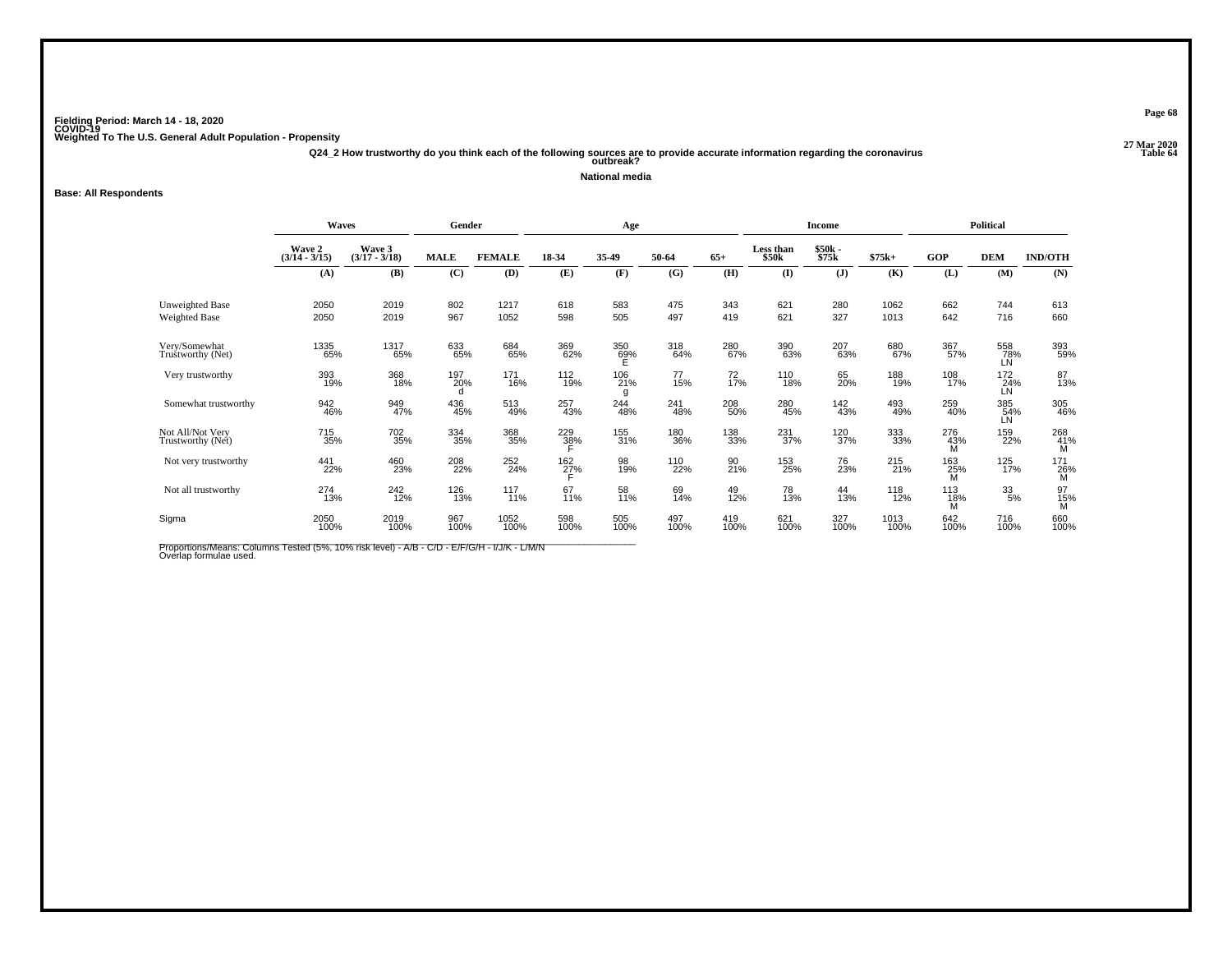Fielding Period: March 14 - 18, 2020
COVID-19
Weighted To The U.S. General Adult Population - Propensity

27 Mar 2020
Table 64

**Q24_2 How trustworthy do you think each of the following sources are to provide accurate information regarding the coronavirus outbreak?**

**National media**

**Base: All Respondents**

| | Waves | | Gender | | Age | | | | Income | | | Political | | |
|---|---|---|---|---|---|---|---|---|---|---|---|---|---|---|
| | Wave 2 (3/14 - 3/15) | Wave 3 (3/17 - 3/18) | MALE | FEMALE | 18-34 | 35-49 | 50-64 | 65+ | Less than $50k | $50k - $75k | $75k+ | GOP | DEM | IND/OTH |
| | (A) | (B) | (C) | (D) | (E) | (F) | (G) | (H) | (I) | (J) | (K) | (L) | (M) | (N) |
| Unweighted Base | 2050 | 2019 | 802 | 1217 | 618 | 583 | 475 | 343 | 621 | 280 | 1062 | 662 | 744 | 613 |
| Weighted Base | 2050 | 2019 | 967 | 1052 | 598 | 505 | 497 | 419 | 621 | 327 | 1013 | 642 | 716 | 660 |
| Very/Somewhat Trustworthy (Net) | 1335 65% | 1317 65% | 633 65% | 684 65% | 369 62% | 350 69% E | 318 64% | 280 67% | 390 63% | 207 63% | 680 67% | 367 57% | 558 78% LN | 393 59% |
| Very trustworthy | 393 19% | 368 18% | 197 20% d | 171 16% | 112 19% | 106 21% g | 77 15% | 72 17% | 110 18% | 65 20% | 188 19% | 108 17% | 172 24% LN | 87 13% |
| Somewhat trustworthy | 942 46% | 949 47% | 436 45% | 513 49% | 257 43% | 244 48% | 241 48% | 208 50% | 280 45% | 142 43% | 493 49% | 259 40% | 385 54% LN | 305 46% |
| Not All/Not Very Trustworthy (Net) | 715 35% | 702 35% | 334 35% | 368 35% | 229 38% F | 155 31% | 180 36% | 138 33% | 231 37% | 120 37% | 333 33% | 276 43% M | 159 22% | 268 41% M |
| Not very trustworthy | 441 22% | 460 23% | 208 22% | 252 24% | 162 27% F | 98 19% | 110 22% | 90 21% | 153 25% | 76 23% | 215 21% | 163 25% M | 125 17% | 171 26% M |
| Not all trustworthy | 274 13% | 242 12% | 126 13% | 117 11% | 67 11% | 58 11% | 69 14% | 49 12% | 78 13% | 44 13% | 118 12% | 113 18% M | 33 5% | 97 15% M |
| Sigma | 2050 100% | 2019 100% | 967 100% | 1052 100% | 598 100% | 505 100% | 497 100% | 419 100% | 621 100% | 327 100% | 1013 100% | 642 100% | 716 100% | 660 100% |

Proportions/Means: Columns Tested (5%, 10% risk level) - A/B - C/D - E/F/G/H - I/J/K - L/M/N
Overlap formulae used.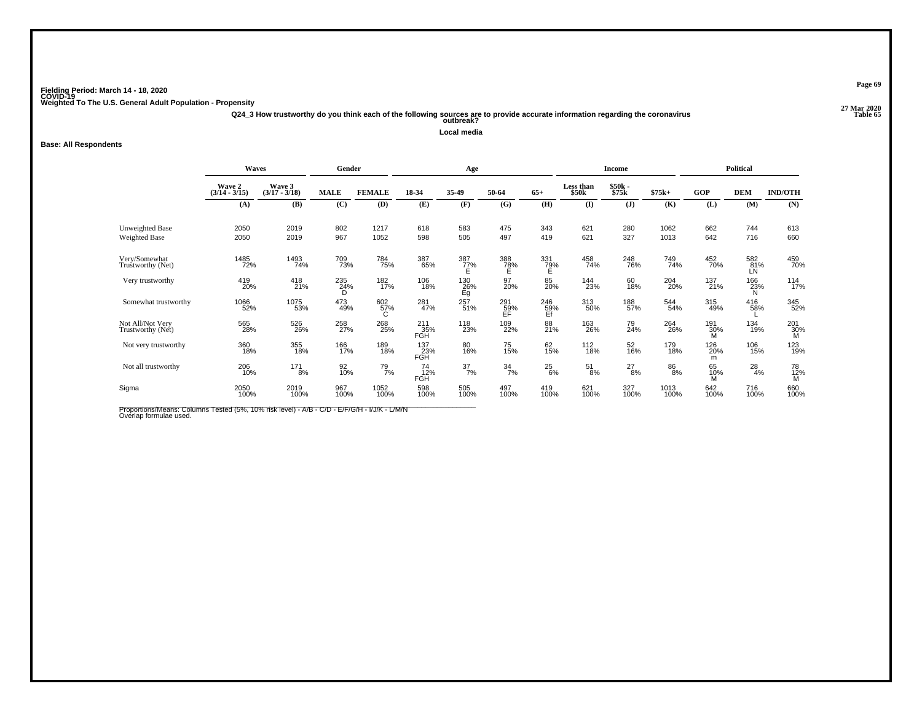Fielding Period: March 14 - 18, 2020
COVID-19
Weighted To The U.S. General Adult Population - Propensity

27 Mar 2020
Table 65

Q24_3 How trustworthy do you think each of the following sources are to provide accurate information regarding the coronavirus outbreak?

Local media

**Base: All Respondents**

| | Waves | | Gender | | Age | | | | Income | | | Political | | |
|---|---|---|---|---|---|---|---|---|---|---|---|---|---|---|
| | Wave 2 (3/14 - 3/15) | Wave 3 (3/17 - 3/18) | MALE | FEMALE | 18-34 | 35-49 | 50-64 | 65+ | Less than $50k | $50k - $75k | $75k+ | GOP | DEM | IND/OTH |
| | (A) | (B) | (C) | (D) | (E) | (F) | (G) | (H) | (I) | (J) | (K) | (L) | (M) | (N) |
| Unweighted Base | 2050 | 2019 | 802 | 1217 | 618 | 583 | 475 | 343 | 621 | 280 | 1062 | 662 | 744 | 613 |
| Weighted Base | 2050 | 2019 | 967 | 1052 | 598 | 505 | 497 | 419 | 621 | 327 | 1013 | 642 | 716 | 660 |
| Very/Somewhat Trustworthy (Net) | 1485 72% | 1493 74% | 709 73% | 784 75% | 387 65% | 387 77% E | 388 78% E | 331 79% E | 458 74% | 248 76% | 749 74% | 452 70% | 582 81% LN | 459 70% |
| Very trustworthy | 419 20% | 418 21% | 235 24% D | 182 17% | 106 18% | 130 26% Eg | 97 20% | 85 20% | 144 23% | 60 18% | 204 20% | 137 21% | 166 23% N | 114 17% |
| Somewhat trustworthy | 1066 52% | 1075 53% | 473 49% | 602 57% C | 281 47% | 257 51% | 291 59% EF | 246 59% Ef | 313 50% | 188 57% | 544 54% | 315 49% | 416 58% L | 345 52% |
| Not All/Not Very Trustworthy (Net) | 565 28% | 526 26% | 258 27% | 268 25% | 211 35% FGH | 118 23% | 109 22% | 88 21% | 163 26% | 79 24% | 264 26% | 191 30% M | 134 19% | 201 30% M |
| Not very trustworthy | 360 18% | 355 18% | 166 17% | 189 18% | 137 23% FGH | 80 16% | 75 15% | 62 15% | 112 18% | 52 16% | 179 18% | 126 20% m | 106 15% | 123 19% |
| Not all trustworthy | 206 10% | 171 8% | 92 10% | 79 7% | 74 12% FGH | 37 7% | 34 7% | 25 6% | 51 8% | 27 8% | 86 8% | 65 10% M | 28 4% | 78 12% M |
| Sigma | 2050 100% | 2019 100% | 967 100% | 1052 100% | 598 100% | 505 100% | 497 100% | 419 100% | 621 100% | 327 100% | 1013 100% | 642 100% | 716 100% | 660 100% |

Proportions/Means: Columns Tested (5%, 10% risk level) - A/B - C/D - E/F/G/H - I/J/K - L/M/N
Overlap formulae used.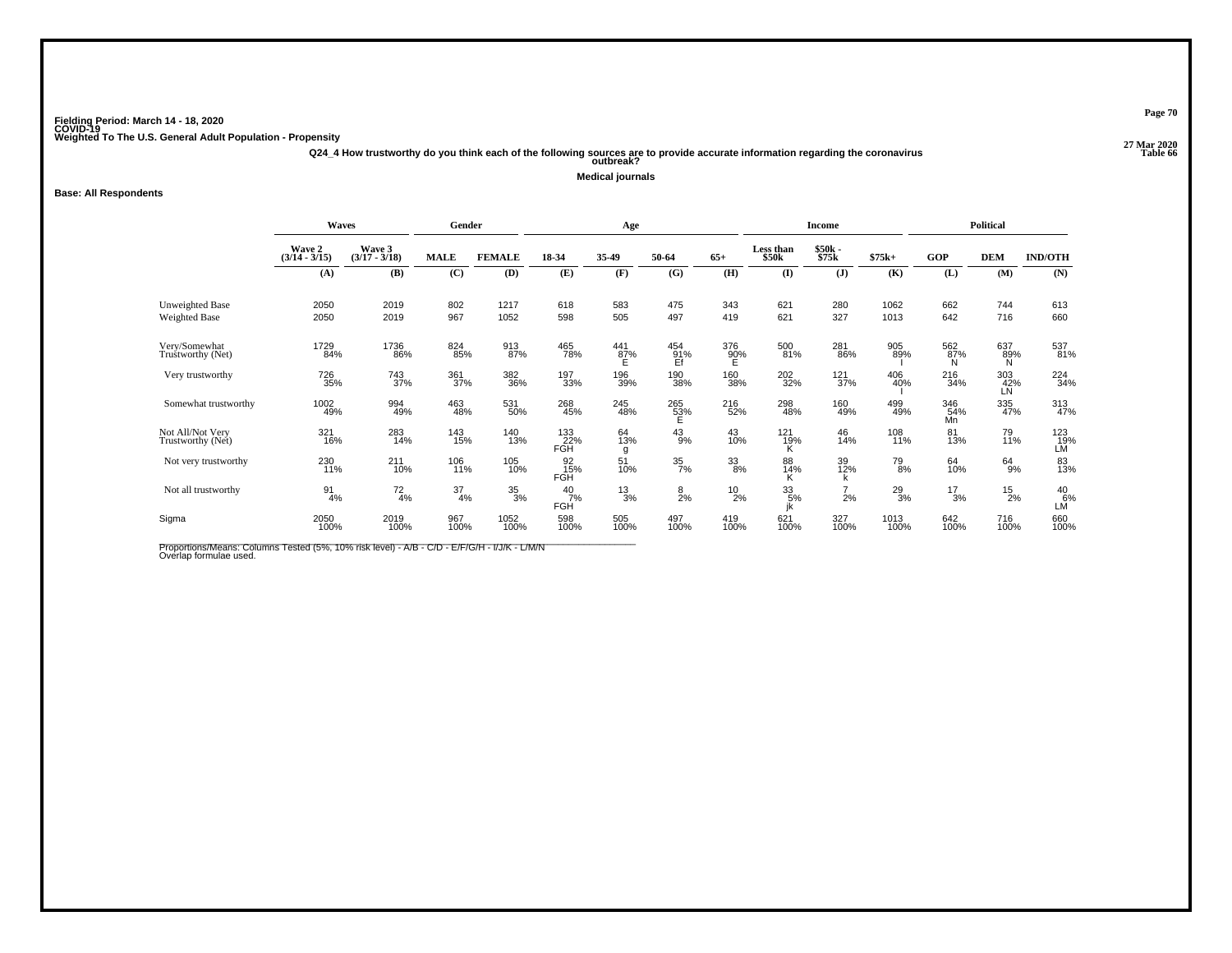Fielding Period: March 14 - 18, 2020
COVID-19
Weighted To The U.S. General Adult Population - Propensity

27 Mar 2020
Table 66

Q24_4 How trustworthy do you think each of the following sources are to provide accurate information regarding the coronavirus outbreak?

Medical journals

Base: All Respondents

| | Waves | | Gender | | Age | | | | Income | | | Political | | |
|---|---|---|---|---|---|---|---|---|---|---|---|---|---|---|
| | Wave 2 (3/14 - 3/15) | Wave 3 (3/17 - 3/18) | MALE | FEMALE | 18-34 | 35-49 | 50-64 | 65+ | Less than $50k | $50k - $75k | $75k+ | GOP | DEM | IND/OTH |
| | (A) | (B) | (C) | (D) | (E) | (F) | (G) | (H) | (I) | (J) | (K) | (L) | (M) | (N) |
| Unweighted Base | 2050 | 2019 | 802 | 1217 | 618 | 583 | 475 | 343 | 621 | 280 | 1062 | 662 | 744 | 613 |
| Weighted Base | 2050 | 2019 | 967 | 1052 | 598 | 505 | 497 | 419 | 621 | 327 | 1013 | 642 | 716 | 660 |
| Very/Somewhat Trustworthy (Net) | 1729 84% | 1736 86% | 824 85% | 913 87% | 465 78% | 441 87% E | 454 91% Ef | 376 90% E | 500 81% | 281 86% | 905 89% I | 562 87% N | 637 89% N | 537 81% |
| Very trustworthy | 726 35% | 743 37% | 361 37% | 382 36% | 197 33% | 196 39% | 190 38% | 160 38% | 202 32% | 121 37% | 406 40% I | 216 34% | 303 42% LN | 224 34% |
| Somewhat trustworthy | 1002 49% | 994 49% | 463 48% | 531 50% | 268 45% | 245 48% | 265 53% E | 216 52% | 298 48% | 160 49% | 499 49% | 346 54% Mn | 335 47% | 313 47% |
| Not All/Not Very Trustworthy (Net) | 321 16% | 283 14% | 143 15% | 140 13% | 133 22% FGH | 64 13% g | 43 9% | 43 10% | 121 19% K | 46 14% | 108 11% | 81 13% | 79 11% | 123 19% LM |
| Not very trustworthy | 230 11% | 211 10% | 106 11% | 105 10% | 92 15% FGH | 51 10% | 35 7% | 33 8% | 88 14% K | 39 12% k | 79 8% | 64 10% | 64 9% | 83 13% |
| Not all trustworthy | 91 4% | 72 4% | 37 4% | 35 3% | 40 7% FGH | 13 3% | 8 2% | 10 2% | 33 5% jk | 7 2% | 29 3% | 17 3% | 15 2% | 40 6% LM |
| Sigma | 2050 100% | 2019 100% | 967 100% | 1052 100% | 598 100% | 505 100% | 497 100% | 419 100% | 621 100% | 327 100% | 1013 100% | 642 100% | 716 100% | 660 100% |

Proportions/Means: Columns Tested (5%, 10% risk level) - A/B - C/D - E/F/G/H - I/J/K - L/M/N
Overlap formulae used.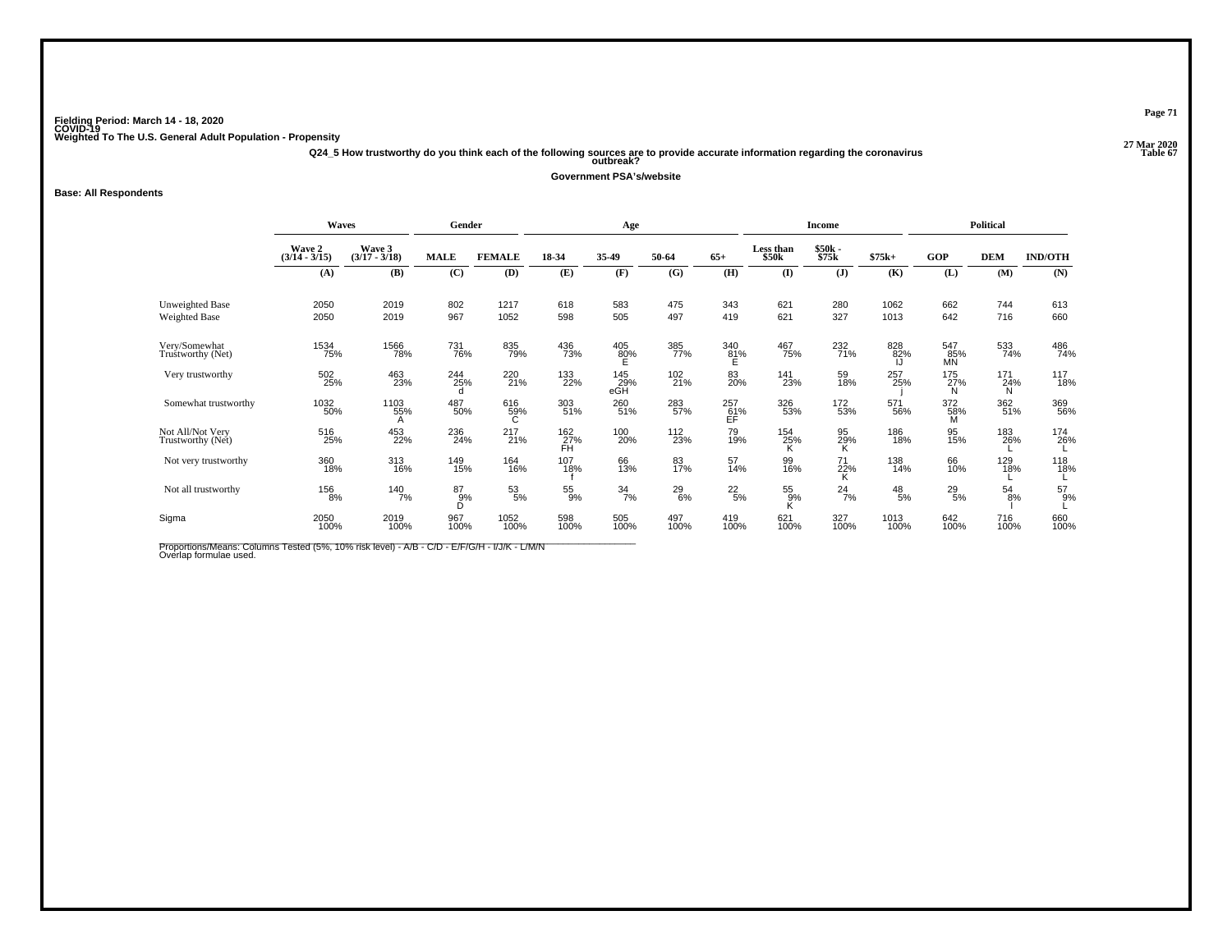Fielding Period: March 14 - 18, 2020
COVID-19
Weighted To The U.S. General Adult Population - Propensity

27 Mar 2020
Table 67

**Q24_5 How trustworthy do you think each of the following sources are to provide accurate information regarding the coronavirus outbreak?**

**Government PSA's/website**

**Base: All Respondents**

| | Waves | | Gender | | Age | | | | Income | | | Political | | |
|---|---|---|---|---|---|---|---|---|---|---|---|---|---|---|
| | Wave 2 (3/14 - 3/15) | Wave 3 (3/17 - 3/18) | MALE | FEMALE | 18-34 | 35-49 | 50-64 | 65+ | Less than $50k | $50k - $75k | $75k+ | GOP | DEM | IND/OTH |
| | (A) | (B) | (C) | (D) | (E) | (F) | (G) | (H) | (I) | (J) | (K) | (L) | (M) | (N) |
| Unweighted Base | 2050 | 2019 | 802 | 1217 | 618 | 583 | 475 | 343 | 621 | 280 | 1062 | 662 | 744 | 613 |
| Weighted Base | 2050 | 2019 | 967 | 1052 | 598 | 505 | 497 | 419 | 621 | 327 | 1013 | 642 | 716 | 660 |
| Very/Somewhat Trustworthy (Net) | 1534 75% | 1566 78% | 731 76% | 835 79% | 436 73% | 405 80% E | 385 77% | 340 81% E | 467 75% | 232 71% | 828 82% IJ | 547 85% MN | 533 74% | 486 74% |
| Very trustworthy | 502 25% | 463 23% | 244 25% d | 220 21% | 133 22% | 145 29% eGH | 102 21% | 83 20% | 141 23% | 59 18% | 257 25% j | 175 27% N | 171 24% N | 117 18% |
| Somewhat trustworthy | 1032 50% | 1103 55% A | 487 50% | 616 59% C | 303 51% | 260 51% | 283 57% | 257 61% EF | 326 53% | 172 53% | 571 56% | 372 58% M | 362 51% | 369 56% |
| Not All/Not Very Trustworthy (Net) | 516 25% | 453 22% | 236 24% | 217 21% | 162 27% FH | 100 20% | 112 23% | 79 19% | 154 25% K | 95 29% K | 186 18% | 95 15% | 183 26% L | 174 26% L |
| Not very trustworthy | 360 18% | 313 16% | 149 15% | 164 16% | 107 18% f | 66 13% | 83 17% | 57 14% | 99 16% | 71 22% K | 138 14% | 66 10% | 129 18% L | 118 18% L |
| Not all trustworthy | 156 8% | 140 7% | 87 9% D | 53 5% | 55 9% | 34 7% | 29 6% | 22 5% | 55 9% K | 24 7% | 48 5% | 29 5% | 54 8% I | 57 9% L |
| Sigma | 2050 100% | 2019 100% | 967 100% | 1052 100% | 598 100% | 505 100% | 497 100% | 419 100% | 621 100% | 327 100% | 1013 100% | 642 100% | 716 100% | 660 100% |

Proportions/Means: Columns Tested (5%, 10% risk level) - A/B - C/D - E/F/G/H - I/J/K - L/M/N
Overlap formulae used.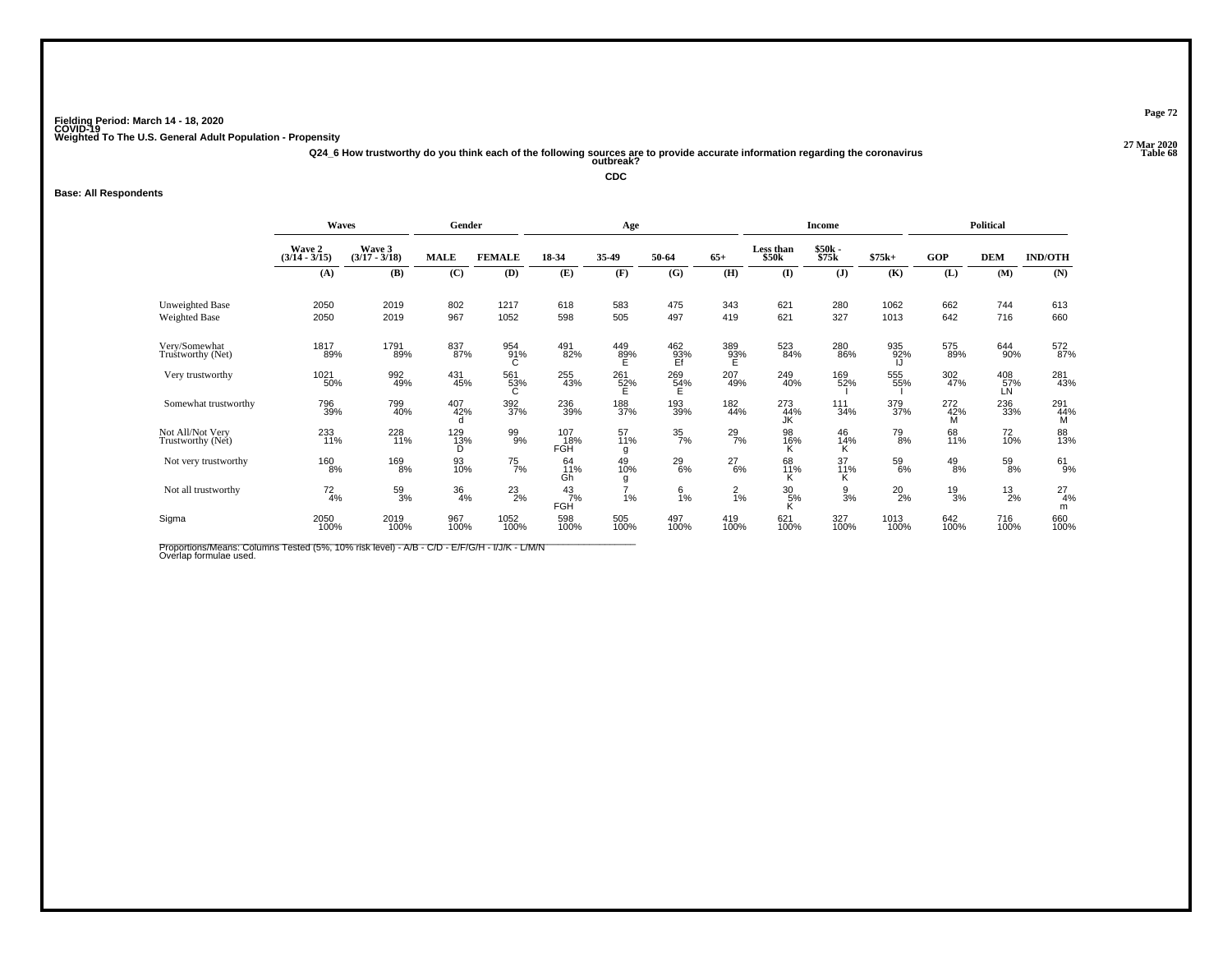Fielding Period: March 14 - 18, 2020
COVID-19
Weighted To The U.S. General Adult Population - Propensity

27 Mar 2020
Table 68

Q24_6 How trustworthy do you think each of the following sources are to provide accurate information regarding the coronavirus outbreak?

CDC

**Base: All Respondents**

| | Waves | | Gender | | Age | | | | Income | | | Political | | |
|---|---|---|---|---|---|---|---|---|---|---|---|---|---|---|
| | Wave 2 (3/14 - 3/15) | Wave 3 (3/17 - 3/18) | MALE | FEMALE | 18-34 | 35-49 | 50-64 | 65+ | Less than $50k | $50k - $75k | $75k+ | GOP | DEM | IND/OTH |
| | (A) | (B) | (C) | (D) | (E) | (F) | (G) | (H) | (I) | (J) | (K) | (L) | (M) | (N) |
| Unweighted Base | 2050 | 2019 | 802 | 1217 | 618 | 583 | 475 | 343 | 621 | 280 | 1062 | 662 | 744 | 613 |
| Weighted Base | 2050 | 2019 | 967 | 1052 | 598 | 505 | 497 | 419 | 621 | 327 | 1013 | 642 | 716 | 660 |
| Very/Somewhat Trustworthy (Net) | 1817<br>89% | 1791<br>89% | 837<br>87% | 954<br>91%<br>C | 491<br>82% | 449<br>89%<br>E | 462<br>93%<br>Ef | 389<br>93%<br>E | 523<br>84% | 280<br>86% | 935<br>92%<br>IJ | 575<br>89% | 644<br>90% | 572<br>87% |
| Very trustworthy | 1021<br>50% | 992<br>49% | 431<br>45% | 561<br>53%<br>C | 255<br>43% | 261<br>52%<br>E | 269<br>54%<br>E | 207<br>49% | 249<br>40% | 169<br>52%<br>I | 555<br>55%<br>I | 302<br>47% | 408<br>57%<br>LN | 281<br>43% |
| Somewhat trustworthy | 796<br>39% | 799<br>40% | 407<br>42%<br>d | 392<br>37% | 236<br>39% | 188<br>37% | 193<br>39% | 182<br>44% | 273<br>44%<br>JK | 111<br>34% | 379<br>37% | 272<br>42%<br>M | 236<br>33% | 291<br>44%<br>M |
| Not All/Not Very Trustworthy (Net) | 233<br>11% | 228<br>11% | 129<br>13%<br>D | 99<br>9% | 107<br>18%<br>FGH | 57<br>11%<br>g | 35<br>7% | 29<br>7% | 98<br>16%<br>K | 46<br>14%<br>K | 79<br>8% | 68<br>11% | 72<br>10% | 88<br>13% |
| Not very trustworthy | 160<br>8% | 169<br>8% | 93<br>10% | 75<br>7% | 64<br>11%<br>Gh | 49<br>10%<br>g | 29<br>6% | 27<br>6% | 68<br>11%<br>K | 37<br>11%<br>K | 59<br>6% | 49<br>8% | 59<br>8% | 61<br>9% |
| Not all trustworthy | 72<br>4% | 59<br>3% | 36<br>4% | 23<br>2% | 43<br>7%<br>FGH | 7<br>1% | 6<br>1% | 2<br>1% | 30<br>5%<br>K | 9<br>3% | 20<br>2% | 19<br>3% | 13<br>2% | 27<br>4%<br>m |
| Sigma | 2050<br>100% | 2019<br>100% | 967<br>100% | 1052<br>100% | 598<br>100% | 505<br>100% | 497<br>100% | 419<br>100% | 621<br>100% | 327<br>100% | 1013<br>100% | 642<br>100% | 716<br>100% | 660<br>100% |

Proportions/Means: Columns Tested (5%, 10% risk level) - A/B - C/D - E/F/G/H - I/J/K - L/M/N
Overlap formulae used.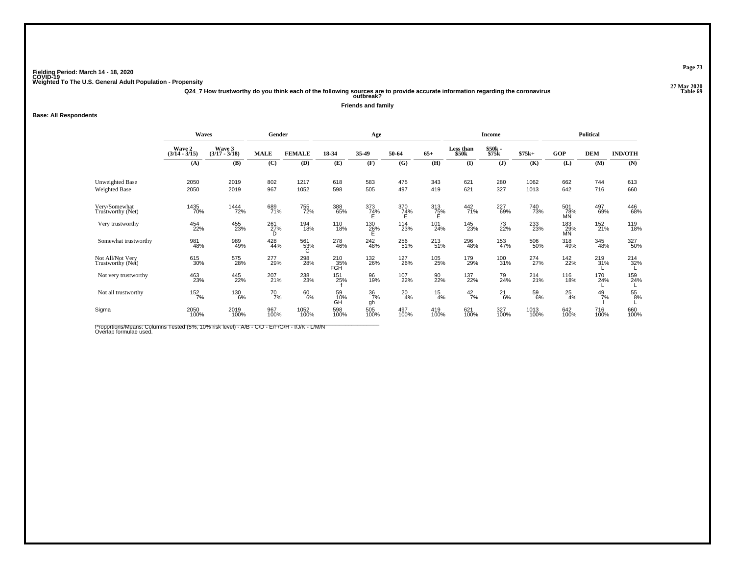Fielding Period: March 14 - 18, 2020
COVID-19
Weighted To The U.S. General Adult Population - Propensity

27 Mar 2020
Table 69

Q24_7 How trustworthy do you think each of the following sources are to provide accurate information regarding the coronavirus outbreak?

Friends and family

Base: All Respondents

| | Waves | | Gender | | Age | | | | Income | | | Political | | |
|---|---|---|---|---|---|---|---|---|---|---|---|---|---|---|
| | Wave 2 (3/14 - 3/15) | Wave 3 (3/17 - 3/18) | MALE | FEMALE | 18-34 | 35-49 | 50-64 | 65+ | Less than $50k | $50k - $75k | $75k+ | GOP | DEM | IND/OTH |
| | (A) | (B) | (C) | (D) | (E) | (F) | (G) | (H) | (I) | (J) | (K) | (L) | (M) | (N) |
| Unweighted Base | 2050 | 2019 | 802 | 1217 | 618 | 583 | 475 | 343 | 621 | 280 | 1062 | 662 | 744 | 613 |
| Weighted Base | 2050 | 2019 | 967 | 1052 | 598 | 505 | 497 | 419 | 621 | 327 | 1013 | 642 | 716 | 660 |
| Very/Somewhat Trustworthy (Net) | 1435 70% | 1444 72% | 689 71% | 755 72% | 388 65% | 373 74% E | 370 74% E | 313 75% E | 442 71% | 227 69% | 740 73% | 501 78% MN | 497 69% | 446 68% |
| Very trustworthy | 454 22% | 455 23% | 261 27% D | 194 18% | 110 18% | 130 26% E | 114 23% | 101 24% | 145 23% | 73 22% | 233 23% | 183 29% MN | 152 21% | 119 18% |
| Somewhat trustworthy | 981 48% | 989 49% | 428 44% | 561 53% C | 278 46% | 242 48% | 256 51% | 213 51% | 296 48% | 153 47% | 506 50% | 318 49% | 345 48% | 327 50% |
| Not All/Not Very Trustworthy (Net) | 615 30% | 575 28% | 277 29% | 298 28% | 210 35% FGH | 132 26% | 127 26% | 105 25% | 179 29% | 100 31% | 274 27% | 142 22% | 219 31% L | 214 32% L |
| Not very trustworthy | 463 23% | 445 22% | 207 21% | 238 23% | 151 25% f | 96 19% | 107 22% | 90 22% | 137 22% | 79 24% | 214 21% | 116 18% | 170 24% L | 159 24% L |
| Not all trustworthy | 152 7% | 130 6% | 70 7% | 60 6% | 59 10% GH | 36 7% gh | 20 4% | 15 4% | 42 7% | 21 6% | 59 6% | 25 4% | 49 7% I | 55 8% L |
| Sigma | 2050 100% | 2019 100% | 967 100% | 1052 100% | 598 100% | 505 100% | 497 100% | 419 100% | 621 100% | 327 100% | 1013 100% | 642 100% | 716 100% | 660 100% |

Proportions/Means: Columns Tested (5%, 10% risk level) - A/B - C/D - E/F/G/H - I/J/K - L/M/N
Overlap formulae used.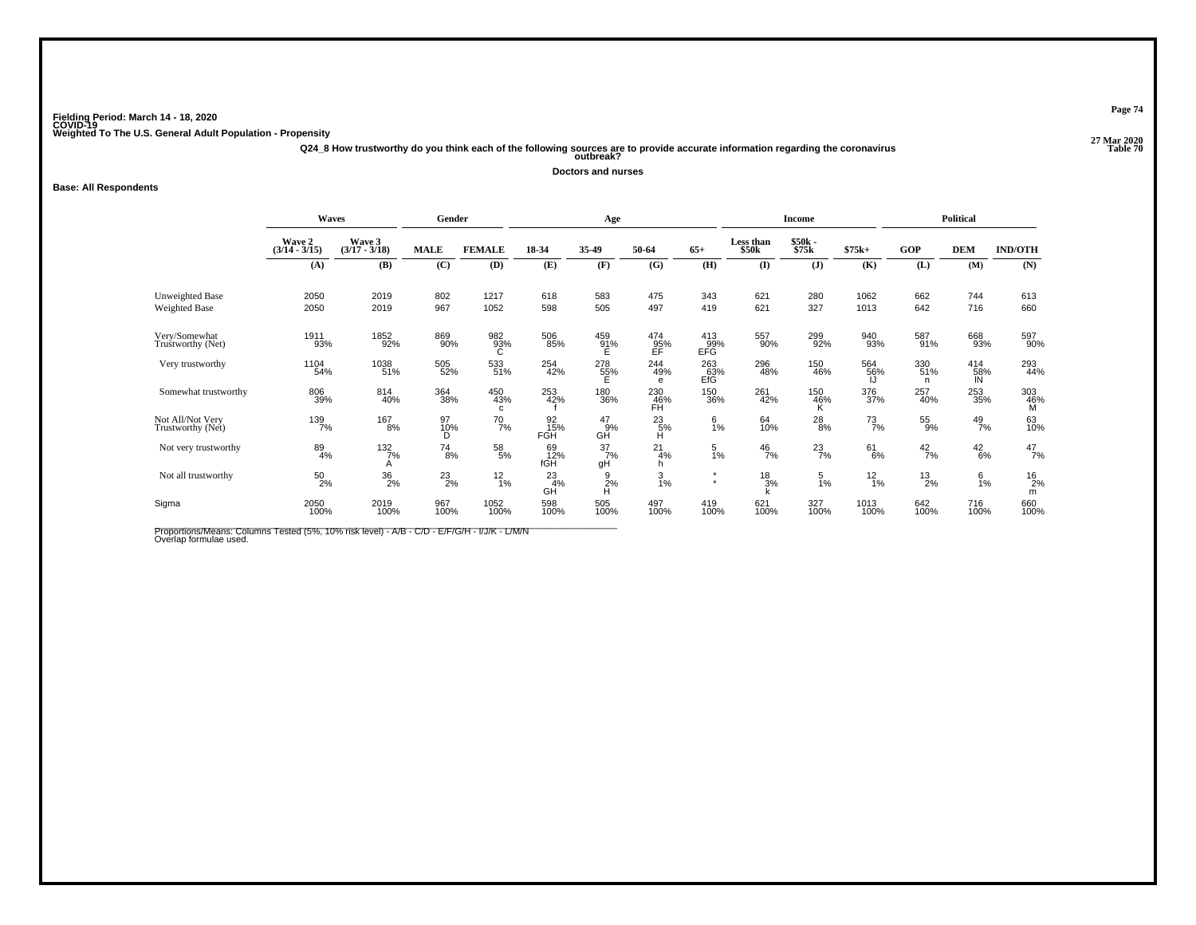Fielding Period: March 14 - 18, 2020
COVID-19
Weighted To The U.S. General Adult Population - Propensity

27 Mar 2020
Table 70

Q24_8 How trustworthy do you think each of the following sources are to provide accurate information regarding the coronavirus outbreak?

Doctors and nurses

Base: All Respondents

| | Waves | | Gender | | Age | | | | Income | | | Political | | |
|---|---|---|---|---|---|---|---|---|---|---|---|---|---|---|
| | Wave 2 (3/14 - 3/15) | Wave 3 (3/17 - 3/18) | MALE | FEMALE | 18-34 | 35-49 | 50-64 | 65+ | Less than $50k | $50k - $75k | $75k+ | GOP | DEM | IND/OTH |
| | (A) | (B) | (C) | (D) | (E) | (F) | (G) | (H) | (I) | (J) | (K) | (L) | (M) | (N) |
| Unweighted Base | 2050 | 2019 | 802 | 1217 | 618 | 583 | 475 | 343 | 621 | 280 | 1062 | 662 | 744 | 613 |
| Weighted Base | 2050 | 2019 | 967 | 1052 | 598 | 505 | 497 | 419 | 621 | 327 | 1013 | 642 | 716 | 660 |
| Very/Somewhat Trustworthy (Net) | 1911 93% | 1852 92% | 869 90% | 982 93% C | 506 85% | 459 91% E | 474 95% EF | 413 99% EFG | 557 90% | 299 92% | 940 93% | 587 91% | 668 93% | 597 90% |
| Very trustworthy | 1104 54% | 1038 51% | 505 52% | 533 51% | 254 42% | 278 55% E | 244 49% e | 263 63% EfG | 296 48% | 150 46% | 564 56% IJ | 330 51% n | 414 58% IN | 293 44% |
| Somewhat trustworthy | 806 39% | 814 40% | 364 38% | 450 43% c | 253 42% f | 180 36% | 230 46% FH | 150 36% | 261 42% | 150 46% K | 376 37% | 257 40% | 253 35% | 303 46% M |
| Not All/Not Very Trustworthy (Net) | 139 7% | 167 8% | 97 10% D | 70 7% | 92 15% FGH | 47 9% GH | 23 5% H | 6 1% | 64 10% | 28 8% | 73 7% | 55 9% | 49 7% | 63 10% |
| Not very trustworthy | 89 4% | 132 7% A | 74 8% | 58 5% | 69 12% fGH | 37 7% gH | 21 4% h | 5 1% | 46 7% | 23 7% | 61 6% | 42 7% | 42 6% | 47 7% |
| Not all trustworthy | 50 2% | 36 2% | 23 2% | 12 1% | 23 4% GH | 9 2% H | 3 1% | * * | 18 3% k | 5 1% | 12 1% | 13 2% | 6 1% | 16 2% m |
| Sigma | 2050 100% | 2019 100% | 967 100% | 1052 100% | 598 100% | 505 100% | 497 100% | 419 100% | 621 100% | 327 100% | 1013 100% | 642 100% | 716 100% | 660 100% |

Proportions/Means: Columns Tested (5%, 10% risk level) - A/B - C/D - E/F/G/H - I/J/K - L/M/N
Overlap formulae used.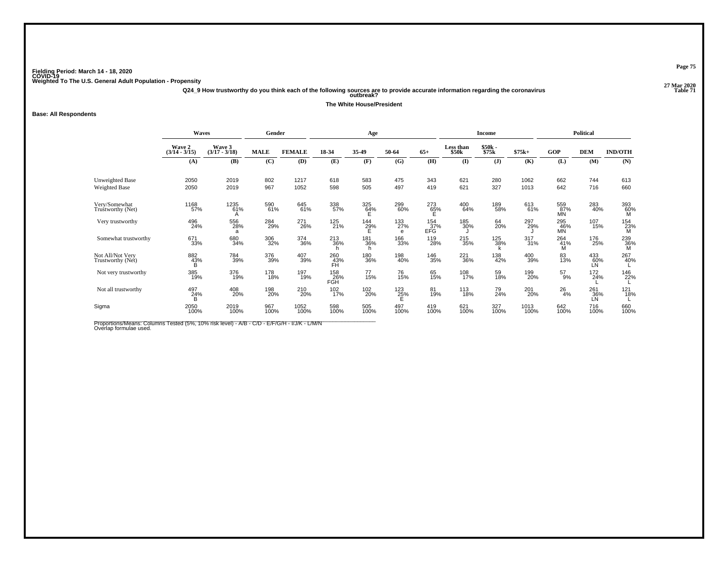Fielding Period: March 14 - 18, 2020
COVID-19
Weighted To The U.S. General Adult Population - Propensity

27 Mar 2020
Table 71

Q24_9 How trustworthy do you think each of the following sources are to provide accurate information regarding the coronavirus outbreak?

The White House/President

Base: All Respondents

| | Waves | | Gender | | Age | | | | Income | | | Political | | |
|---|---|---|---|---|---|---|---|---|---|---|---|---|---|---|
| | Wave 2 (3/14 - 3/15) | Wave 3 (3/17 - 3/18) | MALE | FEMALE | 18-34 | 35-49 | 50-64 | 65+ | Less than $50k | $50k - $75k | $75k+ | GOP | DEM | IND/OTH |
| | (A) | (B) | (C) | (D) | (E) | (F) | (G) | (H) | (I) | (J) | (K) | (L) | (M) | (N) |
| Unweighted Base | 2050 | 2019 | 802 | 1217 | 618 | 583 | 475 | 343 | 621 | 280 | 1062 | 662 | 744 | 613 |
| Weighted Base | 2050 | 2019 | 967 | 1052 | 598 | 505 | 497 | 419 | 621 | 327 | 1013 | 642 | 716 | 660 |
| Very/Somewhat Trustworthy (Net) | 1168 57% | 1235 61% A | 590 61% | 645 61% | 338 57% | 325 64% E | 299 60% | 273 65% E | 400 64% | 189 58% | 613 61% | 559 87% MN | 283 40% | 393 60% M |
| Very trustworthy | 496 24% | 556 28% a | 284 29% | 271 26% | 125 21% | 144 29% E | 133 27% e | 154 37% EFG | 185 30% J | 64 20% | 297 29% J | 295 46% MN | 107 15% | 154 23% M |
| Somewhat trustworthy | 671 33% | 680 34% | 306 32% | 374 36% | 213 36% h | 181 36% h | 166 33% | 119 28% | 215 35% | 125 38% k | 317 31% | 264 41% M | 176 25% | 239 36% M |
| Not All/Not Very Trustworthy (Net) | 882 43% B | 784 39% | 376 39% | 407 39% | 260 43% FH | 180 36% | 198 40% | 146 35% | 221 36% | 138 42% | 400 39% | 83 13% | 433 60% LN | 267 40% L |
| Not very trustworthy | 385 19% | 376 19% | 178 18% | 197 19% | 158 26% FGH | 77 15% | 76 15% | 65 15% | 108 17% | 59 18% | 199 20% | 57 9% | 172 24% L | 146 22% L |
| Not all trustworthy | 497 24% B | 408 20% | 198 20% | 210 20% | 102 17% | 102 20% | 123 25% E | 81 19% | 113 18% | 79 24% | 201 20% | 26 4% | 261 36% LN | 121 18% L |
| Sigma | 2050 100% | 2019 100% | 967 100% | 1052 100% | 598 100% | 505 100% | 497 100% | 419 100% | 621 100% | 327 100% | 1013 100% | 642 100% | 716 100% | 660 100% |

Proportions/Means: Columns Tested (5%, 10% risk level) - A/B - C/D - E/F/G/H - I/J/K - L/M/N
Overlap formulae used.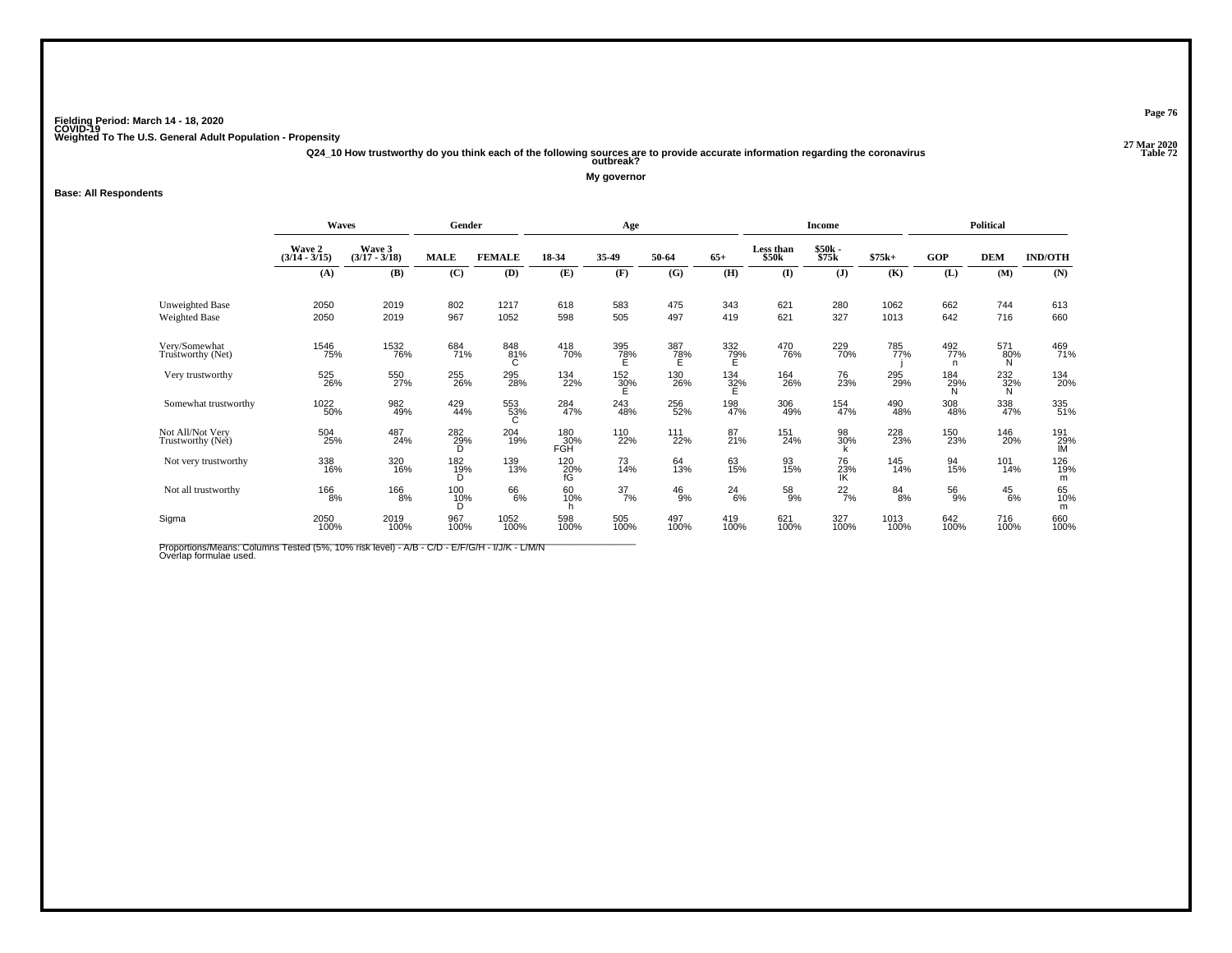Fielding Period: March 14 - 18, 2020
COVID-19
Weighted To The U.S. General Adult Population - Propensity

27 Mar 2020
Table 72

**Q24_10 How trustworthy do you think each of the following sources are to provide accurate information regarding the coronavirus outbreak?**

**My governor**

**Base: All Respondents**

| | Waves | | Gender | | Age | | | | Income | | | Political | | |
|---|---|---|---|---|---|---|---|---|---|---|---|---|---|---|
| | Wave 2 (3/14 - 3/15) | Wave 3 (3/17 - 3/18) | MALE | FEMALE | 18-34 | 35-49 | 50-64 | 65+ | Less than $50k | $50k - $75k | $75k+ | GOP | DEM | IND/OTH |
| | (A) | (B) | (C) | (D) | (E) | (F) | (G) | (H) | (I) | (J) | (K) | (L) | (M) | (N) |
| Unweighted Base | 2050 | 2019 | 802 | 1217 | 618 | 583 | 475 | 343 | 621 | 280 | 1062 | 662 | 744 | 613 |
| Weighted Base | 2050 | 2019 | 967 | 1052 | 598 | 505 | 497 | 419 | 621 | 327 | 1013 | 642 | 716 | 660 |
| Very/Somewhat Trustworthy (Net) | 1546<br>75% | 1532<br>76% | 684<br>71% | 848<br>81%<br>C | 418<br>70% | 395<br>78%<br>E | 387<br>78%<br>E | 332<br>79%<br>E | 470<br>76% | 229<br>70% | 785<br>77%<br>j | 492<br>77%<br>n | 571<br>80%<br>N | 469<br>71% |
| Very trustworthy | 525<br>26% | 550<br>27% | 255<br>26% | 295<br>28% | 134<br>22% | 152<br>30%<br>E | 130<br>26% | 134<br>32%<br>E | 164<br>26% | 76<br>23% | 295<br>29% | 184<br>29%<br>N | 232<br>32%<br>N | 134<br>20% |
| Somewhat trustworthy | 1022<br>50% | 982<br>49% | 429<br>44% | 553<br>53%<br>C | 284<br>47% | 243<br>48% | 256<br>52% | 198<br>47% | 306<br>49% | 154<br>47% | 490<br>48% | 308<br>48% | 338<br>47% | 335<br>51% |
| Not All/Not Very Trustworthy (Net) | 504<br>25% | 487<br>24% | 282<br>29%<br>D | 204<br>19% | 180<br>30%<br>FGH | 110<br>22% | 111<br>22% | 87<br>21% | 151<br>24% | 98<br>30%<br>k | 228<br>23% | 150<br>23% | 146<br>20% | 191<br>29%<br>lM |
| Not very trustworthy | 338<br>16% | 320<br>16% | 182<br>19%<br>D | 139<br>13% | 120<br>20%<br>fG | 73<br>14% | 64<br>13% | 63<br>15% | 93<br>15% | 76<br>23%<br>IK | 145<br>14% | 94<br>15% | 101<br>14% | 126<br>19%<br>m |
| Not all trustworthy | 166<br>8% | 166<br>8% | 100<br>10%<br>D | 66<br>6% | 60<br>10%<br>h | 37<br>7% | 46<br>9% | 24<br>6% | 58<br>9% | 22<br>7% | 84<br>8% | 56<br>9% | 45<br>6% | 65<br>10%<br>m |
| Sigma | 2050<br>100% | 2019<br>100% | 967<br>100% | 1052<br>100% | 598<br>100% | 505<br>100% | 497<br>100% | 419<br>100% | 621<br>100% | 327<br>100% | 1013<br>100% | 642<br>100% | 716<br>100% | 660<br>100% |

Proportions/Means: Columns Tested (5%, 10% risk level) - A/B - C/D - E/F/G/H - I/J/K - L/M/N
Overlap formulae used.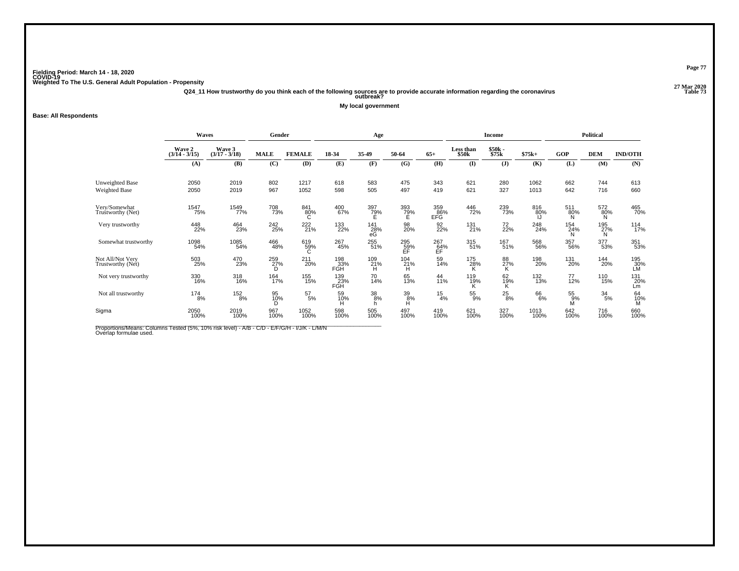Fielding Period: March 14 - 18, 2020
COVID-19
Weighted To The U.S. General Adult Population - Propensity

27 Mar 2020
Table 73

**Q24_11 How trustworthy do you think each of the following sources are to provide accurate information regarding the coronavirus outbreak?**

**My local government**

**Base: All Respondents**

| | Waves | | Gender | | Age | | | | Income | | | Political | | |
|---|---|---|---|---|---|---|---|---|---|---|---|---|---|---|
| | Wave 2 (3/14 - 3/15) | Wave 3 (3/17 - 3/18) | MALE | FEMALE | 18-34 | 35-49 | 50-64 | 65+ | Less than $50k | $50k - $75k | $75k+ | GOP | DEM | IND/OTH |
| | (A) | (B) | (C) | (D) | (E) | (F) | (G) | (H) | (I) | (J) | (K) | (L) | (M) | (N) |
| Unweighted Base | 2050 | 2019 | 802 | 1217 | 618 | 583 | 475 | 343 | 621 | 280 | 1062 | 662 | 744 | 613 |
| Weighted Base | 2050 | 2019 | 967 | 1052 | 598 | 505 | 497 | 419 | 621 | 327 | 1013 | 642 | 716 | 660 |
| Very/Somewhat Trustworthy (Net) | 1547 75% | 1549 77% | 708 73% | 841 80% C | 400 67% | 397 79% E | 393 79% E | 359 86% EFG | 446 72% | 239 73% | 816 80% IJ | 511 80% N | 572 80% N | 465 70% |
| Very trustworthy | 448 22% | 464 23% | 242 25% | 222 21% | 133 22% | 141 28% eG | 98 20% | 92 22% | 131 21% | 72 22% | 248 24% | 154 24% N | 195 27% N | 114 17% |
| Somewhat trustworthy | 1098 54% | 1085 54% | 466 48% | 619 59% C | 267 45% | 255 51% | 295 59% EF | 267 64% EF | 315 51% | 167 51% | 568 56% | 357 56% | 377 53% | 351 53% |
| Not All/Not Very Trustworthy (Net) | 503 25% | 470 23% | 259 27% D | 211 20% | 198 33% FGH | 109 21% H | 104 21% H | 59 14% | 175 28% K | 88 27% K | 198 20% | 131 20% | 144 20% | 195 30% LM |
| Not very trustworthy | 330 16% | 318 16% | 164 17% | 155 15% | 139 23% FGH | 70 14% | 65 13% | 44 11% | 119 19% K | 62 19% K | 132 13% | 77 12% | 110 15% | 131 20% Lm |
| Not all trustworthy | 174 8% | 152 8% | 95 10% D | 57 5% | 59 10% H | 38 8% h | 39 8% H | 15 4% | 55 9% | 25 8% | 66 6% | 55 9% M | 34 5% | 64 10% M |
| Sigma | 2050 100% | 2019 100% | 967 100% | 1052 100% | 598 100% | 505 100% | 497 100% | 419 100% | 621 100% | 327 100% | 1013 100% | 642 100% | 716 100% | 660 100% |

Proportions/Means: Columns Tested (5%, 10% risk level) - A/B - C/D - E/F/G/H - I/J/K - L/M/N
Overlap formulae used.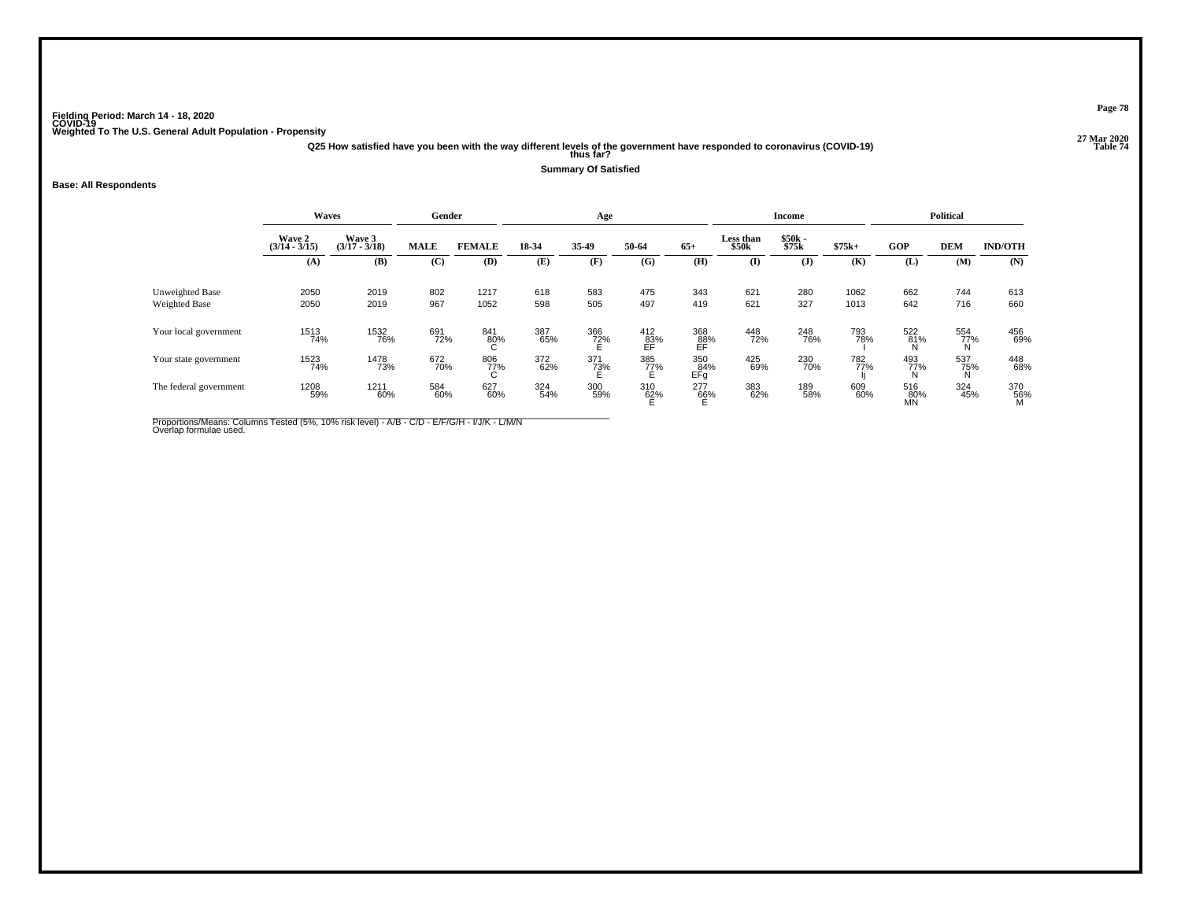Fielding Period: March 14 - 18, 2020
COVID-19
Weighted To The U.S. General Adult Population - Propensity

27 Mar 2020
Table 74

**Q25 How satisfied have you been with the way different levels of the government have responded to coronavirus (COVID-19) thus far?**

**Summary Of Satisfied**

**Base: All Respondents**

| | Waves | | Gender | | Age | | | | Income | | | Political | | |
|---|---|---|---|---|---|---|---|---|---|---|---|---|---|---|
| | Wave 2 (3/14 - 3/15) | Wave 3 (3/17 - 3/18) | MALE | FEMALE | 18-34 | 35-49 | 50-64 | 65+ | Less than $50k | $50k - $75k | $75k+ | GOP | DEM | IND/OTH |
| | (A) | (B) | (C) | (D) | (E) | (F) | (G) | (H) | (I) | (J) | (K) | (L) | (M) | (N) |
| Unweighted Base | 2050 | 2019 | 802 | 1217 | 618 | 583 | 475 | 343 | 621 | 280 | 1062 | 662 | 744 | 613 |
| Weighted Base | 2050 | 2019 | 967 | 1052 | 598 | 505 | 497 | 419 | 621 | 327 | 1013 | 642 | 716 | 660 |
| Your local government | 1513 74% | 1532 76% | 691 72% | 841 80% C | 387 65% | 366 72% E | 412 83% EF | 368 88% EF | 448 72% | 248 76% | 793 78% I | 522 81% N | 554 77% N | 456 69% |
| Your state government | 1523 74% | 1478 73% | 672 70% | 806 77% C | 372 62% | 371 73% E | 385 77% E | 350 84% EFg | 425 69% | 230 70% | 782 77% Ij | 493 77% N | 537 75% N | 448 68% |
| The federal government | 1208 59% | 1211 60% | 584 60% | 627 60% | 324 54% | 300 59% | 310 62% E | 277 66% E | 383 62% | 189 58% | 609 60% | 516 80% MN | 324 45% | 370 56% M |

Proportions/Means: Columns Tested (5%, 10% risk level) - A/B - C/D - E/F/G/H - I/J/K - L/M/N
Overlap formulae used.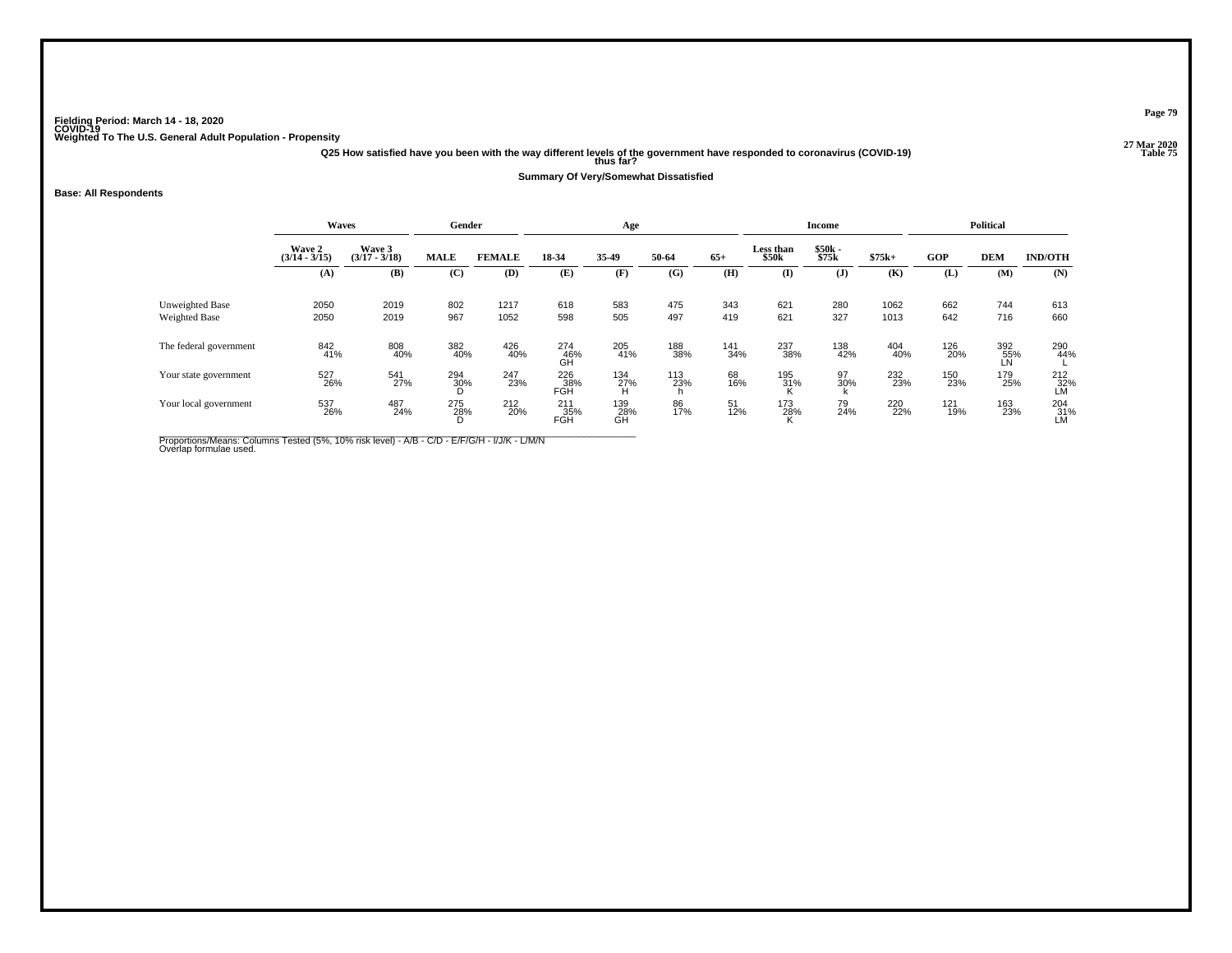Fielding Period: March 14 - 18, 2020
COVID-19
Weighted To The U.S. General Adult Population - Propensity

27 Mar 2020
Table 75

Q25 How satisfied have you been with the way different levels of the government have responded to coronavirus (COVID-19) thus far?

Summary Of Very/Somewhat Dissatisfied

**Base: All Respondents**

| | Waves | | Gender | | Age | | | | Income | | | Political | | |
|---|---|---|---|---|---|---|---|---|---|---|---|---|---|---|
| | Wave 2 (3/14 - 3/15) | Wave 3 (3/17 - 3/18) | MALE | FEMALE | 18-34 | 35-49 | 50-64 | 65+ | Less than $50k | $50k - $75k | $75k+ | GOP | DEM | IND/OTH |
| | (A) | (B) | (C) | (D) | (E) | (F) | (G) | (H) | (I) | (J) | (K) | (L) | (M) | (N) |
| Unweighted Base | 2050 | 2019 | 802 | 1217 | 618 | 583 | 475 | 343 | 621 | 280 | 1062 | 662 | 744 | 613 |
| Weighted Base | 2050 | 2019 | 967 | 1052 | 598 | 505 | 497 | 419 | 621 | 327 | 1013 | 642 | 716 | 660 |
| The federal government | 842<br>41% | 808<br>40% | 382<br>40% | 426<br>40% | 274<br>46%<br>GH | 205<br>41% | 188<br>38% | 141<br>34% | 237<br>38% | 138<br>42% | 404<br>40% | 126<br>20% | 392<br>55%<br>LN | 290<br>44%<br>L |
| Your state government | 527<br>26% | 541<br>27% | 294<br>30%<br>D | 247<br>23% | 226<br>38%<br>FGH | 134<br>27%<br>H | 113<br>23%<br>h | 68<br>16% | 195<br>31%<br>K | 97<br>30%<br>k | 232<br>23% | 150<br>23% | 179<br>25% | 212<br>32%<br>LM |
| Your local government | 537<br>26% | 487<br>24% | 275<br>28%<br>D | 212<br>20% | 211<br>35%<br>FGH | 139<br>28%<br>GH | 86<br>17% | 51<br>12% | 173<br>28%<br>K | 79<br>24% | 220<br>22% | 121<br>19% | 163<br>23% | 204<br>31%<br>LM |

Proportions/Means: Columns Tested (5%, 10% risk level) - A/B - C/D - E/F/G/H - I/J/K - L/M/N
Overlap formulae used.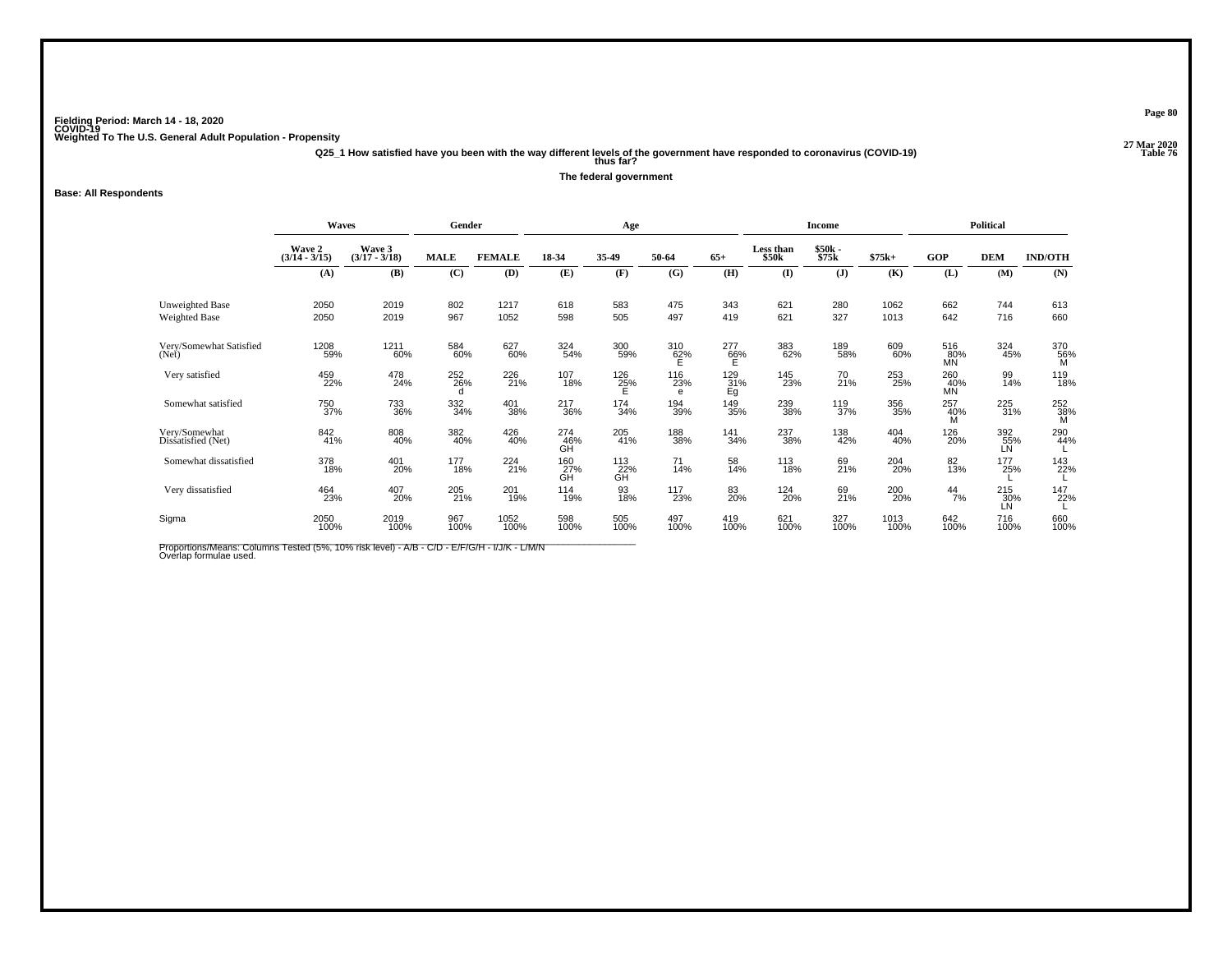Fielding Period: March 14 - 18, 2020
COVID-19
Weighted To The U.S. General Adult Population - Propensity

27 Mar 2020
Table 76

Q25_1 How satisfied have you been with the way different levels of the government have responded to coronavirus (COVID-19) thus far?

The federal government

Base: All Respondents

| | Waves | | Gender | | Age | | | | Income | | | Political | | |
|---|---|---|---|---|---|---|---|---|---|---|---|---|---|---|
| | Wave 2 (3/14 - 3/15) | Wave 3 (3/17 - 3/18) | MALE | FEMALE | 18-34 | 35-49 | 50-64 | 65+ | Less than $50k | $50k - $75k | $75k+ | GOP | DEM | IND/OTH |
| | (A) | (B) | (C) | (D) | (E) | (F) | (G) | (H) | (I) | (J) | (K) | (L) | (M) | (N) |
| Unweighted Base | 2050 | 2019 | 802 | 1217 | 618 | 583 | 475 | 343 | 621 | 280 | 1062 | 662 | 744 | 613 |
| Weighted Base | 2050 | 2019 | 967 | 1052 | 598 | 505 | 497 | 419 | 621 | 327 | 1013 | 642 | 716 | 660 |
| Very/Somewhat Satisfied (Net) | 1208 59% | 1211 60% | 584 60% | 627 60% | 324 54% | 300 59% | 310 62% E | 277 66% E | 383 62% | 189 58% | 609 60% | 516 80% MN | 324 45% | 370 56% M |
| Very satisfied | 459 22% | 478 24% | 252 26% d | 226 21% | 107 18% | 126 25% E | 116 23% e | 129 31% Eg | 145 23% | 70 21% | 253 25% | 260 40% MN | 99 14% | 119 18% |
| Somewhat satisfied | 750 37% | 733 36% | 332 34% | 401 38% | 217 36% | 174 34% | 194 39% | 149 35% | 239 38% | 119 37% | 356 35% | 257 40% M | 225 31% | 252 38% M |
| Very/Somewhat Dissatisfied (Net) | 842 41% | 808 40% | 382 40% | 426 40% | 274 46% GH | 205 41% | 188 38% | 141 34% | 237 38% | 138 42% | 404 40% | 126 20% | 392 55% LN | 290 44% L |
| Somewhat dissatisfied | 378 18% | 401 20% | 177 18% | 224 21% | 160 27% GH | 113 22% GH | 71 14% | 58 14% | 113 18% | 69 21% | 204 20% | 82 13% | 177 25% L | 143 22% L |
| Very dissatisfied | 464 23% | 407 20% | 205 21% | 201 19% | 114 19% | 93 18% | 117 23% | 83 20% | 124 20% | 69 21% | 200 20% | 44 7% | 215 30% LN | 147 22% L |
| Sigma | 2050 100% | 2019 100% | 967 100% | 1052 100% | 598 100% | 505 100% | 497 100% | 419 100% | 621 100% | 327 100% | 1013 100% | 642 100% | 716 100% | 660 100% |

Proportions/Means: Columns Tested (5%, 10% risk level) - A/B - C/D - E/F/G/H - I/J/K - L/M/N
Overlap formulae used.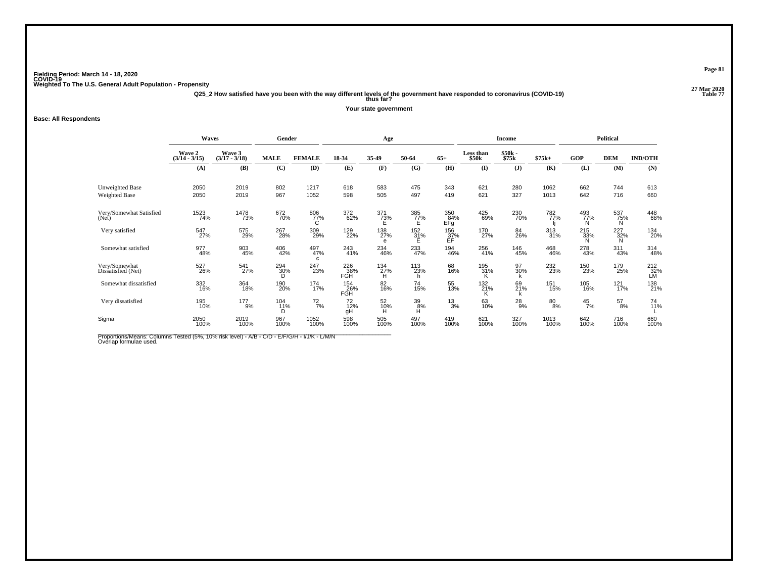Fielding Period: March 14 - 18, 2020
COVID-19
Weighted To The U.S. General Adult Population - Propensity

27 Mar 2020
Table 77

**Q25_2 How satisfied have you been with the way different levels of the government have responded to coronavirus (COVID-19) thus far?**

**Your state government**

**Base: All Respondents**

| | Waves | | Gender | | Age | | | | Income | | | Political | | |
|---|---|---|---|---|---|---|---|---|---|---|---|---|---|---|
| | Wave 2 (3/14 - 3/15) | Wave 3 (3/17 - 3/18) | MALE | FEMALE | 18-34 | 35-49 | 50-64 | 65+ | Less than $50k | $50k - $75k | $75k+ | GOP | DEM | IND/OTH |
| | (A) | (B) | (C) | (D) | (E) | (F) | (G) | (H) | (I) | (J) | (K) | (L) | (M) | (N) |
| Unweighted Base | 2050 | 2019 | 802 | 1217 | 618 | 583 | 475 | 343 | 621 | 280 | 1062 | 662 | 744 | 613 |
| Weighted Base | 2050 | 2019 | 967 | 1052 | 598 | 505 | 497 | 419 | 621 | 327 | 1013 | 642 | 716 | 660 |
| Very/Somewhat Satisfied (Net) | 1523 74% | 1478 73% | 672 70% | 806 77% C | 372 62% | 371 73% E | 385 77% E | 350 84% EFg | 425 69% | 230 70% | 782 77% Ij | 493 77% N | 537 75% N | 448 68% |
| Very satisfied | 547 27% | 575 29% | 267 28% | 309 29% | 129 22% | 138 27% e | 152 31% E | 156 37% EF | 170 27% | 84 26% | 313 31% | 215 33% N | 227 32% N | 134 20% |
| Somewhat satisfied | 977 48% | 903 45% | 406 42% | 497 47% c | 243 41% | 234 46% | 233 47% | 194 46% | 256 41% | 146 45% | 468 46% | 278 43% | 311 43% | 314 48% |
| Very/Somewhat Dissatisfied (Net) | 527 26% | 541 27% | 294 30% D | 247 23% | 226 38% FGH | 134 27% H | 113 23% h | 68 16% | 195 31% K | 97 30% k | 232 23% | 150 23% | 179 25% | 212 32% LM |
| Somewhat dissatisfied | 332 16% | 364 18% | 190 20% | 174 17% | 154 26% FGH | 82 16% | 74 15% | 55 13% | 132 21% K | 69 21% k | 151 15% | 105 16% | 121 17% | 138 21% |
| Very dissatisfied | 195 10% | 177 9% | 104 11% D | 72 7% | 72 12% gH | 52 10% H | 39 8% H | 13 3% | 63 10% | 28 9% | 80 8% | 45 7% | 57 8% | 74 11% L |
| Sigma | 2050 100% | 2019 100% | 967 100% | 1052 100% | 598 100% | 505 100% | 497 100% | 419 100% | 621 100% | 327 100% | 1013 100% | 642 100% | 716 100% | 660 100% |

Proportions/Means: Columns Tested (5%, 10% risk level) - A/B - C/D - E/F/G/H - I/J/K - L/M/N
Overlap formulae used.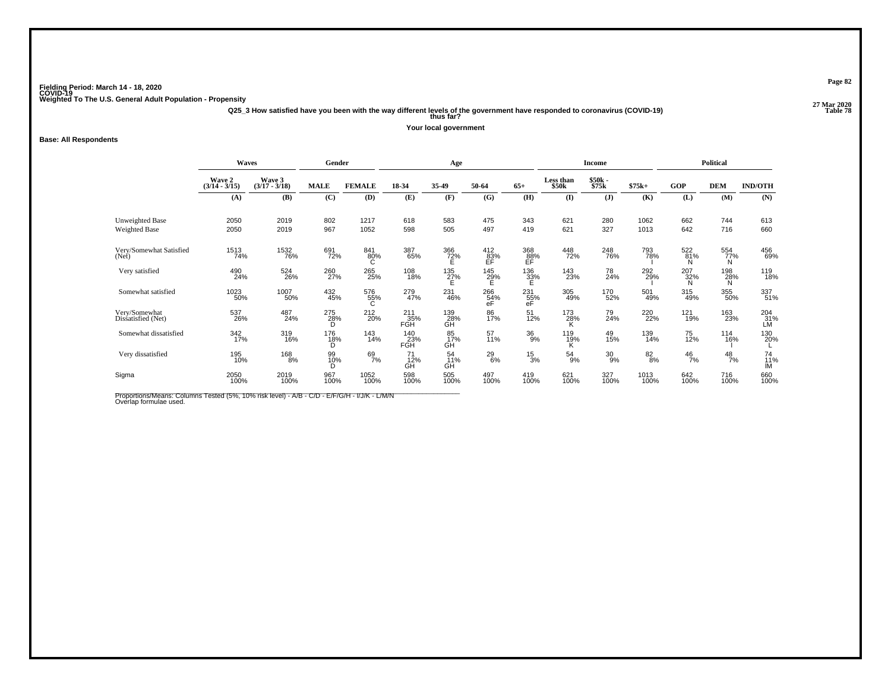Fielding Period: March 14 - 18, 2020
COVID-19
Weighted To The U.S. General Adult Population - Propensity

27 Mar 2020
Table 78

**Q25_3 How satisfied have you been with the way different levels of the government have responded to coronavirus (COVID-19) thus far?**

**Your local government**

**Base: All Respondents**

| | Waves | | Gender | | Age | | | | Income | | | Political | | |
|---|---|---|---|---|---|---|---|---|---|---|---|---|---|---|
| | Wave 2 (3/14 - 3/15) | Wave 3 (3/17 - 3/18) | MALE | FEMALE | 18-34 | 35-49 | 50-64 | 65+ | Less than $50k | $50k - $75k | $75k+ | GOP | DEM | IND/OTH |
| | (A) | (B) | (C) | (D) | (E) | (F) | (G) | (H) | (I) | (J) | (K) | (L) | (M) | (N) |
| Unweighted Base | 2050 | 2019 | 802 | 1217 | 618 | 583 | 475 | 343 | 621 | 280 | 1062 | 662 | 744 | 613 |
| Weighted Base | 2050 | 2019 | 967 | 1052 | 598 | 505 | 497 | 419 | 621 | 327 | 1013 | 642 | 716 | 660 |
| Very/Somewhat Satisfied (Net) | 1513<br>74% | 1532<br>76% | 691<br>72% | 841<br>80%<br>C | 387<br>65% | 366<br>72%<br>E | 412<br>83%<br>EF | 368<br>88%<br>EF | 448<br>72% | 248<br>76% | 793<br>78%<br>I | 522<br>81%<br>N | 554<br>77%<br>N | 456<br>69% |
| Very satisfied | 490<br>24% | 524<br>26% | 260<br>27% | 265<br>25% | 108<br>18% | 135<br>27%<br>E | 145<br>29%<br>E | 136<br>33%<br>E | 143<br>23% | 78<br>24% | 292<br>29%<br>I | 207<br>32%<br>N | 198<br>28%<br>N | 119<br>18% |
| Somewhat satisfied | 1023<br>50% | 1007<br>50% | 432<br>45% | 576<br>55%<br>C | 279<br>47% | 231<br>46% | 266<br>54%<br>eF | 231<br>55%<br>eF | 305<br>49% | 170<br>52% | 501<br>49% | 315<br>49% | 355<br>50% | 337<br>51% |
| Very/Somewhat Dissatisfied (Net) | 537<br>26% | 487<br>24% | 275<br>28%<br>D | 212<br>20% | 211<br>35%<br>FGH | 139<br>28%<br>GH | 86<br>17% | 51<br>12% | 173<br>28%<br>K | 79<br>24% | 220<br>22% | 121<br>19% | 163<br>23% | 204<br>31%<br>LM |
| Somewhat dissatisfied | 342<br>17% | 319<br>16% | 176<br>18%<br>D | 143<br>14% | 140<br>23%<br>FGH | 85<br>17%<br>GH | 57<br>11% | 36<br>9% | 119<br>19%<br>K | 49<br>15% | 139<br>14% | 75<br>12% | 114<br>16%<br>I | 130<br>20%<br>L |
| Very dissatisfied | 195<br>10% | 168<br>8% | 99<br>10%<br>D | 69<br>7% | 71<br>12%<br>GH | 54<br>11%<br>GH | 29<br>6% | 15<br>3% | 54<br>9% | 30<br>9% | 82<br>8% | 46<br>7% | 48<br>7% | 74<br>11%<br>lM |
| Sigma | 2050<br>100% | 2019<br>100% | 967<br>100% | 1052<br>100% | 598<br>100% | 505<br>100% | 497<br>100% | 419<br>100% | 621<br>100% | 327<br>100% | 1013<br>100% | 642<br>100% | 716<br>100% | 660<br>100% |

Proportions/Means: Columns Tested (5%, 10% risk level) - A/B - C/D - E/F/G/H - I/J/K - L/M/N
Overlap formulae used.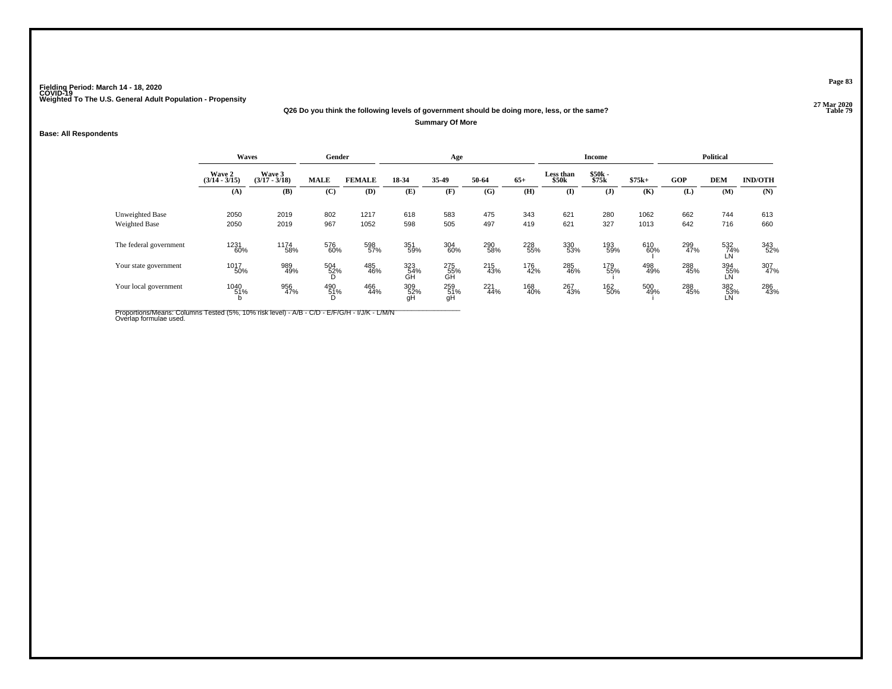Fielding Period: March 14 - 18, 2020
COVID-19
Weighted To The U.S. General Adult Population - Propensity

27 Mar 2020
Table 79

**Q26 Do you think the following levels of government should be doing more, less, or the same?**

**Summary Of More**

**Base: All Respondents**

| | Waves | | Gender | | Age | | | | Income | | | Political | | |
|---|---|---|---|---|---|---|---|---|---|---|---|---|---|---|
| | Wave 2 (3/14 - 3/15) | Wave 3 (3/17 - 3/18) | MALE | FEMALE | 18-34 | 35-49 | 50-64 | 65+ | Less than $50k | $50k - $75k | $75k+ | GOP | DEM | IND/OTH |
| | (A) | (B) | (C) | (D) | (E) | (F) | (G) | (H) | (I) | (J) | (K) | (L) | (M) | (N) |
| Unweighted Base | 2050 | 2019 | 802 | 1217 | 618 | 583 | 475 | 343 | 621 | 280 | 1062 | 662 | 744 | 613 |
| Weighted Base | 2050 | 2019 | 967 | 1052 | 598 | 505 | 497 | 419 | 621 | 327 | 1013 | 642 | 716 | 660 |
| The federal government | 1231 60% | 1174 58% | 576 60% | 598 57% | 351 59% | 304 60% | 290 58% | 228 55% | 330 53% | 193 59% | 610 60% I | 299 47% | 532 74% LN | 343 52% |
| Your state government | 1017 50% | 989 49% | 504 52% D | 485 46% | 323 54% GH | 275 55% GH | 215 43% | 176 42% | 285 46% | 179 55% i | 498 49% | 288 45% | 394 55% LN | 307 47% |
| Your local government | 1040 51% b | 956 47% | 490 51% D | 466 44% | 309 52% gH | 259 51% gH | 221 44% | 168 40% | 267 43% | 162 50% | 500 49% i | 288 45% | 382 53% LN | 286 43% |

Proportions/Means: Columns Tested (5%, 10% risk level) - A/B - C/D - E/F/G/H - I/J/K - L/M/N
Overlap formulae used.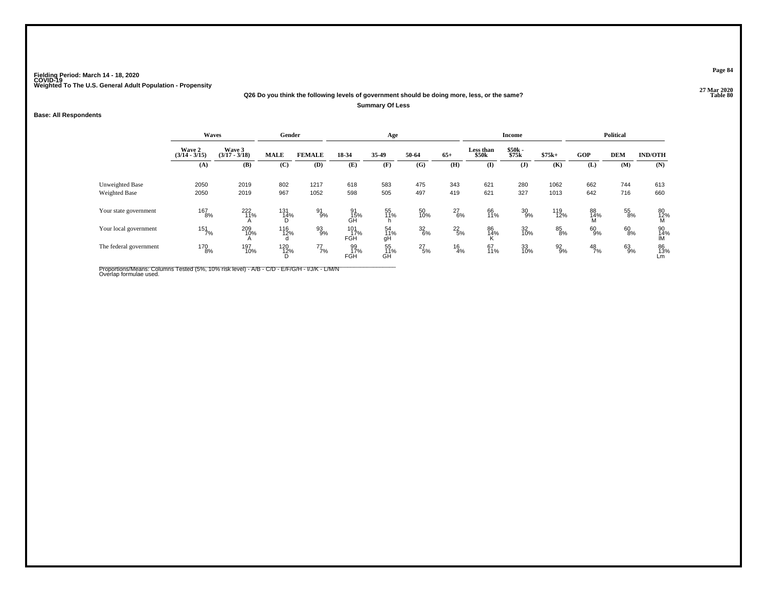Fielding Period: March 14 - 18, 2020
COVID-19
Weighted To The U.S. General Adult Population - Propensity

27 Mar 2020
Table 80

### Q26 Do you think the following levels of government should be doing more, less, or the same?

**Summary Of Less**

**Base: All Respondents**

| | Waves | | Gender | | Age | | | | Income | | | Political | | |
|---|---|---|---|---|---|---|---|---|---|---|---|---|---|---|
| | Wave 2 (3/14 - 3/15) | Wave 3 (3/17 - 3/18) | MALE | FEMALE | 18-34 | 35-49 | 50-64 | 65+ | Less than $50k | $50k - $75k | $75k+ | GOP | DEM | IND/OTH |
| | (A) | (B) | (C) | (D) | (E) | (F) | (G) | (H) | (I) | (J) | (K) | (L) | (M) | (N) |
| Unweighted Base | 2050 | 2019 | 802 | 1217 | 618 | 583 | 475 | 343 | 621 | 280 | 1062 | 662 | 744 | 613 |
| Weighted Base | 2050 | 2019 | 967 | 1052 | 598 | 505 | 497 | 419 | 621 | 327 | 1013 | 642 | 716 | 660 |
| Your state government | 167 8% | 222 11% A | 131 14% D | 91 9% | 91 15% GH | 55 11% h | 50 10% | 27 6% | 66 11% | 30 9% | 119 12% | 88 14% M | 55 8% | 80 12% M |
| Your local government | 151 7% | 209 10% A | 116 12% d | 93 9% | 101 17% FGH | 54 11% gH | 32 6% | 22 5% | 86 14% K | 32 10% | 85 8% | 60 9% | 60 8% | 90 14% lM |
| The federal government | 170 8% | 197 10% | 120 12% D | 77 7% | 99 17% FGH | 55 11% GH | 27 5% | 16 4% | 67 11% | 33 10% | 92 9% | 48 7% | 63 9% | 86 13% Lm |

Proportions/Means: Columns Tested (5%, 10% risk level) - A/B - C/D - E/F/G/H - I/J/K - L/M/N
Overlap formulae used.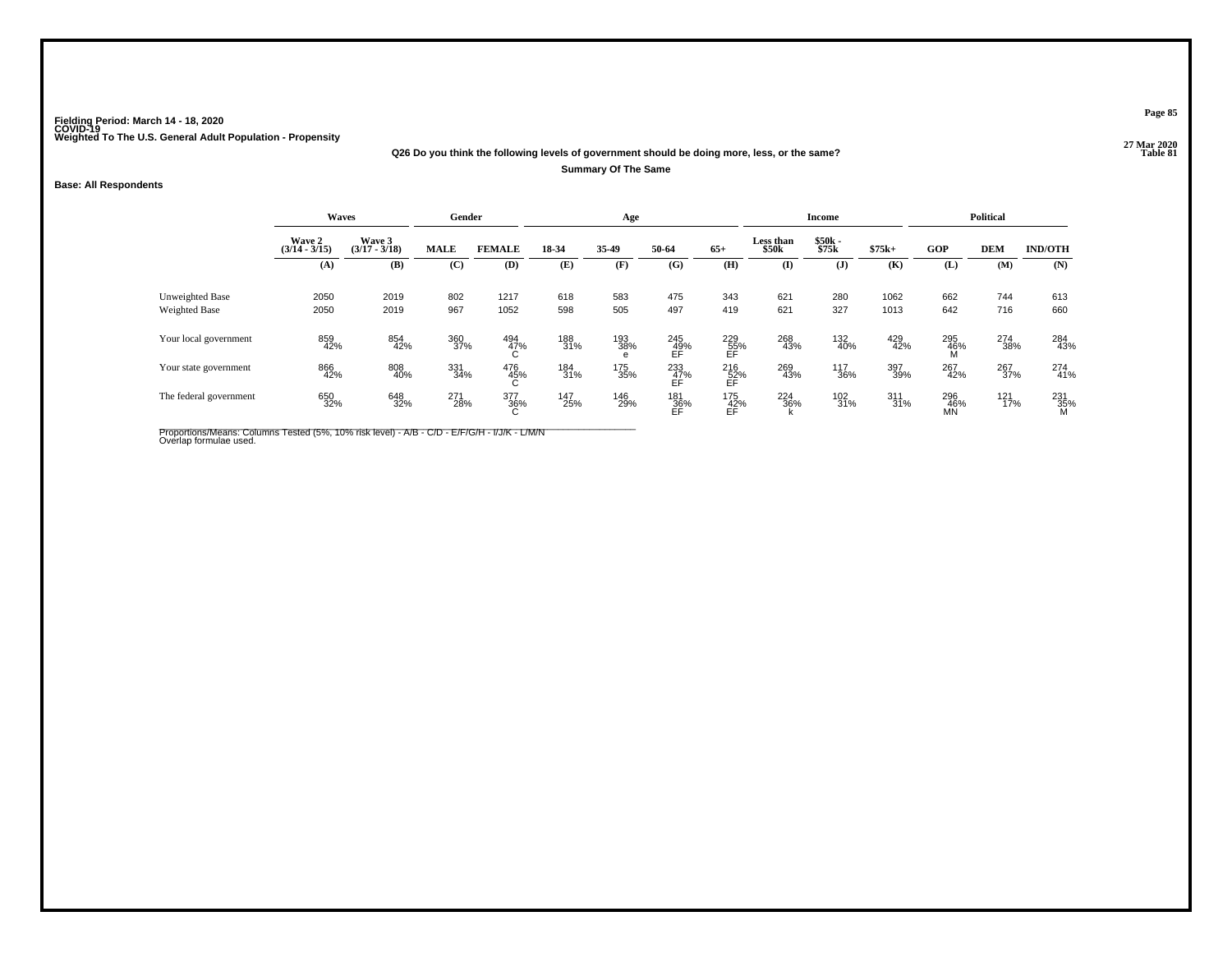Fielding Period: March 14 - 18, 2020
COVID-19
Weighted To The U.S. General Adult Population - Propensity

27 Mar 2020
Table 81

**Q26 Do you think the following levels of government should be doing more, less, or the same?**

**Summary Of The Same**

**Base: All Respondents**

| | Waves | | Gender | | Age | | | | Income | | | Political | | |
|---|---|---|---|---|---|---|---|---|---|---|---|---|---|---|
| | Wave 2 (3/14 - 3/15) | Wave 3 (3/17 - 3/18) | MALE | FEMALE | 18-34 | 35-49 | 50-64 | 65+ | Less than $50k | $50k - $75k | $75k+ | GOP | DEM | IND/OTH |
| | (A) | (B) | (C) | (D) | (E) | (F) | (G) | (H) | (I) | (J) | (K) | (L) | (M) | (N) |
| Unweighted Base | 2050 | 2019 | 802 | 1217 | 618 | 583 | 475 | 343 | 621 | 280 | 1062 | 662 | 744 | 613 |
| Weighted Base | 2050 | 2019 | 967 | 1052 | 598 | 505 | 497 | 419 | 621 | 327 | 1013 | 642 | 716 | 660 |
| Your local government | 859 42% | 854 42% | 360 37% | 494 47% C | 188 31% | 193 38% e | 245 49% EF | 229 55% EF | 268 43% | 132 40% | 429 42% | 295 46% M | 274 38% | 284 43% |
| Your state government | 866 42% | 808 40% | 331 34% | 476 45% C | 184 31% | 175 35% | 233 47% EF | 216 52% EF | 269 43% | 117 36% | 397 39% | 267 42% | 267 37% | 274 41% |
| The federal government | 650 32% | 648 32% | 271 28% | 377 36% C | 147 25% | 146 29% | 181 36% EF | 175 42% EF | 224 36% k | 102 31% | 311 31% | 296 46% MN | 121 17% | 231 35% M |

Proportions/Means: Columns Tested (5%, 10% risk level) - A/B - C/D - E/F/G/H - I/J/K - L/M/N
Overlap formulae used.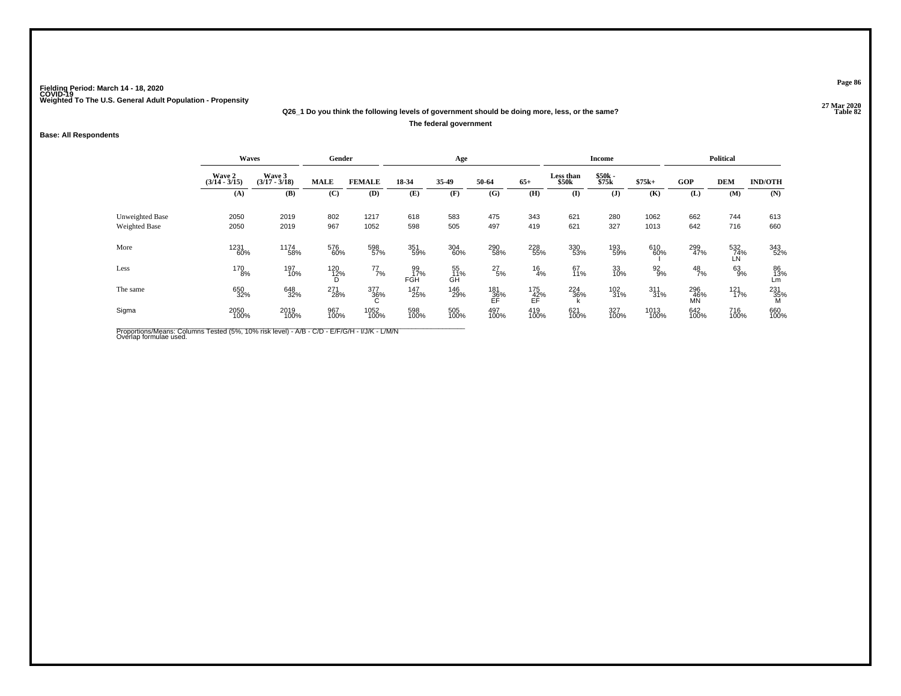Fielding Period: March 14 - 18, 2020
COVID-19
Weighted To The U.S. General Adult Population - Propensity

27 Mar 2020
Table 82

**Q26_1 Do you think the following levels of government should be doing more, less, or the same?**

**The federal government**

**Base: All Respondents**

| | Waves | | Gender | | Age | | | | Income | | | Political | | |
|---|---|---|---|---|---|---|---|---|---|---|---|---|---|---|
| | Wave 2 (3/14 - 3/15) | Wave 3 (3/17 - 3/18) | MALE | FEMALE | 18-34 | 35-49 | 50-64 | 65+ | Less than $50k | $50k - $75k | $75k+ | GOP | DEM | IND/OTH |
| | (A) | (B) | (C) | (D) | (E) | (F) | (G) | (H) | (I) | (J) | (K) | (L) | (M) | (N) |
| Unweighted Base | 2050 | 2019 | 802 | 1217 | 618 | 583 | 475 | 343 | 621 | 280 | 1062 | 662 | 744 | 613 |
| Weighted Base | 2050 | 2019 | 967 | 1052 | 598 | 505 | 497 | 419 | 621 | 327 | 1013 | 642 | 716 | 660 |
| More | 1231 60% | 1174 58% | 576 60% | 598 57% | 351 59% | 304 60% | 290 58% | 228 55% | 330 53% | 193 59% | 610 60% I | 299 47% | 532 74% LN | 343 52% |
| Less | 170 8% | 197 10% | 120 12% D | 77 7% | 99 17% FGH | 55 11% GH | 27 5% | 16 4% | 67 11% | 33 10% | 92 9% | 48 7% | 63 9% | 86 13% Lm |
| The same | 650 32% | 648 32% | 271 28% | 377 36% C | 147 25% | 146 29% | 181 36% EF | 175 42% EF | 224 36% k | 102 31% | 311 31% | 296 46% MN | 121 17% | 231 35% M |
| Sigma | 2050 100% | 2019 100% | 967 100% | 1052 100% | 598 100% | 505 100% | 497 100% | 419 100% | 621 100% | 327 100% | 1013 100% | 642 100% | 716 100% | 660 100% |

Proportions/Means: Columns Tested (5%, 10% risk level) - A/B - C/D - E/F/G/H - I/J/K - L/M/N
Overlap formulae used.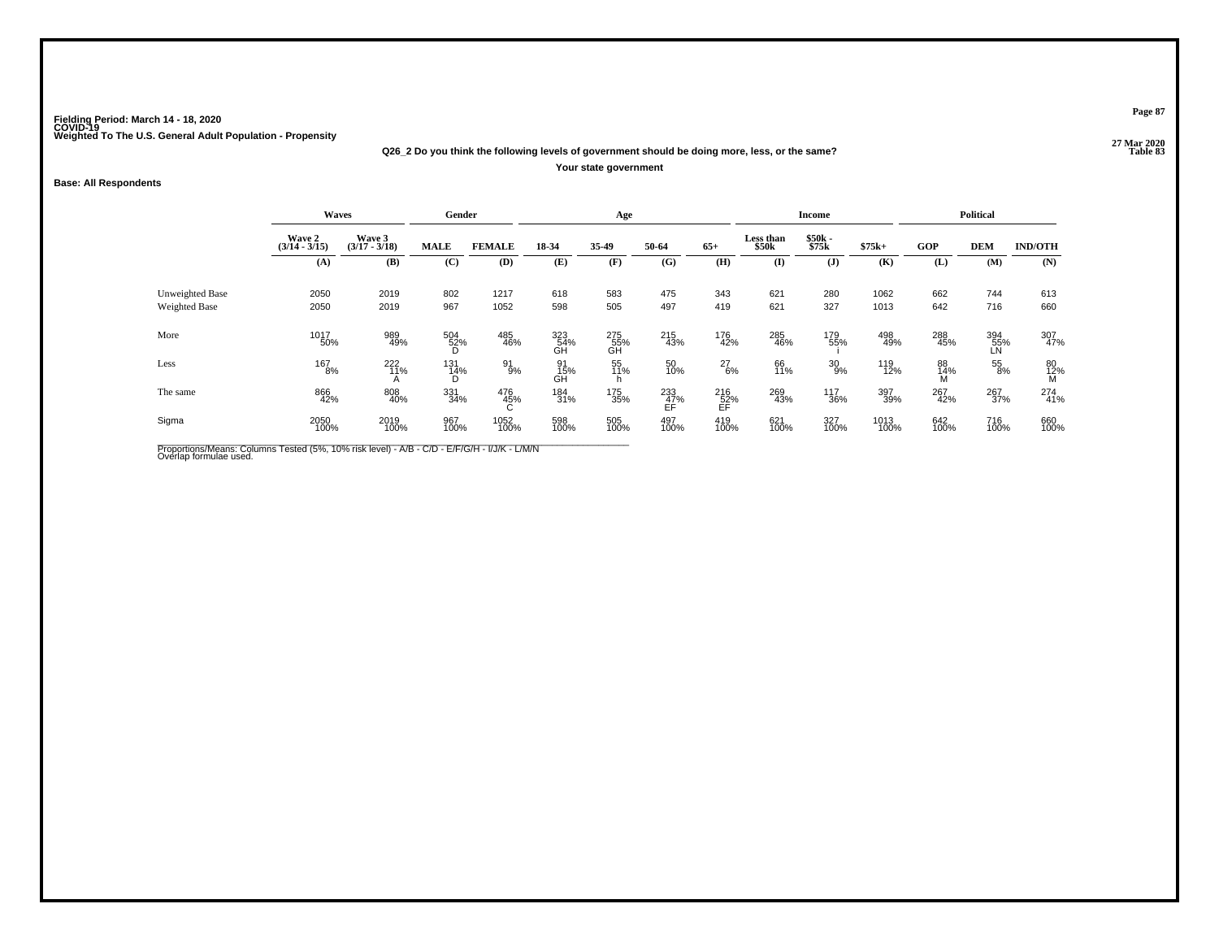Fielding Period: March 14 - 18, 2020
COVID-19
Weighted To The U.S. General Adult Population - Propensity

27 Mar 2020
Table 83

Q26_2 Do you think the following levels of government should be doing more, less, or the same?

Your state government

Base: All Respondents

| | Waves | | Gender | | Age | | | | Income | | | Political | | |
|---|---|---|---|---|---|---|---|---|---|---|---|---|---|---|
| | Wave 2 (3/14 - 3/15) | Wave 3 (3/17 - 3/18) | MALE | FEMALE | 18-34 | 35-49 | 50-64 | 65+ | Less than $50k | $50k - $75k | $75k+ | GOP | DEM | IND/OTH |
| | (A) | (B) | (C) | (D) | (E) | (F) | (G) | (H) | (I) | (J) | (K) | (L) | (M) | (N) |
| Unweighted Base | 2050 | 2019 | 802 | 1217 | 618 | 583 | 475 | 343 | 621 | 280 | 1062 | 662 | 744 | 613 |
| Weighted Base | 2050 | 2019 | 967 | 1052 | 598 | 505 | 497 | 419 | 621 | 327 | 1013 | 642 | 716 | 660 |
| More | 1017 50% | 989 49% | 504 52% D | 485 46% | 323 54% GH | 275 55% GH | 215 43% | 176 42% | 285 46% | 179 55% i | 498 49% | 288 45% | 394 55% LN | 307 47% |
| Less | 167 8% | 222 11% A | 131 14% D | 91 9% | 91 15% GH | 55 11% h | 50 10% | 27 6% | 66 11% | 30 9% | 119 12% | 88 14% M | 55 8% | 80 12% M |
| The same | 866 42% | 808 40% | 331 34% | 476 45% C | 184 31% | 175 35% | 233 47% EF | 216 52% EF | 269 43% | 117 36% | 397 39% | 267 42% | 267 37% | 274 41% |
| Sigma | 2050 100% | 2019 100% | 967 100% | 1052 100% | 598 100% | 505 100% | 497 100% | 419 100% | 621 100% | 327 100% | 1013 100% | 642 100% | 716 100% | 660 100% |

Proportions/Means: Columns Tested (5%, 10% risk level) - A/B - C/D - E/F/G/H - I/J/K - L/M/N
Overlap formulae used.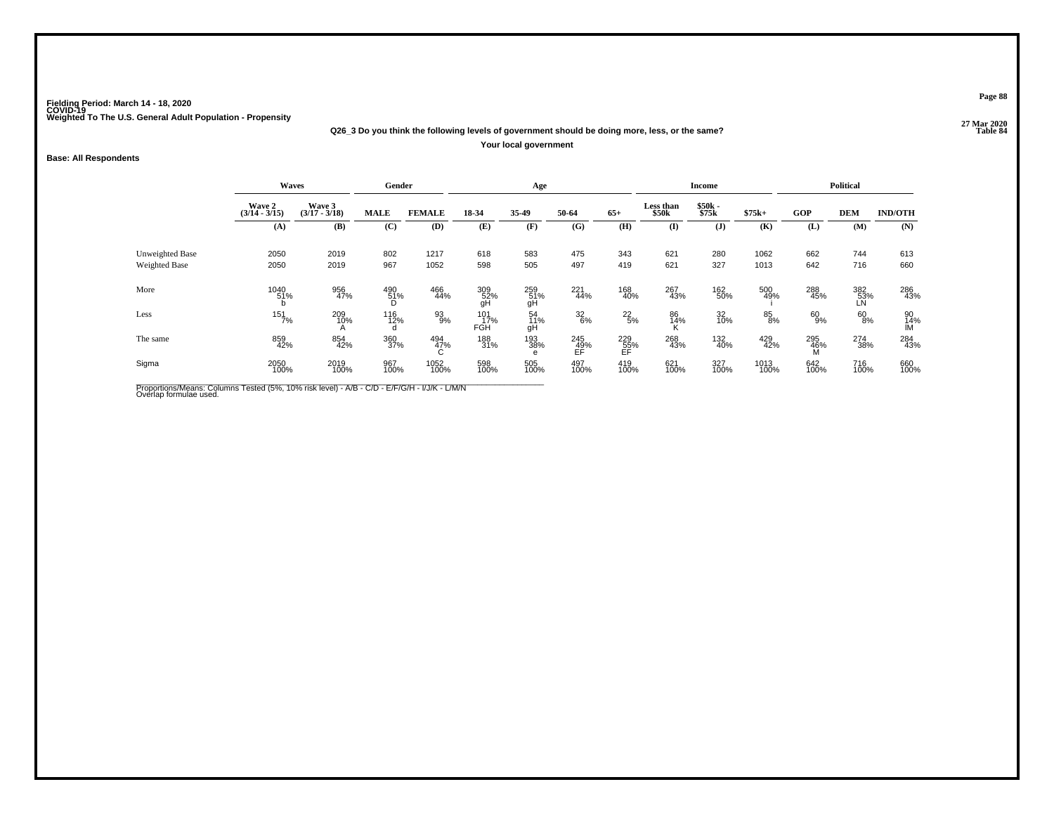Fielding Period: March 14 - 18, 2020
COVID-19
Weighted To The U.S. General Adult Population - Propensity

27 Mar 2020
Table 84

**Q26_3 Do you think the following levels of government should be doing more, less, or the same?**

**Your local government**

**Base: All Respondents**

| | Waves | | Gender | | Age | | | | Income | | | Political | | |
|---|---|---|---|---|---|---|---|---|---|---|---|---|---|---|
| | Wave 2 (3/14 - 3/15) | Wave 3 (3/17 - 3/18) | MALE | FEMALE | 18-34 | 35-49 | 50-64 | 65+ | Less than $50k | $50k - $75k | $75k+ | GOP | DEM | IND/OTH |
| | (A) | (B) | (C) | (D) | (E) | (F) | (G) | (H) | (I) | (J) | (K) | (L) | (M) | (N) |
| Unweighted Base | 2050 | 2019 | 802 | 1217 | 618 | 583 | 475 | 343 | 621 | 280 | 1062 | 662 | 744 | 613 |
| Weighted Base | 2050 | 2019 | 967 | 1052 | 598 | 505 | 497 | 419 | 621 | 327 | 1013 | 642 | 716 | 660 |
| More | 1040 51% b | 956 47% | 490 51% D | 466 44% | 309 52% gH | 259 51% gH | 221 44% | 168 40% | 267 43% | 162 50% | 500 49% i | 288 45% | 382 53% LN | 286 43% |
| Less | 151 7% | 209 10% A | 116 12% d | 93 9% | 101 17% FGH | 54 11% gH | 32 6% | 22 5% | 86 14% K | 32 10% | 85 8% | 60 9% | 60 8% | 90 14% lM |
| The same | 859 42% | 854 42% | 360 37% | 494 47% C | 188 31% | 193 38% e | 245 49% EF | 229 55% EF | 268 43% | 132 40% | 429 42% | 295 46% M | 274 38% | 284 43% |
| Sigma | 2050 100% | 2019 100% | 967 100% | 1052 100% | 598 100% | 505 100% | 497 100% | 419 100% | 621 100% | 327 100% | 1013 100% | 642 100% | 716 100% | 660 100% |

Proportions/Means: Columns Tested (5%, 10% risk level) - A/B - C/D - E/F/G/H - I/J/K - L/M/N
Overlap formulae used.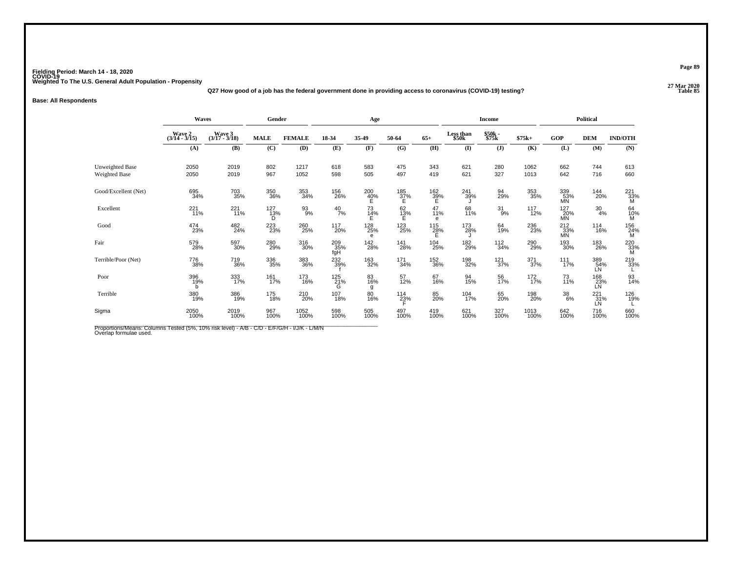Fielding Period: March 14 - 18, 2020
COVID-19
Weighted To The U.S. General Adult Population - Propensity

27 Mar 2020
Table 85

**Q27 How good of a job has the federal government done in providing access to coronavirus (COVID-19) testing?**

**Base: All Respondents**

| | Waves | | Gender | | Age | | | | Income | | | Political | | |
|---|---|---|---|---|---|---|---|---|---|---|---|---|---|---|
| | Wave 2 (3/14 - 3/15) | Wave 3 (3/17 - 3/18) | MALE | FEMALE | 18-34 | 35-49 | 50-64 | 65+ | Less than $50k | $50k - $75k | $75k+ | GOP | DEM | IND/OTH |
| | (A) | (B) | (C) | (D) | (E) | (F) | (G) | (H) | (I) | (J) | (K) | (L) | (M) | (N) |
| Unweighted Base | 2050 | 2019 | 802 | 1217 | 618 | 583 | 475 | 343 | 621 | 280 | 1062 | 662 | 744 | 613 |
| Weighted Base | 2050 | 2019 | 967 | 1052 | 598 | 505 | 497 | 419 | 621 | 327 | 1013 | 642 | 716 | 660 |
| Good/Excellent (Net) | 695 34% | 703 35% | 350 36% | 353 34% | 156 26% | 200 40% E | 185 37% E | 162 39% E | 241 39% J | 94 29% | 353 35% | 339 53% MN | 144 20% | 221 33% M |
| Excellent | 221 11% | 221 11% | 127 13% D | 93 9% | 40 7% | 73 14% E | 62 13% E | 47 11% e | 68 11% | 31 9% | 117 12% | 127 20% MN | 30 4% | 64 10% M |
| Good | 474 23% | 482 24% | 223 23% | 260 25% | 117 20% | 128 25% e | 123 25% | 115 28% E | 173 28% J | 64 19% | 236 23% | 212 33% MN | 114 16% | 156 24% M |
| Fair | 579 28% | 597 30% | 280 29% | 316 30% | 209 35% fgH | 142 28% | 141 28% | 104 25% | 182 29% | 112 34% | 290 29% | 193 30% | 183 26% | 220 33% M |
| Terrible/Poor (Net) | 776 38% | 719 36% | 336 35% | 383 36% | 232 39% f | 163 32% | 171 34% | 152 36% | 198 32% | 121 37% | 371 37% | 111 17% | 389 54% LN | 219 33% L |
| Poor | 396 19% b | 333 17% | 161 17% | 173 16% | 125 21% G | 83 16% g | 57 12% | 67 16% | 94 15% | 56 17% | 172 17% | 73 11% | 168 23% LN | 93 14% |
| Terrible | 380 19% | 386 19% | 175 18% | 210 20% | 107 18% | 80 16% | 114 23% F | 85 20% | 104 17% | 65 20% | 198 20% | 38 6% | 221 31% LN | 126 19% L |
| Sigma | 2050 100% | 2019 100% | 967 100% | 1052 100% | 598 100% | 505 100% | 497 100% | 419 100% | 621 100% | 327 100% | 1013 100% | 642 100% | 716 100% | 660 100% |

Proportions/Means: Columns Tested (5%, 10% risk level) - A/B - C/D - E/F/G/H - I/J/K - L/M/N
Overlap formulae used.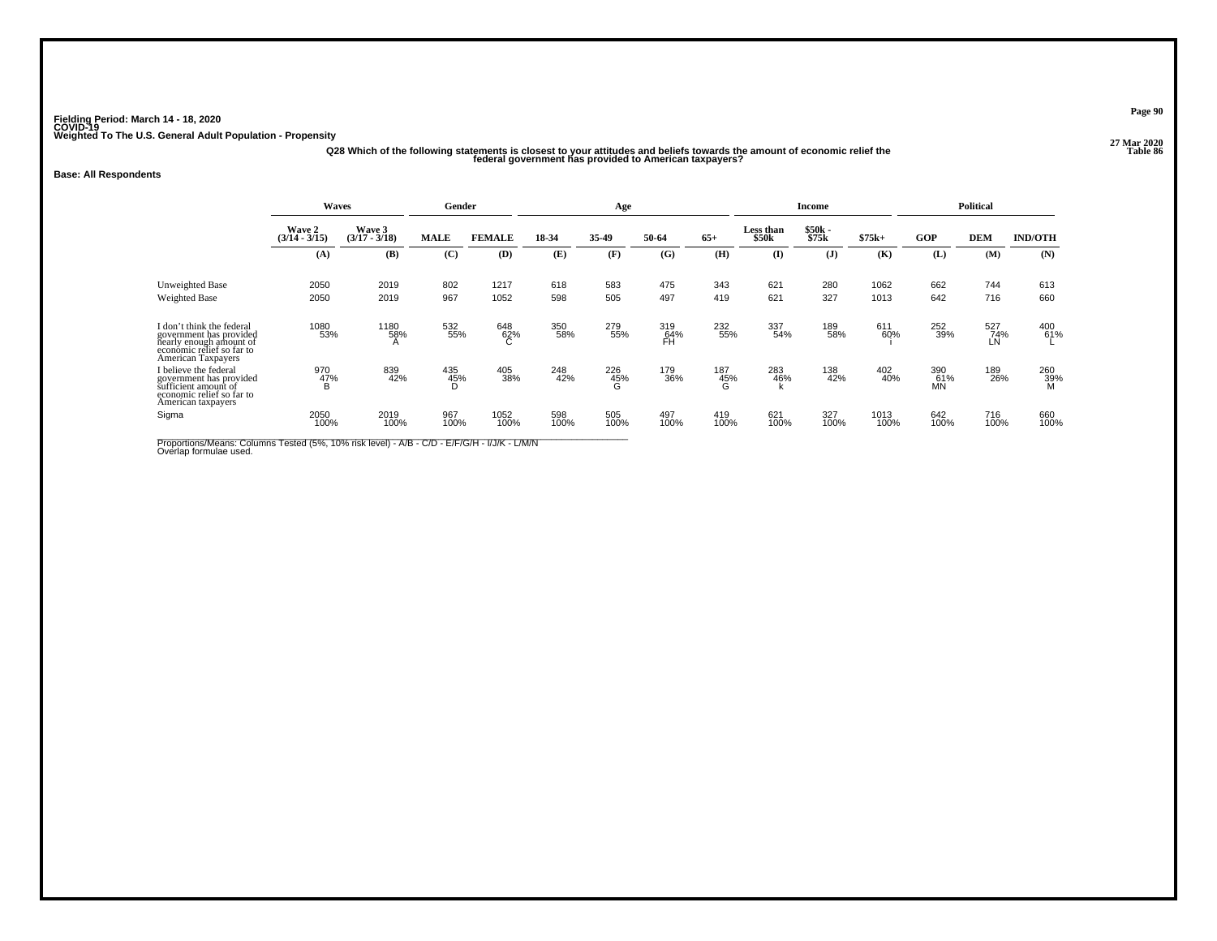Fielding Period: March 14 - 18, 2020
COVID-19
Weighted To The U.S. General Adult Population - Propensity

27 Mar 2020
Table 86

**Q28 Which of the following statements is closest to your attitudes and beliefs towards the amount of economic relief the federal government has provided to American taxpayers?**

**Base: All Respondents**

| | Waves | | Gender | | Age | | | | Income | | | Political | | |
|---|---|---|---|---|---|---|---|---|---|---|---|---|---|---|
| | Wave 2 (3/14 - 3/15) | Wave 3 (3/17 - 3/18) | MALE | FEMALE | 18-34 | 35-49 | 50-64 | 65+ | Less than $50k | $50k - $75k | $75k+ | GOP | DEM | IND/OTH |
| | (A) | (B) | (C) | (D) | (E) | (F) | (G) | (H) | (I) | (J) | (K) | (L) | (M) | (N) |
| Unweighted Base | 2050 | 2019 | 802 | 1217 | 618 | 583 | 475 | 343 | 621 | 280 | 1062 | 662 | 744 | 613 |
| Weighted Base | 2050 | 2019 | 967 | 1052 | 598 | 505 | 497 | 419 | 621 | 327 | 1013 | 642 | 716 | 660 |
| I don't think the federal government has provided nearly enough amount of economic relief so far to American Taxpayers | 1080 53% | 1180 58% A | 532 55% | 648 62% C | 350 58% | 279 55% | 319 64% FH | 232 55% | 337 54% | 189 58% | 611 60% i | 252 39% | 527 74% LN | 400 61% L |
| I believe the federal government has provided sufficient amount of economic relief so far to American taxpayers | 970 47% B | 839 42% | 435 45% D | 405 38% | 248 42% | 226 45% G | 179 36% | 187 45% G | 283 46% k | 138 42% | 402 40% | 390 61% MN | 189 26% | 260 39% M |
| Sigma | 2050 100% | 2019 100% | 967 100% | 1052 100% | 598 100% | 505 100% | 497 100% | 419 100% | 621 100% | 327 100% | 1013 100% | 642 100% | 716 100% | 660 100% |

Proportions/Means: Columns Tested (5%, 10% risk level) - A/B - C/D - E/F/G/H - I/J/K - L/M/N
Overlap formulae used.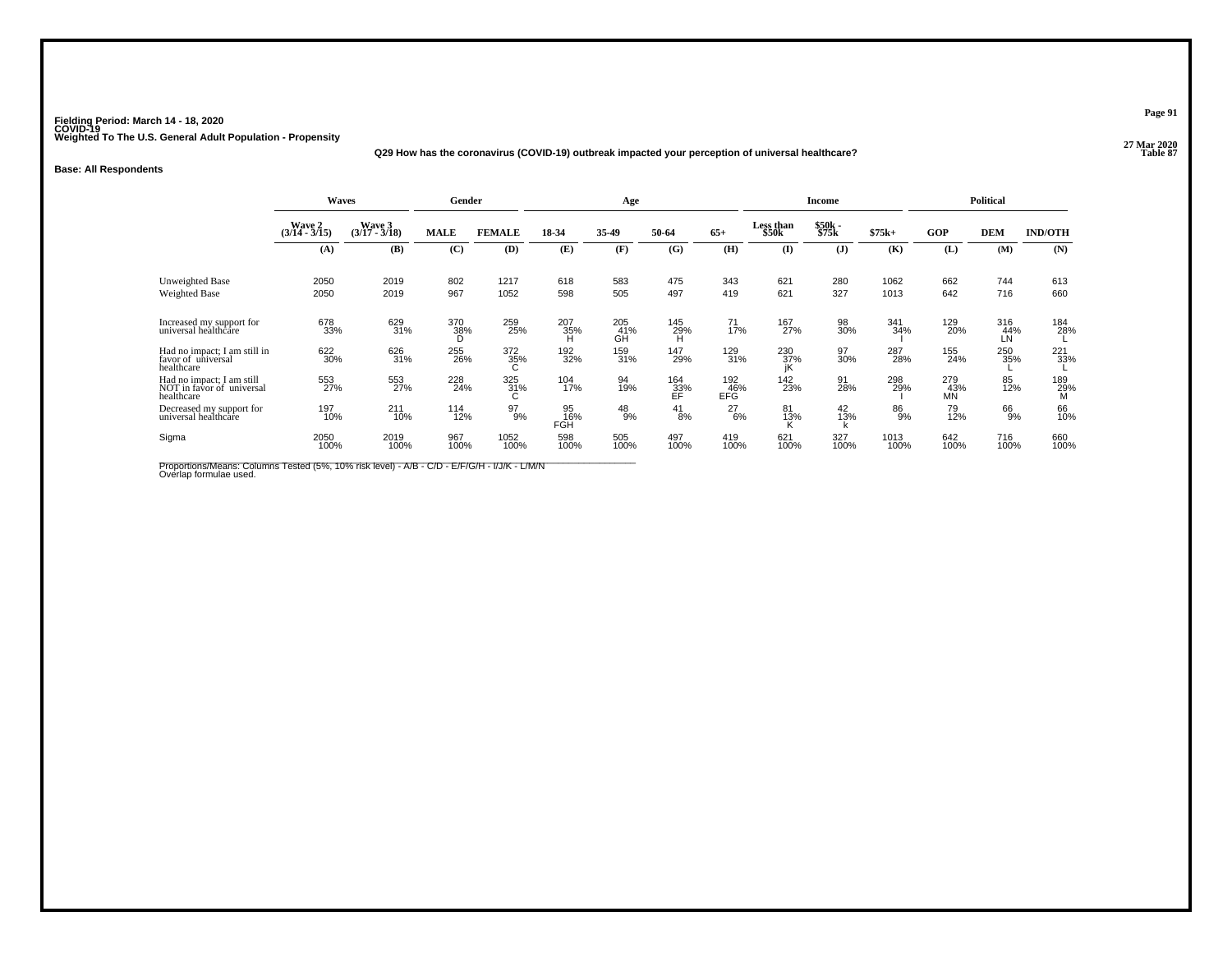Fielding Period: March 14 - 18, 2020
COVID-19
Weighted To The U.S. General Adult Population - Propensity

27 Mar 2020
Table 87

Q29 How has the coronavirus (COVID-19) outbreak impacted your perception of universal healthcare?

**Base: All Respondents**

| | Waves | | Gender | | Age | | | | Income | | | Political | | |
|---|---|---|---|---|---|---|---|---|---|---|---|---|---|---|
| | Wave 2 (3/14 - 3/15) | Wave 3 (3/17 - 3/18) | MALE | FEMALE | 18-34 | 35-49 | 50-64 | 65+ | Less than $50k | $50k - $75k | $75k+ | GOP | DEM | IND/OTH |
| | (A) | (B) | (C) | (D) | (E) | (F) | (G) | (H) | (I) | (J) | (K) | (L) | (M) | (N) |
| Unweighted Base | 2050 | 2019 | 802 | 1217 | 618 | 583 | 475 | 343 | 621 | 280 | 1062 | 662 | 744 | 613 |
| Weighted Base | 2050 | 2019 | 967 | 1052 | 598 | 505 | 497 | 419 | 621 | 327 | 1013 | 642 | 716 | 660 |
| Increased my support for universal healthcare | 678 33% | 629 31% | 370 38% D | 259 25% | 207 35% H | 205 41% GH | 145 29% H | 71 17% | 167 27% | 98 30% | 341 34% I | 129 20% | 316 44% LN | 184 28% L |
| Had no impact; I am still in favor of universal healthcare | 622 30% | 626 31% | 255 26% | 372 35% C | 192 32% | 159 31% | 147 29% | 129 31% | 230 37% jK | 97 30% | 287 28% | 155 24% | 250 35% L | 221 33% L |
| Had no impact; I am still NOT in favor of universal healthcare | 553 27% | 553 27% | 228 24% | 325 31% C | 104 17% | 94 19% | 164 33% EF | 192 46% EFG | 142 23% | 91 28% | 298 29% I | 279 43% MN | 85 12% | 189 29% M |
| Decreased my support for universal healthcare | 197 10% | 211 10% | 114 12% | 97 9% | 95 16% FGH | 48 9% | 41 8% | 27 6% | 81 13% K | 42 13% k | 86 9% | 79 12% | 66 9% | 66 10% |
| Sigma | 2050 100% | 2019 100% | 967 100% | 1052 100% | 598 100% | 505 100% | 497 100% | 419 100% | 621 100% | 327 100% | 1013 100% | 642 100% | 716 100% | 660 100% |

Proportions/Means: Columns Tested (5%, 10% risk level) - A/B - C/D - E/F/G/H - I/J/K - L/M/N
Overlap formulae used.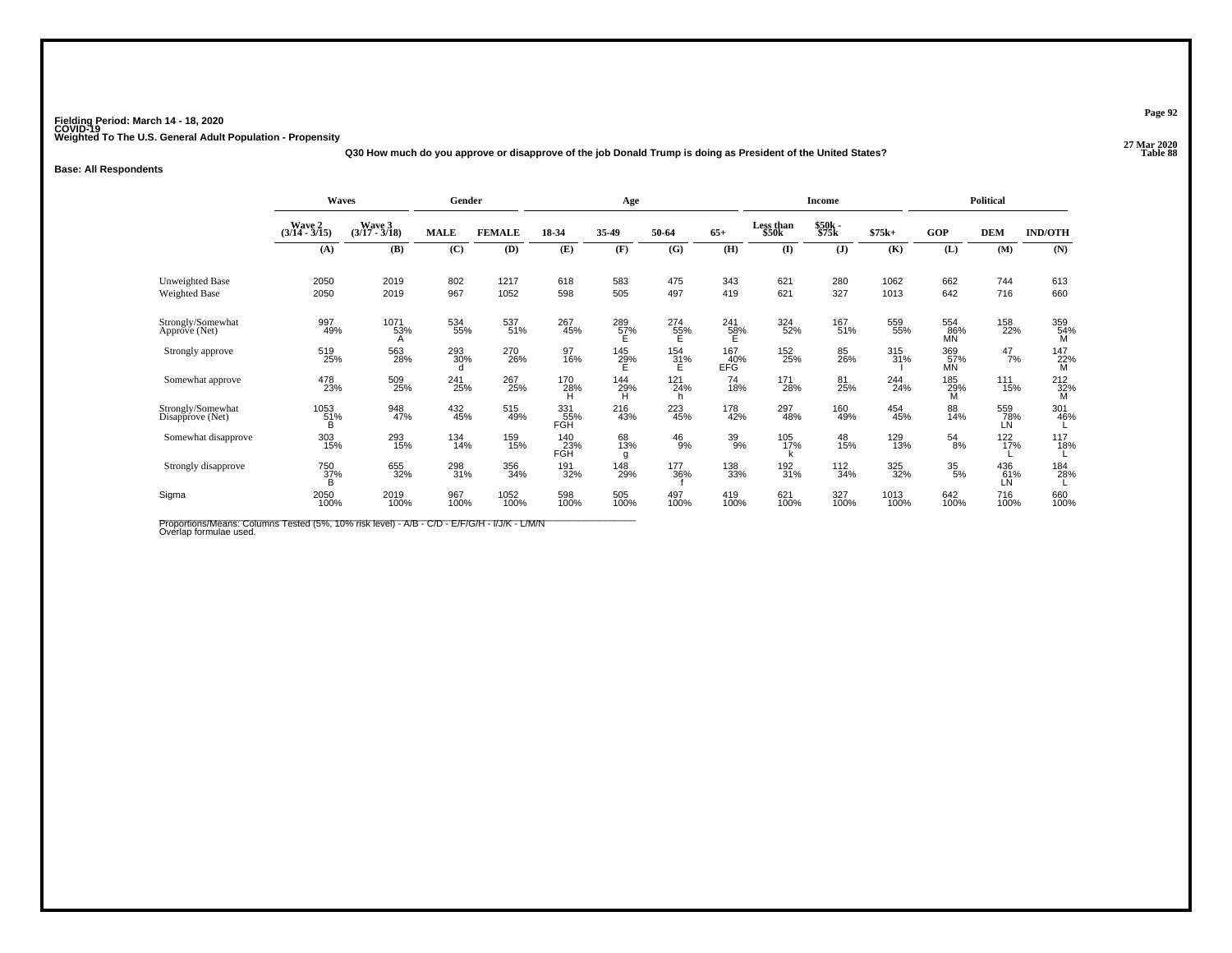Fielding Period: March 14 - 18, 2020
COVID-19
Weighted To The U.S. General Adult Population - Propensity

27 Mar 2020
Table 88

**Q30 How much do you approve or disapprove of the job Donald Trump is doing as President of the United States?**

**Base: All Respondents**

| | Waves | | Gender | | Age | | | | Income | | | Political | | |
|---|---|---|---|---|---|---|---|---|---|---|---|---|---|---|
| | Wave 2 (3/14 - 3/15) | Wave 3 (3/17 - 3/18) | MALE | FEMALE | 18-34 | 35-49 | 50-64 | 65+ | Less than $50k | $50k - $75k | $75k+ | GOP | DEM | IND/OTH |
| | (A) | (B) | (C) | (D) | (E) | (F) | (G) | (H) | (I) | (J) | (K) | (L) | (M) | (N) |
| Unweighted Base | 2050 | 2019 | 802 | 1217 | 618 | 583 | 475 | 343 | 621 | 280 | 1062 | 662 | 744 | 613 |
| Weighted Base | 2050 | 2019 | 967 | 1052 | 598 | 505 | 497 | 419 | 621 | 327 | 1013 | 642 | 716 | 660 |
| Strongly/Somewhat Approve (Net) | 997 49% | 1071 53% A | 534 55% | 537 51% | 267 45% | 289 57% E | 274 55% E | 241 58% E | 324 52% | 167 51% | 559 55% | 554 86% MN | 158 22% | 359 54% M |
| Strongly approve | 519 25% | 563 28% | 293 30% d | 270 26% | 97 16% | 145 29% E | 154 31% E | 167 40% EFG | 152 25% | 85 26% | 315 31% I | 369 57% MN | 47 7% | 147 22% M |
| Somewhat approve | 478 23% | 509 25% | 241 25% | 267 25% | 170 28% H | 144 29% H | 121 24% h | 74 18% | 171 28% | 81 25% | 244 24% | 185 29% M | 111 15% | 212 32% M |
| Strongly/Somewhat Disapprove (Net) | 1053 51% B | 948 47% | 432 45% | 515 49% | 331 55% FGH | 216 43% | 223 45% | 178 42% | 297 48% | 160 49% | 454 45% | 88 14% | 559 78% LN | 301 46% L |
| Somewhat disapprove | 303 15% | 293 15% | 134 14% | 159 15% | 140 23% FGH | 68 13% g | 46 9% | 39 9% | 105 17% k | 48 15% | 129 13% | 54 8% | 122 17% L | 117 18% L |
| Strongly disapprove | 750 37% B | 655 32% | 298 31% | 356 34% | 191 32% | 148 29% | 177 36% f | 138 33% | 192 31% | 112 34% | 325 32% | 35 5% | 436 61% LN | 184 28% L |
| Sigma | 2050 100% | 2019 100% | 967 100% | 1052 100% | 598 100% | 505 100% | 497 100% | 419 100% | 621 100% | 327 100% | 1013 100% | 642 100% | 716 100% | 660 100% |

Proportions/Means: Columns Tested (5%, 10% risk level) - A/B - C/D - E/F/G/H - I/J/K - L/M/N
Overlap formulae used.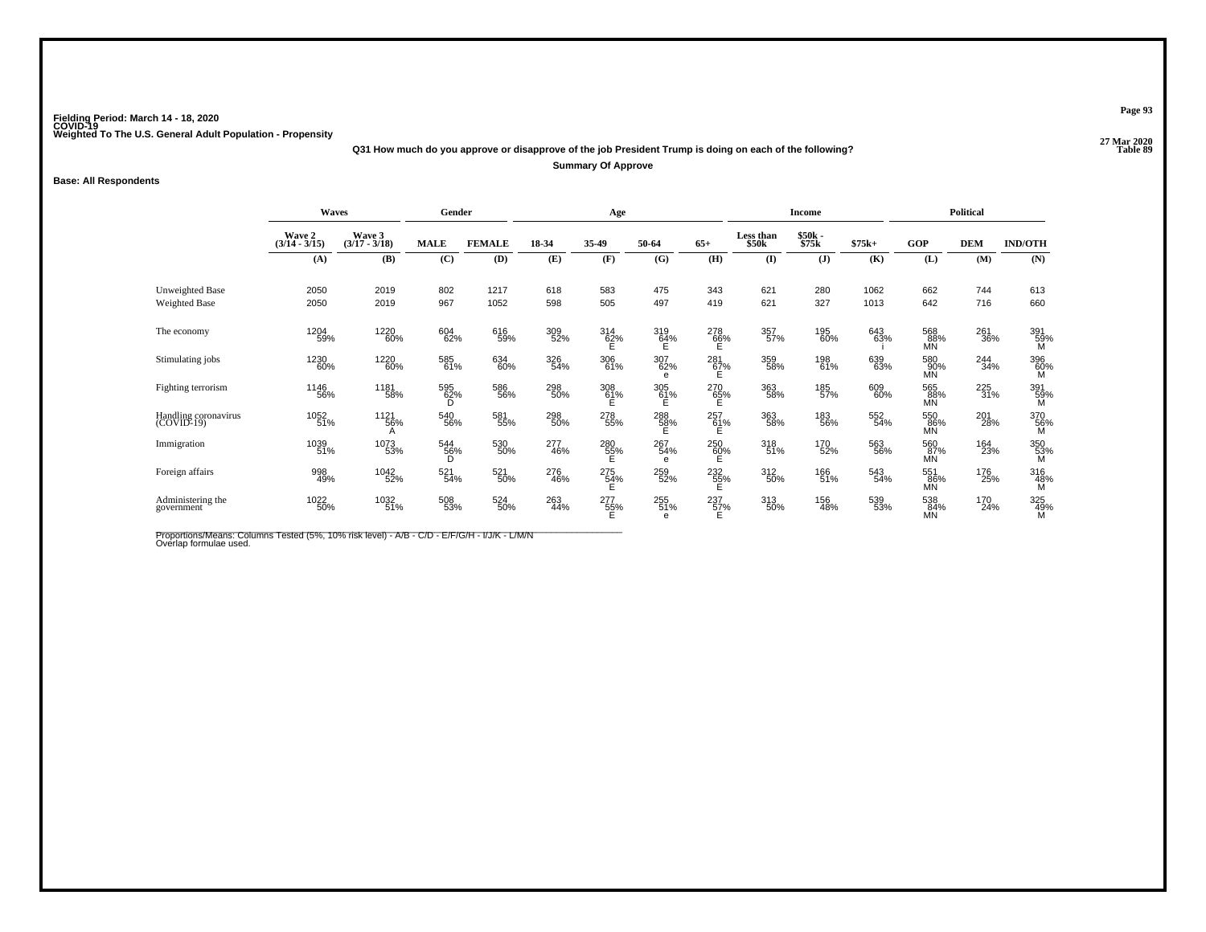Fielding Period: March 14 - 18, 2020
COVID-19
Weighted To The U.S. General Adult Population - Propensity

27 Mar 2020
Table 89

**Q31 How much do you approve or disapprove of the job President Trump is doing on each of the following?**

**Summary Of Approve**

**Base: All Respondents**

| | Waves | | Gender | | Age | | | | Income | | | Political | | |
|---|---|---|---|---|---|---|---|---|---|---|---|---|---|---|
| | Wave 2 (3/14 - 3/15) | Wave 3 (3/17 - 3/18) | MALE | FEMALE | 18-34 | 35-49 | 50-64 | 65+ | Less than $50k | $50k - $75k | $75k+ | GOP | DEM | IND/OTH |
| | (A) | (B) | (C) | (D) | (E) | (F) | (G) | (H) | (I) | (J) | (K) | (L) | (M) | (N) |
| Unweighted Base | 2050 | 2019 | 802 | 1217 | 618 | 583 | 475 | 343 | 621 | 280 | 1062 | 662 | 744 | 613 |
| Weighted Base | 2050 | 2019 | 967 | 1052 | 598 | 505 | 497 | 419 | 621 | 327 | 1013 | 642 | 716 | 660 |
| The economy | 1204 59% | 1220 60% | 604 62% | 616 59% | 309 52% | 314 62% E | 319 64% E | 278 66% E | 357 57% | 195 60% | 643 63% i | 568 88% MN | 261 36% | 391 59% M |
| Stimulating jobs | 1230 60% | 1220 60% | 585 61% | 634 60% | 326 54% | 306 61% | 307 62% e | 281 67% E | 359 58% | 198 61% | 639 63% | 580 90% MN | 244 34% | 396 60% M |
| Fighting terrorism | 1146 56% | 1181 58% | 595 62% D | 586 56% | 298 50% | 308 61% E | 305 61% E | 270 65% E | 363 58% | 185 57% | 609 60% | 565 88% MN | 225 31% | 391 59% M |
| Handling coronavirus (COVID-19) | 1052 51% | 1121 56% A | 540 56% | 581 55% | 298 50% | 278 55% | 288 58% E | 257 61% E | 363 58% | 183 56% | 552 54% | 550 86% MN | 201 28% | 370 56% M |
| Immigration | 1039 51% | 1073 53% | 544 56% D | 530 50% | 277 46% | 280 55% E | 267 54% e | 250 60% E | 318 51% | 170 52% | 563 56% | 560 87% MN | 164 23% | 350 53% M |
| Foreign affairs | 998 49% | 1042 52% | 521 54% | 521 50% | 276 46% | 275 54% E | 259 52% | 232 55% E | 312 50% | 166 51% | 543 54% | 551 86% MN | 176 25% | 316 48% M |
| Administering the government | 1022 50% | 1032 51% | 508 53% | 524 50% | 263 44% | 277 55% E | 255 51% e | 237 57% E | 313 50% | 156 48% | 539 53% | 538 84% MN | 170 24% | 325 49% M |

Proportions/Means: Columns Tested (5%, 10% risk level) - A/B - C/D - E/F/G/H - I/J/K - L/M/N
Overlap formulae used.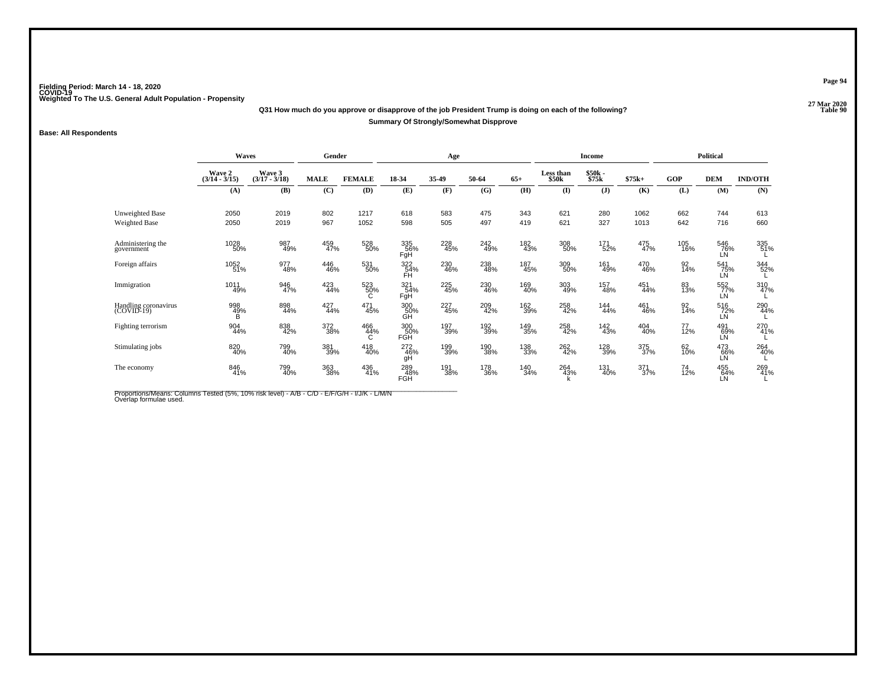Fielding Period: March 14 - 18, 2020
COVID-19
Weighted To The U.S. General Adult Population - Propensity

27 Mar 2020
Table 90

**Q31 How much do you approve or disapprove of the job President Trump is doing on each of the following?**

**Summary Of Strongly/Somewhat Dispprove**

**Base: All Respondents**

| | Waves | | Gender | | Age | | | | Income | | | Political | | |
|---|---|---|---|---|---|---|---|---|---|---|---|---|---|---|
| | Wave 2 (3/14 - 3/15) | Wave 3 (3/17 - 3/18) | MALE | FEMALE | 18-34 | 35-49 | 50-64 | 65+ | Less than $50k | $50k - $75k | $75k+ | GOP | DEM | IND/OTH |
| | (A) | (B) | (C) | (D) | (E) | (F) | (G) | (H) | (I) | (J) | (K) | (L) | (M) | (N) |
| Unweighted Base | 2050 | 2019 | 802 | 1217 | 618 | 583 | 475 | 343 | 621 | 280 | 1062 | 662 | 744 | 613 |
| Weighted Base | 2050 | 2019 | 967 | 1052 | 598 | 505 | 497 | 419 | 621 | 327 | 1013 | 642 | 716 | 660 |
| Administering the government | 1028 50% | 987 49% | 459 47% | 528 50% | 335 56% FgH | 228 45% | 242 49% | 182 43% | 308 50% | 171 52% | 475 47% | 105 16% | 546 76% LN | 335 51% L |
| Foreign affairs | 1052 51% | 977 48% | 446 46% | 531 50% | 322 54% FH | 230 46% | 238 48% | 187 45% | 309 50% | 161 49% | 470 46% | 92 14% | 541 75% LN | 344 52% L |
| Immigration | 1011 49% | 946 47% | 423 44% | 523 50% C | 321 54% FgH | 225 45% | 230 46% | 169 40% | 303 49% | 157 48% | 451 44% | 83 13% | 552 77% LN | 310 47% L |
| Handling coronavirus (COVID-19) | 998 49% B | 898 44% | 427 44% | 471 45% | 300 50% GH | 227 45% | 209 42% | 162 39% | 258 42% | 144 44% | 461 46% | 92 14% | 516 72% LN | 290 44% L |
| Fighting terrorism | 904 44% | 838 42% | 372 38% | 466 44% C | 300 50% FGH | 197 39% | 192 39% | 149 35% | 258 42% | 142 43% | 404 40% | 77 12% | 491 69% LN | 270 41% L |
| Stimulating jobs | 820 40% | 799 40% | 381 39% | 418 40% | 272 46% gH | 199 39% | 190 38% | 138 33% | 262 42% | 128 39% | 375 37% | 62 10% | 473 66% LN | 264 40% L |
| The economy | 846 41% | 799 40% | 363 38% | 436 41% | 289 48% FGH | 191 38% | 178 36% | 140 34% | 264 43% k | 131 40% | 371 37% | 74 12% | 455 64% LN | 269 41% L |

Proportions/Means: Columns Tested (5%, 10% risk level) - A/B - C/D - E/F/G/H - I/J/K - L/M/N
Overlap formulae used.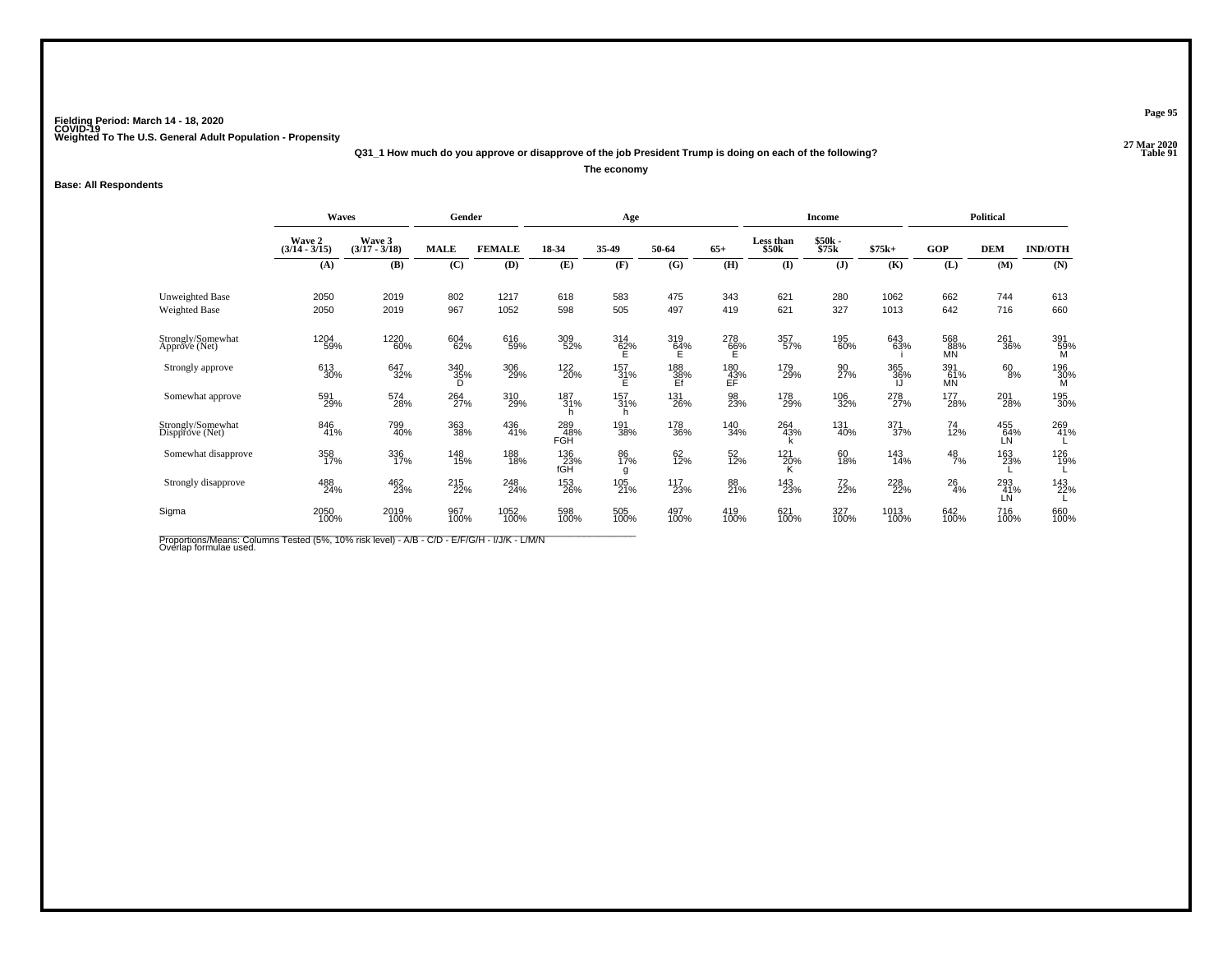**Fielding Period: March 14 - 18, 2020**
**COVID-19**
**Weighted To The U.S. General Adult Population - Propensity**

**27 Mar 2020**
**Table 91**

**Q31_1 How much do you approve or disapprove of the job President Trump is doing on each of the following?**

**The economy**

**Base: All Respondents**

| | Waves | | Gender | | Age | | | | Income | | | Political | | |
|---|---|---|---|---|---|---|---|---|---|---|---|---|---|---|
| | Wave 2 (3/14 - 3/15) | Wave 3 (3/17 - 3/18) | MALE | FEMALE | 18-34 | 35-49 | 50-64 | 65+ | Less than $50k | $50k - $75k | $75k+ | GOP | DEM | IND/OTH |
| | (A) | (B) | (C) | (D) | (E) | (F) | (G) | (H) | (I) | (J) | (K) | (L) | (M) | (N) |
| Unweighted Base | 2050 | 2019 | 802 | 1217 | 618 | 583 | 475 | 343 | 621 | 280 | 1062 | 662 | 744 | 613 |
| Weighted Base | 2050 | 2019 | 967 | 1052 | 598 | 505 | 497 | 419 | 621 | 327 | 1013 | 642 | 716 | 660 |
| Strongly/Somewhat Approve (Net) | 1204 59% | 1220 60% | 604 62% | 616 59% | 309 52% | 314 62% E | 319 64% E | 278 66% E | 357 57% | 195 60% | 643 63% i | 568 88% MN | 261 36% | 391 59% M |
| Strongly approve | 613 30% | 647 32% | 340 35% D | 306 29% | 122 20% | 157 31% E | 188 38% Ef | 180 43% EF | 179 29% | 90 27% | 365 36% IJ | 391 61% MN | 60 8% | 196 30% M |
| Somewhat approve | 591 29% | 574 28% | 264 27% | 310 29% | 187 31% h | 157 31% h | 131 26% | 98 23% | 178 29% | 106 32% | 278 27% | 177 28% | 201 28% | 195 30% |
| Strongly/Somewhat Dispprove (Net) | 846 41% | 799 40% | 363 38% | 436 41% | 289 48% FGH | 191 38% | 178 36% | 140 34% | 264 43% k | 131 40% | 371 37% | 74 12% | 455 64% LN | 269 41% L |
| Somewhat disapprove | 358 17% | 336 17% | 148 15% | 188 18% | 136 23% fGH | 86 17% g | 62 12% | 52 12% | 121 20% K | 60 18% | 143 14% | 48 7% | 163 23% L | 126 19% L |
| Strongly disapprove | 488 24% | 462 23% | 215 22% | 248 24% | 153 26% | 105 21% | 117 23% | 88 21% | 143 23% | 72 22% | 228 22% | 26 4% | 293 41% LN | 143 22% L |
| Sigma | 2050 100% | 2019 100% | 967 100% | 1052 100% | 598 100% | 505 100% | 497 100% | 419 100% | 621 100% | 327 100% | 1013 100% | 642 100% | 716 100% | 660 100% |

Proportions/Means: Columns Tested (5%, 10% risk level) - A/B - C/D - E/F/G/H - I/J/K - L/M/N
Overlap formulae used.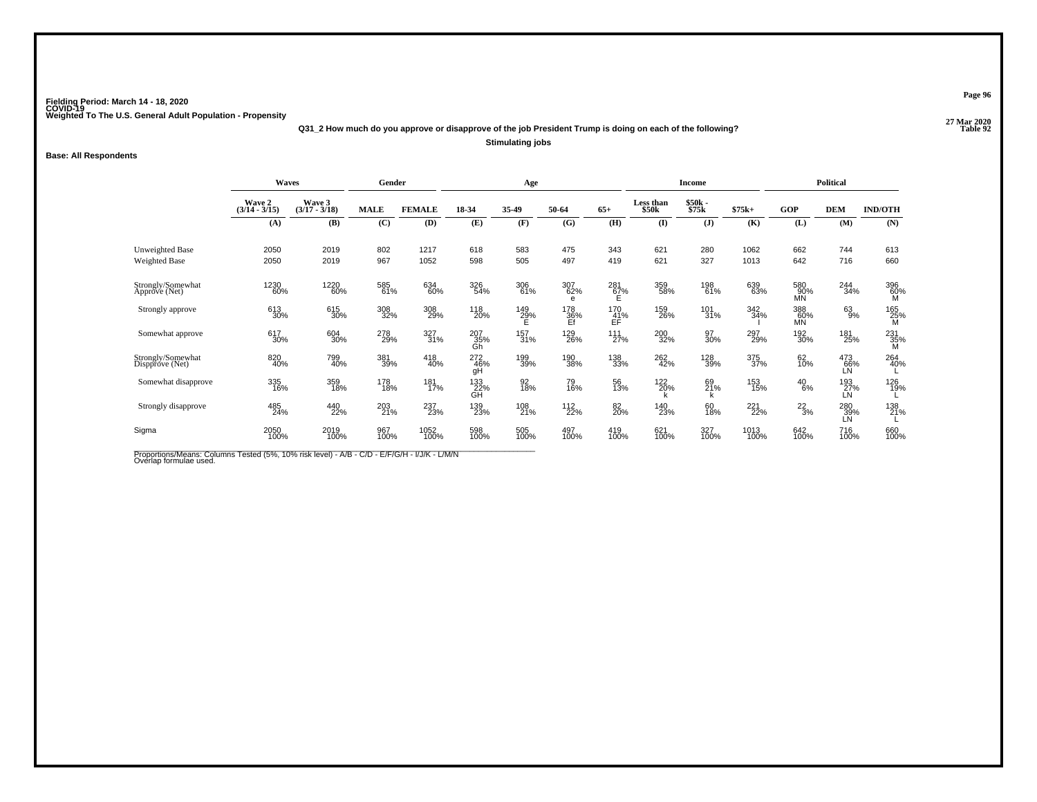Fielding Period: March 14 - 18, 2020
COVID-19
Weighted To The U.S. General Adult Population - Propensity

27 Mar 2020
Table 92

**Q31_2 How much do you approve or disapprove of the job President Trump is doing on each of the following?**

**Stimulating jobs**

**Base: All Respondents**

| | Waves | | Gender | | Age | | | | Income | | | Political | | |
|---|---|---|---|---|---|---|---|---|---|---|---|---|---|---|
| | Wave 2 (3/14 - 3/15) | Wave 3 (3/17 - 3/18) | MALE | FEMALE | 18-34 | 35-49 | 50-64 | 65+ | Less than $50k | $50k - $75k | $75k+ | GOP | DEM | IND/OTH |
| | (A) | (B) | (C) | (D) | (E) | (F) | (G) | (H) | (I) | (J) | (K) | (L) | (M) | (N) |
| Unweighted Base | 2050 | 2019 | 802 | 1217 | 618 | 583 | 475 | 343 | 621 | 280 | 1062 | 662 | 744 | 613 |
| Weighted Base | 2050 | 2019 | 967 | 1052 | 598 | 505 | 497 | 419 | 621 | 327 | 1013 | 642 | 716 | 660 |
| Strongly/Somewhat Approve (Net) | 1230 60% | 1220 60% | 585 61% | 634 60% | 326 54% | 306 61% | 307 62% e | 281 67% E | 359 58% | 198 61% | 639 63% | 580 90% MN | 244 34% | 396 60% M |
| Strongly approve | 613 30% | 615 30% | 308 32% | 308 29% | 118 20% | 149 29% E | 178 36% Ef | 170 41% EF | 159 26% | 101 31% | 342 34% I | 388 60% MN | 63 9% | 165 25% M |
| Somewhat approve | 617 30% | 604 30% | 278 29% | 327 31% | 207 35% Gh | 157 31% | 129 26% | 111 27% | 200 32% | 97 30% | 297 29% | 192 30% | 181 25% | 231 35% M |
| Strongly/Somewhat Dispprove (Net) | 820 40% | 799 40% | 381 39% | 418 40% | 272 46% gH | 199 39% | 190 38% | 138 33% | 262 42% | 128 39% | 375 37% | 62 10% | 473 66% LN | 264 40% L |
| Somewhat disapprove | 335 16% | 359 18% | 178 18% | 181 17% | 133 22% GH | 92 18% | 79 16% | 56 13% | 122 20% k | 69 21% k | 153 15% | 40 6% | 193 27% LN | 126 19% L |
| Strongly disapprove | 485 24% | 440 22% | 203 21% | 237 23% | 139 23% | 108 21% | 112 22% | 82 20% | 140 23% | 60 18% | 221 22% | 22 3% | 280 39% LN | 138 21% L |
| Sigma | 2050 100% | 2019 100% | 967 100% | 1052 100% | 598 100% | 505 100% | 497 100% | 419 100% | 621 100% | 327 100% | 1013 100% | 642 100% | 716 100% | 660 100% |

Proportions/Means: Columns Tested (5%, 10% risk level) - A/B - C/D - E/F/G/H - I/J/K - L/M/N
Overlap formulae used.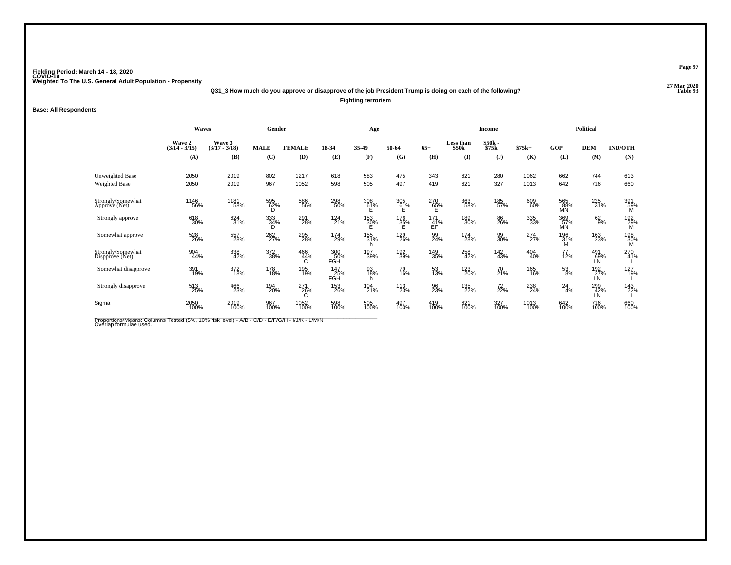Fielding Period: March 14 - 18, 2020
COVID-19
Weighted To The U.S. General Adult Population - Propensity

27 Mar 2020
Table 93

Q31_3 How much do you approve or disapprove of the job President Trump is doing on each of the following?

Fighting terrorism

Base: All Respondents

| | Waves | | Gender | | Age | | | | Income | | | Political | | |
|---|---|---|---|---|---|---|---|---|---|---|---|---|---|---|
| | Wave 2 (3/14 - 3/15) | Wave 3 (3/17 - 3/18) | MALE | FEMALE | 18-34 | 35-49 | 50-64 | 65+ | Less than $50k | $50k - $75k | $75k+ | GOP | DEM | IND/OTH |
| | (A) | (B) | (C) | (D) | (E) | (F) | (G) | (H) | (I) | (J) | (K) | (L) | (M) | (N) |
| Unweighted Base | 2050 | 2019 | 802 | 1217 | 618 | 583 | 475 | 343 | 621 | 280 | 1062 | 662 | 744 | 613 |
| Weighted Base | 2050 | 2019 | 967 | 1052 | 598 | 505 | 497 | 419 | 621 | 327 | 1013 | 642 | 716 | 660 |
| Strongly/Somewhat Approve (Net) | 1146 56% | 1181 58% | 595 62% D | 586 56% | 298 50% | 308 61% E | 305 61% E | 270 65% E | 363 58% | 185 57% | 609 60% | 565 88% MN | 225 31% | 391 59% M |
| Strongly approve | 618 30% | 624 31% | 333 34% D | 291 28% | 124 21% | 153 30% E | 176 35% E | 171 41% EF | 189 30% | 86 26% | 335 33% | 369 57% MN | 62 9% | 192 29% M |
| Somewhat approve | 528 26% | 557 28% | 262 27% | 295 28% | 174 29% | 155 31% h | 129 26% | 99 24% | 174 28% | 99 30% | 274 27% | 196 31% M | 163 23% | 198 30% M |
| Strongly/Somewhat Disapprove (Net) | 904 44% | 838 42% | 372 38% | 466 44% C | 300 50% FGH | 197 39% | 192 39% | 149 35% | 258 42% | 142 43% | 404 40% | 77 12% | 491 69% LN | 270 41% L |
| Somewhat disapprove | 391 19% | 372 18% | 178 18% | 195 19% | 147 25% FGH | 93 18% h | 79 16% | 53 13% | 123 20% | 70 21% | 165 16% | 53 8% | 192 27% LN | 127 19% L |
| Strongly disapprove | 513 25% | 466 23% | 194 20% | 271 26% C | 153 26% | 104 21% | 113 23% | 96 23% | 135 22% | 72 22% | 238 24% | 24 4% | 299 42% LN | 143 22% L |
| Sigma | 2050 100% | 2019 100% | 967 100% | 1052 100% | 598 100% | 505 100% | 497 100% | 419 100% | 621 100% | 327 100% | 1013 100% | 642 100% | 716 100% | 660 100% |

Proportions/Means: Columns Tested (5%, 10% risk level) - A/B - C/D - E/F/G/H - I/J/K - L/M/N
Overlap formulae used.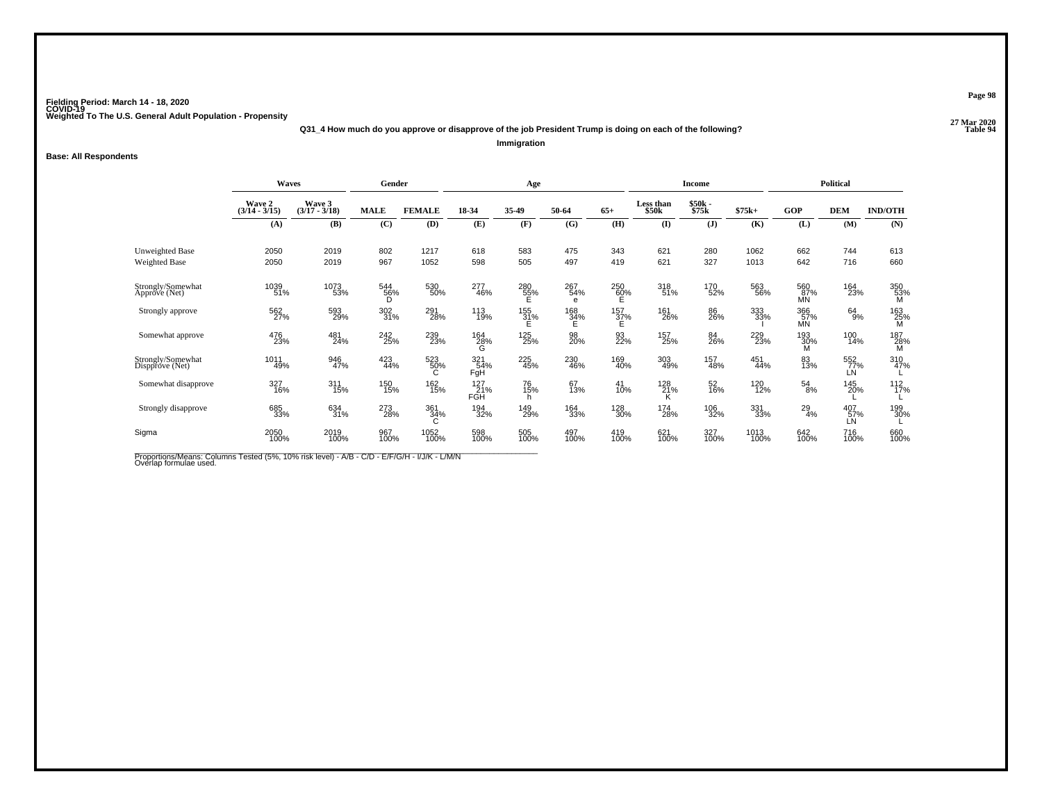Fielding Period: March 14 - 18, 2020
COVID-19
Weighted To The U.S. General Adult Population - Propensity

27 Mar 2020
Table 94

### Q31_4 How much do you approve or disapprove of the job President Trump is doing on each of the following?

**Immigration**

**Base: All Respondents**

| | Waves | | Gender | | Age | | | | Income | | | Political | | |
|---|---|---|---|---|---|---|---|---|---|---|---|---|---|---|
| | Wave 2 (3/14 - 3/15) | Wave 3 (3/17 - 3/18) | MALE | FEMALE | 18-34 | 35-49 | 50-64 | 65+ | Less than $50k | $50k - $75k | $75k+ | GOP | DEM | IND/OTH |
| | (A) | (B) | (C) | (D) | (E) | (F) | (G) | (H) | (I) | (J) | (K) | (L) | (M) | (N) |
| Unweighted Base | 2050 | 2019 | 802 | 1217 | 618 | 583 | 475 | 343 | 621 | 280 | 1062 | 662 | 744 | 613 |
| Weighted Base | 2050 | 2019 | 967 | 1052 | 598 | 505 | 497 | 419 | 621 | 327 | 1013 | 642 | 716 | 660 |
| Strongly/Somewhat Approve (Net) | 1039 51% | 1073 53% | 544 56% D | 530 50% | 277 46% | 280 55% E | 267 54% e | 250 60% E | 318 51% | 170 52% | 563 56% | 560 87% MN | 164 23% | 350 53% M |
| Strongly approve | 562 27% | 593 29% | 302 31% | 291 28% | 113 19% | 155 31% E | 168 34% E | 157 37% E | 161 26% | 86 26% | 333 33% I | 366 57% MN | 64 9% | 163 25% M |
| Somewhat approve | 476 23% | 481 24% | 242 25% | 239 23% | 164 28% G | 125 25% | 98 20% | 93 22% | 157 25% | 84 26% | 229 23% | 193 30% M | 100 14% | 187 28% M |
| Strongly/Somewhat Dispprove (Net) | 1011 49% | 946 47% | 423 44% | 523 50% C | 321 54% FgH | 225 45% | 230 46% | 169 40% | 303 49% | 157 48% | 451 44% | 83 13% | 552 77% LN | 310 47% L |
| Somewhat disapprove | 327 16% | 311 15% | 150 15% | 162 15% | 127 21% FGH | 76 15% h | 67 13% | 41 10% | 128 21% K | 52 16% | 120 12% | 54 8% | 145 20% L | 112 17% L |
| Strongly disapprove | 685 33% | 634 31% | 273 28% | 361 34% C | 194 32% | 149 29% | 164 33% | 128 30% | 174 28% | 106 32% | 331 33% | 29 4% | 407 57% LN | 199 30% L |
| Sigma | 2050 100% | 2019 100% | 967 100% | 1052 100% | 598 100% | 505 100% | 497 100% | 419 100% | 621 100% | 327 100% | 1013 100% | 642 100% | 716 100% | 660 100% |

Proportions/Means: Columns Tested (5%, 10% risk level) - A/B - C/D - E/F/G/H - I/J/K - L/M/N
Overlap formulae used.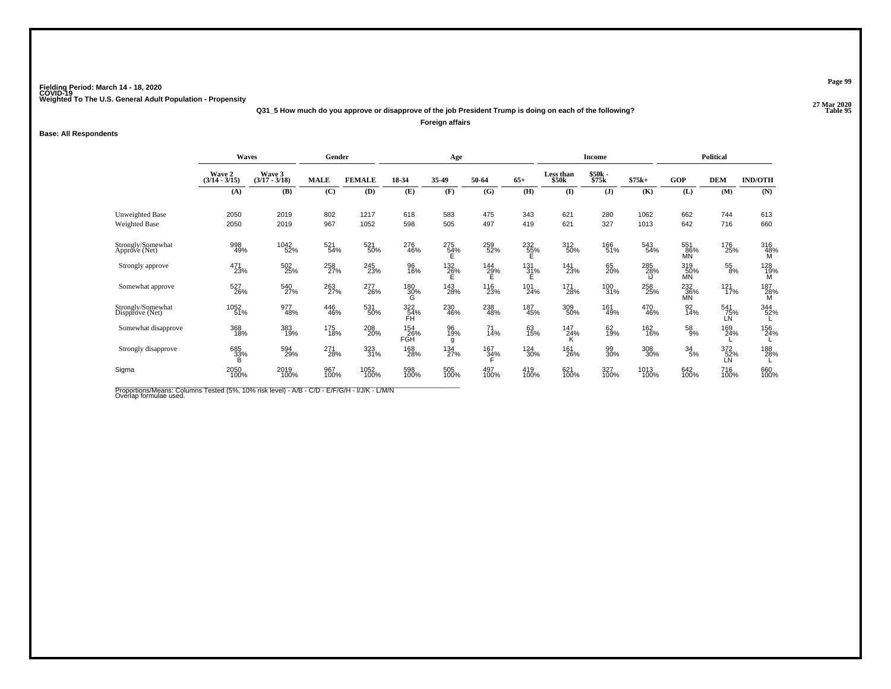Fielding Period: March 14 - 18, 2020
COVID-19
Weighted To The U.S. General Adult Population - Propensity

27 Mar 2020
Table 95

**Q31_5 How much do you approve or disapprove of the job President Trump is doing on each of the following?**

**Foreign affairs**

**Base: All Respondents**

| | Waves | | Gender | | Age | | | | Income | | | Political | | |
|---|---|---|---|---|---|---|---|---|---|---|---|---|---|---|
| | Wave 2 (3/14 - 3/15) | Wave 3 (3/17 - 3/18) | MALE | FEMALE | 18-34 | 35-49 | 50-64 | 65+ | Less than $50k | $50k - $75k | $75k+ | GOP | DEM | IND/OTH |
| | (A) | (B) | (C) | (D) | (E) | (F) | (G) | (H) | (I) | (J) | (K) | (L) | (M) | (N) |
| Unweighted Base | 2050 | 2019 | 802 | 1217 | 618 | 583 | 475 | 343 | 621 | 280 | 1062 | 662 | 744 | 613 |
| Weighted Base | 2050 | 2019 | 967 | 1052 | 598 | 505 | 497 | 419 | 621 | 327 | 1013 | 642 | 716 | 660 |
| Strongly/Somewhat Approve (Net) | 998 49% | 1042 52% | 521 54% | 521 50% | 276 46% | 275 54% E | 259 52% | 232 55% E | 312 50% | 166 51% | 543 54% | 551 86% MN | 176 25% | 316 48% M |
| Strongly approve | 471 23% | 502 25% | 258 27% | 245 23% | 96 16% | 132 26% E | 144 29% E | 131 31% E | 141 23% | 65 20% | 285 28% iJ | 319 50% MN | 55 8% | 128 19% M |
| Somewhat approve | 527 26% | 540 27% | 263 27% | 277 26% | 180 30% G | 143 28% | 116 23% | 101 24% | 171 28% | 100 31% | 258 25% | 232 36% MN | 121 17% | 187 28% M |
| Strongly/Somewhat Dispprove (Net) | 1052 51% | 977 48% | 446 46% | 531 50% | 322 54% FH | 230 46% | 238 48% | 187 45% | 309 50% | 161 49% | 470 46% | 92 14% | 541 75% LN | 344 52% L |
| Somewhat disapprove | 368 18% | 383 19% | 175 18% | 208 20% | 154 26% FGH | 96 19% g | 71 14% | 63 15% | 147 24% K | 62 19% | 162 16% | 58 9% | 169 24% L | 156 24% L |
| Strongly disapprove | 685 33% B | 594 29% | 271 28% | 323 31% | 168 28% | 134 27% | 167 34% F | 124 30% | 161 26% | 99 30% | 308 30% | 34 5% | 372 52% LN | 188 28% L |
| Sigma | 2050 100% | 2019 100% | 967 100% | 1052 100% | 598 100% | 505 100% | 497 100% | 419 100% | 621 100% | 327 100% | 1013 100% | 642 100% | 716 100% | 660 100% |

Proportions/Means: Columns Tested (5%, 10% risk level) - A/B - C/D - E/F/G/H - I/J/K - L/M/N
Overlap formulae used.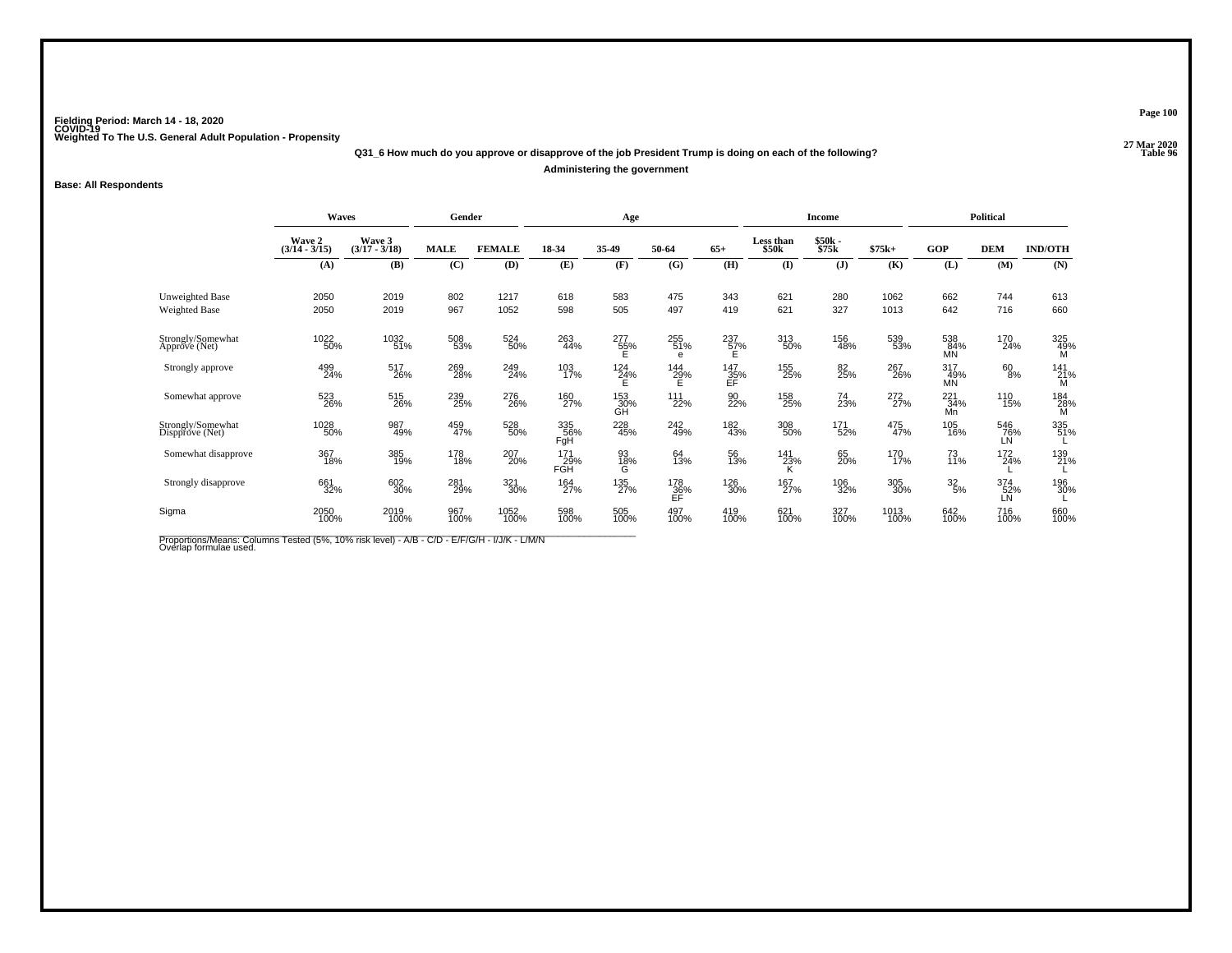Fielding Period: March 14 - 18, 2020
COVID-19
Weighted To The U.S. General Adult Population - Propensity

27 Mar 2020
Table 96

**Q31_6 How much do you approve or disapprove of the job President Trump is doing on each of the following?**

**Administering the government**

**Base: All Respondents**

| | Waves | | Gender | | Age | | | | Income | | | Political | | |
|---|---|---|---|---|---|---|---|---|---|---|---|---|---|---|
| | Wave 2 (3/14 - 3/15) | Wave 3 (3/17 - 3/18) | MALE | FEMALE | 18-34 | 35-49 | 50-64 | 65+ | Less than $50k | $50k - $75k | $75k+ | GOP | DEM | IND/OTH |
| | (A) | (B) | (C) | (D) | (E) | (F) | (G) | (H) | (I) | (J) | (K) | (L) | (M) | (N) |
| Unweighted Base | 2050 | 2019 | 802 | 1217 | 618 | 583 | 475 | 343 | 621 | 280 | 1062 | 662 | 744 | 613 |
| Weighted Base | 2050 | 2019 | 967 | 1052 | 598 | 505 | 497 | 419 | 621 | 327 | 1013 | 642 | 716 | 660 |
| Strongly/Somewhat Approve (Net) | 1022 50% | 1032 51% | 508 53% | 524 50% | 263 44% | 277 55% E | 255 51% e | 237 57% E | 313 50% | 156 48% | 539 53% | 538 84% MN | 170 24% | 325 49% M |
| Strongly approve | 499 24% | 517 26% | 269 28% | 249 24% | 103 17% | 124 24% E | 144 29% E | 147 35% EF | 155 25% | 82 25% | 267 26% | 317 49% MN | 60 8% | 141 21% M |
| Somewhat approve | 523 26% | 515 26% | 239 25% | 276 26% | 160 27% | 153 30% GH | 111 22% | 90 22% | 158 25% | 74 23% | 272 27% | 221 34% Mn | 110 15% | 184 28% M |
| Strongly/Somewhat Dispprove (Net) | 1028 50% | 987 49% | 459 47% | 528 50% | 335 56% FgH | 228 45% | 242 49% | 182 43% | 308 50% | 171 52% | 475 47% | 105 16% | 546 76% LN | 335 51% L |
| Somewhat disapprove | 367 18% | 385 19% | 178 18% | 207 20% | 171 29% FGH | 93 18% G | 64 13% | 56 13% | 141 23% K | 65 20% | 170 17% | 73 11% | 172 24% L | 139 21% L |
| Strongly disapprove | 661 32% | 602 30% | 281 29% | 321 30% | 164 27% | 135 27% | 178 36% EF | 126 30% | 167 27% | 106 32% | 305 30% | 32 5% | 374 52% LN | 196 30% L |
| Sigma | 2050 100% | 2019 100% | 967 100% | 1052 100% | 598 100% | 505 100% | 497 100% | 419 100% | 621 100% | 327 100% | 1013 100% | 642 100% | 716 100% | 660 100% |

Proportions/Means: Columns Tested (5%, 10% risk level) - A/B - C/D - E/F/G/H - I/J/K - L/M/N
Overlap formulae used.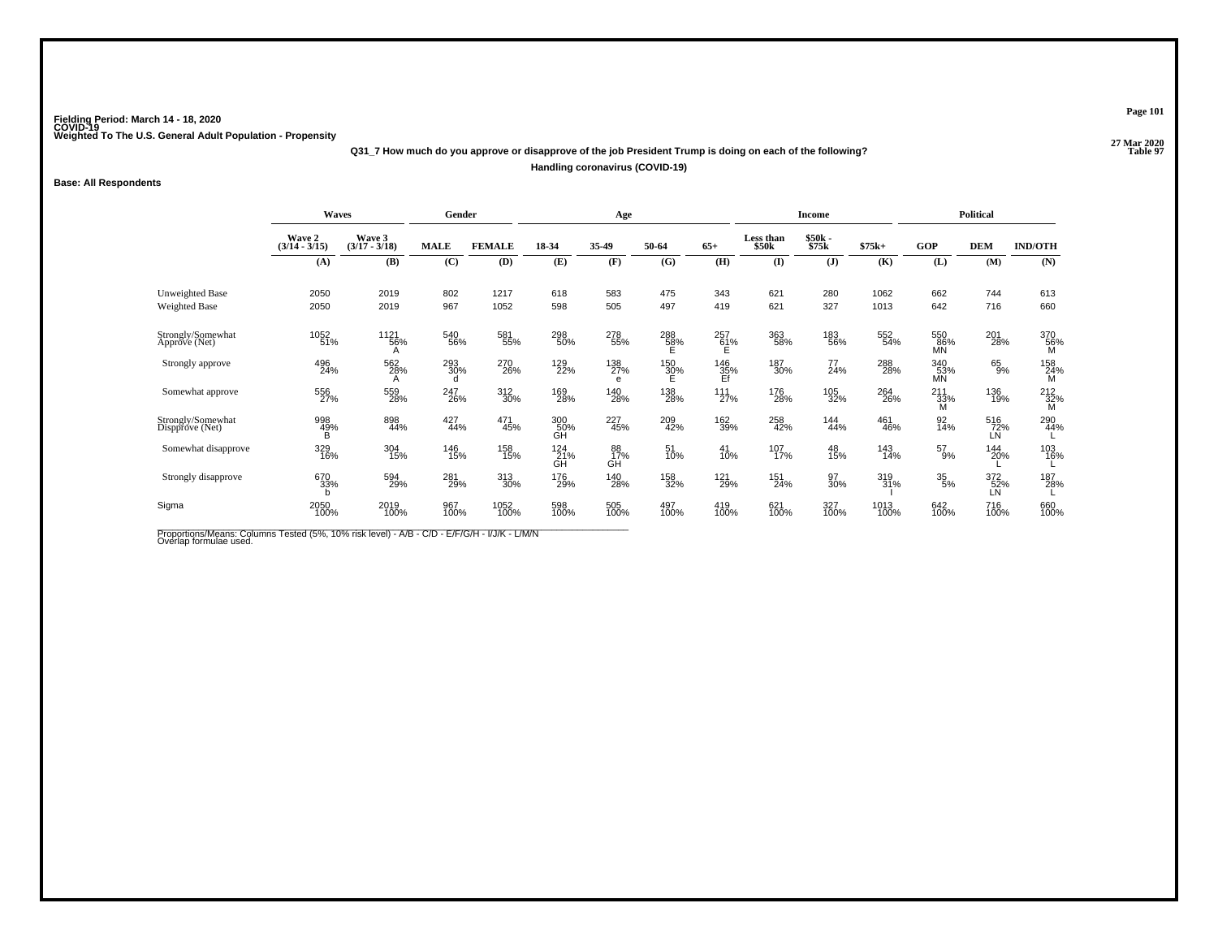Fielding Period: March 14 - 18, 2020
COVID-19
Weighted To The U.S. General Adult Population - Propensity

27 Mar 2020
Table 97

**Q31_7 How much do you approve or disapprove of the job President Trump is doing on each of the following?**

**Handling coronavirus (COVID-19)**

**Base: All Respondents**

| | Waves | | Gender | | Age | | | | Income | | | Political | | |
|---|---|---|---|---|---|---|---|---|---|---|---|---|---|---|
| | Wave 2 (3/14 - 3/15) | Wave 3 (3/17 - 3/18) | MALE | FEMALE | 18-34 | 35-49 | 50-64 | 65+ | Less than $50k | $50k - $75k | $75k+ | GOP | DEM | IND/OTH |
| | (A) | (B) | (C) | (D) | (E) | (F) | (G) | (H) | (I) | (J) | (K) | (L) | (M) | (N) |
| Unweighted Base | 2050 | 2019 | 802 | 1217 | 618 | 583 | 475 | 343 | 621 | 280 | 1062 | 662 | 744 | 613 |
| Weighted Base | 2050 | 2019 | 967 | 1052 | 598 | 505 | 497 | 419 | 621 | 327 | 1013 | 642 | 716 | 660 |
| Strongly/Somewhat Approve (Net) | 1052 51% | 1121 56% A | 540 56% | 581 55% | 298 50% | 278 55% | 288 58% E | 257 61% E | 363 58% | 183 56% | 552 54% | 550 86% MN | 201 28% | 370 56% M |
| Strongly approve | 496 24% | 562 28% A | 293 30% d | 270 26% | 129 22% | 138 27% e | 150 30% E | 146 35% Ef | 187 30% | 77 24% | 288 28% | 340 53% MN | 65 9% | 158 24% M |
| Somewhat approve | 556 27% | 559 28% | 247 26% | 312 30% | 169 28% | 140 28% | 138 28% | 111 27% | 176 28% | 105 32% | 264 26% | 211 33% M | 136 19% | 212 32% M |
| Strongly/Somewhat Dispprove (Net) | 998 49% B | 898 44% | 427 44% | 471 45% | 300 50% GH | 227 45% | 209 42% | 162 39% | 258 42% | 144 44% | 461 46% | 92 14% | 516 72% LN | 290 44% L |
| Somewhat disapprove | 329 16% | 304 15% | 146 15% | 158 15% | 124 21% GH | 88 17% GH | 51 10% | 41 10% | 107 17% | 48 15% | 143 14% | 57 9% | 144 20% L | 103 16% L |
| Strongly disapprove | 670 33% b | 594 29% | 281 29% | 313 30% | 176 29% | 140 28% | 158 32% | 121 29% | 151 24% | 97 30% | 319 31% I | 35 5% | 372 52% LN | 187 28% L |
| Sigma | 2050 100% | 2019 100% | 967 100% | 1052 100% | 598 100% | 505 100% | 497 100% | 419 100% | 621 100% | 327 100% | 1013 100% | 642 100% | 716 100% | 660 100% |

Proportions/Means: Columns Tested (5%, 10% risk level) - A/B - C/D - E/F/G/H - I/J/K - L/M/N
Overlap formulae used.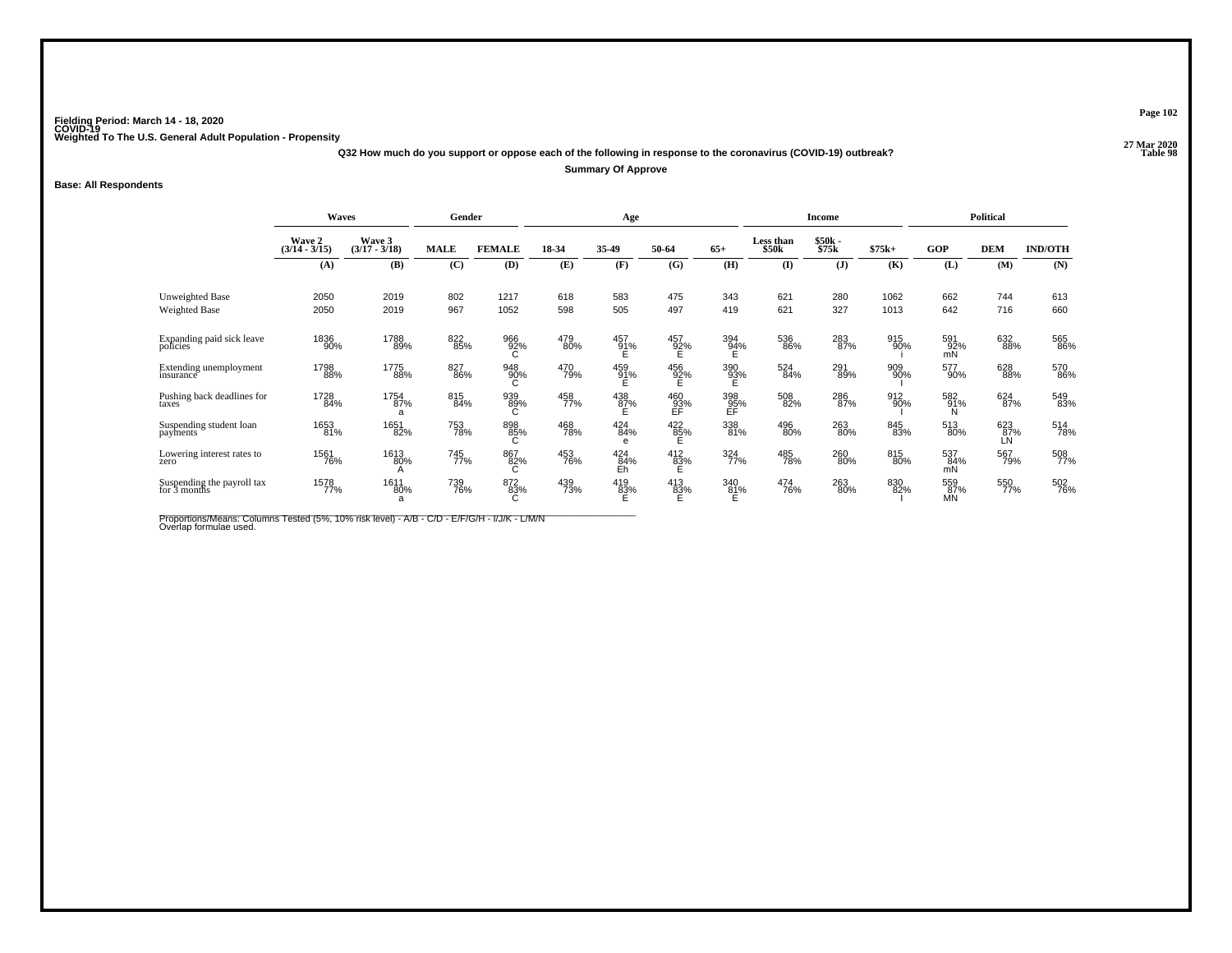Fielding Period: March 14 - 18, 2020
COVID-19
Weighted To The U.S. General Adult Population - Propensity

27 Mar 2020
Table 98

Q32 How much do you support or oppose each of the following in response to the coronavirus (COVID-19) outbreak?

Summary Of Approve

Base: All Respondents

| | Waves | | Gender | | Age | | | | Income | | | Political | | |
|---|---|---|---|---|---|---|---|---|---|---|---|---|---|---|
| | Wave 2 (3/14 - 3/15) | Wave 3 (3/17 - 3/18) | MALE | FEMALE | 18-34 | 35-49 | 50-64 | 65+ | Less than $50k | $50k - $75k | $75k+ | GOP | DEM | IND/OTH |
| | (A) | (B) | (C) | (D) | (E) | (F) | (G) | (H) | (I) | (J) | (K) | (L) | (M) | (N) |
| Unweighted Base | 2050 | 2019 | 802 | 1217 | 618 | 583 | 475 | 343 | 621 | 280 | 1062 | 662 | 744 | 613 |
| Weighted Base | 2050 | 2019 | 967 | 1052 | 598 | 505 | 497 | 419 | 621 | 327 | 1013 | 642 | 716 | 660 |
| Expanding paid sick leave policies | 1836 90% | 1788 89% | 822 85% | 966 92% C | 479 80% | 457 91% E | 457 92% E | 394 94% E | 536 86% | 283 87% | 915 90% i | 591 92% mN | 632 88% | 565 86% |
| Extending unemployment insurance | 1798 88% | 1775 88% | 827 86% | 948 90% C | 470 79% | 459 91% E | 456 92% E | 390 93% E | 524 84% | 291 89% | 909 90% I | 577 90% | 628 88% | 570 86% |
| Pushing back deadlines for taxes | 1728 84% | 1754 87% a | 815 84% | 939 89% C | 458 77% | 438 87% E | 460 93% EF | 398 95% EF | 508 82% | 286 87% | 912 90% I | 582 91% N | 624 87% | 549 83% |
| Suspending student loan payments | 1653 81% | 1651 82% | 753 78% | 898 85% C | 468 78% | 424 84% e | 422 85% E | 338 81% | 496 80% | 263 80% | 845 83% | 513 80% | 623 87% LN | 514 78% |
| Lowering interest rates to zero | 1561 76% | 1613 80% A | 745 77% | 867 82% C | 453 76% | 424 84% Eh | 412 83% E | 324 77% | 485 78% | 260 80% | 815 80% | 537 84% mN | 567 79% | 508 77% |
| Suspending the payroll tax for 3 months | 1578 77% | 1611 80% a | 739 76% | 872 83% C | 439 73% | 419 83% E | 413 83% E | 340 81% E | 474 76% | 263 80% | 830 82% I | 559 87% MN | 550 77% | 502 76% |

Proportions/Means: Columns Tested (5%, 10% risk level) - A/B - C/D - E/F/G/H - I/J/K - L/M/N
Overlap formulae used.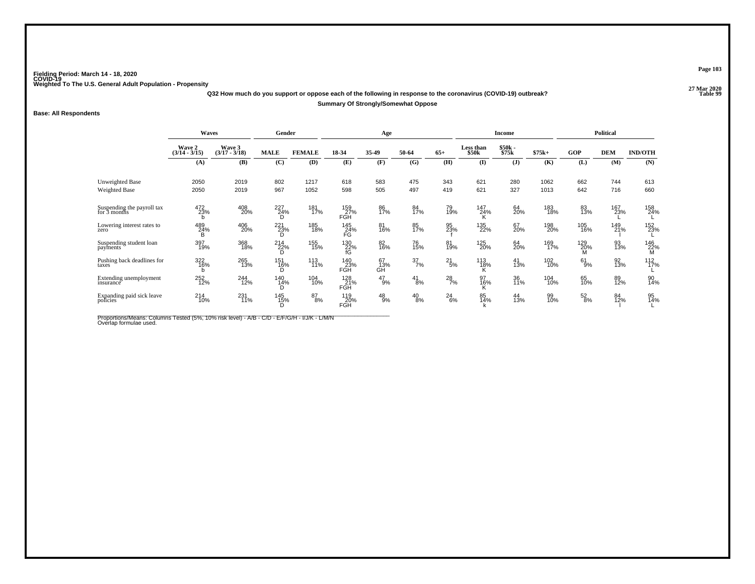Fielding Period: March 14 - 18, 2020
COVID-19
Weighted To The U.S. General Adult Population - Propensity

27 Mar 2020
Table 99

**Q32 How much do you support or oppose each of the following in response to the coronavirus (COVID-19) outbreak?**

**Summary Of Strongly/Somewhat Oppose**

**Base: All Respondents**

| | Waves | | Gender | | Age | | | | Income | | | Political | | |
|---|---|---|---|---|---|---|---|---|---|---|---|---|---|---|
| | Wave 2 (3/14 - 3/15) | Wave 3 (3/17 - 3/18) | MALE | FEMALE | 18-34 | 35-49 | 50-64 | 65+ | Less than $50k | $50k - $75k | $75k+ | GOP | DEM | IND/OTH |
| | (A) | (B) | (C) | (D) | (E) | (F) | (G) | (H) | (I) | (J) | (K) | (L) | (M) | (N) |
| Unweighted Base | 2050 | 2019 | 802 | 1217 | 618 | 583 | 475 | 343 | 621 | 280 | 1062 | 662 | 744 | 613 |
| Weighted Base | 2050 | 2019 | 967 | 1052 | 598 | 505 | 497 | 419 | 621 | 327 | 1013 | 642 | 716 | 660 |
| Suspending the payroll tax for 3 months | 472 23% b | 408 20% | 227 24% D | 181 17% | 159 27% FGH | 86 17% | 84 17% | 79 19% | 147 24% K | 64 20% | 183 18% | 83 13% | 167 23% L | 158 24% L |
| Lowering interest rates to zero | 489 24% B | 406 20% | 221 23% D | 185 18% | 145 24% FG | 81 16% | 85 17% | 95 23% f | 135 22% | 67 20% | 198 20% | 105 16% | 149 21% l | 152 23% L |
| Suspending student loan payments | 397 19% | 368 18% | 214 22% D | 155 15% | 130 22% fG | 82 16% | 76 15% | 81 19% | 125 20% | 64 20% | 169 17% | 129 20% M | 93 13% | 146 22% M |
| Pushing back deadlines for taxes | 322 16% b | 265 13% | 151 16% D | 113 11% | 140 23% FGH | 67 13% GH | 37 7% | 21 5% | 113 18% K | 41 13% | 102 10% | 61 9% | 92 13% | 112 17% L |
| Extending unemployment insurance | 252 12% | 244 12% | 140 14% D | 104 10% | 128 21% FGH | 47 9% | 41 8% | 28 7% | 97 16% K | 36 11% | 104 10% | 65 10% | 89 12% | 90 14% |
| Expanding paid sick leave policies | 214 10% | 231 11% | 145 15% D | 87 8% | 119 20% FGH | 48 9% | 40 8% | 24 6% | 85 14% k | 44 13% | 99 10% | 52 8% | 84 12% l | 95 14% L |

Proportions/Means: Columns Tested (5%, 10% risk level) - A/B - C/D - E/F/G/H - I/J/K - L/M/N
Overlap formulae used.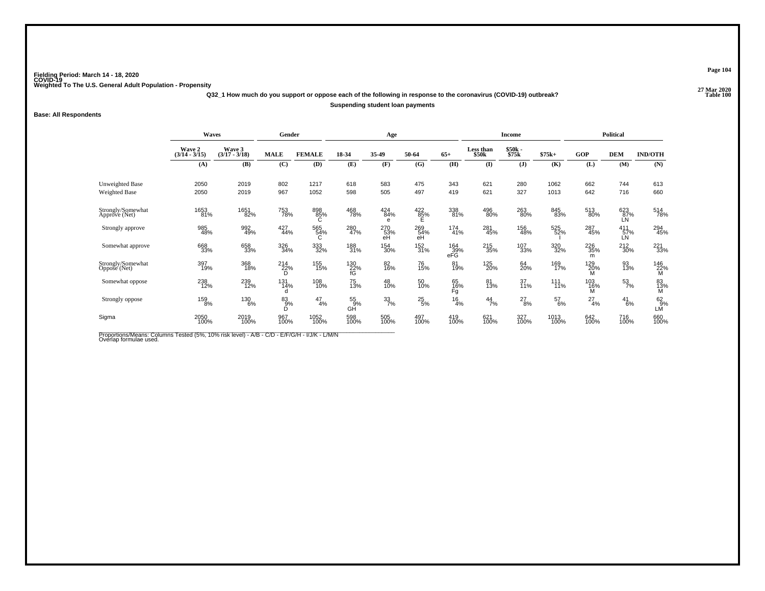**Fielding Period: March 14 - 18, 2020**
**COVID-19**
**Weighted To The U.S. General Adult Population - Propensity**

27 Mar 2020
Table 100

**Q32_1 How much do you support or oppose each of the following in response to the coronavirus (COVID-19) outbreak?**

**Suspending student loan payments**

**Base: All Respondents**

| | Waves | | Gender | | Age | | | | Income | | | Political | | |
|---|---|---|---|---|---|---|---|---|---|---|---|---|---|---|
| | Wave 2 (3/14 - 3/15) | Wave 3 (3/17 - 3/18) | MALE | FEMALE | 18-34 | 35-49 | 50-64 | 65+ | Less than $50k | $50k - $75k | $75k+ | GOP | DEM | IND/OTH |
| | (A) | (B) | (C) | (D) | (E) | (F) | (G) | (H) | (I) | (J) | (K) | (L) | (M) | (N) |
| Unweighted Base | 2050 | 2019 | 802 | 1217 | 618 | 583 | 475 | 343 | 621 | 280 | 1062 | 662 | 744 | 613 |
| Weighted Base | 2050 | 2019 | 967 | 1052 | 598 | 505 | 497 | 419 | 621 | 327 | 1013 | 642 | 716 | 660 |
| Strongly/Somewhat Approve (Net) | 1653 81% | 1651 82% | 753 78% | 898 85% C | 468 78% | 424 84% e | 422 85% E | 338 81% | 496 80% | 263 80% | 845 83% | 513 80% | 623 87% LN | 514 78% |
| Strongly approve | 985 48% | 992 49% | 427 44% | 565 54% C | 280 47% | 270 53% eH | 269 54% eH | 174 41% | 281 45% | 156 48% | 525 52% I | 287 45% | 411 57% LN | 294 45% |
| Somewhat approve | 668 33% | 658 33% | 326 34% | 333 32% | 188 31% | 154 30% | 152 31% | 164 39% eFG | 215 35% | 107 33% | 320 32% | 226 35% m | 212 30% | 221 33% |
| Strongly/Somewhat Oppose (Net) | 397 19% | 368 18% | 214 22% D | 155 15% | 130 22% fG | 82 16% | 76 15% | 81 19% | 125 20% | 64 20% | 169 17% | 129 20% M | 93 13% | 146 22% M |
| Somewhat oppose | 238 12% | 239 12% | 131 14% d | 108 10% | 75 13% | 48 10% | 50 10% | 65 16% Fg | 81 13% | 37 11% | 111 11% | 103 16% M | 53 7% | 83 13% M |
| Strongly oppose | 159 8% | 130 6% | 83 9% D | 47 4% | 55 9% GH | 33 7% | 25 5% | 16 4% | 44 7% | 27 8% | 57 6% | 27 4% | 41 6% | 62 9% LM |
| Sigma | 2050 100% | 2019 100% | 967 100% | 1052 100% | 598 100% | 505 100% | 497 100% | 419 100% | 621 100% | 327 100% | 1013 100% | 642 100% | 716 100% | 660 100% |

Proportions/Means: Columns Tested (5%, 10% risk level) - A/B - C/D - E/F/G/H - I/J/K - L/M/N
Overlap formulae used.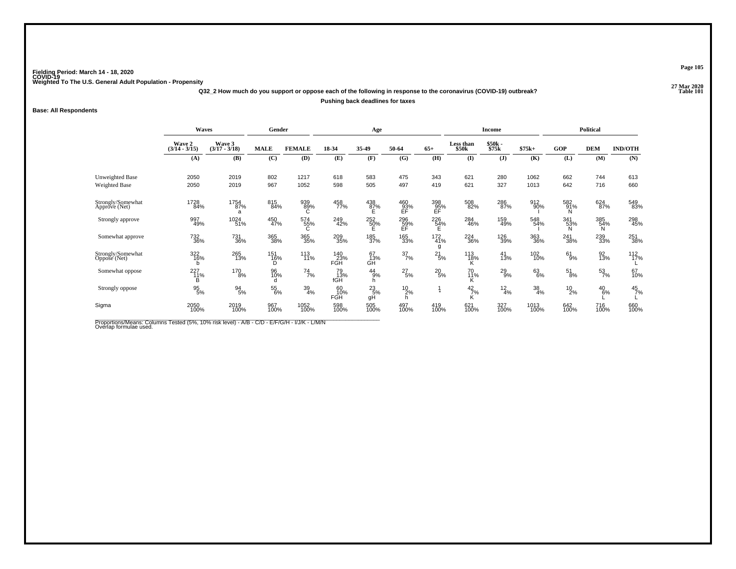Fielding Period: March 14 - 18, 2020
COVID-19
Weighted To The U.S. General Adult Population - Propensity

27 Mar 2020
Table 101

**Q32_2 How much do you support or oppose each of the following in response to the coronavirus (COVID-19) outbreak?**

**Pushing back deadlines for taxes**

**Base: All Respondents**

| | Waves | | Gender | | Age | | | | Income | | | Political | | |
|---|---|---|---|---|---|---|---|---|---|---|---|---|---|---|
| | Wave 2 (3/14 - 3/15) | Wave 3 (3/17 - 3/18) | MALE | FEMALE | 18-34 | 35-49 | 50-64 | 65+ | Less than $50k | $50k - $75k | $75k+ | GOP | DEM | IND/OTH |
| | (A) | (B) | (C) | (D) | (E) | (F) | (G) | (H) | (I) | (J) | (K) | (L) | (M) | (N) |
| Unweighted Base | 2050 | 2019 | 802 | 1217 | 618 | 583 | 475 | 343 | 621 | 280 | 1062 | 662 | 744 | 613 |
| Weighted Base | 2050 | 2019 | 967 | 1052 | 598 | 505 | 497 | 419 | 621 | 327 | 1013 | 642 | 716 | 660 |
| Strongly/Somewhat Approve (Net) | 1728 84% | 1754 87% a | 815 84% | 939 89% C | 458 77% | 438 87% E | 460 93% EF | 398 95% EF | 508 82% | 286 87% | 912 90% I | 582 91% N | 624 87% | 549 83% |
| Strongly approve | 997 49% | 1024 51% | 450 47% | 574 55% C | 249 42% | 252 50% E | 296 59% EF | 226 54% E | 284 46% | 159 49% | 548 54% I | 341 53% N | 385 54% N | 298 45% |
| Somewhat approve | 732 36% | 731 36% | 365 38% | 365 35% | 209 35% | 185 37% | 165 33% | 172 41% g | 224 36% | 126 39% | 363 36% | 241 38% | 239 33% | 251 38% |
| Strongly/Somewhat Oppose (Net) | 322 16% b | 265 13% | 151 16% D | 113 11% | 140 23% FGH | 67 13% GH | 37 7% | 21 5% | 113 18% K | 41 13% | 102 10% | 61 9% | 92 13% | 112 17% L |
| Somewhat oppose | 227 11% B | 170 8% | 96 10% d | 74 7% | 79 13% fGH | 44 9% h | 27 5% | 20 5% | 70 11% K | 29 9% | 63 6% | 51 8% | 53 7% | 67 10% |
| Strongly oppose | 95 5% | 94 5% | 55 6% | 39 4% | 60 10% FGH | 23 5% gH | 10 2% h | 1 * | 42 7% K | 12 4% | 38 4% | 10 2% | 40 6% L | 45 7% L |
| Sigma | 2050 100% | 2019 100% | 967 100% | 1052 100% | 598 100% | 505 100% | 497 100% | 419 100% | 621 100% | 327 100% | 1013 100% | 642 100% | 716 100% | 660 100% |

Proportions/Means: Columns Tested (5%, 10% risk level) - A/B - C/D - E/F/G/H - I/J/K - L/M/N
Overlap formulae used.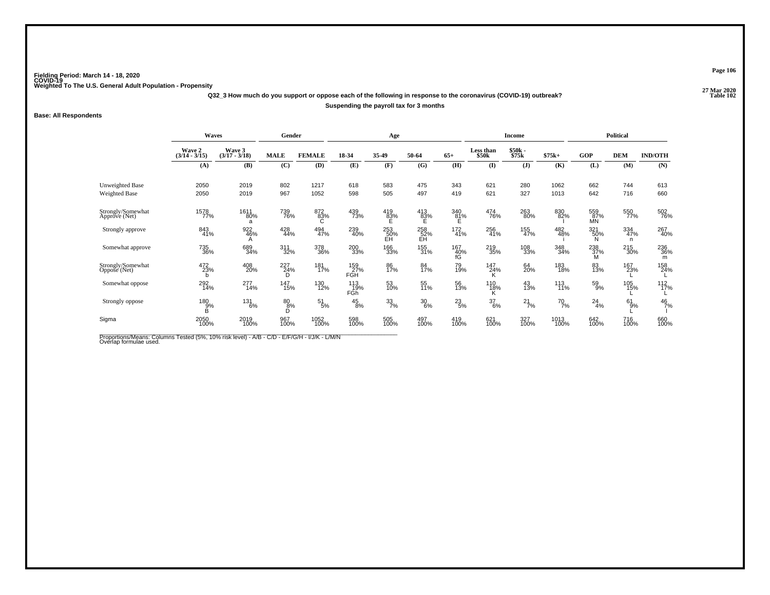**Fielding Period: March 14 - 18, 2020**
**COVID-19**
**Weighted To The U.S. General Adult Population - Propensity**

**27 Mar 2020**
**Table 102**

**Q32_3 How much do you support or oppose each of the following in response to the coronavirus (COVID-19) outbreak?**

**Suspending the payroll tax for 3 months**

**Base: All Respondents**

| | Waves | | Gender | | Age | | | | Income | | | Political | | |
|---|---|---|---|---|---|---|---|---|---|---|---|---|---|---|
| | Wave 2 (3/14 - 3/15) | Wave 3 (3/17 - 3/18) | MALE | FEMALE | 18-34 | 35-49 | 50-64 | 65+ | Less than $50k | $50k - $75k | $75k+ | GOP | DEM | IND/OTH |
| | (A) | (B) | (C) | (D) | (E) | (F) | (G) | (H) | (I) | (J) | (K) | (L) | (M) | (N) |
| Unweighted Base | 2050 | 2019 | 802 | 1217 | 618 | 583 | 475 | 343 | 621 | 280 | 1062 | 662 | 744 | 613 |
| Weighted Base | 2050 | 2019 | 967 | 1052 | 598 | 505 | 497 | 419 | 621 | 327 | 1013 | 642 | 716 | 660 |
| Strongly/Somewhat Approve (Net) | 1578 77% | 1611 80% a | 739 76% | 872 83% C | 439 73% | 419 83% E | 413 83% E | 340 81% E | 474 76% | 263 80% | 830 82% I | 559 87% MN | 550 77% | 502 76% |
| Strongly approve | 843 41% | 922 46% A | 428 44% | 494 47% | 239 40% | 253 50% EH | 258 52% EH | 172 41% | 256 41% | 155 47% | 482 48% i | 321 50% N | 334 47% n | 267 40% |
| Somewhat approve | 735 36% | 689 34% | 311 32% | 378 36% | 200 33% | 166 33% | 155 31% | 167 40% fG | 219 35% | 108 33% | 348 34% | 238 37% M | 215 30% | 236 36% m |
| Strongly/Somewhat Oppose (Net) | 472 23% b | 408 20% | 227 24% D | 181 17% | 159 27% FGH | 86 17% | 84 17% | 79 19% | 147 24% K | 64 20% | 183 18% | 83 13% | 167 23% L | 158 24% L |
| Somewhat oppose | 292 14% | 277 14% | 147 15% | 130 12% | 113 19% FGh | 53 10% | 55 11% | 56 13% | 110 18% K | 43 13% | 113 11% | 59 9% | 105 15% L | 112 17% L |
| Strongly oppose | 180 9% B | 131 6% | 80 8% D | 51 5% | 45 8% | 33 7% | 30 6% | 23 5% | 37 6% | 21 7% | 70 7% | 24 4% | 61 9% L | 46 7% l |
| Sigma | 2050 100% | 2019 100% | 967 100% | 1052 100% | 598 100% | 505 100% | 497 100% | 419 100% | 621 100% | 327 100% | 1013 100% | 642 100% | 716 100% | 660 100% |

Proportions/Means: Columns Tested (5%, 10% risk level) - A/B - C/D - E/F/G/H - I/J/K - L/M/N
Overlap formulae used.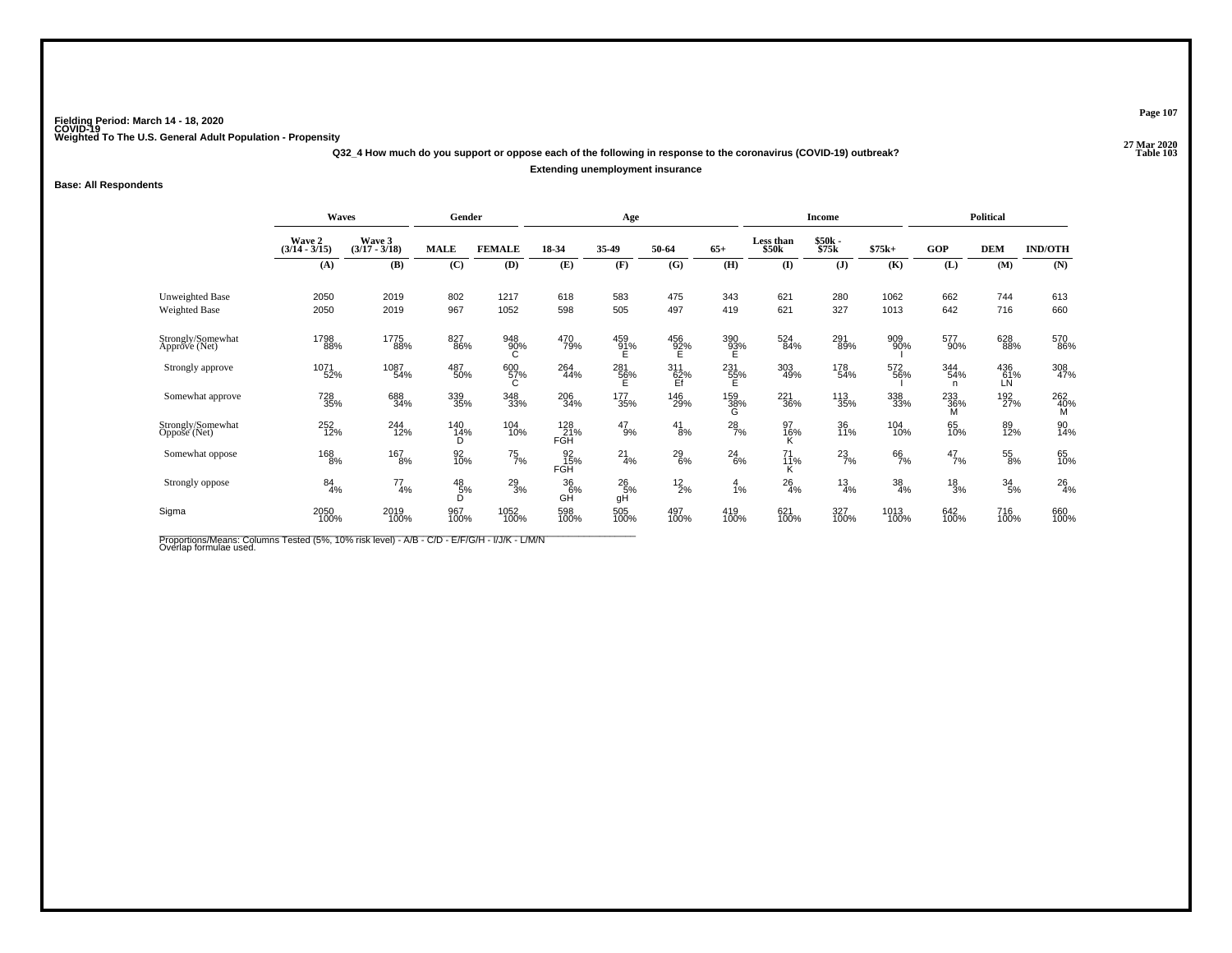Fielding Period: March 14 - 18, 2020
COVID-19
Weighted To The U.S. General Adult Population - Propensity

27 Mar 2020
Table 103

**Q32_4 How much do you support or oppose each of the following in response to the coronavirus (COVID-19) outbreak?**

**Extending unemployment insurance**

**Base: All Respondents**

| | Waves | | Gender | | Age | | | | Income | | | Political | | |
|---|---|---|---|---|---|---|---|---|---|---|---|---|---|---|
| | Wave 2 (3/14 - 3/15) | Wave 3 (3/17 - 3/18) | MALE | FEMALE | 18-34 | 35-49 | 50-64 | 65+ | Less than $50k | $50k - $75k | $75k+ | GOP | DEM | IND/OTH |
| | (A) | (B) | (C) | (D) | (E) | (F) | (G) | (H) | (I) | (J) | (K) | (L) | (M) | (N) |
| Unweighted Base | 2050 | 2019 | 802 | 1217 | 618 | 583 | 475 | 343 | 621 | 280 | 1062 | 662 | 744 | 613 |
| Weighted Base | 2050 | 2019 | 967 | 1052 | 598 | 505 | 497 | 419 | 621 | 327 | 1013 | 642 | 716 | 660 |
| Strongly/Somewhat Approve (Net) | 1798 88% | 1775 88% | 827 86% | 948 90% C | 470 79% | 459 91% E | 456 92% E | 390 93% E | 524 84% | 291 89% | 909 90% I | 577 90% | 628 88% | 570 86% |
| Strongly approve | 1071 52% | 1087 54% | 487 50% | 600 57% C | 264 44% | 281 56% E | 311 62% Ef | 231 55% E | 303 49% | 178 54% | 572 56% I | 344 54% n | 436 61% LN | 308 47% |
| Somewhat approve | 728 35% | 688 34% | 339 35% | 348 33% | 206 34% | 177 35% | 146 29% | 159 38% G | 221 36% | 113 35% | 338 33% | 233 36% M | 192 27% | 262 40% M |
| Strongly/Somewhat Oppose (Net) | 252 12% | 244 12% | 140 14% D | 104 10% | 128 21% FGH | 47 9% | 41 8% | 28 7% | 97 16% K | 36 11% | 104 10% | 65 10% | 89 12% | 90 14% |
| Somewhat oppose | 168 8% | 167 8% | 92 10% | 75 7% | 92 15% FGH | 21 4% | 29 6% | 24 6% | 71 11% K | 23 7% | 66 7% | 47 7% | 55 8% | 65 10% |
| Strongly oppose | 84 4% | 77 4% | 48 5% D | 29 3% | 36 6% GH | 26 5% gH | 12 2% | 4 1% | 26 4% | 13 4% | 38 4% | 18 3% | 34 5% | 26 4% |
| Sigma | 2050 100% | 2019 100% | 967 100% | 1052 100% | 598 100% | 505 100% | 497 100% | 419 100% | 621 100% | 327 100% | 1013 100% | 642 100% | 716 100% | 660 100% |

Proportions/Means: Columns Tested (5%, 10% risk level) - A/B - C/D - E/F/G/H - I/J/K - L/M/N
Overlap formulae used.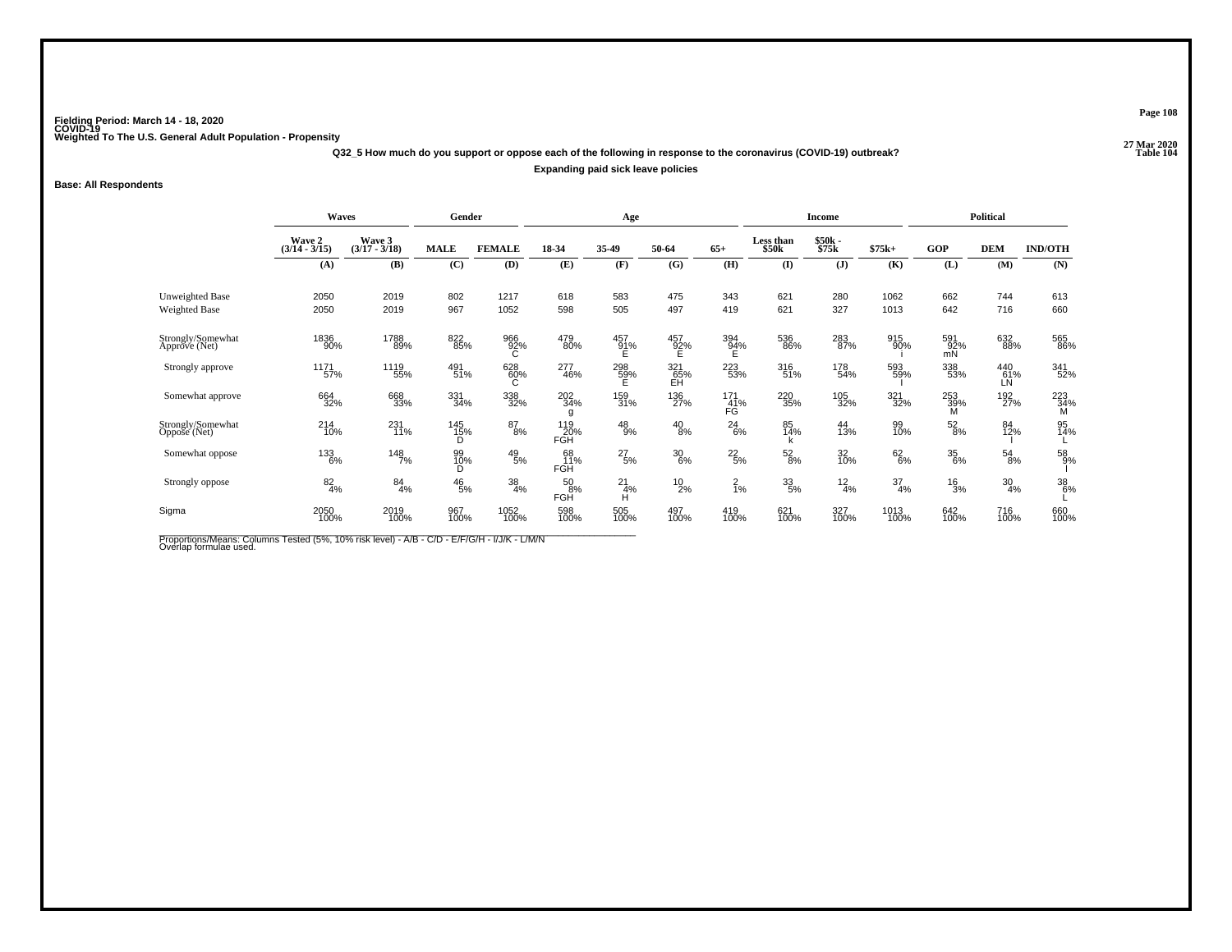Fielding Period: March 14 - 18, 2020
COVID-19
Weighted To The U.S. General Adult Population - Propensity

27 Mar 2020
Table 104

**Q32_5 How much do you support or oppose each of the following in response to the coronavirus (COVID-19) outbreak?**

**Expanding paid sick leave policies**

**Base: All Respondents**

| | Waves | | Gender | | Age | | | | Income | | | Political | | |
|---|---|---|---|---|---|---|---|---|---|---|---|---|---|---|
| | Wave 2 (3/14 - 3/15) | Wave 3 (3/17 - 3/18) | MALE | FEMALE | 18-34 | 35-49 | 50-64 | 65+ | Less than $50k | $50k - $75k | $75k+ | GOP | DEM | IND/OTH |
| | (A) | (B) | (C) | (D) | (E) | (F) | (G) | (H) | (I) | (J) | (K) | (L) | (M) | (N) |
| Unweighted Base | 2050 | 2019 | 802 | 1217 | 618 | 583 | 475 | 343 | 621 | 280 | 1062 | 662 | 744 | 613 |
| Weighted Base | 2050 | 2019 | 967 | 1052 | 598 | 505 | 497 | 419 | 621 | 327 | 1013 | 642 | 716 | 660 |
| Strongly/Somewhat Approve (Net) | 1836 90% | 1788 89% | 822 85% | 966 92% C | 479 80% | 457 91% E | 457 92% E | 394 94% E | 536 86% | 283 87% | 915 90% i | 591 92% mN | 632 88% | 565 86% |
| Strongly approve | 1171 57% | 1119 55% | 491 51% | 628 60% C | 277 46% | 298 59% E | 321 65% EH | 223 53% | 316 51% | 178 54% | 593 59% I | 338 53% | 440 61% LN | 341 52% |
| Somewhat approve | 664 32% | 668 33% | 331 34% | 338 32% | 202 34% g | 159 31% | 136 27% | 171 41% FG | 220 35% | 105 32% | 321 32% | 253 39% M | 192 27% | 223 34% M |
| Strongly/Somewhat Oppose (Net) | 214 10% | 231 11% | 145 15% D | 87 8% | 119 20% FGH | 48 9% | 40 8% | 24 6% | 85 14% k | 44 13% | 99 10% | 52 8% | 84 12% l | 95 14% L |
| Somewhat oppose | 133 6% | 148 7% | 99 10% D | 49 5% | 68 11% FGH | 27 5% | 30 6% | 22 5% | 52 8% | 32 10% | 62 6% | 35 6% | 54 8% | 58 9% l |
| Strongly oppose | 82 4% | 84 4% | 46 5% | 38 4% | 50 8% FGH | 21 4% H | 10 2% | 2 1% | 33 5% | 12 4% | 37 4% | 16 3% | 30 4% | 38 6% L |
| Sigma | 2050 100% | 2019 100% | 967 100% | 1052 100% | 598 100% | 505 100% | 497 100% | 419 100% | 621 100% | 327 100% | 1013 100% | 642 100% | 716 100% | 660 100% |

Proportions/Means: Columns Tested (5%, 10% risk level) - A/B - C/D - E/F/G/H - I/J/K - L/M/N
Overlap formulae used.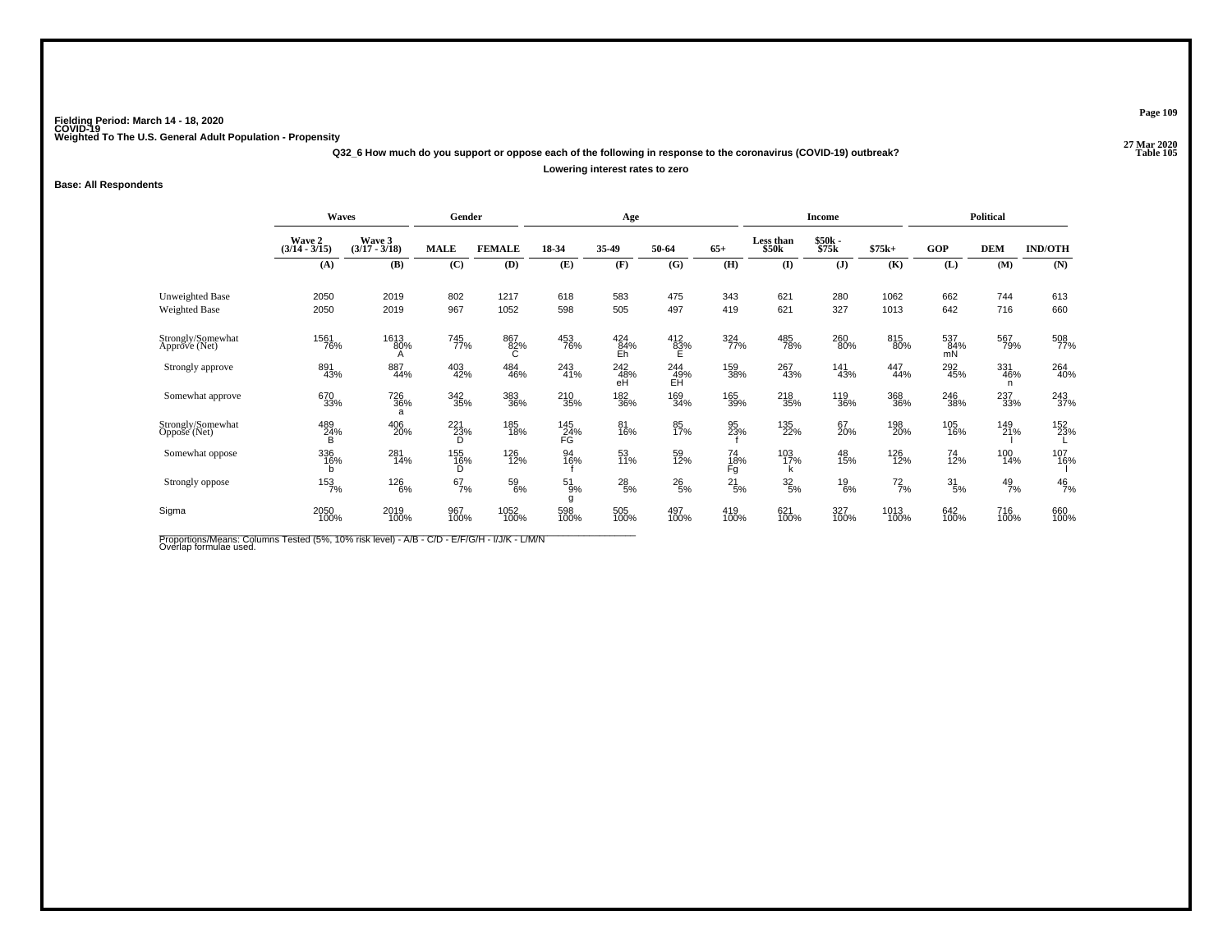Fielding Period: March 14 - 18, 2020
COVID-19
Weighted To The U.S. General Adult Population - Propensity

27 Mar 2020
Table 105

**Q32_6 How much do you support or oppose each of the following in response to the coronavirus (COVID-19) outbreak?**

**Lowering interest rates to zero**

**Base: All Respondents**

| | Waves | | Gender | | Age | | | | Income | | | Political | | |
|---|---|---|---|---|---|---|---|---|---|---|---|---|---|---|
| | Wave 2 (3/14 - 3/15) | Wave 3 (3/17 - 3/18) | MALE | FEMALE | 18-34 | 35-49 | 50-64 | 65+ | Less than $50k | $50k - $75k | $75k+ | GOP | DEM | IND/OTH |
| | (A) | (B) | (C) | (D) | (E) | (F) | (G) | (H) | (I) | (J) | (K) | (L) | (M) | (N) |
| Unweighted Base | 2050 | 2019 | 802 | 1217 | 618 | 583 | 475 | 343 | 621 | 280 | 1062 | 662 | 744 | 613 |
| Weighted Base | 2050 | 2019 | 967 | 1052 | 598 | 505 | 497 | 419 | 621 | 327 | 1013 | 642 | 716 | 660 |
| Strongly/Somewhat Approve (Net) | 1561 76% | 1613 80% A | 745 77% | 867 82% C | 453 76% | 424 84% Eh | 412 83% E | 324 77% | 485 78% | 260 80% | 815 80% | 537 84% mN | 567 79% | 508 77% |
| Strongly approve | 891 43% | 887 44% | 403 42% | 484 46% | 243 41% | 242 48% eH | 244 49% EH | 159 38% | 267 43% | 141 43% | 447 44% | 292 45% | 331 46% n | 264 40% |
| Somewhat approve | 670 33% | 726 36% a | 342 35% | 383 36% | 210 35% | 182 36% | 169 34% | 165 39% | 218 35% | 119 36% | 368 36% | 246 38% | 237 33% | 243 37% |
| Strongly/Somewhat Oppose (Net) | 489 24% B | 406 20% | 221 23% D | 185 18% | 145 24% FG | 81 16% | 85 17% | 95 23% f | 135 22% | 67 20% | 198 20% | 105 16% | 149 21% l | 152 23% L |
| Somewhat oppose | 336 16% b | 281 14% | 155 16% D | 126 12% | 94 16% f | 53 11% | 59 12% | 74 18% Fg | 103 17% k | 48 15% | 126 12% | 74 12% | 100 14% | 107 16% l |
| Strongly oppose | 153 7% | 126 6% | 67 7% | 59 6% | 51 9% g | 28 5% | 26 5% | 21 5% | 32 5% | 19 6% | 72 7% | 31 5% | 49 7% | 46 7% |
| Sigma | 2050 100% | 2019 100% | 967 100% | 1052 100% | 598 100% | 505 100% | 497 100% | 419 100% | 621 100% | 327 100% | 1013 100% | 642 100% | 716 100% | 660 100% |

Proportions/Means: Columns Tested (5%, 10% risk level) - A/B - C/D - E/F/G/H - I/J/K - L/M/N
Overlap formulae used.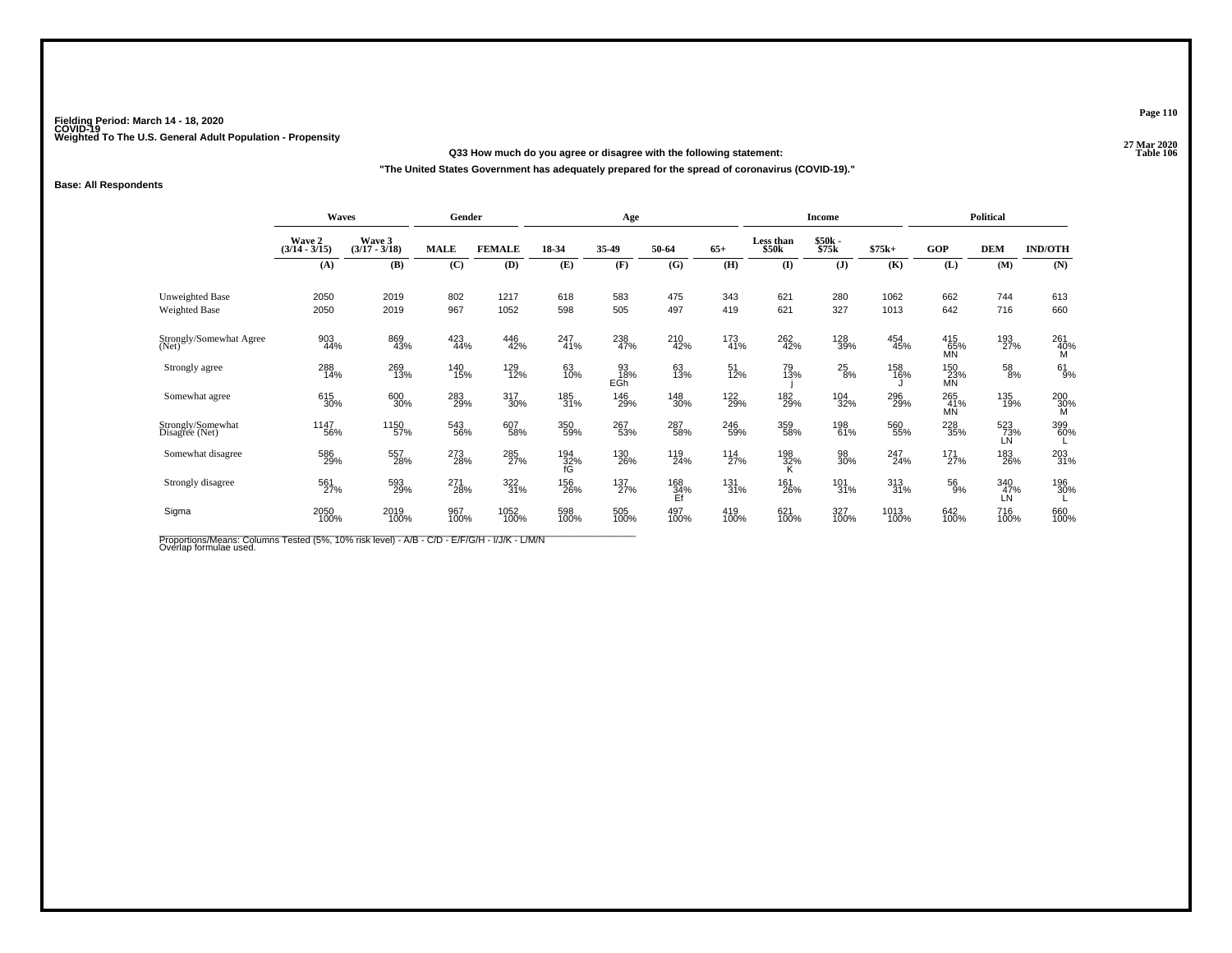Fielding Period: March 14 - 18, 2020
COVID-19
Weighted To The U.S. General Adult Population - Propensity

27 Mar 2020
Table 106

**Q33 How much do you agree or disagree with the following statement:**

**"The United States Government has adequately prepared for the spread of coronavirus (COVID-19)."**

**Base: All Respondents**

| | Waves | | Gender | | Age | | | | Income | | | Political | | |
|---|---|---|---|---|---|---|---|---|---|---|---|---|---|---|
| | Wave 2 (3/14 - 3/15) | Wave 3 (3/17 - 3/18) | MALE | FEMALE | 18-34 | 35-49 | 50-64 | 65+ | Less than $50k | $50k - $75k | $75k+ | GOP | DEM | IND/OTH |
| | (A) | (B) | (C) | (D) | (E) | (F) | (G) | (H) | (I) | (J) | (K) | (L) | (M) | (N) |
| Unweighted Base | 2050 | 2019 | 802 | 1217 | 618 | 583 | 475 | 343 | 621 | 280 | 1062 | 662 | 744 | 613 |
| Weighted Base | 2050 | 2019 | 967 | 1052 | 598 | 505 | 497 | 419 | 621 | 327 | 1013 | 642 | 716 | 660 |
| Strongly/Somewhat Agree (Net) | 903 44% | 869 43% | 423 44% | 446 42% | 247 41% | 238 47% | 210 42% | 173 41% | 262 42% | 128 39% | 454 45% | 415 65% MN | 193 27% | 261 40% M |
| Strongly agree | 288 14% | 269 13% | 140 15% | 129 12% | 63 10% | 93 18% EGh | 63 13% | 51 12% | 79 13% j | 25 8% | 158 16% J | 150 23% MN | 58 8% | 61 9% |
| Somewhat agree | 615 30% | 600 30% | 283 29% | 317 30% | 185 31% | 146 29% | 148 30% | 122 29% | 182 29% | 104 32% | 296 29% | 265 41% MN | 135 19% | 200 30% M |
| Strongly/Somewhat Disagree (Net) | 1147 56% | 1150 57% | 543 56% | 607 58% | 350 59% | 267 53% | 287 58% | 246 59% | 359 58% | 198 61% | 560 55% | 228 35% | 523 73% LN | 399 60% L |
| Somewhat disagree | 586 29% | 557 28% | 273 28% | 285 27% | 194 32% fG | 130 26% | 119 24% | 114 27% | 198 32% K | 98 30% | 247 24% | 171 27% | 183 26% | 203 31% |
| Strongly disagree | 561 27% | 593 29% | 271 28% | 322 31% | 156 26% | 137 27% | 168 34% Ef | 131 31% | 161 26% | 101 31% | 313 31% | 56 9% | 340 47% LN | 196 30% L |
| Sigma | 2050 100% | 2019 100% | 967 100% | 1052 100% | 598 100% | 505 100% | 497 100% | 419 100% | 621 100% | 327 100% | 1013 100% | 642 100% | 716 100% | 660 100% |

Proportions/Means: Columns Tested (5%, 10% risk level) - A/B - C/D - E/F/G/H - I/J/K - L/M/N
Overlap formulae used.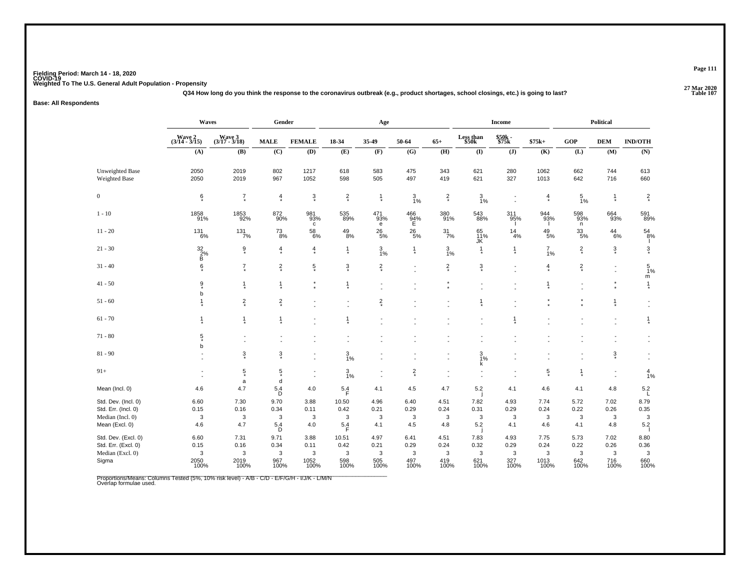Fielding Period: March 14 - 18, 2020
COVID-19
Weighted To The U.S. General Adult Population - Propensity

27 Mar 2020
Table 107

Q34 How long do you think the response to the coronavirus outbreak (e.g., product shortages, school closings, etc.) is going to last?

**Base: All Respondents**

| | Waves | | Gender | | Age | | | | Income | | | Political | | |
|---|---|---|---|---|---|---|---|---|---|---|---|---|---|---|
| | Wave 2 (3/14 - 3/15) | Wave 3 (3/17 - 3/18) | MALE | FEMALE | 18-34 | 35-49 | 50-64 | 65+ | Less than $50k | $50k - $75k | $75k+ | GOP | DEM | IND/OTH |
| | (A) | (B) | (C) | (D) | (E) | (F) | (G) | (H) | (I) | (J) | (K) | (L) | (M) | (N) |
| Unweighted Base | 2050 | 2019 | 802 | 1217 | 618 | 583 | 475 | 343 | 621 | 280 | 1062 | 662 | 744 | 613 |
| Weighted Base | 2050 | 2019 | 967 | 1052 | 598 | 505 | 497 | 419 | 621 | 327 | 1013 | 642 | 716 | 660 |
| 0 | 6 * | 7 * | 4 * | 3 * | 2 * | 1 * | 3 1% | 2 * | 3 1% | - - | 4 * | 5 1% | 1 * | 2 * |
| 1 - 10 | 1858 91% | 1853 92% | 872 90% | 981 93% c | 535 89% | 471 93% e | 466 94% E | 380 91% | 543 88% | 311 95% I | 944 93% I | 598 93% n | 664 93% | 591 89% |
| 11 - 20 | 131 6% | 131 7% | 73 8% | 58 6% | 49 8% | 26 5% | 26 5% | 31 7% | 65 11% JK | 14 4% | 49 5% | 33 5% | 44 6% | 54 8% l |
| 21 - 30 | 32 2% B | 9 * | 4 * | 4 * | 1 * | 3 1% | 1 * | 3 1% | 1 * | 1 * | 7 1% | 2 * | 3 * | 3 * |
| 31 - 40 | 6 * | 7 * | 2 * | 5 * | 3 * | 2 * | - - | 2 * | 3 * | - - | 4 * | 2 * | - - | 5 1% m |
| 41 - 50 | 9 * b | 1 * | 1 * | * * | 1 * | - - | - - | * * | - - | - - | 1 * | - - | * * | 1 * |
| 51 - 60 | 1 * | 2 * | 2 * | - - | - - | 2 * | - - | - - | 1 * | - - | * * | * * | 1 * | - - |
| 61 - 70 | 1 * | 1 * | 1 * | - - | 1 * | - - | - - | - - | - - | 1 * | - - | - - | - - | 1 * |
| 71 - 80 | 5 * b | - - | - - | - - | - - | - - | - - | - - | - - | - - | - - | - - | - - | - - |
| 81 - 90 | - - | 3 * | 3 * | - - | 3 1% | - - | - - | - - | 3 1% k | - - | - - | - - | 3 * | - - |
| 91+ | - - | 5 * a | 5 * d | - - | 3 1% | - - | 2 * | - - | - - | - - | 5 * | 1 * | - - | 4 1% |
| Mean (Incl. 0) | 4.6 | 4.7 | 5.4 D | 4.0 | 5.4 F | 4.1 | 4.5 | 4.7 | 5.2 j | 4.1 | 4.6 | 4.1 | 4.8 | 5.2 L |
| Std. Dev. (Incl. 0) | 6.60 | 7.30 | 9.70 | 3.88 | 10.50 | 4.96 | 6.40 | 4.51 | 7.82 | 4.93 | 7.74 | 5.72 | 7.02 | 8.79 |
| Std. Err. (Incl. 0) | 0.15 | 0.16 | 0.34 | 0.11 | 0.42 | 0.21 | 0.29 | 0.24 | 0.31 | 0.29 | 0.24 | 0.22 | 0.26 | 0.35 |
| Median (Incl. 0) | 3 | 3 | 3 | 3 | 3 | 3 | 3 | 3 | 3 | 3 | 3 | 3 | 3 | 3 |
| Mean (Excl. 0) | 4.6 | 4.7 | 5.4 D | 4.0 | 5.4 F | 4.1 | 4.5 | 4.8 | 5.2 j | 4.1 | 4.6 | 4.1 | 4.8 | 5.2 l |
| Std. Dev. (Excl. 0) | 6.60 | 7.31 | 9.71 | 3.88 | 10.51 | 4.97 | 6.41 | 4.51 | 7.83 | 4.93 | 7.75 | 5.73 | 7.02 | 8.80 |
| Std. Err. (Excl. 0) | 0.15 | 0.16 | 0.34 | 0.11 | 0.42 | 0.21 | 0.29 | 0.24 | 0.32 | 0.29 | 0.24 | 0.22 | 0.26 | 0.36 |
| Median (Excl. 0) | 3 | 3 | 3 | 3 | 3 | 3 | 3 | 3 | 3 | 3 | 3 | 3 | 3 | 3 |
| Sigma | 2050 100% | 2019 100% | 967 100% | 1052 100% | 598 100% | 505 100% | 497 100% | 419 100% | 621 100% | 327 100% | 1013 100% | 642 100% | 716 100% | 660 100% |

Proportions/Means: Columns Tested (5%, 10% risk level) - A/B - C/D - E/F/G/H - I/J/K - L/M/N
Overlap formulae used.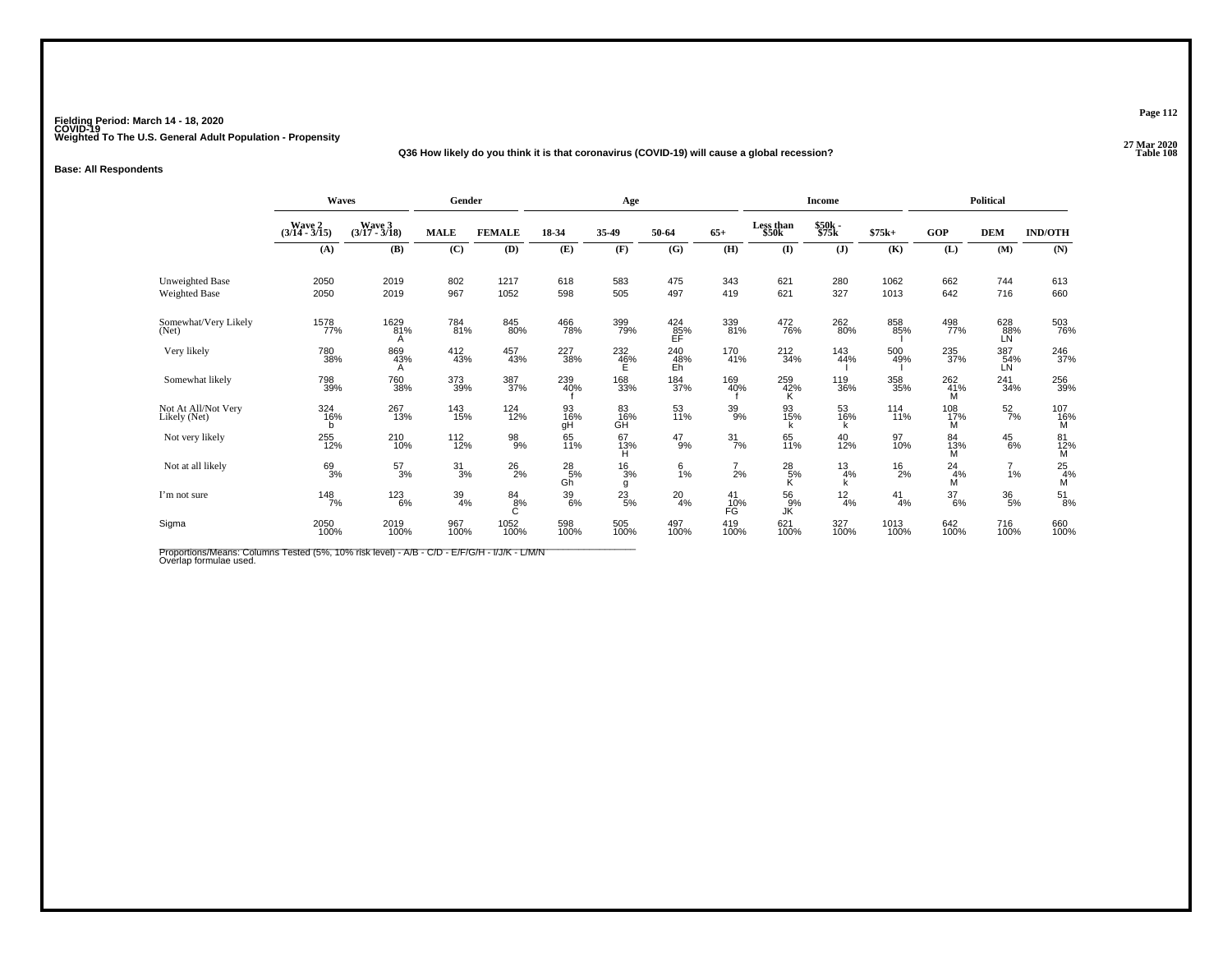Fielding Period: March 14 - 18, 2020
COVID-19
Weighted To The U.S. General Adult Population - Propensity

27 Mar 2020
Table 108

**Q36 How likely do you think it is that coronavirus (COVID-19) will cause a global recession?**

**Base: All Respondents**

| | Waves | | Gender | | Age | | | | Income | | | Political | | |
|---|---|---|---|---|---|---|---|---|---|---|---|---|---|---|
| | Wave 2 (3/14 - 3/15) | Wave 3 (3/17 - 3/18) | MALE | FEMALE | 18-34 | 35-49 | 50-64 | 65+ | Less than $50k | $50k - $75k | $75k+ | GOP | DEM | IND/OTH |
| | (A) | (B) | (C) | (D) | (E) | (F) | (G) | (H) | (I) | (J) | (K) | (L) | (M) | (N) |
| Unweighted Base | 2050 | 2019 | 802 | 1217 | 618 | 583 | 475 | 343 | 621 | 280 | 1062 | 662 | 744 | 613 |
| Weighted Base | 2050 | 2019 | 967 | 1052 | 598 | 505 | 497 | 419 | 621 | 327 | 1013 | 642 | 716 | 660 |
| Somewhat/Very Likely (Net) | 1578 77% | 1629 81% A | 784 81% | 845 80% | 466 78% | 399 79% | 424 85% EF | 339 81% | 472 76% | 262 80% | 858 85% I | 498 77% | 628 88% LN | 503 76% |
| Very likely | 780 38% | 869 43% A | 412 43% | 457 43% | 227 38% | 232 46% E | 240 48% Eh | 170 41% | 212 34% | 143 44% I | 500 49% I | 235 37% | 387 54% LN | 246 37% |
| Somewhat likely | 798 39% | 760 38% | 373 39% | 387 37% | 239 40% f | 168 33% | 184 37% | 169 40% f | 259 42% K | 119 36% | 358 35% | 262 41% M | 241 34% | 256 39% |
| Not At All/Not Very Likely (Net) | 324 16% b | 267 13% | 143 15% | 124 12% | 93 16% gH | 83 16% GH | 53 11% | 39 9% | 93 15% k | 53 16% k | 114 11% | 108 17% M | 52 7% | 107 16% M |
| Not very likely | 255 12% | 210 10% | 112 12% | 98 9% | 65 11% | 67 13% H | 47 9% | 31 7% | 65 11% | 40 12% | 97 10% | 84 13% M | 45 6% | 81 12% M |
| Not at all likely | 69 3% | 57 3% | 31 3% | 26 2% | 28 5% Gh | 16 3% g | 6 1% | 7 2% | 28 5% K | 13 4% k | 16 2% | 24 4% M | 7 1% | 25 4% M |
| I'm not sure | 148 7% | 123 6% | 39 4% | 84 8% C | 39 6% | 23 5% | 20 4% | 41 10% FG | 56 9% JK | 12 4% | 41 4% | 37 6% | 36 5% | 51 8% |
| Sigma | 2050 100% | 2019 100% | 967 100% | 1052 100% | 598 100% | 505 100% | 497 100% | 419 100% | 621 100% | 327 100% | 1013 100% | 642 100% | 716 100% | 660 100% |

Proportions/Means: Columns Tested (5%, 10% risk level) - A/B - C/D - E/F/G/H - I/J/K - L/M/N
Overlap formulae used.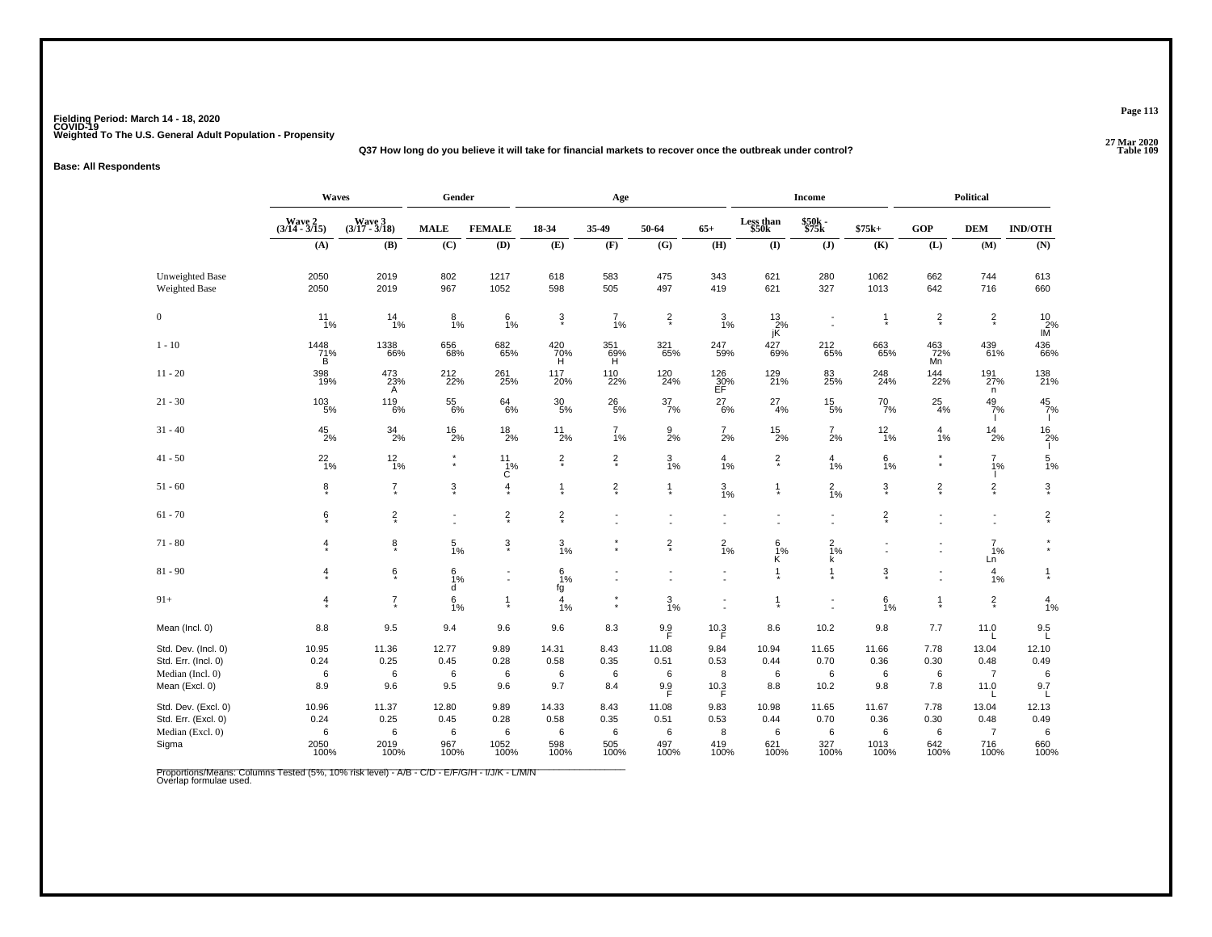Fielding Period: March 14 - 18, 2020
COVID-19
Weighted To The U.S. General Adult Population - Propensity

27 Mar 2020
Table 109

**Q37 How long do you believe it will take for financial markets to recover once the outbreak under control?**

**Base: All Respondents**

| | Waves | | Gender | | Age | | | | Income | | | Political | | |
|---|---|---|---|---|---|---|---|---|---|---|---|---|---|---|
| | Wave 2 (3/14 - 3/15) | Wave 3 (3/17 - 3/18) | MALE | FEMALE | 18-34 | 35-49 | 50-64 | 65+ | Less than $50k | $50k - $75k | $75k+ | GOP | DEM | IND/OTH |
| | (A) | (B) | (C) | (D) | (E) | (F) | (G) | (H) | (I) | (J) | (K) | (L) | (M) | (N) |
| Unweighted Base | 2050 | 2019 | 802 | 1217 | 618 | 583 | 475 | 343 | 621 | 280 | 1062 | 662 | 744 | 613 |
| Weighted Base | 2050 | 2019 | 967 | 1052 | 598 | 505 | 497 | 419 | 621 | 327 | 1013 | 642 | 716 | 660 |
| 0 | 11 1% | 14 1% | 8 1% | 6 1% | 3 * | 7 1% | 2 * | 3 1% | 13 2% jK | - - | 1 * | 2 * | 2 * | 10 2% lM |
| 1 - 10 | 1448 71% B | 1338 66% | 656 68% | 682 65% | 420 70% H | 351 69% H | 321 65% | 247 59% | 427 69% | 212 65% | 663 65% | 463 72% Mn | 439 61% | 436 66% |
| 11 - 20 | 398 19% | 473 23% A | 212 22% | 261 25% | 117 20% | 110 22% | 120 24% | 126 30% EF | 129 21% | 83 25% | 248 24% | 144 22% | 191 27% n | 138 21% |
| 21 - 30 | 103 5% | 119 6% | 55 6% | 64 6% | 30 5% | 26 5% | 37 7% | 27 6% | 27 4% | 15 5% | 70 7% | 25 4% | 49 7% l | 45 7% l |
| 31 - 40 | 45 2% | 34 2% | 16 2% | 18 2% | 11 2% | 7 1% | 9 2% | 7 2% | 15 2% | 7 2% | 12 1% | 4 1% | 14 2% | 16 2% l |
| 41 - 50 | 22 1% | 12 1% | * * | 11 1% C | 2 * | 2 * | 3 1% | 4 1% | 2 * | 4 1% | 6 1% | * * | 7 1% l | 5 1% |
| 51 - 60 | 8 * | 7 * | 3 * | 4 * | 1 * | 2 * | 1 * | 3 1% | 1 * | 2 1% | 3 * | 2 * | 2 * | 3 * |
| 61 - 70 | 6 * | 2 * | - - | 2 * | 2 * | - - | - - | - - | - - | - - | 2 * | - - | - - | 2 * |
| 71 - 80 | 4 * | 8 * | 5 1% | 3 * | 3 1% | * * | 2 * | 2 1% | 6 1% K | 2 1% k | - - | - - | 7 1% Ln | * * |
| 81 - 90 | 4 * | 6 * | 6 1% d | - - | 6 1% fg | - - | - - | - - | 1 * | 1 * | 3 * | - - | 4 1% | 1 * |
| 91+ | 4 * | 7 * | 6 1% | 1 * | 4 1% | * * | 3 1% | - - | 1 * | - - | 6 1% | 1 * | 2 * | 4 1% |
| Mean (Incl. 0) | 8.8 | 9.5 | 9.4 | 9.6 | 9.6 | 8.3 | 9.9 F | 10.3 F | 8.6 | 10.2 | 9.8 | 7.7 | 11.0 L | 9.5 L |
| Std. Dev. (Incl. 0) | 10.95 | 11.36 | 12.77 | 9.89 | 14.31 | 8.43 | 11.08 | 9.84 | 10.94 | 11.65 | 11.66 | 7.78 | 13.04 | 12.10 |
| Std. Err. (Incl. 0) | 0.24 | 0.25 | 0.45 | 0.28 | 0.58 | 0.35 | 0.51 | 0.53 | 0.44 | 0.70 | 0.36 | 0.30 | 0.48 | 0.49 |
| Median (Incl. 0) | 6 | 6 | 6 | 6 | 6 | 6 | 6 | 8 | 6 | 6 | 6 | 6 | 7 | 6 |
| Mean (Excl. 0) | 8.9 | 9.6 | 9.5 | 9.6 | 9.7 | 8.4 | 9.9 F | 10.3 F | 8.8 | 10.2 | 9.8 | 7.8 | 11.0 L | 9.7 L |
| Std. Dev. (Excl. 0) | 10.96 | 11.37 | 12.80 | 9.89 | 14.33 | 8.43 | 11.08 | 9.83 | 10.98 | 11.65 | 11.67 | 7.78 | 13.04 | 12.13 |
| Std. Err. (Excl. 0) | 0.24 | 0.25 | 0.45 | 0.28 | 0.58 | 0.35 | 0.51 | 0.53 | 0.44 | 0.70 | 0.36 | 0.30 | 0.48 | 0.49 |
| Median (Excl. 0) | 6 | 6 | 6 | 6 | 6 | 6 | 6 | 8 | 6 | 6 | 6 | 6 | 7 | 6 |
| Sigma | 2050 100% | 2019 100% | 967 100% | 1052 100% | 598 100% | 505 100% | 497 100% | 419 100% | 621 100% | 327 100% | 1013 100% | 642 100% | 716 100% | 660 100% |

Proportions/Means: Columns Tested (5%, 10% risk level) - A/B - C/D - E/F/G/H - I/J/K - L/M/N
Overlap formulae used.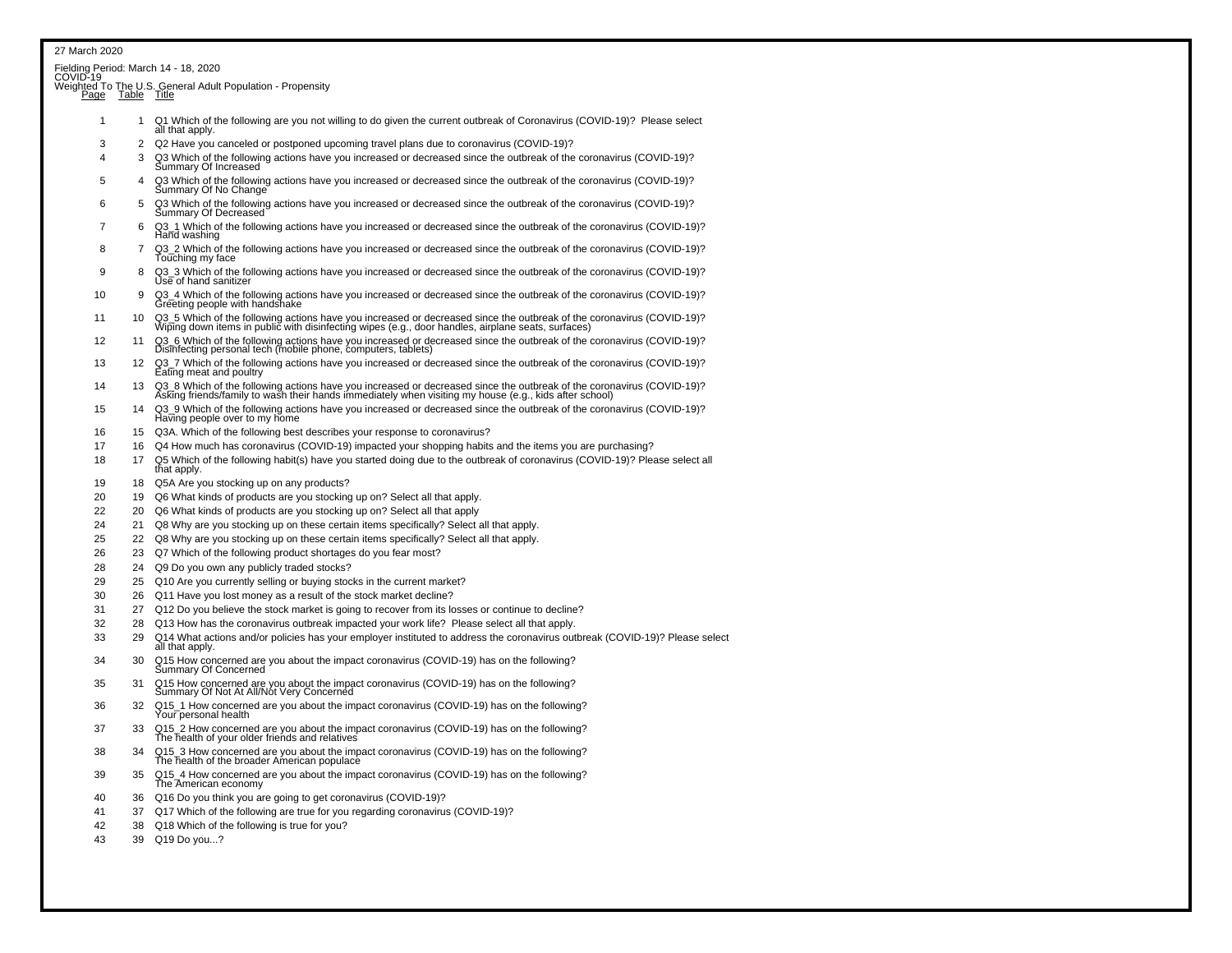27 March 2020

Fielding Period: March 14 - 18, 2020
COVID-19
Weighted To The U.S. General Adult Population - Propensity

| Page | Table | Title |
|---|---|---|
| 1 | 1 | Q1 Which of the following are you not willing to do given the current outbreak of Coronavirus (COVID-19)? Please select all that apply. |
| 3 | 2 | Q2 Have you canceled or postponed upcoming travel plans due to coronavirus (COVID-19)? |
| 4 | 3 | Q3 Which of the following actions have you increased or decreased since the outbreak of the coronavirus (COVID-19)? Summary Of Increased |
| 5 | 4 | Q3 Which of the following actions have you increased or decreased since the outbreak of the coronavirus (COVID-19)? Summary Of No Change |
| 6 | 5 | Q3 Which of the following actions have you increased or decreased since the outbreak of the coronavirus (COVID-19)? Summary Of Decreased |
| 7 | 6 | Q3_1 Which of the following actions have you increased or decreased since the outbreak of the coronavirus (COVID-19)? Hand washing |
| 8 | 7 | Q3_2 Which of the following actions have you increased or decreased since the outbreak of the coronavirus (COVID-19)? Touching my face |
| 9 | 8 | Q3_3 Which of the following actions have you increased or decreased since the outbreak of the coronavirus (COVID-19)? Use of hand sanitizer |
| 10 | 9 | Q3_4 Which of the following actions have you increased or decreased since the outbreak of the coronavirus (COVID-19)? Greeting people with handshake |
| 11 | 10 | Q3_5 Which of the following actions have you increased or decreased since the outbreak of the coronavirus (COVID-19)? Wiping down items in public with disinfecting wipes (e.g., door handles, airplane seats, surfaces) |
| 12 | 11 | Q3_6 Which of the following actions have you increased or decreased since the outbreak of the coronavirus (COVID-19)? Disinfecting personal tech (mobile phone, computers, tablets) |
| 13 | 12 | Q3_7 Which of the following actions have you increased or decreased since the outbreak of the coronavirus (COVID-19)? Eating meat and poultry |
| 14 | 13 | Q3_8 Which of the following actions have you increased or decreased since the outbreak of the coronavirus (COVID-19)? Asking friends/family to wash their hands immediately when visiting my house (e.g., kids after school) |
| 15 | 14 | Q3_9 Which of the following actions have you increased or decreased since the outbreak of the coronavirus (COVID-19)? Having people over to my home |
| 16 | 15 | Q3A. Which of the following best describes your response to coronavirus? |
| 17 | 16 | Q4 How much has coronavirus (COVID-19) impacted your shopping habits and the items you are purchasing? |
| 18 | 17 | Q5 Which of the following habit(s) have you started doing due to the outbreak of coronavirus (COVID-19)? Please select all that apply. |
| 19 | 18 | Q5A Are you stocking up on any products? |
| 20 | 19 | Q6 What kinds of products are you stocking up on? Select all that apply. |
| 22 | 20 | Q6 What kinds of products are you stocking up on? Select all that apply |
| 24 | 21 | Q8 Why are you stocking up on these certain items specifically? Select all that apply. |
| 25 | 22 | Q8 Why are you stocking up on these certain items specifically? Select all that apply. |
| 26 | 23 | Q7 Which of the following product shortages do you fear most? |
| 28 | 24 | Q9 Do you own any publicly traded stocks? |
| 29 | 25 | Q10 Are you currently selling or buying stocks in the current market? |
| 30 | 26 | Q11 Have you lost money as a result of the stock market decline? |
| 31 | 27 | Q12 Do you believe the stock market is going to recover from its losses or continue to decline? |
| 32 | 28 | Q13 How has the coronavirus outbreak impacted your work life? Please select all that apply. |
| 33 | 29 | Q14 What actions and/or policies has your employer instituted to address the coronavirus outbreak (COVID-19)? Please select all that apply. |
| 34 | 30 | Q15 How concerned are you about the impact coronavirus (COVID-19) has on the following? Summary Of Concerned |
| 35 | 31 | Q15 How concerned are you about the impact coronavirus (COVID-19) has on the following? Summary Of Not At All/Not Very Concerned |
| 36 | 32 | Q15_1 How concerned are you about the impact coronavirus (COVID-19) has on the following? Your personal health |
| 37 | 33 | Q15_2 How concerned are you about the impact coronavirus (COVID-19) has on the following? The health of your older friends and relatives |
| 38 | 34 | Q15_3 How concerned are you about the impact coronavirus (COVID-19) has on the following? The health of the broader American populace |
| 39 | 35 | Q15_4 How concerned are you about the impact coronavirus (COVID-19) has on the following? The American economy |
| 40 | 36 | Q16 Do you think you are going to get coronavirus (COVID-19)? |
| 41 | 37 | Q17 Which of the following are true for you regarding coronavirus (COVID-19)? |
| 42 | 38 | Q18 Which of the following is true for you? |
| 43 | 39 | Q19 Do you...? |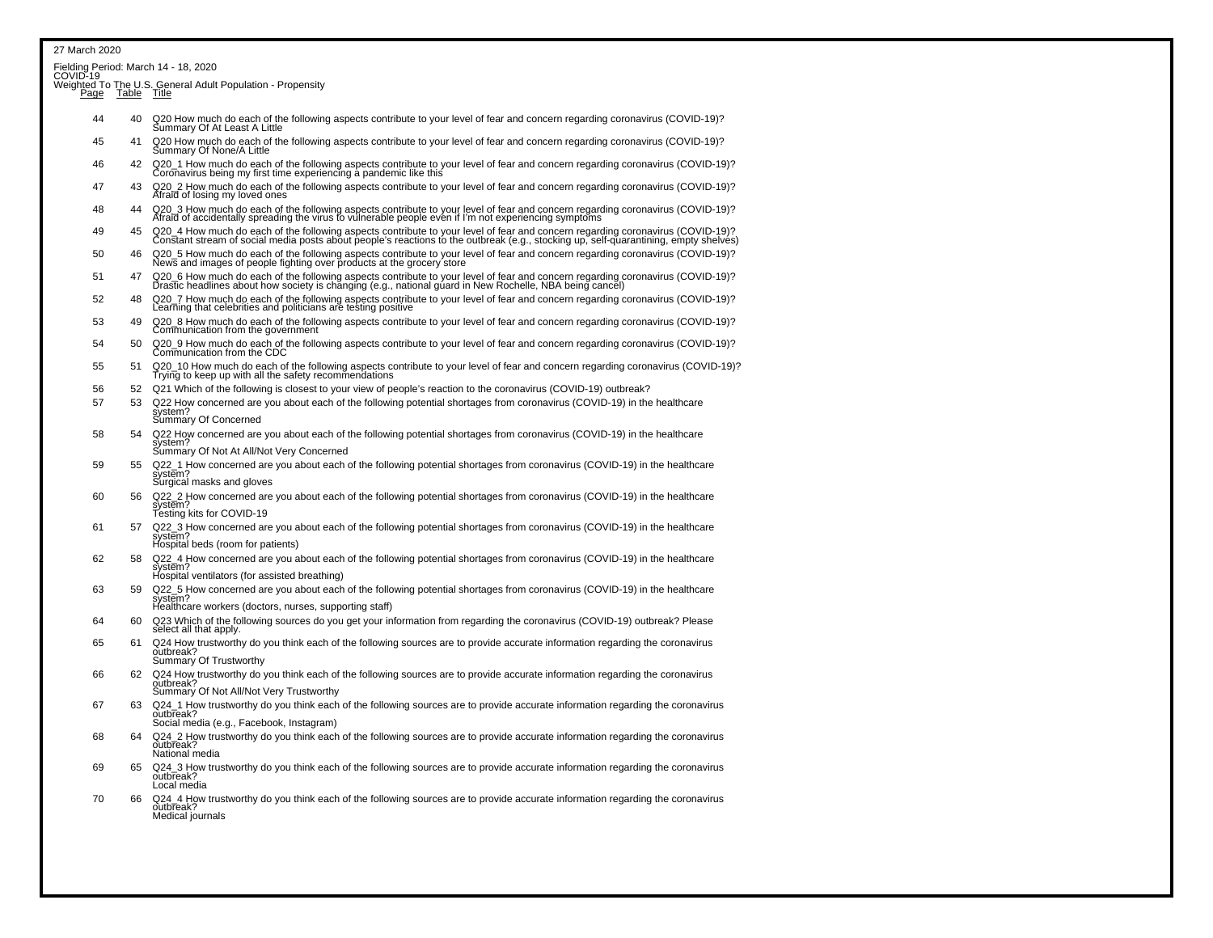27 March 2020

Fielding Period: March 14 - 18, 2020
COVID-19
Weighted To The U.S. General Adult Population - Propensity

| Page | Table | Title |
|---|---|---|
| 44 | 40 | Q20 How much do each of the following aspects contribute to your level of fear and concern regarding coronavirus (COVID-19)? Summary Of At Least A Little |
| 45 | 41 | Q20 How much do each of the following aspects contribute to your level of fear and concern regarding coronavirus (COVID-19)? Summary Of None/A Little |
| 46 | 42 | Q20_1 How much do each of the following aspects contribute to your level of fear and concern regarding coronavirus (COVID-19)? Coronavirus being my first time experiencing a pandemic like this |
| 47 | 43 | Q20_2 How much do each of the following aspects contribute to your level of fear and concern regarding coronavirus (COVID-19)? Afraid of losing my loved ones |
| 48 | 44 | Q20_3 How much do each of the following aspects contribute to your level of fear and concern regarding coronavirus (COVID-19)? Afraid of accidentally spreading the virus to vulnerable people even if I'm not experiencing symptoms |
| 49 | 45 | Q20_4 How much do each of the following aspects contribute to your level of fear and concern regarding coronavirus (COVID-19)? Constant stream of social media posts about people's reactions to the outbreak (e.g., stocking up, self-quarantining, empty shelves) |
| 50 | 46 | Q20_5 How much do each of the following aspects contribute to your level of fear and concern regarding coronavirus (COVID-19)? News and images of people fighting over products at the grocery store |
| 51 | 47 | Q20_6 How much do each of the following aspects contribute to your level of fear and concern regarding coronavirus (COVID-19)? Drastic headlines about how society is changing (e.g., national guard in New Rochelle, NBA being cancel) |
| 52 | 48 | Q20_7 How much do each of the following aspects contribute to your level of fear and concern regarding coronavirus (COVID-19)? Learning that celebrities and politicians are testing positive |
| 53 | 49 | Q20_8 How much do each of the following aspects contribute to your level of fear and concern regarding coronavirus (COVID-19)? Communication from the government |
| 54 | 50 | Q20_9 How much do each of the following aspects contribute to your level of fear and concern regarding coronavirus (COVID-19)? Communication from the CDC |
| 55 | 51 | Q20_10 How much do each of the following aspects contribute to your level of fear and concern regarding coronavirus (COVID-19)? Trying to keep up with all the safety recommendations |
| 56 | 52 | Q21 Which of the following is closest to your view of people's reaction to the coronavirus (COVID-19) outbreak? |
| 57 | 53 | Q22 How concerned are you about each of the following potential shortages from coronavirus (COVID-19) in the healthcare system? Summary Of Concerned |
| 58 | 54 | Q22 How concerned are you about each of the following potential shortages from coronavirus (COVID-19) in the healthcare system? Summary Of Not At All/Not Very Concerned |
| 59 | 55 | Q22_1 How concerned are you about each of the following potential shortages from coronavirus (COVID-19) in the healthcare system? Surgical masks and gloves |
| 60 | 56 | Q22_2 How concerned are you about each of the following potential shortages from coronavirus (COVID-19) in the healthcare system? Testing kits for COVID-19 |
| 61 | 57 | Q22_3 How concerned are you about each of the following potential shortages from coronavirus (COVID-19) in the healthcare system? Hospital beds (room for patients) |
| 62 | 58 | Q22_4 How concerned are you about each of the following potential shortages from coronavirus (COVID-19) in the healthcare system? Hospital ventilators (for assisted breathing) |
| 63 | 59 | Q22_5 How concerned are you about each of the following potential shortages from coronavirus (COVID-19) in the healthcare system? Healthcare workers (doctors, nurses, supporting staff) |
| 64 | 60 | Q23 Which of the following sources do you get your information from regarding the coronavirus (COVID-19) outbreak? Please select all that apply. |
| 65 | 61 | Q24 How trustworthy do you think each of the following sources are to provide accurate information regarding the coronavirus outbreak? Summary Of Trustworthy |
| 66 | 62 | Q24 How trustworthy do you think each of the following sources are to provide accurate information regarding the coronavirus outbreak? Summary Of Not All/Not Very Trustworthy |
| 67 | 63 | Q24_1 How trustworthy do you think each of the following sources are to provide accurate information regarding the coronavirus outbreak? Social media (e.g., Facebook, Instagram) |
| 68 | 64 | Q24_2 How trustworthy do you think each of the following sources are to provide accurate information regarding the coronavirus outbreak? National media |
| 69 | 65 | Q24_3 How trustworthy do you think each of the following sources are to provide accurate information regarding the coronavirus outbreak? Local media |
| 70 | 66 | Q24_4 How trustworthy do you think each of the following sources are to provide accurate information regarding the coronavirus outbreak? Medical journals |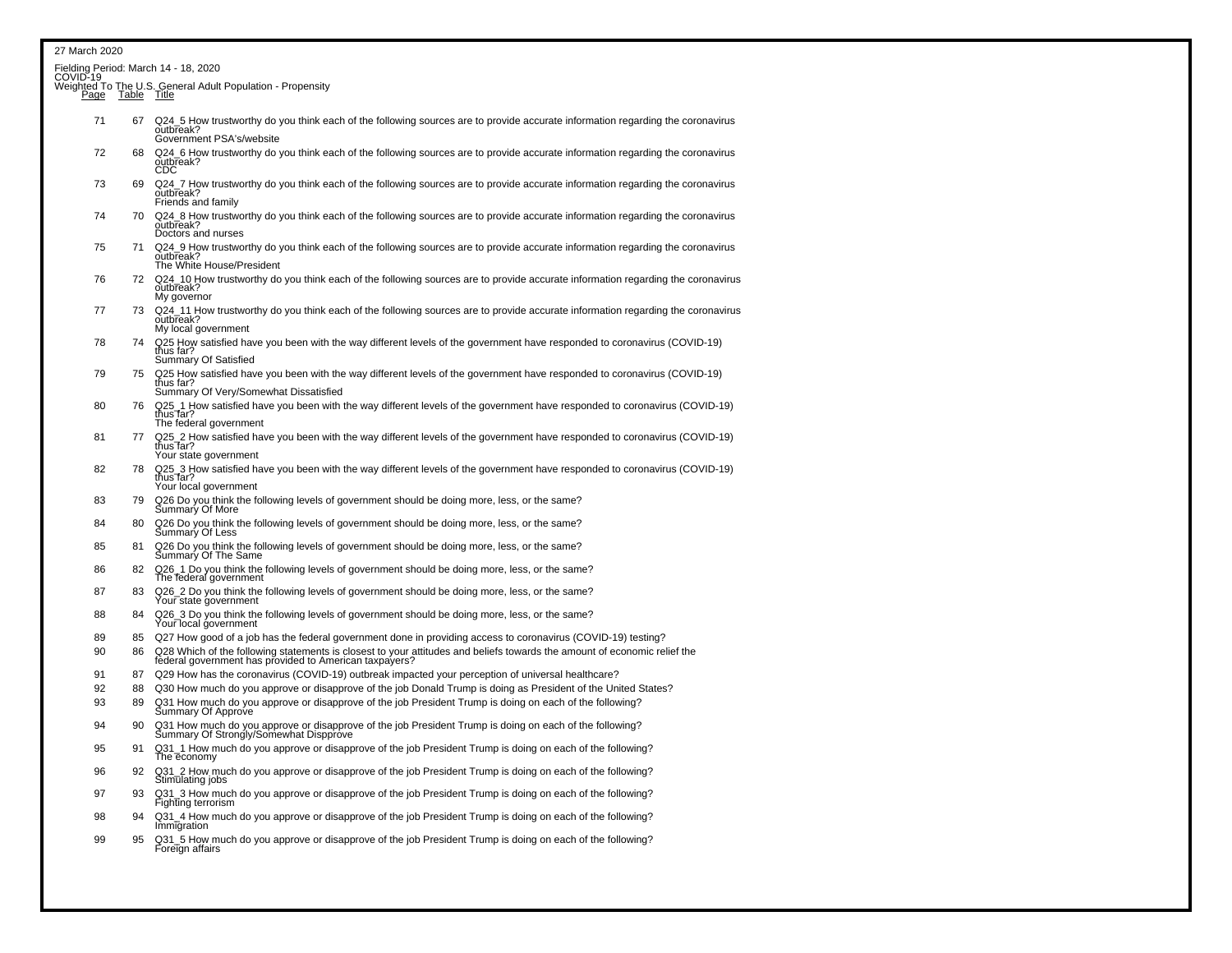27 March 2020

Fielding Period: March 14 - 18, 2020
COVID-19
Weighted To The U.S. General Adult Population - Propensity

| Page | Table | Title |
|---|---|---|
| 71 | 67 | Q24_5 How trustworthy do you think each of the following sources are to provide accurate information regarding the coronavirus outbreak?<br>Government PSA's/website |
| 72 | 68 | Q24_6 How trustworthy do you think each of the following sources are to provide accurate information regarding the coronavirus outbreak?<br>CDC |
| 73 | 69 | Q24_7 How trustworthy do you think each of the following sources are to provide accurate information regarding the coronavirus outbreak?<br>Friends and family |
| 74 | 70 | Q24_8 How trustworthy do you think each of the following sources are to provide accurate information regarding the coronavirus outbreak?<br>Doctors and nurses |
| 75 | 71 | Q24_9 How trustworthy do you think each of the following sources are to provide accurate information regarding the coronavirus outbreak?<br>The White House/President |
| 76 | 72 | Q24_10 How trustworthy do you think each of the following sources are to provide accurate information regarding the coronavirus outbreak?<br>My governor |
| 77 | 73 | Q24_11 How trustworthy do you think each of the following sources are to provide accurate information regarding the coronavirus outbreak?<br>My local government |
| 78 | 74 | Q25 How satisfied have you been with the way different levels of the government have responded to coronavirus (COVID-19) thus far?<br>Summary Of Satisfied |
| 79 | 75 | Q25 How satisfied have you been with the way different levels of the government have responded to coronavirus (COVID-19) thus far?<br>Summary Of Very/Somewhat Dissatisfied |
| 80 | 76 | Q25_1 How satisfied have you been with the way different levels of the government have responded to coronavirus (COVID-19) thus far?<br>The federal government |
| 81 | 77 | Q25_2 How satisfied have you been with the way different levels of the government have responded to coronavirus (COVID-19) thus far?<br>Your state government |
| 82 | 78 | Q25_3 How satisfied have you been with the way different levels of the government have responded to coronavirus (COVID-19) thus far?<br>Your local government |
| 83 | 79 | Q26 Do you think the following levels of government should be doing more, less, or the same?<br>Summary Of More |
| 84 | 80 | Q26 Do you think the following levels of government should be doing more, less, or the same?<br>Summary Of Less |
| 85 | 81 | Q26 Do you think the following levels of government should be doing more, less, or the same?<br>Summary Of The Same |
| 86 | 82 | Q26_1 Do you think the following levels of government should be doing more, less, or the same?<br>The federal government |
| 87 | 83 | Q26_2 Do you think the following levels of government should be doing more, less, or the same?<br>Your state government |
| 88 | 84 | Q26_3 Do you think the following levels of government should be doing more, less, or the same?<br>Your local government |
| 89 | 85 | Q27 How good of a job has the federal government done in providing access to coronavirus (COVID-19) testing? |
| 90 | 86 | Q28 Which of the following statements is closest to your attitudes and beliefs towards the amount of economic relief the federal government has provided to American taxpayers? |
| 91 | 87 | Q29 How has the coronavirus (COVID-19) outbreak impacted your perception of universal healthcare? |
| 92 | 88 | Q30 How much do you approve or disapprove of the job Donald Trump is doing as President of the United States? |
| 93 | 89 | Q31 How much do you approve or disapprove of the job President Trump is doing on each of the following?<br>Summary Of Approve |
| 94 | 90 | Q31 How much do you approve or disapprove of the job President Trump is doing on each of the following?<br>Summary Of Strongly/Somewhat Dispprove |
| 95 | 91 | Q31_1 How much do you approve or disapprove of the job President Trump is doing on each of the following?<br>The economy |
| 96 | 92 | Q31_2 How much do you approve or disapprove of the job President Trump is doing on each of the following?<br>Stimulating jobs |
| 97 | 93 | Q31_3 How much do you approve or disapprove of the job President Trump is doing on each of the following?<br>Fighting terrorism |
| 98 | 94 | Q31_4 How much do you approve or disapprove of the job President Trump is doing on each of the following?<br>Immigration |
| 99 | 95 | Q31_5 How much do you approve or disapprove of the job President Trump is doing on each of the following?<br>Foreign affairs |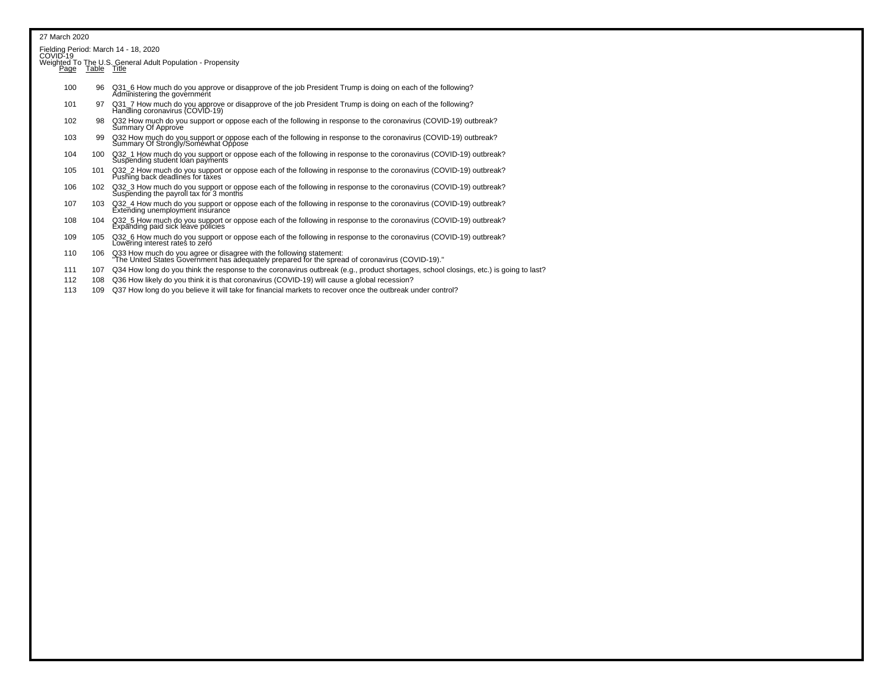27 March 2020

Fielding Period: March 14 - 18, 2020
COVID-19
Weighted To The U.S. General Adult Population - Propensity

| Page | Table | Title |
|---|---|---|
| 100 | 96 | Q31_6 How much do you approve or disapprove of the job President Trump is doing on each of the following? Administering the government |
| 101 | 97 | Q31_7 How much do you approve or disapprove of the job President Trump is doing on each of the following? Handling coronavirus (COVID-19) |
| 102 | 98 | Q32 How much do you support or oppose each of the following in response to the coronavirus (COVID-19) outbreak? Summary Of Approve |
| 103 | 99 | Q32 How much do you support or oppose each of the following in response to the coronavirus (COVID-19) outbreak? Summary Of Strongly/Somewhat Oppose |
| 104 | 100 | Q32_1 How much do you support or oppose each of the following in response to the coronavirus (COVID-19) outbreak? Suspending student loan payments |
| 105 | 101 | Q32_2 How much do you support or oppose each of the following in response to the coronavirus (COVID-19) outbreak? Pushing back deadlines for taxes |
| 106 | 102 | Q32_3 How much do you support or oppose each of the following in response to the coronavirus (COVID-19) outbreak? Suspending the payroll tax for 3 months |
| 107 | 103 | Q32_4 How much do you support or oppose each of the following in response to the coronavirus (COVID-19) outbreak? Extending unemployment insurance |
| 108 | 104 | Q32_5 How much do you support or oppose each of the following in response to the coronavirus (COVID-19) outbreak? Expanding paid sick leave policies |
| 109 | 105 | Q32_6 How much do you support or oppose each of the following in response to the coronavirus (COVID-19) outbreak? Lowering interest rates to zero |
| 110 | 106 | Q33 How much do you agree or disagree with the following statement: "The United States Government has adequately prepared for the spread of coronavirus (COVID-19)." |
| 111 | 107 | Q34 How long do you think the response to the coronavirus outbreak (e.g., product shortages, school closings, etc.) is going to last? |
| 112 | 108 | Q36 How likely do you think it is that coronavirus (COVID-19) will cause a global recession? |
| 113 | 109 | Q37 How long do you believe it will take for financial markets to recover once the outbreak under control? |